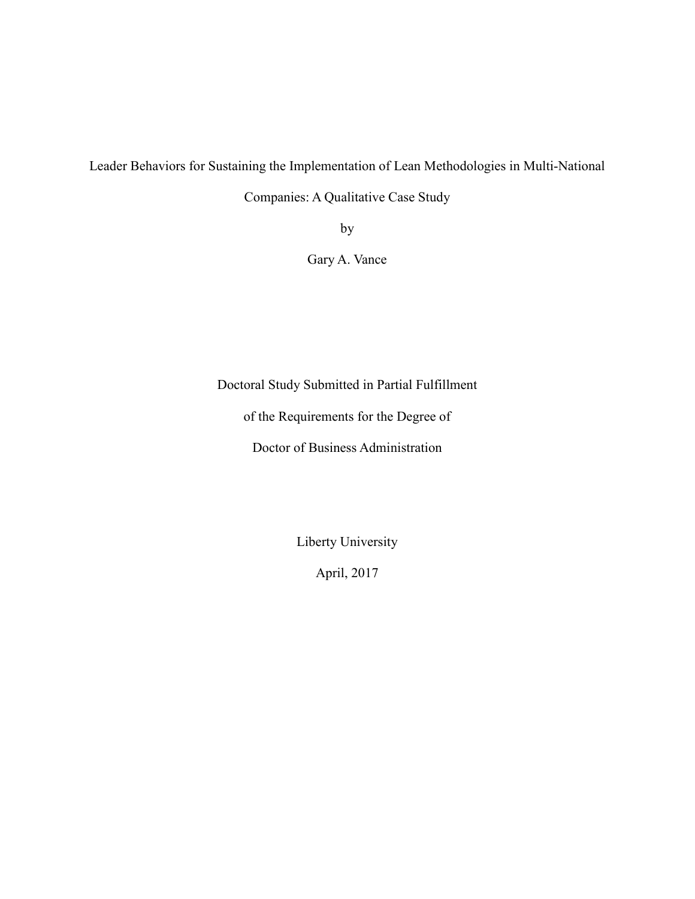# Leader Behaviors for Sustaining the Implementation of Lean Methodologies in Multi-National Companies: A Qualitative Case Study

by

Gary A. Vance

Doctoral Study Submitted in Partial Fulfillment

of the Requirements for the Degree of

Doctor of Business Administration

Liberty University

April, 2017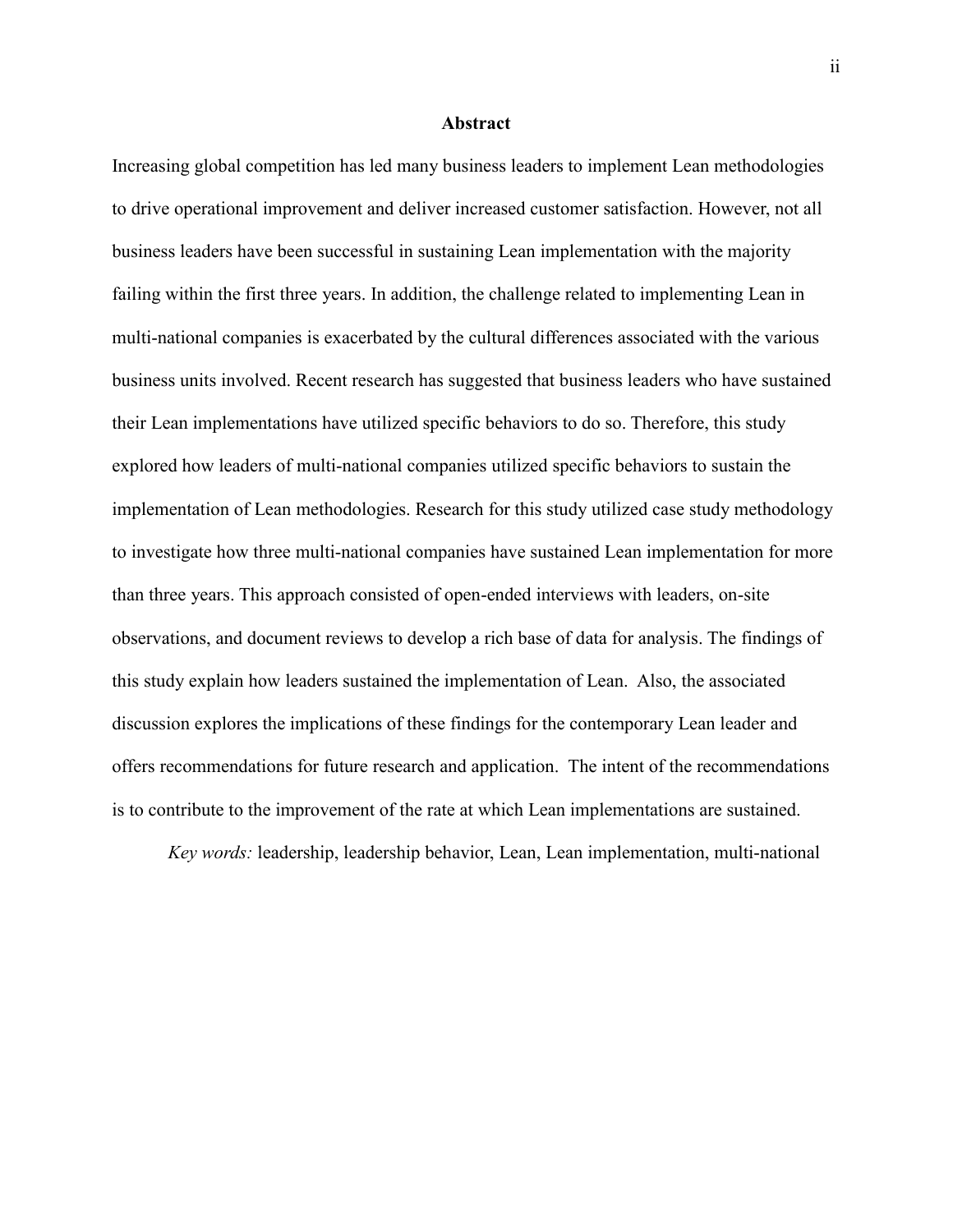# Abstract

Increasing global competition has led many business leaders to implement Lean methodologies to drive operational improvement and deliver increased customer satisfaction. However, not all business leaders have been successful in sustaining Lean implementation with the majority failing within the first three years. In addition, the challenge related to implementing Lean in multi-national companies is exacerbated by the cultural differences associated with the various business units involved. Recent research has suggested that business leaders who have sustained their Lean implementations have utilized specific behaviors to do so. Therefore, this study explored how leaders of multi-national companies utilized specific behaviors to sustain the implementation of Lean methodologies. Research for this study utilized case study methodology to investigate how three multi-national companies have sustained Lean implementation for more than three years. This approach consisted of open-ended interviews with leaders, on-site observations, and document reviews to develop a rich base of data for analysis. The findings of this study explain how leaders sustained the implementation of Lean. Also, the associated discussion explores the implications of these findings for the contemporary Lean leader and offers recommendations for future research and application. The intent of the recommendations is to contribute to the improvement of the rate at which Lean implementations are sustained.

*Key words:* leadership, leadership behavior, Lean, Lean implementation, multi-national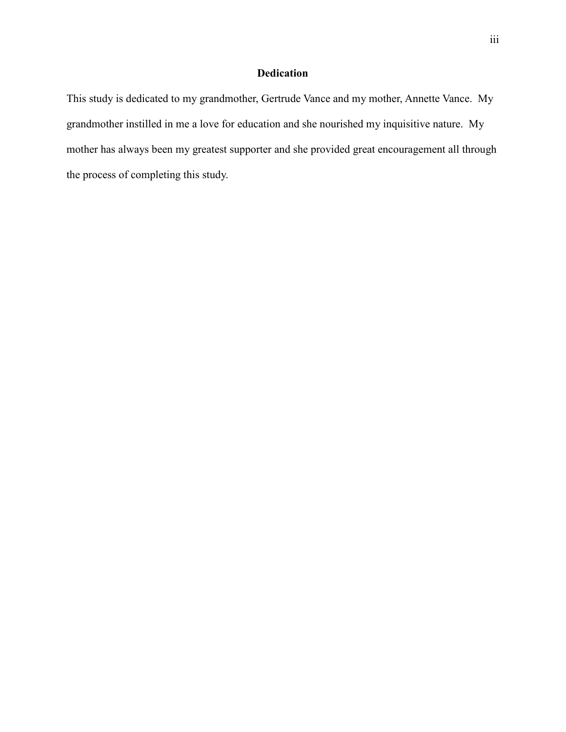# Dedication

This study is dedicated to my grandmother, Gertrude Vance and my mother, Annette Vance. My grandmother instilled in me a love for education and she nourished my inquisitive nature. My mother has always been my greatest supporter and she provided great encouragement all through the process of completing this study.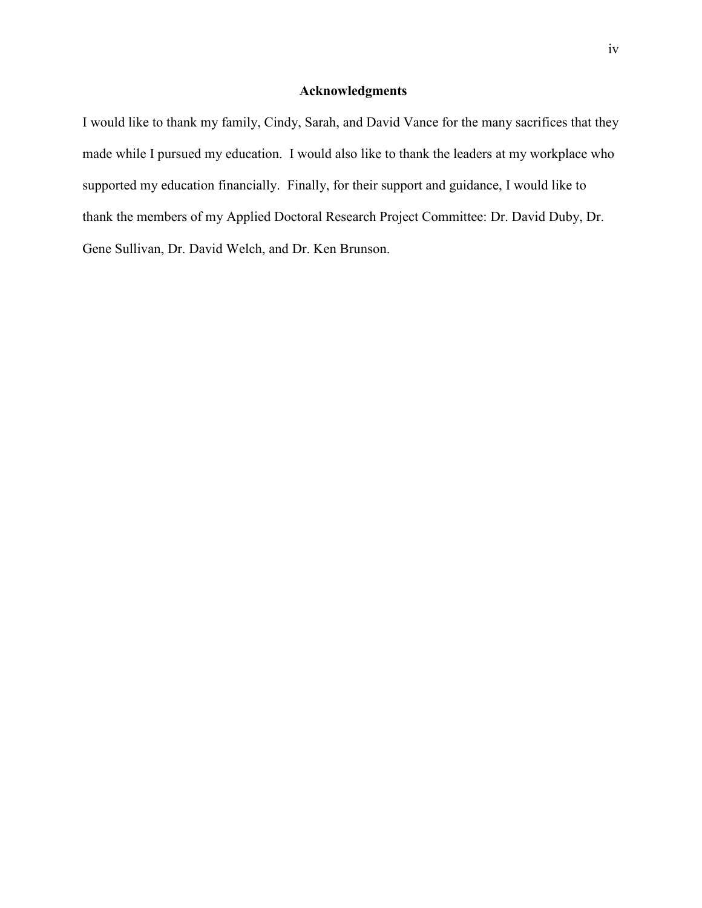## Acknowledgments

I would like to thank my family, Cindy, Sarah, and David Vance for the many sacrifices that they made while I pursued my education. I would also like to thank the leaders at my workplace who supported my education financially. Finally, for their support and guidance, I would like to thank the members of my Applied Doctoral Research Project Committee: Dr. David Duby, Dr. Gene Sullivan, Dr. David Welch, and Dr. Ken Brunson.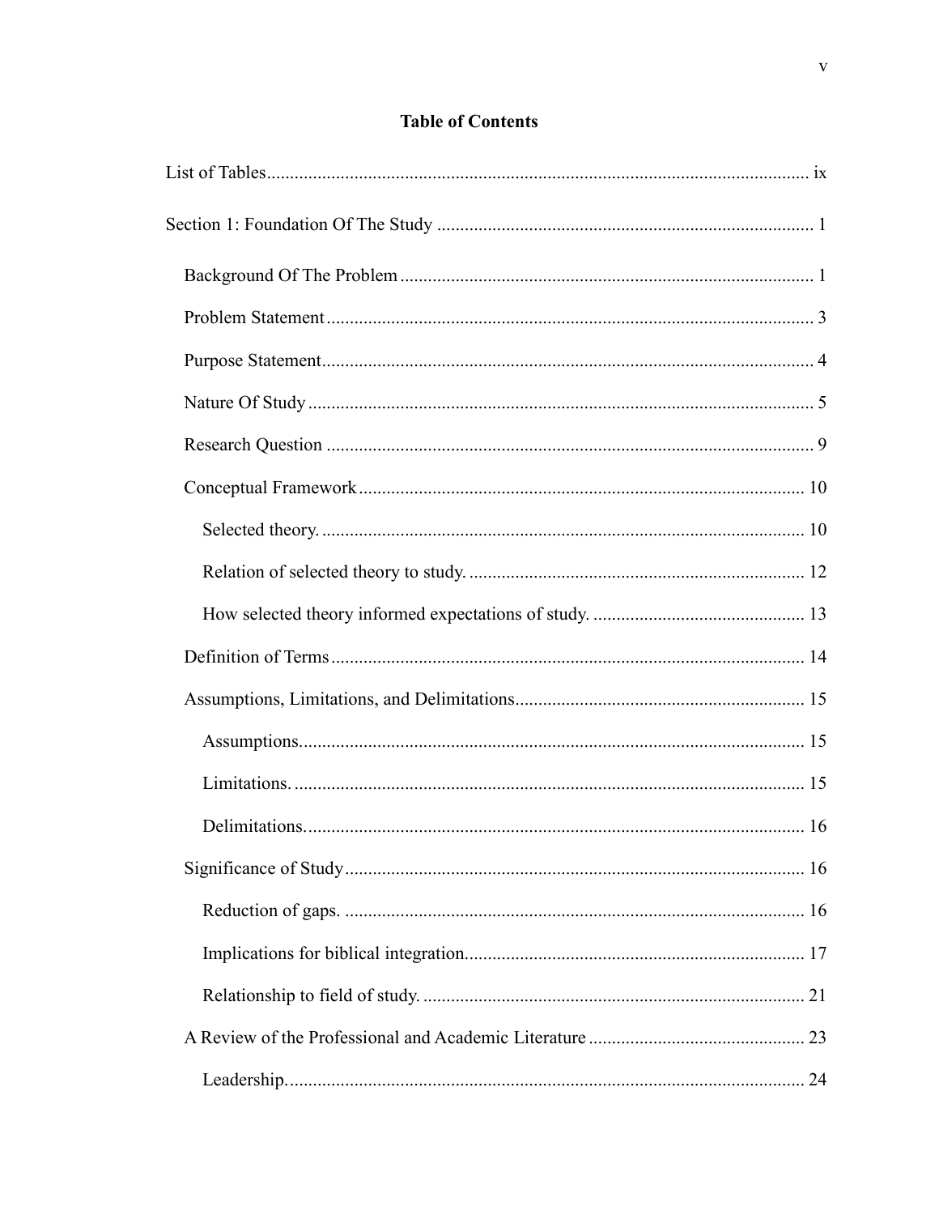## Table of Contents

List of Tables ..... ix

Section 1: Foundation Of The Study ..... 1

- Background Of The Problem ..... 1
- Problem Statement ..... 3
- Purpose Statement ..... 4
- Nature Of Study ..... 5
- Research Question ..... 9
- Conceptual Framework ..... 10
  - Selected theory. ..... 10
  - Relation of selected theory to study. ..... 12
  - How selected theory informed expectations of study. ..... 13
- Definition of Terms ..... 14
- Assumptions, Limitations, and Delimitations ..... 15
  - Assumptions. ..... 15
  - Limitations. ..... 15
  - Delimitations. ..... 16
- Significance of Study ..... 16
  - Reduction of gaps. ..... 16
  - Implications for biblical integration. ..... 17
  - Relationship to field of study. ..... 21
- A Review of the Professional and Academic Literature ..... 23
  - Leadership. ..... 24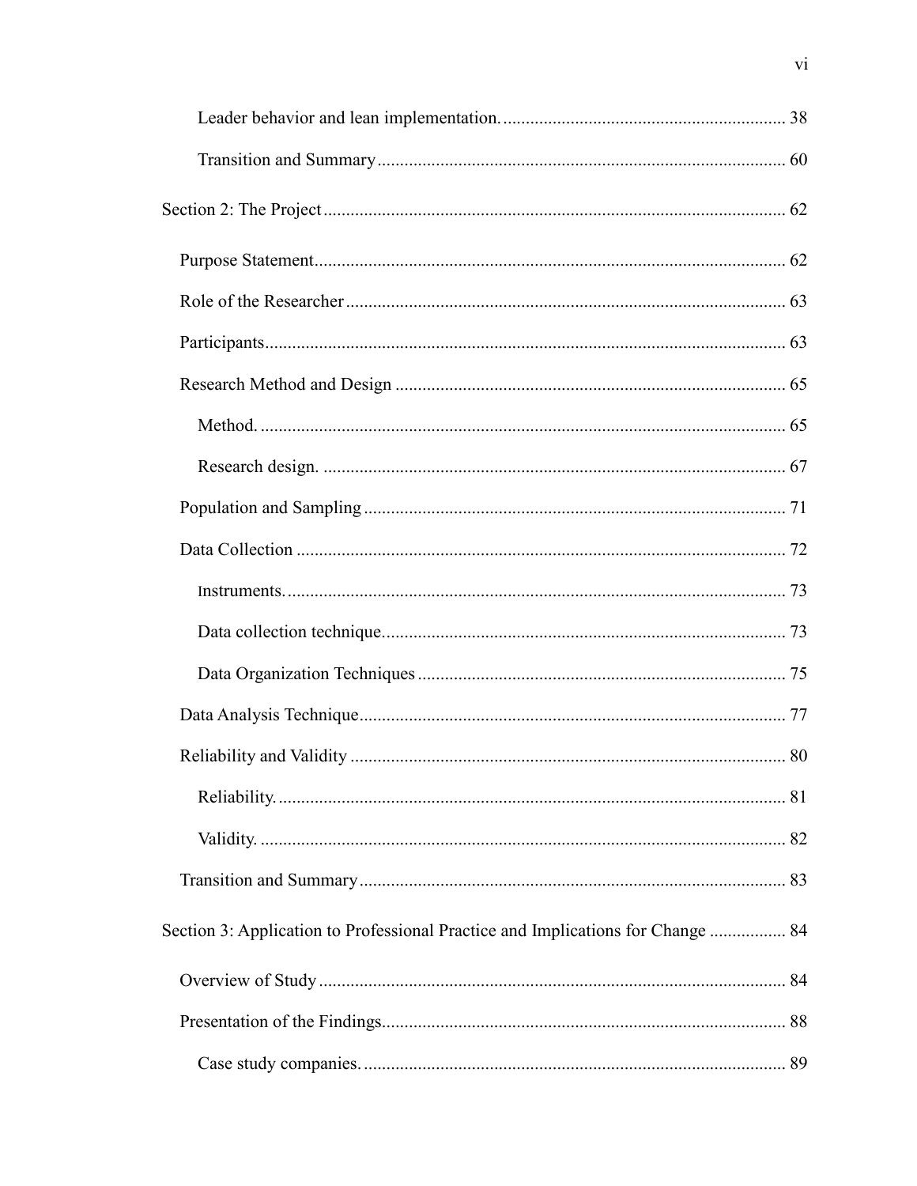Leader behavior and lean implementation. ............................................................... 38

Transition and Summary ........................................................................................... 60

Section 2: The Project ....................................................................................................... 62

Purpose Statement ......................................................................................................... 62

Role of the Researcher .................................................................................................. 63

Participants .................................................................................................................... 63

Research Method and Design ....................................................................................... 65

Method. ..................................................................................................................... 65

Research design. ....................................................................................................... 67

Population and Sampling .............................................................................................. 71

Data Collection ............................................................................................................. 72

Instruments. ............................................................................................................... 73

Data collection technique. ......................................................................................... 73

Data Organization Techniques .................................................................................. 75

Data Analysis Technique ............................................................................................... 77

Reliability and Validity ................................................................................................. 80

Reliability. ................................................................................................................. 81

Validity. ..................................................................................................................... 82

Transition and Summary ............................................................................................... 83

Section 3: Application to Professional Practice and Implications for Change ................. 84

Overview of Study ......................................................................................................... 84

Presentation of the Findings .......................................................................................... 88

Case study companies. .............................................................................................. 89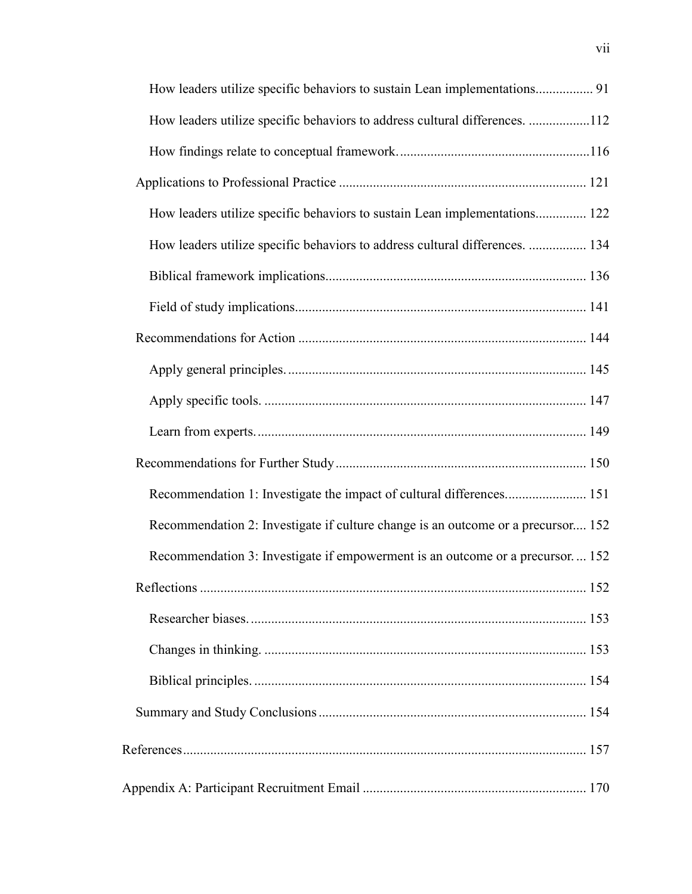How leaders utilize specific behaviors to sustain Lean implementations................ 91

How leaders utilize specific behaviors to address cultural differences. .................112

How findings relate to conceptual framework. .......................................................116

Applications to Professional Practice ......................................................................... 121

How leaders utilize specific behaviors to sustain Lean implementations............... 122

How leaders utilize specific behaviors to address cultural differences. ................. 134

Biblical framework implications............................................................................ 136

Field of study implications..................................................................................... 141

Recommendations for Action .................................................................................... 144

Apply general principles. ....................................................................................... 145

Apply specific tools. .............................................................................................. 147

Learn from experts. ................................................................................................ 149

Recommendations for Further Study ......................................................................... 150

Recommendation 1: Investigate the impact of cultural differences........................ 151

Recommendation 2: Investigate if culture change is an outcome or a precursor.... 152

Recommendation 3: Investigate if empowerment is an outcome or a precursor. ... 152

Reflections ................................................................................................................. 152

Researcher biases. .................................................................................................. 153

Changes in thinking. .............................................................................................. 153

Biblical principles. ................................................................................................. 154

Summary and Study Conclusions .............................................................................. 154

References ...................................................................................................................... 157

Appendix A: Participant Recruitment Email ................................................................. 170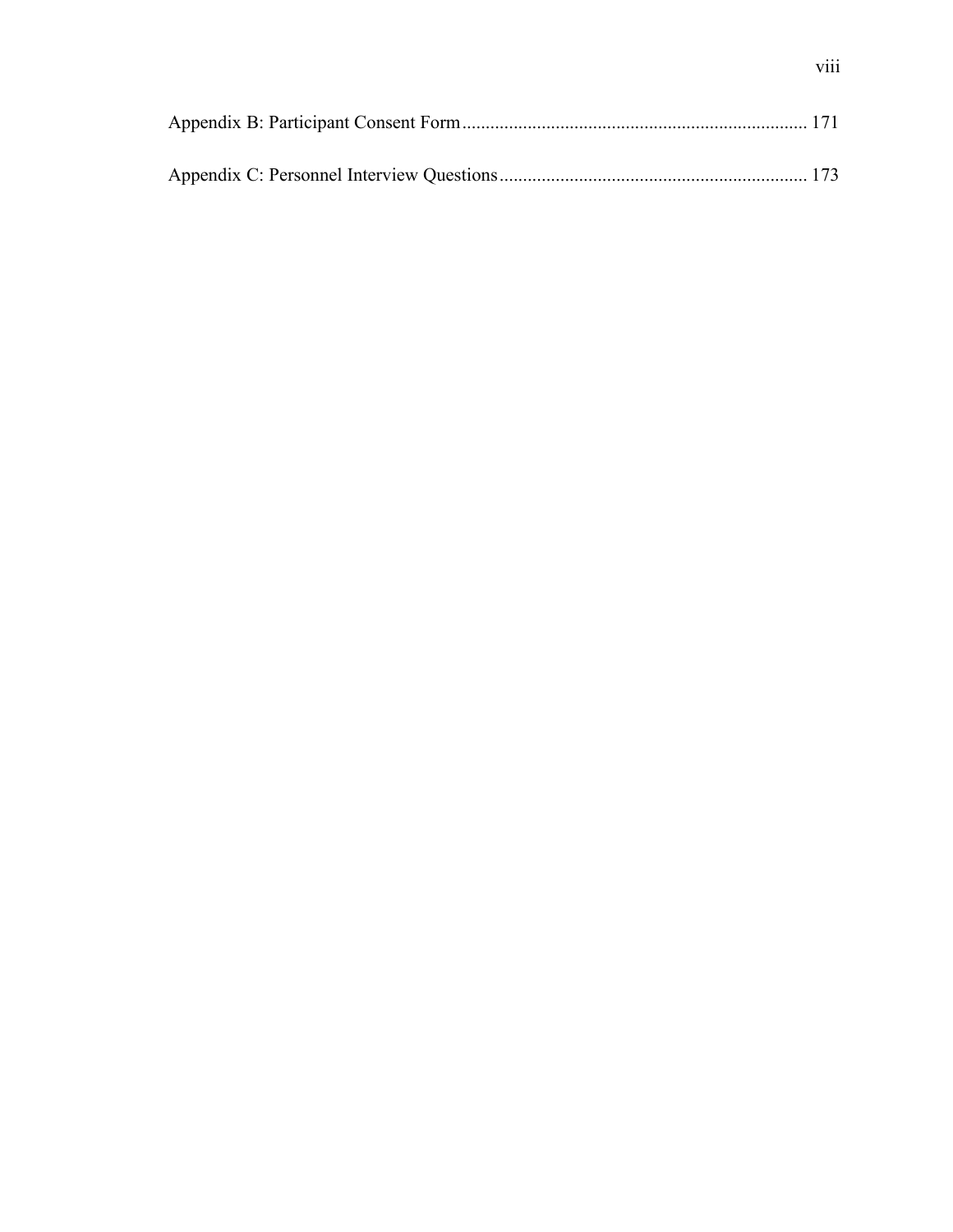Appendix B: Participant Consent Form ........................................................................ 171

Appendix C: Personnel Interview Questions ................................................................ 173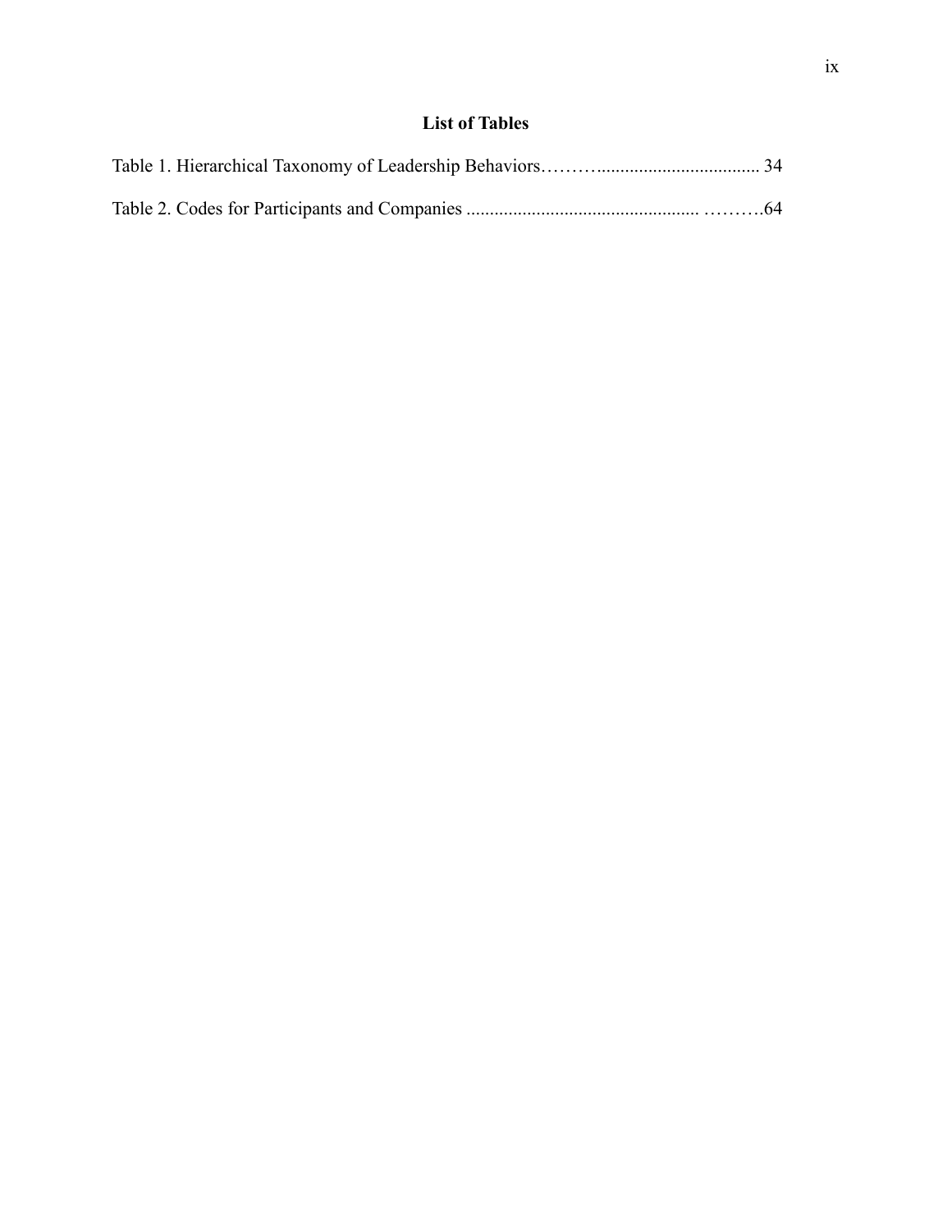## List of Tables

Table 1. Hierarchical Taxonomy of Leadership Behaviors………................................... 34

Table 2. Codes for Participants and Companies .................................................. ……….64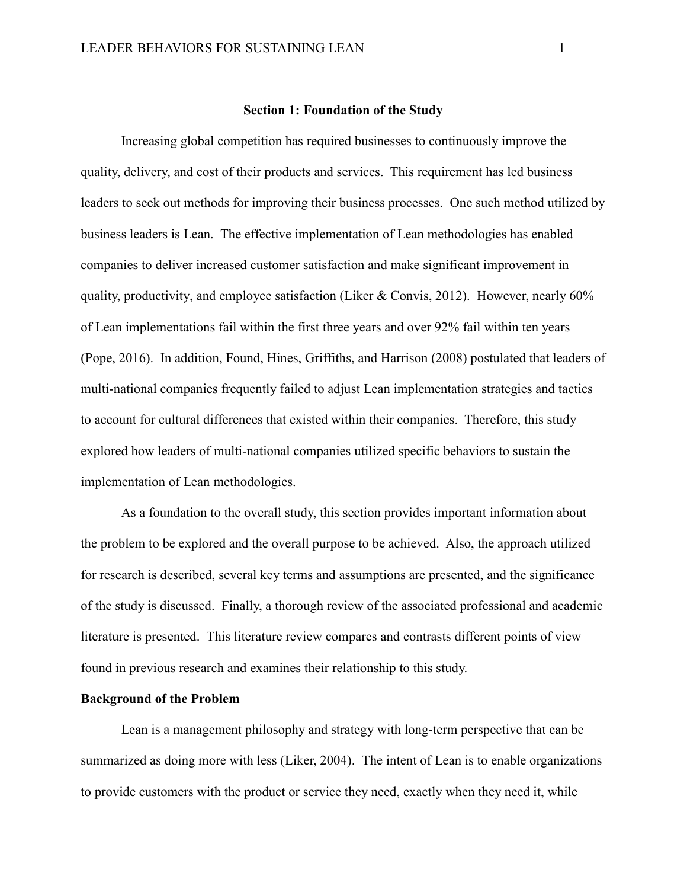# Section 1: Foundation of the Study

Increasing global competition has required businesses to continuously improve the quality, delivery, and cost of their products and services. This requirement has led business leaders to seek out methods for improving their business processes. One such method utilized by business leaders is Lean. The effective implementation of Lean methodologies has enabled companies to deliver increased customer satisfaction and make significant improvement in quality, productivity, and employee satisfaction (Liker & Convis, 2012). However, nearly 60% of Lean implementations fail within the first three years and over 92% fail within ten years (Pope, 2016). In addition, Found, Hines, Griffiths, and Harrison (2008) postulated that leaders of multi-national companies frequently failed to adjust Lean implementation strategies and tactics to account for cultural differences that existed within their companies. Therefore, this study explored how leaders of multi-national companies utilized specific behaviors to sustain the implementation of Lean methodologies.

As a foundation to the overall study, this section provides important information about the problem to be explored and the overall purpose to be achieved. Also, the approach utilized for research is described, several key terms and assumptions are presented, and the significance of the study is discussed. Finally, a thorough review of the associated professional and academic literature is presented. This literature review compares and contrasts different points of view found in previous research and examines their relationship to this study.

## Background of the Problem

Lean is a management philosophy and strategy with long-term perspective that can be summarized as doing more with less (Liker, 2004). The intent of Lean is to enable organizations to provide customers with the product or service they need, exactly when they need it, while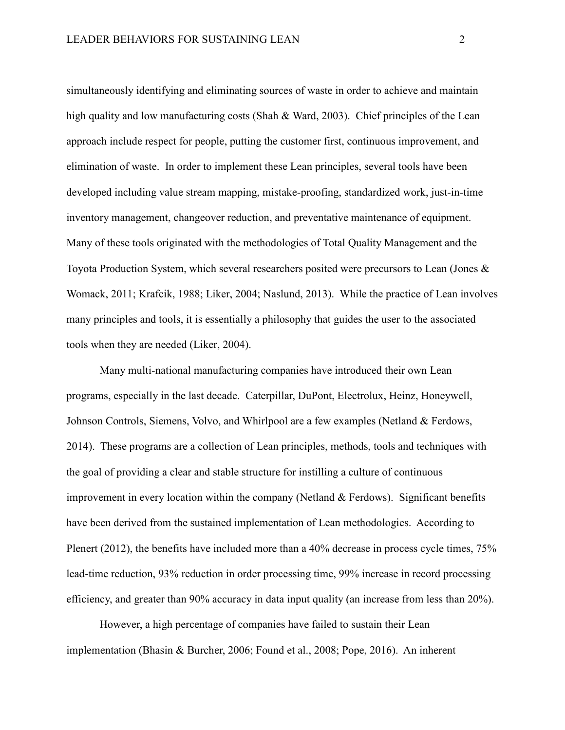simultaneously identifying and eliminating sources of waste in order to achieve and maintain high quality and low manufacturing costs (Shah & Ward, 2003). Chief principles of the Lean approach include respect for people, putting the customer first, continuous improvement, and elimination of waste. In order to implement these Lean principles, several tools have been developed including value stream mapping, mistake-proofing, standardized work, just-in-time inventory management, changeover reduction, and preventative maintenance of equipment. Many of these tools originated with the methodologies of Total Quality Management and the Toyota Production System, which several researchers posited were precursors to Lean (Jones & Womack, 2011; Krafcik, 1988; Liker, 2004; Naslund, 2013). While the practice of Lean involves many principles and tools, it is essentially a philosophy that guides the user to the associated tools when they are needed (Liker, 2004).

Many multi-national manufacturing companies have introduced their own Lean programs, especially in the last decade. Caterpillar, DuPont, Electrolux, Heinz, Honeywell, Johnson Controls, Siemens, Volvo, and Whirlpool are a few examples (Netland & Ferdows, 2014). These programs are a collection of Lean principles, methods, tools and techniques with the goal of providing a clear and stable structure for instilling a culture of continuous improvement in every location within the company (Netland & Ferdows). Significant benefits have been derived from the sustained implementation of Lean methodologies. According to Plenert (2012), the benefits have included more than a 40% decrease in process cycle times, 75% lead-time reduction, 93% reduction in order processing time, 99% increase in record processing efficiency, and greater than 90% accuracy in data input quality (an increase from less than 20%).

However, a high percentage of companies have failed to sustain their Lean implementation (Bhasin & Burcher, 2006; Found et al., 2008; Pope, 2016). An inherent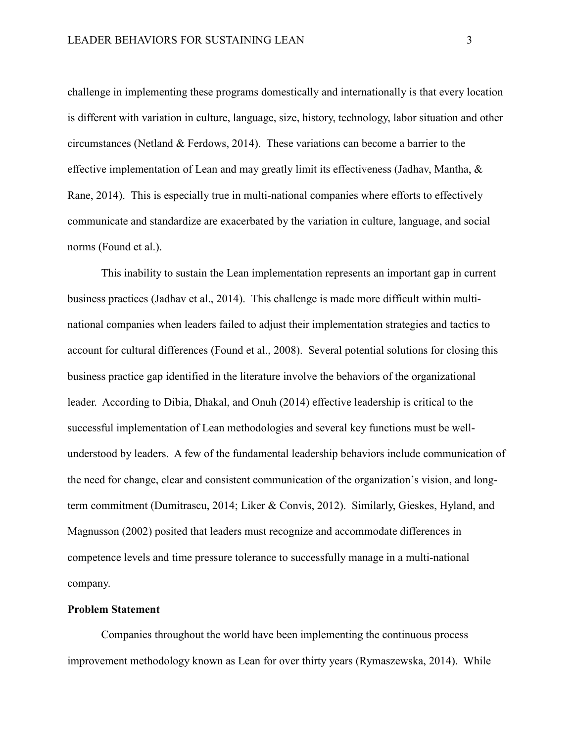challenge in implementing these programs domestically and internationally is that every location is different with variation in culture, language, size, history, technology, labor situation and other circumstances (Netland & Ferdows, 2014). These variations can become a barrier to the effective implementation of Lean and may greatly limit its effectiveness (Jadhav, Mantha, & Rane, 2014). This is especially true in multi-national companies where efforts to effectively communicate and standardize are exacerbated by the variation in culture, language, and social norms (Found et al.).

This inability to sustain the Lean implementation represents an important gap in current business practices (Jadhav et al., 2014). This challenge is made more difficult within multi-national companies when leaders failed to adjust their implementation strategies and tactics to account for cultural differences (Found et al., 2008). Several potential solutions for closing this business practice gap identified in the literature involve the behaviors of the organizational leader. According to Dibia, Dhakal, and Onuh (2014) effective leadership is critical to the successful implementation of Lean methodologies and several key functions must be well-understood by leaders. A few of the fundamental leadership behaviors include communication of the need for change, clear and consistent communication of the organization's vision, and long-term commitment (Dumitrascu, 2014; Liker & Convis, 2012). Similarly, Gieskes, Hyland, and Magnusson (2002) posited that leaders must recognize and accommodate differences in competence levels and time pressure tolerance to successfully manage in a multi-national company.

**Problem Statement**

Companies throughout the world have been implementing the continuous process improvement methodology known as Lean for over thirty years (Rymaszewska, 2014). While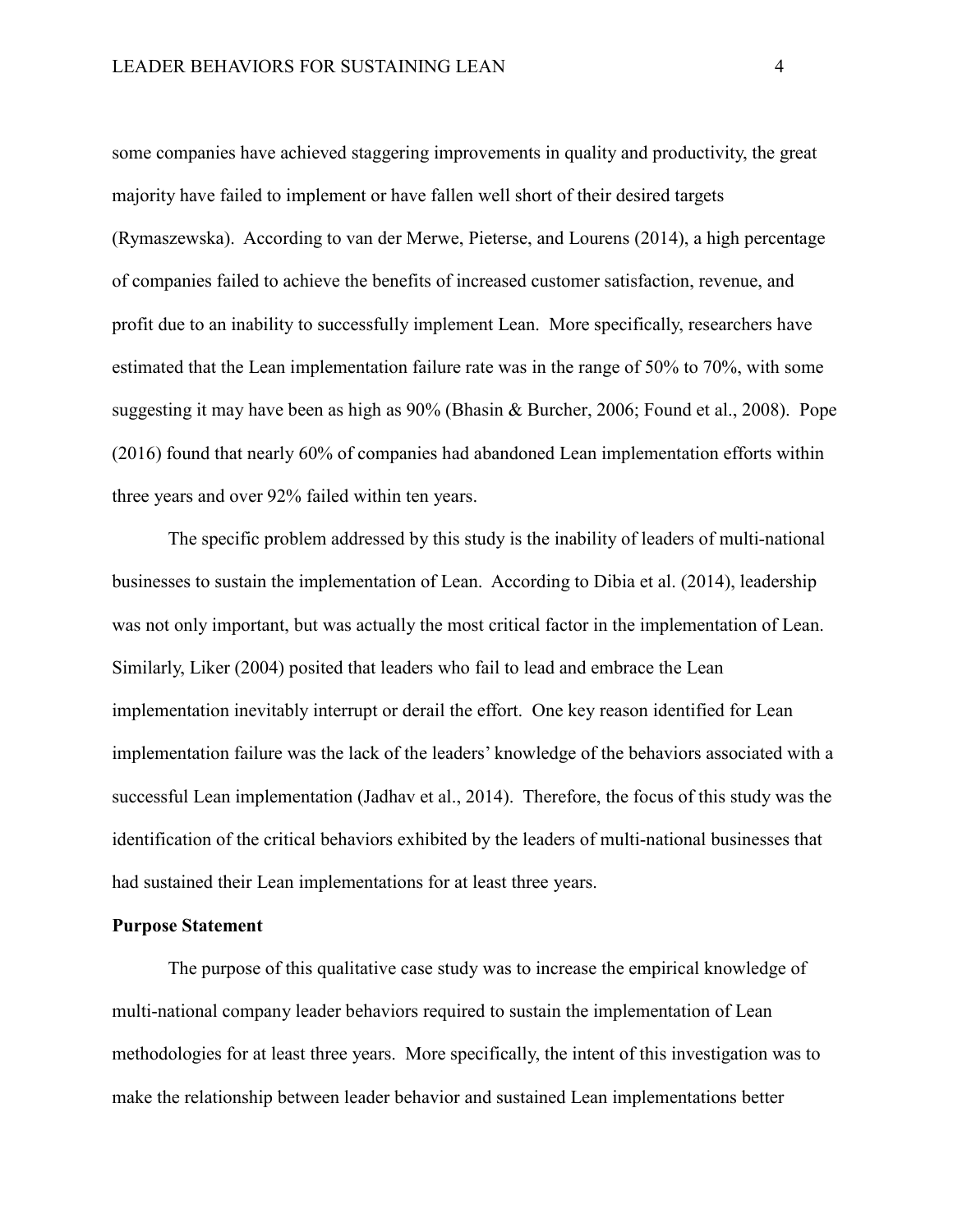some companies have achieved staggering improvements in quality and productivity, the great majority have failed to implement or have fallen well short of their desired targets (Rymaszewska). According to van der Merwe, Pieterse, and Lourens (2014), a high percentage of companies failed to achieve the benefits of increased customer satisfaction, revenue, and profit due to an inability to successfully implement Lean. More specifically, researchers have estimated that the Lean implementation failure rate was in the range of 50% to 70%, with some suggesting it may have been as high as 90% (Bhasin & Burcher, 2006; Found et al., 2008). Pope (2016) found that nearly 60% of companies had abandoned Lean implementation efforts within three years and over 92% failed within ten years.

The specific problem addressed by this study is the inability of leaders of multi-national businesses to sustain the implementation of Lean. According to Dibia et al. (2014), leadership was not only important, but was actually the most critical factor in the implementation of Lean. Similarly, Liker (2004) posited that leaders who fail to lead and embrace the Lean implementation inevitably interrupt or derail the effort. One key reason identified for Lean implementation failure was the lack of the leaders' knowledge of the behaviors associated with a successful Lean implementation (Jadhav et al., 2014). Therefore, the focus of this study was the identification of the critical behaviors exhibited by the leaders of multi-national businesses that had sustained their Lean implementations for at least three years.

**Purpose Statement**

The purpose of this qualitative case study was to increase the empirical knowledge of multi-national company leader behaviors required to sustain the implementation of Lean methodologies for at least three years. More specifically, the intent of this investigation was to make the relationship between leader behavior and sustained Lean implementations better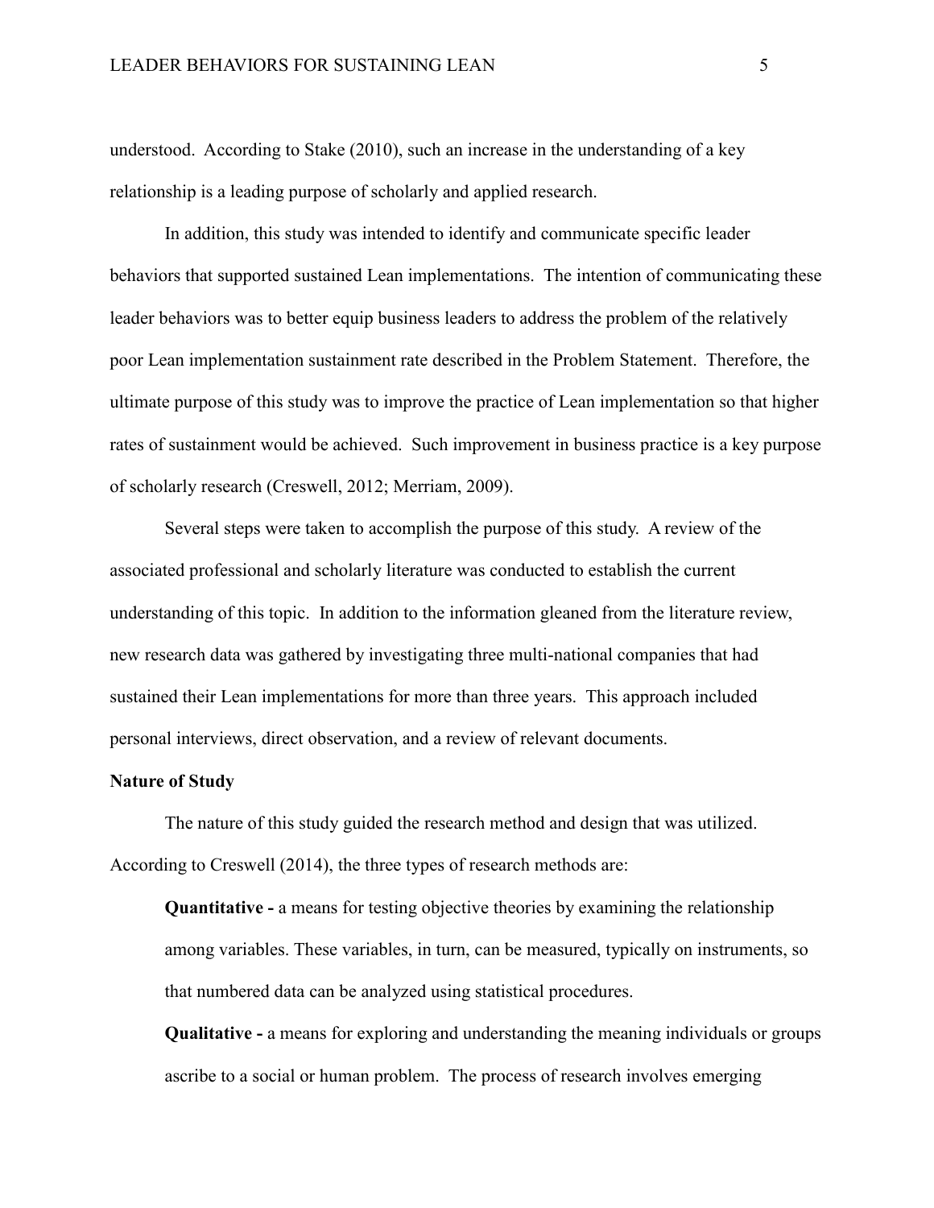understood. According to Stake (2010), such an increase in the understanding of a key relationship is a leading purpose of scholarly and applied research.

In addition, this study was intended to identify and communicate specific leader behaviors that supported sustained Lean implementations. The intention of communicating these leader behaviors was to better equip business leaders to address the problem of the relatively poor Lean implementation sustainment rate described in the Problem Statement. Therefore, the ultimate purpose of this study was to improve the practice of Lean implementation so that higher rates of sustainment would be achieved. Such improvement in business practice is a key purpose of scholarly research (Creswell, 2012; Merriam, 2009).

Several steps were taken to accomplish the purpose of this study. A review of the associated professional and scholarly literature was conducted to establish the current understanding of this topic. In addition to the information gleaned from the literature review, new research data was gathered by investigating three multi-national companies that had sustained their Lean implementations for more than three years. This approach included personal interviews, direct observation, and a review of relevant documents.

**Nature of Study**

The nature of this study guided the research method and design that was utilized. According to Creswell (2014), the three types of research methods are:

> **Quantitative -** a means for testing objective theories by examining the relationship among variables. These variables, in turn, can be measured, typically on instruments, so that numbered data can be analyzed using statistical procedures.
>
> **Qualitative -** a means for exploring and understanding the meaning individuals or groups ascribe to a social or human problem. The process of research involves emerging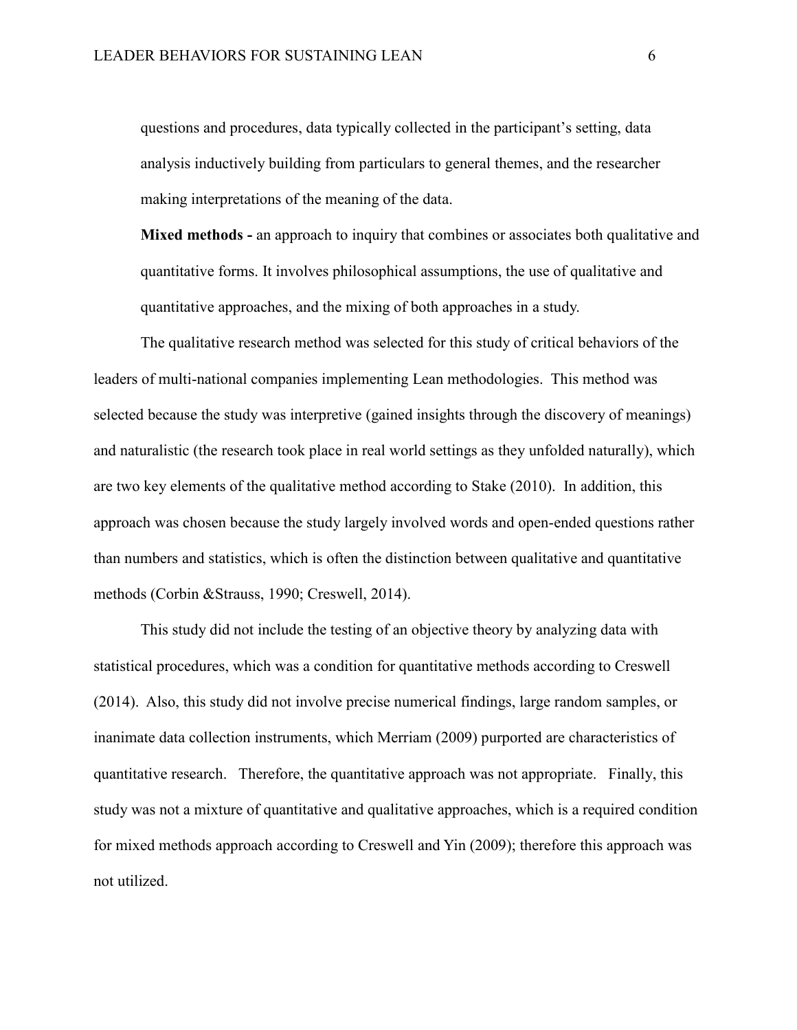questions and procedures, data typically collected in the participant's setting, data analysis inductively building from particulars to general themes, and the researcher making interpretations of the meaning of the data.

**Mixed methods -** an approach to inquiry that combines or associates both qualitative and quantitative forms. It involves philosophical assumptions, the use of qualitative and quantitative approaches, and the mixing of both approaches in a study.

The qualitative research method was selected for this study of critical behaviors of the leaders of multi-national companies implementing Lean methodologies. This method was selected because the study was interpretive (gained insights through the discovery of meanings) and naturalistic (the research took place in real world settings as they unfolded naturally), which are two key elements of the qualitative method according to Stake (2010). In addition, this approach was chosen because the study largely involved words and open-ended questions rather than numbers and statistics, which is often the distinction between qualitative and quantitative methods (Corbin &Strauss, 1990; Creswell, 2014).

This study did not include the testing of an objective theory by analyzing data with statistical procedures, which was a condition for quantitative methods according to Creswell (2014). Also, this study did not involve precise numerical findings, large random samples, or inanimate data collection instruments, which Merriam (2009) purported are characteristics of quantitative research. Therefore, the quantitative approach was not appropriate. Finally, this study was not a mixture of quantitative and qualitative approaches, which is a required condition for mixed methods approach according to Creswell and Yin (2009); therefore this approach was not utilized.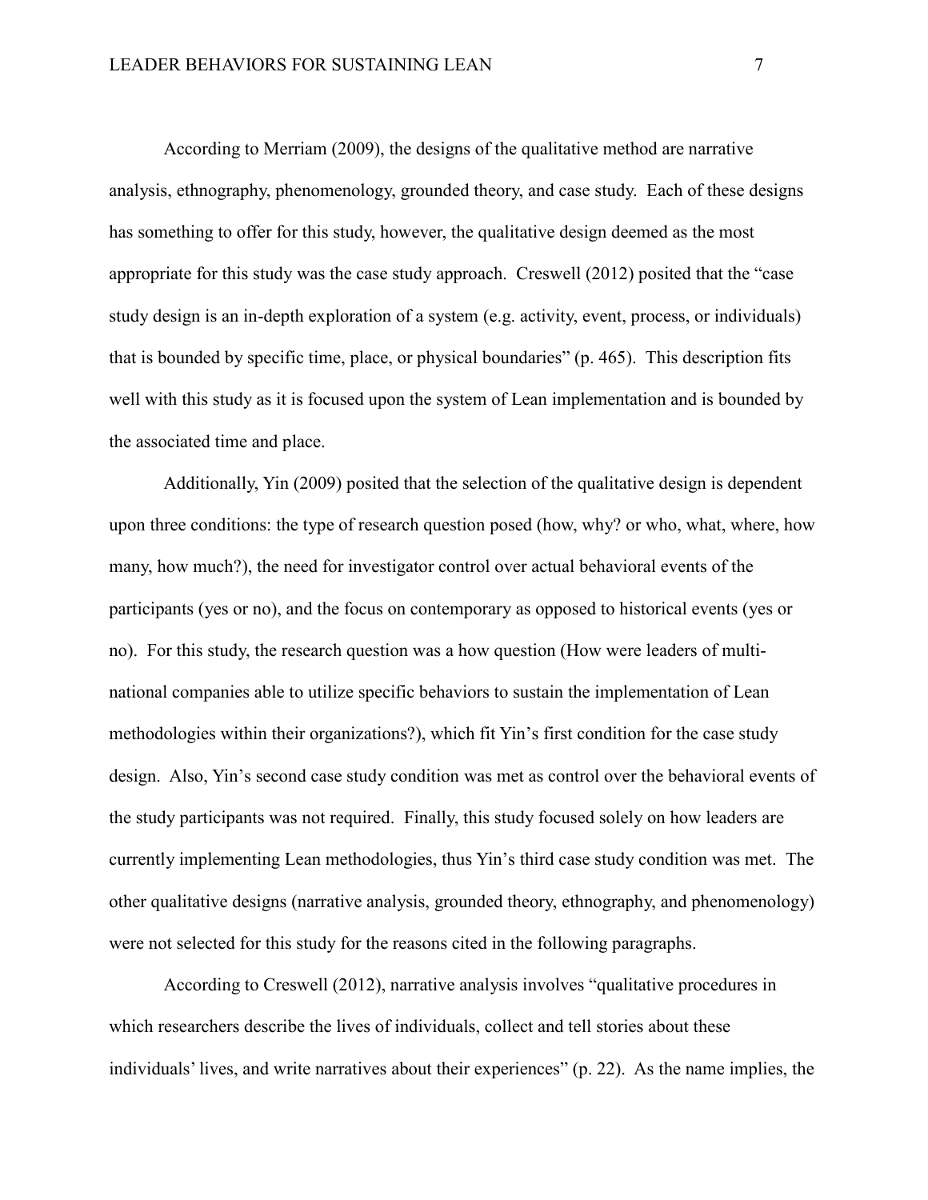According to Merriam (2009), the designs of the qualitative method are narrative analysis, ethnography, phenomenology, grounded theory, and case study. Each of these designs has something to offer for this study, however, the qualitative design deemed as the most appropriate for this study was the case study approach. Creswell (2012) posited that the "case study design is an in-depth exploration of a system (e.g. activity, event, process, or individuals) that is bounded by specific time, place, or physical boundaries" (p. 465). This description fits well with this study as it is focused upon the system of Lean implementation and is bounded by the associated time and place.

Additionally, Yin (2009) posited that the selection of the qualitative design is dependent upon three conditions: the type of research question posed (how, why? or who, what, where, how many, how much?), the need for investigator control over actual behavioral events of the participants (yes or no), and the focus on contemporary as opposed to historical events (yes or no). For this study, the research question was a how question (How were leaders of multi-national companies able to utilize specific behaviors to sustain the implementation of Lean methodologies within their organizations?), which fit Yin's first condition for the case study design. Also, Yin's second case study condition was met as control over the behavioral events of the study participants was not required. Finally, this study focused solely on how leaders are currently implementing Lean methodologies, thus Yin's third case study condition was met. The other qualitative designs (narrative analysis, grounded theory, ethnography, and phenomenology) were not selected for this study for the reasons cited in the following paragraphs.

According to Creswell (2012), narrative analysis involves "qualitative procedures in which researchers describe the lives of individuals, collect and tell stories about these individuals' lives, and write narratives about their experiences" (p. 22). As the name implies, the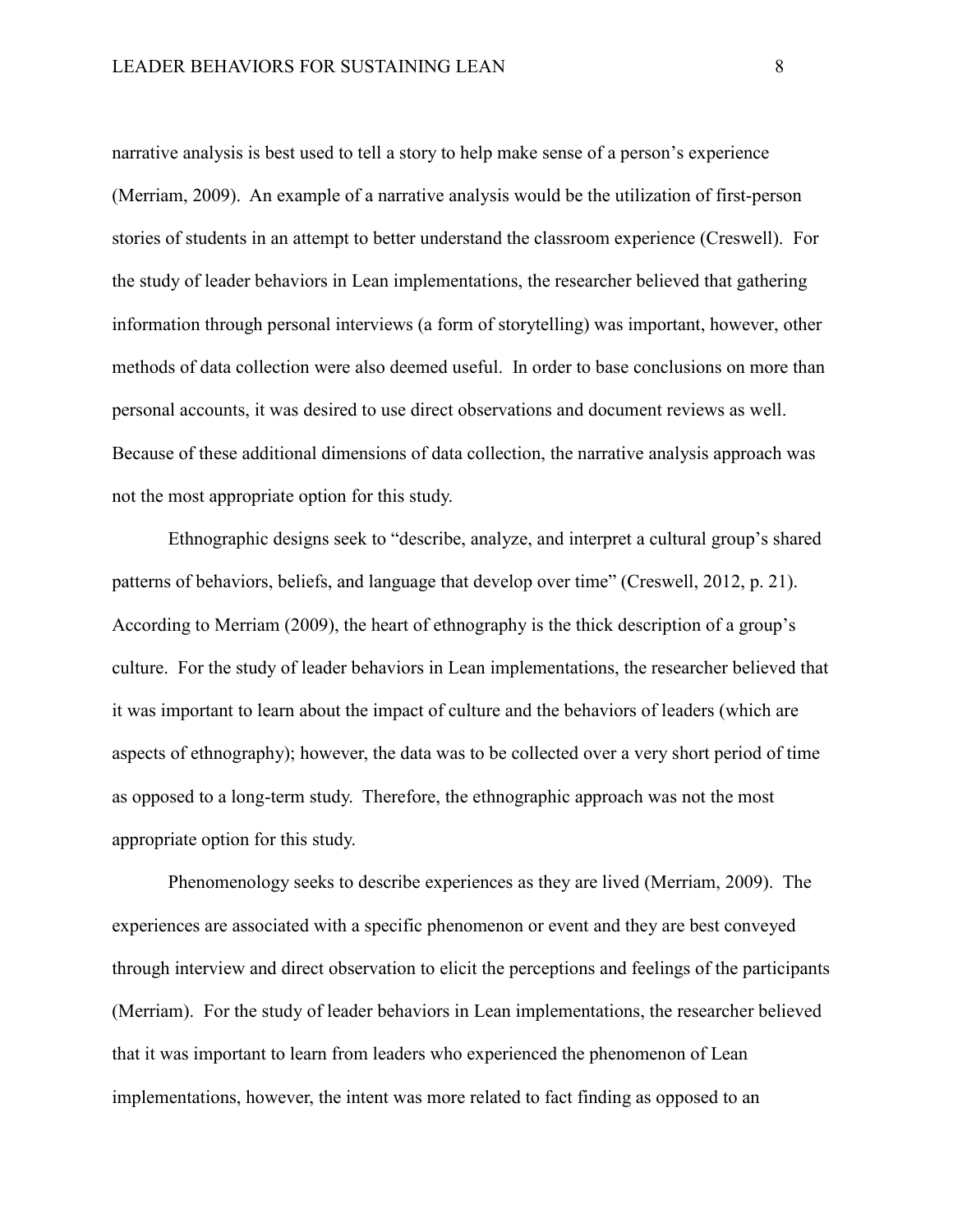narrative analysis is best used to tell a story to help make sense of a person's experience (Merriam, 2009). An example of a narrative analysis would be the utilization of first-person stories of students in an attempt to better understand the classroom experience (Creswell). For the study of leader behaviors in Lean implementations, the researcher believed that gathering information through personal interviews (a form of storytelling) was important, however, other methods of data collection were also deemed useful. In order to base conclusions on more than personal accounts, it was desired to use direct observations and document reviews as well. Because of these additional dimensions of data collection, the narrative analysis approach was not the most appropriate option for this study.

Ethnographic designs seek to "describe, analyze, and interpret a cultural group's shared patterns of behaviors, beliefs, and language that develop over time" (Creswell, 2012, p. 21). According to Merriam (2009), the heart of ethnography is the thick description of a group's culture. For the study of leader behaviors in Lean implementations, the researcher believed that it was important to learn about the impact of culture and the behaviors of leaders (which are aspects of ethnography); however, the data was to be collected over a very short period of time as opposed to a long-term study. Therefore, the ethnographic approach was not the most appropriate option for this study.

Phenomenology seeks to describe experiences as they are lived (Merriam, 2009). The experiences are associated with a specific phenomenon or event and they are best conveyed through interview and direct observation to elicit the perceptions and feelings of the participants (Merriam). For the study of leader behaviors in Lean implementations, the researcher believed that it was important to learn from leaders who experienced the phenomenon of Lean implementations, however, the intent was more related to fact finding as opposed to an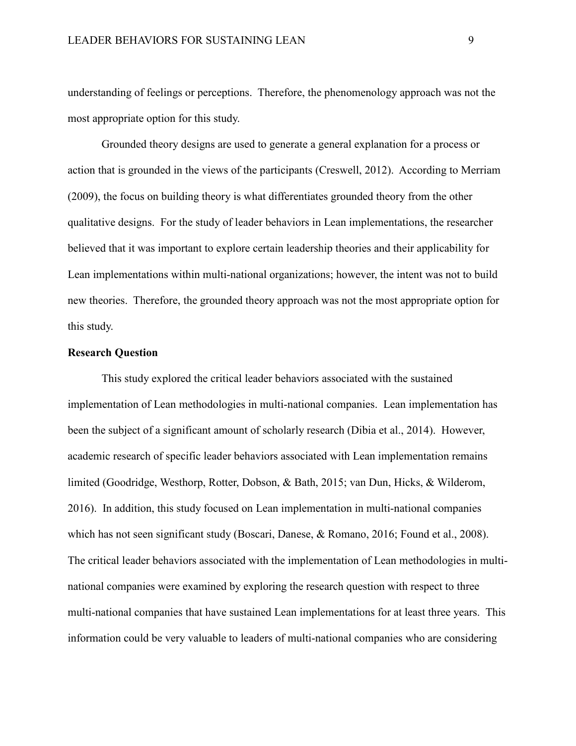understanding of feelings or perceptions. Therefore, the phenomenology approach was not the most appropriate option for this study.

Grounded theory designs are used to generate a general explanation for a process or action that is grounded in the views of the participants (Creswell, 2012). According to Merriam (2009), the focus on building theory is what differentiates grounded theory from the other qualitative designs. For the study of leader behaviors in Lean implementations, the researcher believed that it was important to explore certain leadership theories and their applicability for Lean implementations within multi-national organizations; however, the intent was not to build new theories. Therefore, the grounded theory approach was not the most appropriate option for this study.

**Research Question**

This study explored the critical leader behaviors associated with the sustained implementation of Lean methodologies in multi-national companies. Lean implementation has been the subject of a significant amount of scholarly research (Dibia et al., 2014). However, academic research of specific leader behaviors associated with Lean implementation remains limited (Goodridge, Westhorp, Rotter, Dobson, & Bath, 2015; van Dun, Hicks, & Wilderom, 2016). In addition, this study focused on Lean implementation in multi-national companies which has not seen significant study (Boscari, Danese, & Romano, 2016; Found et al., 2008). The critical leader behaviors associated with the implementation of Lean methodologies in multi-national companies were examined by exploring the research question with respect to three multi-national companies that have sustained Lean implementations for at least three years. This information could be very valuable to leaders of multi-national companies who are considering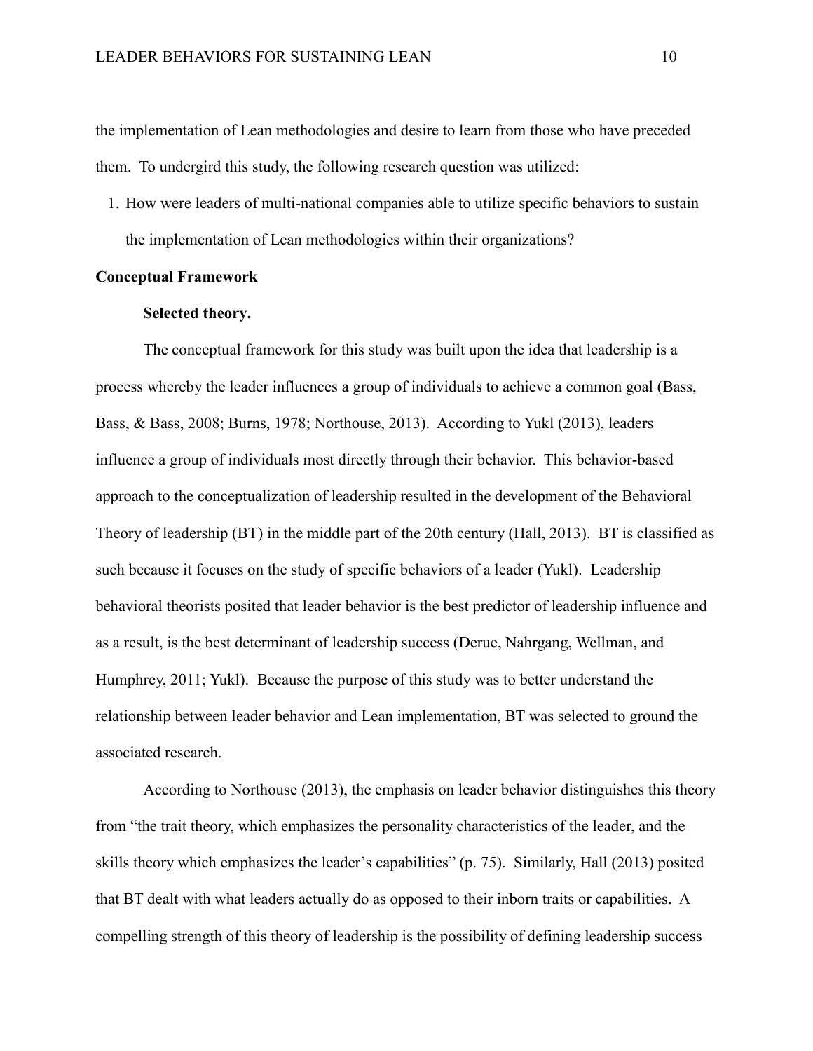the implementation of Lean methodologies and desire to learn from those who have preceded them. To undergird this study, the following research question was utilized:

1. How were leaders of multi-national companies able to utilize specific behaviors to sustain the implementation of Lean methodologies within their organizations?

## Conceptual Framework

### Selected theory.

The conceptual framework for this study was built upon the idea that leadership is a process whereby the leader influences a group of individuals to achieve a common goal (Bass, Bass, & Bass, 2008; Burns, 1978; Northouse, 2013). According to Yukl (2013), leaders influence a group of individuals most directly through their behavior. This behavior-based approach to the conceptualization of leadership resulted in the development of the Behavioral Theory of leadership (BT) in the middle part of the 20th century (Hall, 2013). BT is classified as such because it focuses on the study of specific behaviors of a leader (Yukl). Leadership behavioral theorists posited that leader behavior is the best predictor of leadership influence and as a result, is the best determinant of leadership success (Derue, Nahrgang, Wellman, and Humphrey, 2011; Yukl). Because the purpose of this study was to better understand the relationship between leader behavior and Lean implementation, BT was selected to ground the associated research.

According to Northouse (2013), the emphasis on leader behavior distinguishes this theory from "the trait theory, which emphasizes the personality characteristics of the leader, and the skills theory which emphasizes the leader's capabilities" (p. 75). Similarly, Hall (2013) posited that BT dealt with what leaders actually do as opposed to their inborn traits or capabilities. A compelling strength of this theory of leadership is the possibility of defining leadership success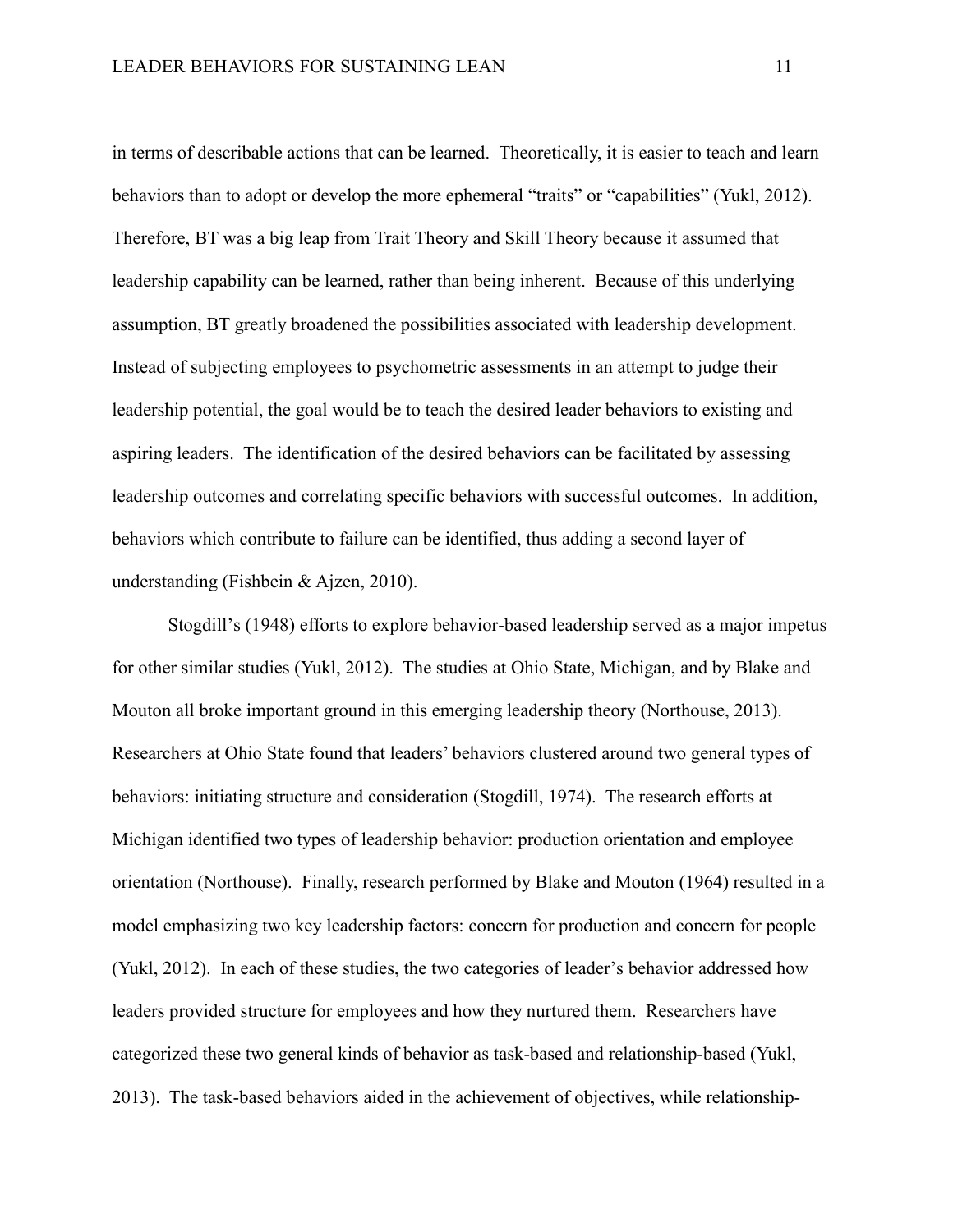in terms of describable actions that can be learned. Theoretically, it is easier to teach and learn behaviors than to adopt or develop the more ephemeral "traits" or "capabilities" (Yukl, 2012). Therefore, BT was a big leap from Trait Theory and Skill Theory because it assumed that leadership capability can be learned, rather than being inherent. Because of this underlying assumption, BT greatly broadened the possibilities associated with leadership development. Instead of subjecting employees to psychometric assessments in an attempt to judge their leadership potential, the goal would be to teach the desired leader behaviors to existing and aspiring leaders. The identification of the desired behaviors can be facilitated by assessing leadership outcomes and correlating specific behaviors with successful outcomes. In addition, behaviors which contribute to failure can be identified, thus adding a second layer of understanding (Fishbein & Ajzen, 2010).

Stogdill's (1948) efforts to explore behavior-based leadership served as a major impetus for other similar studies (Yukl, 2012). The studies at Ohio State, Michigan, and by Blake and Mouton all broke important ground in this emerging leadership theory (Northouse, 2013). Researchers at Ohio State found that leaders' behaviors clustered around two general types of behaviors: initiating structure and consideration (Stogdill, 1974). The research efforts at Michigan identified two types of leadership behavior: production orientation and employee orientation (Northouse). Finally, research performed by Blake and Mouton (1964) resulted in a model emphasizing two key leadership factors: concern for production and concern for people (Yukl, 2012). In each of these studies, the two categories of leader's behavior addressed how leaders provided structure for employees and how they nurtured them. Researchers have categorized these two general kinds of behavior as task-based and relationship-based (Yukl, 2013). The task-based behaviors aided in the achievement of objectives, while relationship-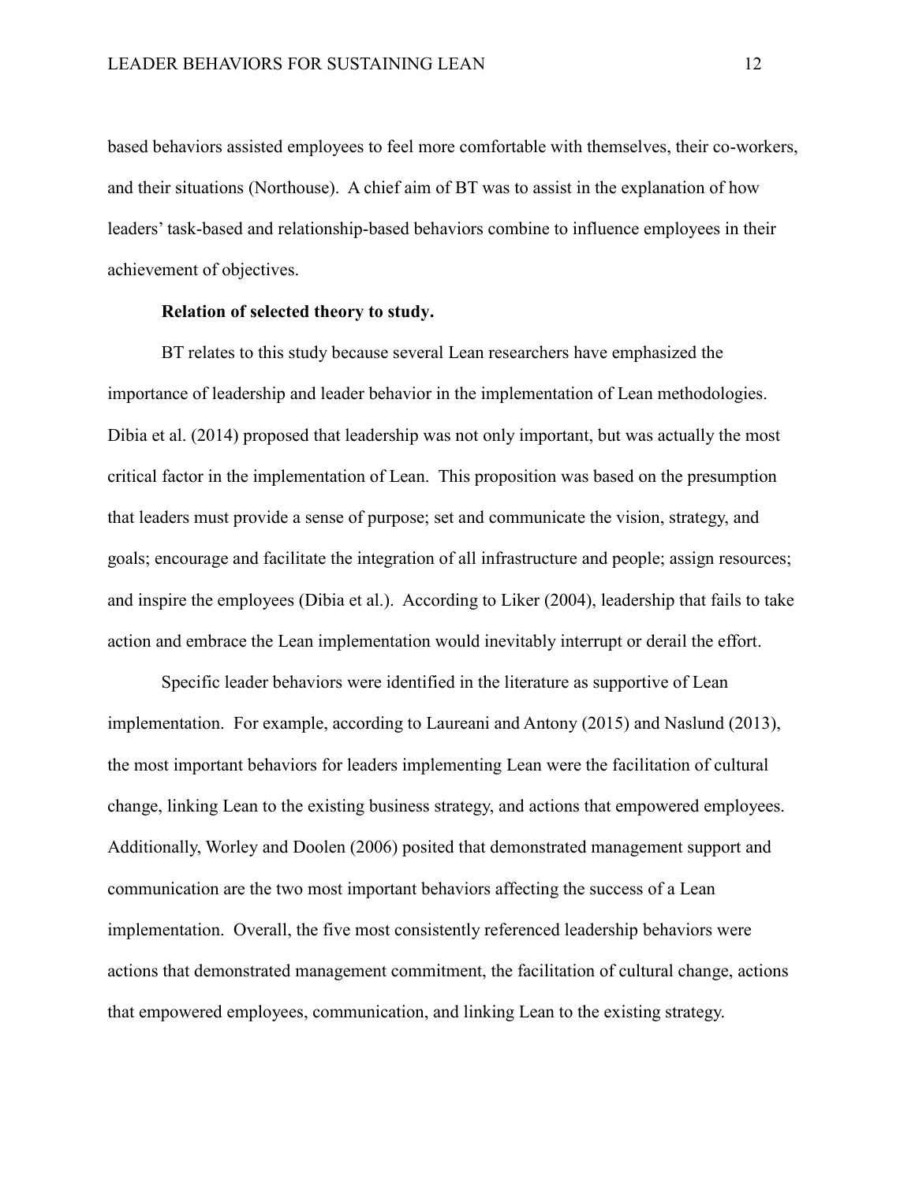based behaviors assisted employees to feel more comfortable with themselves, their co-workers, and their situations (Northouse). A chief aim of BT was to assist in the explanation of how leaders' task-based and relationship-based behaviors combine to influence employees in their achievement of objectives.

**Relation of selected theory to study.**

BT relates to this study because several Lean researchers have emphasized the importance of leadership and leader behavior in the implementation of Lean methodologies. Dibia et al. (2014) proposed that leadership was not only important, but was actually the most critical factor in the implementation of Lean. This proposition was based on the presumption that leaders must provide a sense of purpose; set and communicate the vision, strategy, and goals; encourage and facilitate the integration of all infrastructure and people; assign resources; and inspire the employees (Dibia et al.). According to Liker (2004), leadership that fails to take action and embrace the Lean implementation would inevitably interrupt or derail the effort.

Specific leader behaviors were identified in the literature as supportive of Lean implementation. For example, according to Laureani and Antony (2015) and Naslund (2013), the most important behaviors for leaders implementing Lean were the facilitation of cultural change, linking Lean to the existing business strategy, and actions that empowered employees. Additionally, Worley and Doolen (2006) posited that demonstrated management support and communication are the two most important behaviors affecting the success of a Lean implementation. Overall, the five most consistently referenced leadership behaviors were actions that demonstrated management commitment, the facilitation of cultural change, actions that empowered employees, communication, and linking Lean to the existing strategy.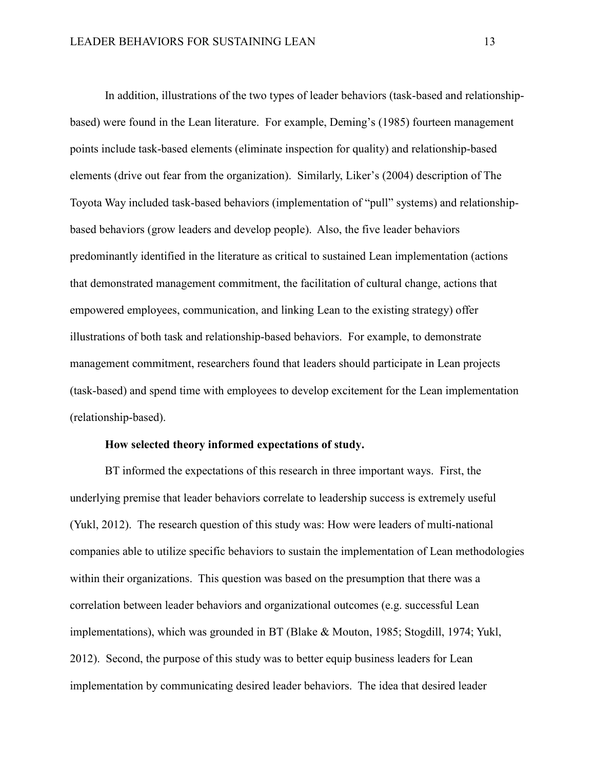In addition, illustrations of the two types of leader behaviors (task-based and relationship-based) were found in the Lean literature. For example, Deming's (1985) fourteen management points include task-based elements (eliminate inspection for quality) and relationship-based elements (drive out fear from the organization). Similarly, Liker's (2004) description of The Toyota Way included task-based behaviors (implementation of "pull" systems) and relationship-based behaviors (grow leaders and develop people). Also, the five leader behaviors predominantly identified in the literature as critical to sustained Lean implementation (actions that demonstrated management commitment, the facilitation of cultural change, actions that empowered employees, communication, and linking Lean to the existing strategy) offer illustrations of both task and relationship-based behaviors. For example, to demonstrate management commitment, researchers found that leaders should participate in Lean projects (task-based) and spend time with employees to develop excitement for the Lean implementation (relationship-based).

**How selected theory informed expectations of study.**

BT informed the expectations of this research in three important ways. First, the underlying premise that leader behaviors correlate to leadership success is extremely useful (Yukl, 2012). The research question of this study was: How were leaders of multi-national companies able to utilize specific behaviors to sustain the implementation of Lean methodologies within their organizations. This question was based on the presumption that there was a correlation between leader behaviors and organizational outcomes (e.g. successful Lean implementations), which was grounded in BT (Blake & Mouton, 1985; Stogdill, 1974; Yukl, 2012). Second, the purpose of this study was to better equip business leaders for Lean implementation by communicating desired leader behaviors. The idea that desired leader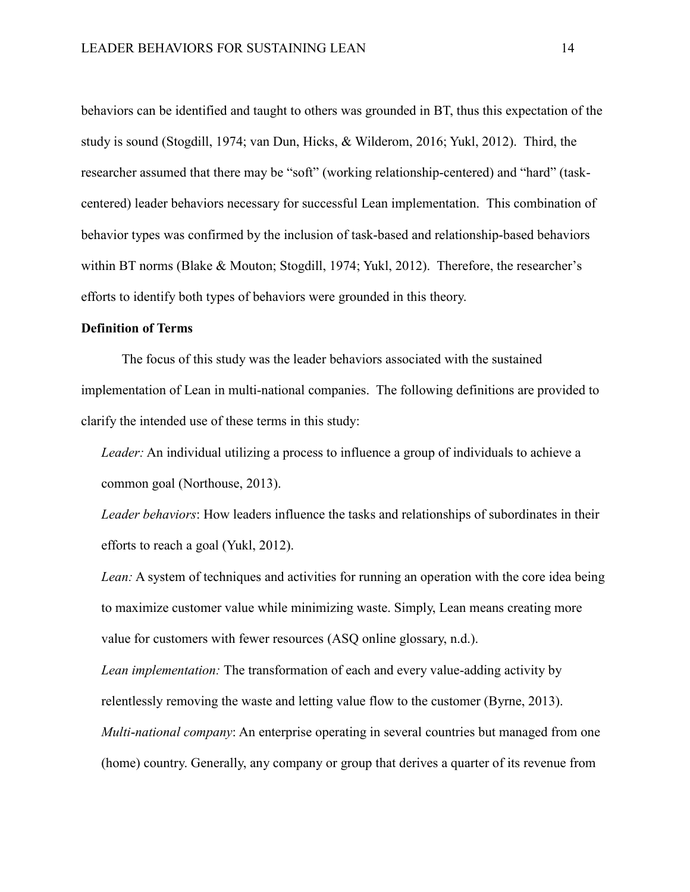behaviors can be identified and taught to others was grounded in BT, thus this expectation of the study is sound (Stogdill, 1974; van Dun, Hicks, & Wilderom, 2016; Yukl, 2012). Third, the researcher assumed that there may be "soft" (working relationship-centered) and "hard" (task-centered) leader behaviors necessary for successful Lean implementation. This combination of behavior types was confirmed by the inclusion of task-based and relationship-based behaviors within BT norms (Blake & Mouton; Stogdill, 1974; Yukl, 2012). Therefore, the researcher's efforts to identify both types of behaviors were grounded in this theory.

**Definition of Terms**

The focus of this study was the leader behaviors associated with the sustained implementation of Lean in multi-national companies. The following definitions are provided to clarify the intended use of these terms in this study:

*Leader:* An individual utilizing a process to influence a group of individuals to achieve a common goal (Northouse, 2013).

*Leader behaviors*: How leaders influence the tasks and relationships of subordinates in their efforts to reach a goal (Yukl, 2012).

*Lean:* A system of techniques and activities for running an operation with the core idea being to maximize customer value while minimizing waste. Simply, Lean means creating more value for customers with fewer resources (ASQ online glossary, n.d.).

*Lean implementation:* The transformation of each and every value-adding activity by relentlessly removing the waste and letting value flow to the customer (Byrne, 2013).

*Multi-national company*: An enterprise operating in several countries but managed from one (home) country. Generally, any company or group that derives a quarter of its revenue from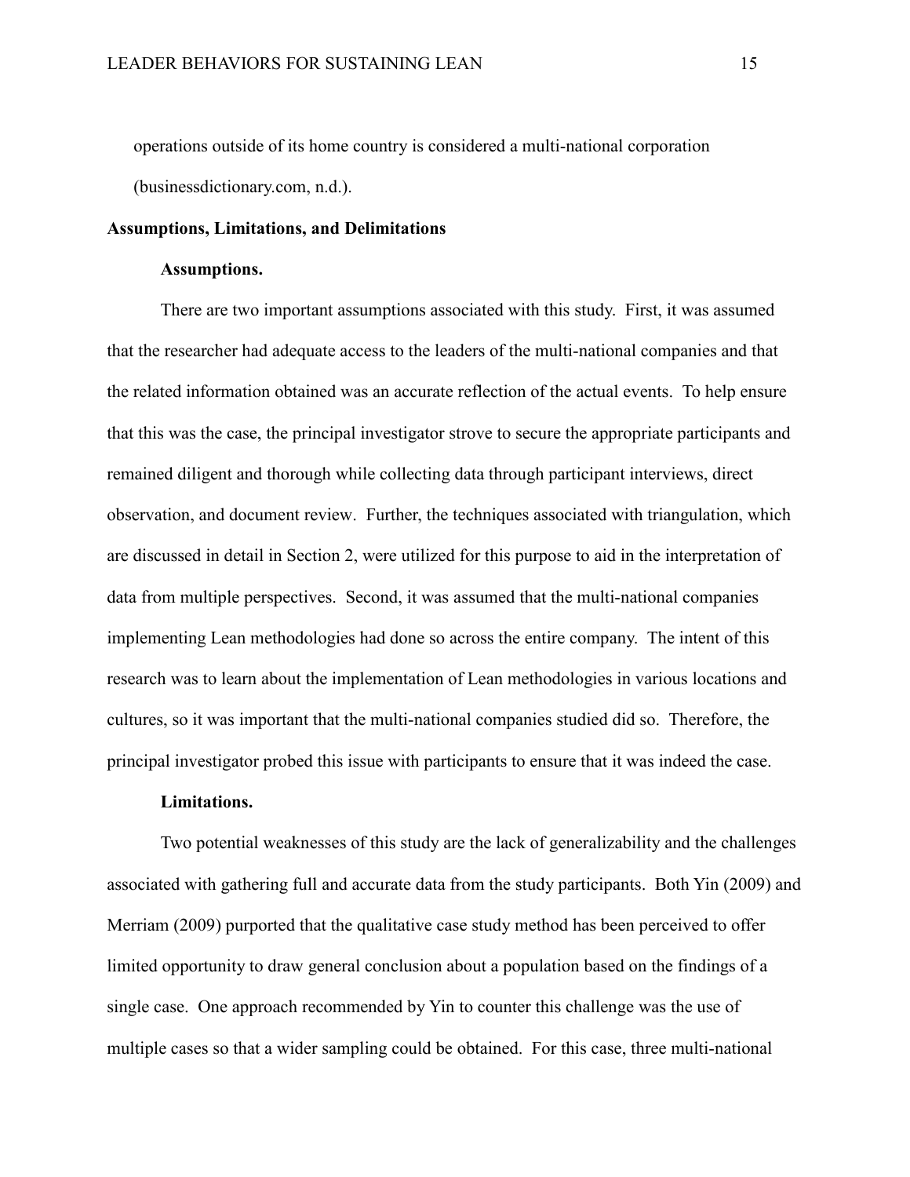operations outside of its home country is considered a multi-national corporation (businessdictionary.com, n.d.).

## Assumptions, Limitations, and Delimitations

### Assumptions.

There are two important assumptions associated with this study. First, it was assumed that the researcher had adequate access to the leaders of the multi-national companies and that the related information obtained was an accurate reflection of the actual events. To help ensure that this was the case, the principal investigator strove to secure the appropriate participants and remained diligent and thorough while collecting data through participant interviews, direct observation, and document review. Further, the techniques associated with triangulation, which are discussed in detail in Section 2, were utilized for this purpose to aid in the interpretation of data from multiple perspectives. Second, it was assumed that the multi-national companies implementing Lean methodologies had done so across the entire company. The intent of this research was to learn about the implementation of Lean methodologies in various locations and cultures, so it was important that the multi-national companies studied did so. Therefore, the principal investigator probed this issue with participants to ensure that it was indeed the case.

### Limitations.

Two potential weaknesses of this study are the lack of generalizability and the challenges associated with gathering full and accurate data from the study participants. Both Yin (2009) and Merriam (2009) purported that the qualitative case study method has been perceived to offer limited opportunity to draw general conclusion about a population based on the findings of a single case. One approach recommended by Yin to counter this challenge was the use of multiple cases so that a wider sampling could be obtained. For this case, three multi-national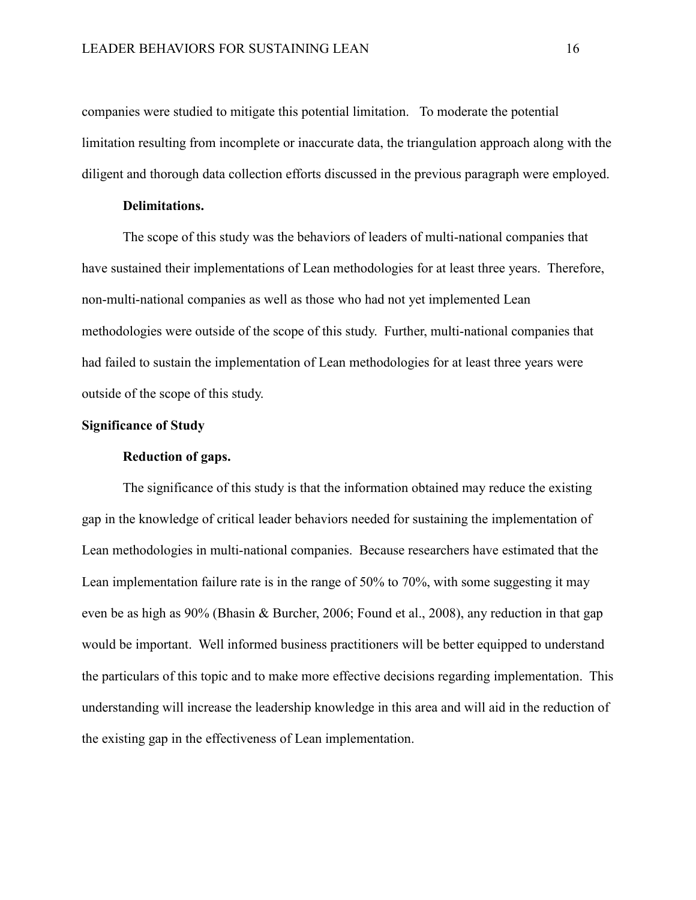companies were studied to mitigate this potential limitation. To moderate the potential limitation resulting from incomplete or inaccurate data, the triangulation approach along with the diligent and thorough data collection efforts discussed in the previous paragraph were employed.

#### Delimitations.

The scope of this study was the behaviors of leaders of multi-national companies that have sustained their implementations of Lean methodologies for at least three years. Therefore, non-multi-national companies as well as those who had not yet implemented Lean methodologies were outside of the scope of this study. Further, multi-national companies that had failed to sustain the implementation of Lean methodologies for at least three years were outside of the scope of this study.

### Significance of Study

#### Reduction of gaps.

The significance of this study is that the information obtained may reduce the existing gap in the knowledge of critical leader behaviors needed for sustaining the implementation of Lean methodologies in multi-national companies. Because researchers have estimated that the Lean implementation failure rate is in the range of 50% to 70%, with some suggesting it may even be as high as 90% (Bhasin & Burcher, 2006; Found et al., 2008), any reduction in that gap would be important. Well informed business practitioners will be better equipped to understand the particulars of this topic and to make more effective decisions regarding implementation. This understanding will increase the leadership knowledge in this area and will aid in the reduction of the existing gap in the effectiveness of Lean implementation.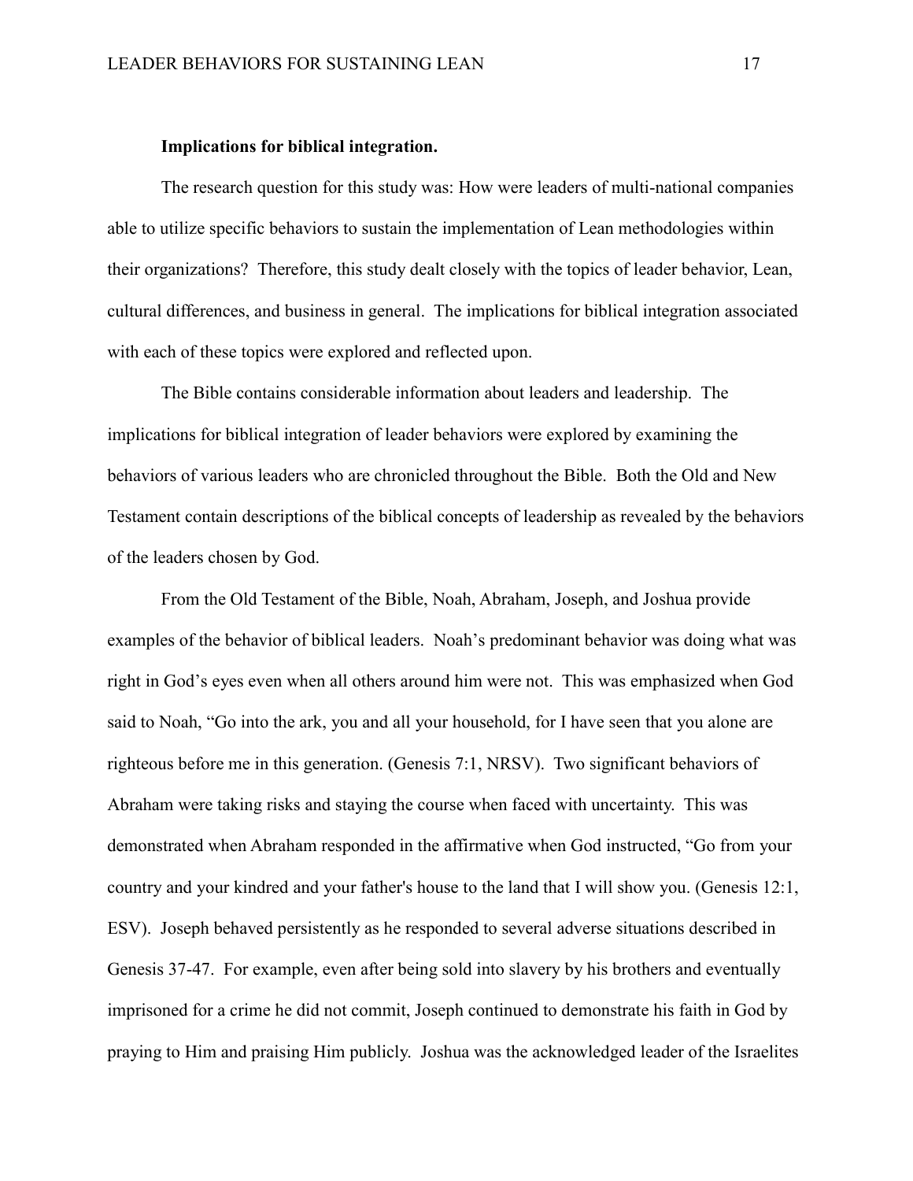**Implications for biblical integration.**

The research question for this study was: How were leaders of multi-national companies able to utilize specific behaviors to sustain the implementation of Lean methodologies within their organizations? Therefore, this study dealt closely with the topics of leader behavior, Lean, cultural differences, and business in general. The implications for biblical integration associated with each of these topics were explored and reflected upon.

The Bible contains considerable information about leaders and leadership. The implications for biblical integration of leader behaviors were explored by examining the behaviors of various leaders who are chronicled throughout the Bible. Both the Old and New Testament contain descriptions of the biblical concepts of leadership as revealed by the behaviors of the leaders chosen by God.

From the Old Testament of the Bible, Noah, Abraham, Joseph, and Joshua provide examples of the behavior of biblical leaders. Noah's predominant behavior was doing what was right in God's eyes even when all others around him were not. This was emphasized when God said to Noah, "Go into the ark, you and all your household, for I have seen that you alone are righteous before me in this generation. (Genesis 7:1, NRSV). Two significant behaviors of Abraham were taking risks and staying the course when faced with uncertainty. This was demonstrated when Abraham responded in the affirmative when God instructed, "Go from your country and your kindred and your father's house to the land that I will show you. (Genesis 12:1, ESV). Joseph behaved persistently as he responded to several adverse situations described in Genesis 37-47. For example, even after being sold into slavery by his brothers and eventually imprisoned for a crime he did not commit, Joseph continued to demonstrate his faith in God by praying to Him and praising Him publicly. Joshua was the acknowledged leader of the Israelites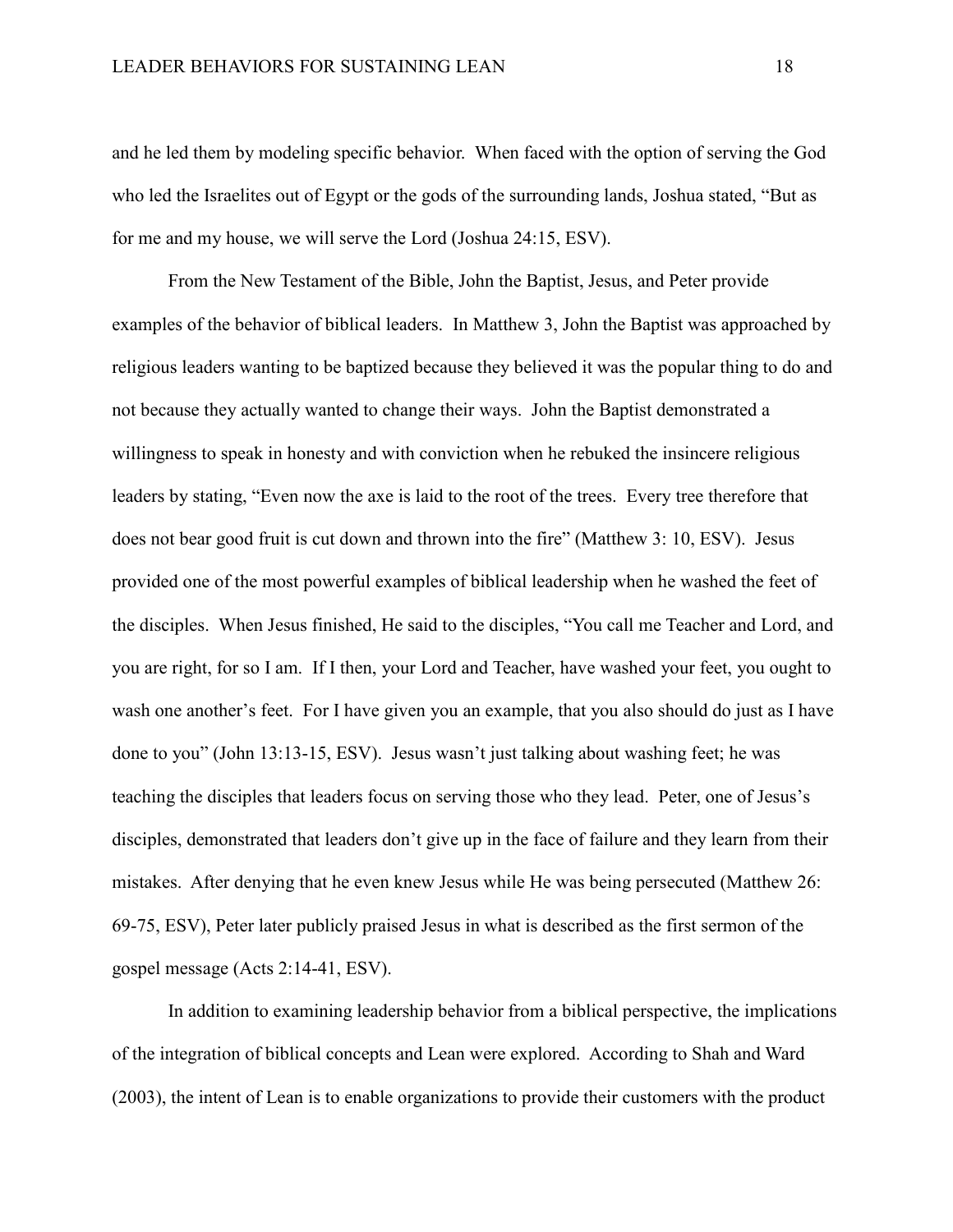and he led them by modeling specific behavior. When faced with the option of serving the God who led the Israelites out of Egypt or the gods of the surrounding lands, Joshua stated, "But as for me and my house, we will serve the Lord (Joshua 24:15, ESV).

From the New Testament of the Bible, John the Baptist, Jesus, and Peter provide examples of the behavior of biblical leaders. In Matthew 3, John the Baptist was approached by religious leaders wanting to be baptized because they believed it was the popular thing to do and not because they actually wanted to change their ways. John the Baptist demonstrated a willingness to speak in honesty and with conviction when he rebuked the insincere religious leaders by stating, "Even now the axe is laid to the root of the trees. Every tree therefore that does not bear good fruit is cut down and thrown into the fire" (Matthew 3: 10, ESV). Jesus provided one of the most powerful examples of biblical leadership when he washed the feet of the disciples. When Jesus finished, He said to the disciples, "You call me Teacher and Lord, and you are right, for so I am. If I then, your Lord and Teacher, have washed your feet, you ought to wash one another's feet. For I have given you an example, that you also should do just as I have done to you" (John 13:13-15, ESV). Jesus wasn't just talking about washing feet; he was teaching the disciples that leaders focus on serving those who they lead. Peter, one of Jesus's disciples, demonstrated that leaders don't give up in the face of failure and they learn from their mistakes. After denying that he even knew Jesus while He was being persecuted (Matthew 26: 69-75, ESV), Peter later publicly praised Jesus in what is described as the first sermon of the gospel message (Acts 2:14-41, ESV).

In addition to examining leadership behavior from a biblical perspective, the implications of the integration of biblical concepts and Lean were explored. According to Shah and Ward (2003), the intent of Lean is to enable organizations to provide their customers with the product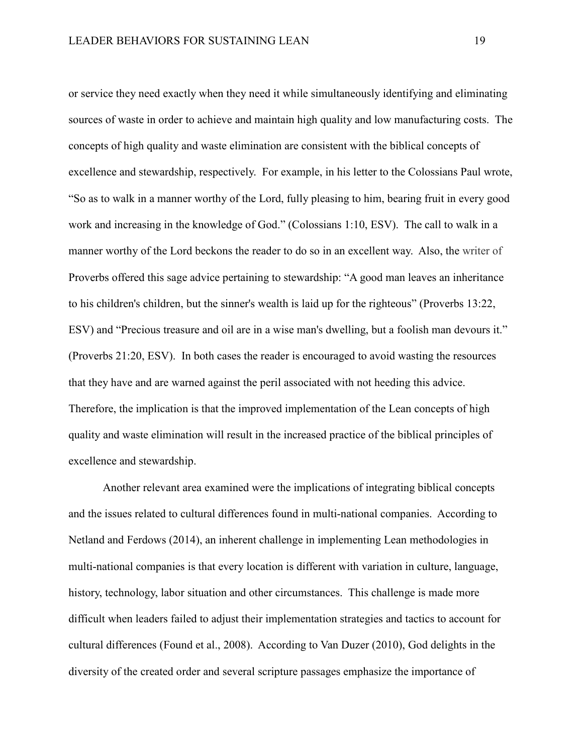or service they need exactly when they need it while simultaneously identifying and eliminating sources of waste in order to achieve and maintain high quality and low manufacturing costs. The concepts of high quality and waste elimination are consistent with the biblical concepts of excellence and stewardship, respectively. For example, in his letter to the Colossians Paul wrote, "So as to walk in a manner worthy of the Lord, fully pleasing to him, bearing fruit in every good work and increasing in the knowledge of God." (Colossians 1:10, ESV). The call to walk in a manner worthy of the Lord beckons the reader to do so in an excellent way. Also, the writer of Proverbs offered this sage advice pertaining to stewardship: "A good man leaves an inheritance to his children's children, but the sinner's wealth is laid up for the righteous" (Proverbs 13:22, ESV) and "Precious treasure and oil are in a wise man's dwelling, but a foolish man devours it." (Proverbs 21:20, ESV). In both cases the reader is encouraged to avoid wasting the resources that they have and are warned against the peril associated with not heeding this advice. Therefore, the implication is that the improved implementation of the Lean concepts of high quality and waste elimination will result in the increased practice of the biblical principles of excellence and stewardship.

Another relevant area examined were the implications of integrating biblical concepts and the issues related to cultural differences found in multi-national companies. According to Netland and Ferdows (2014), an inherent challenge in implementing Lean methodologies in multi-national companies is that every location is different with variation in culture, language, history, technology, labor situation and other circumstances. This challenge is made more difficult when leaders failed to adjust their implementation strategies and tactics to account for cultural differences (Found et al., 2008). According to Van Duzer (2010), God delights in the diversity of the created order and several scripture passages emphasize the importance of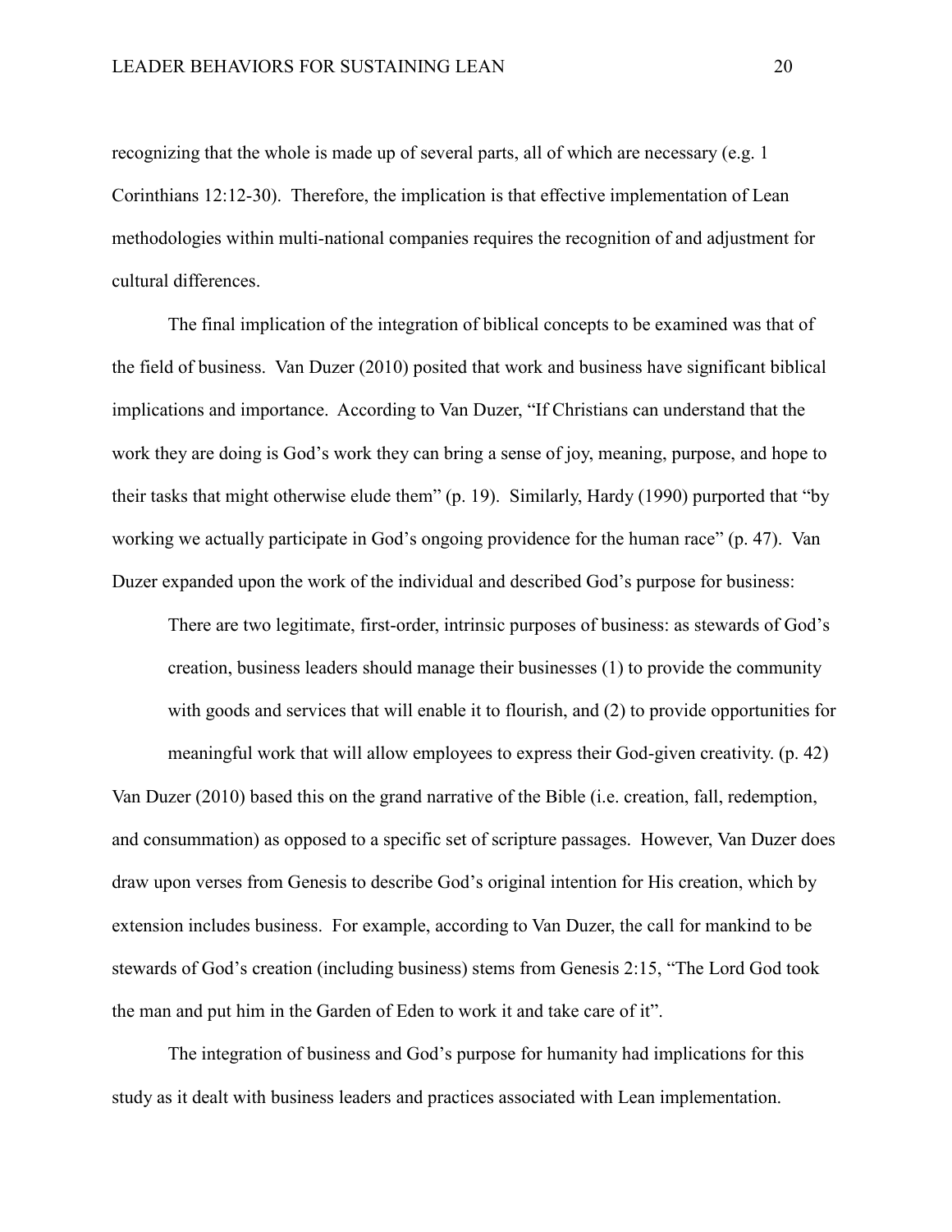recognizing that the whole is made up of several parts, all of which are necessary (e.g. 1 Corinthians 12:12-30). Therefore, the implication is that effective implementation of Lean methodologies within multi-national companies requires the recognition of and adjustment for cultural differences.

The final implication of the integration of biblical concepts to be examined was that of the field of business. Van Duzer (2010) posited that work and business have significant biblical implications and importance. According to Van Duzer, "If Christians can understand that the work they are doing is God's work they can bring a sense of joy, meaning, purpose, and hope to their tasks that might otherwise elude them" (p. 19). Similarly, Hardy (1990) purported that "by working we actually participate in God's ongoing providence for the human race" (p. 47). Van Duzer expanded upon the work of the individual and described God's purpose for business:

> There are two legitimate, first-order, intrinsic purposes of business: as stewards of God's creation, business leaders should manage their businesses (1) to provide the community with goods and services that will enable it to flourish, and (2) to provide opportunities for meaningful work that will allow employees to express their God-given creativity. (p. 42)

Van Duzer (2010) based this on the grand narrative of the Bible (i.e. creation, fall, redemption, and consummation) as opposed to a specific set of scripture passages. However, Van Duzer does draw upon verses from Genesis to describe God's original intention for His creation, which by extension includes business. For example, according to Van Duzer, the call for mankind to be stewards of God's creation (including business) stems from Genesis 2:15, "The Lord God took the man and put him in the Garden of Eden to work it and take care of it".

The integration of business and God's purpose for humanity had implications for this study as it dealt with business leaders and practices associated with Lean implementation.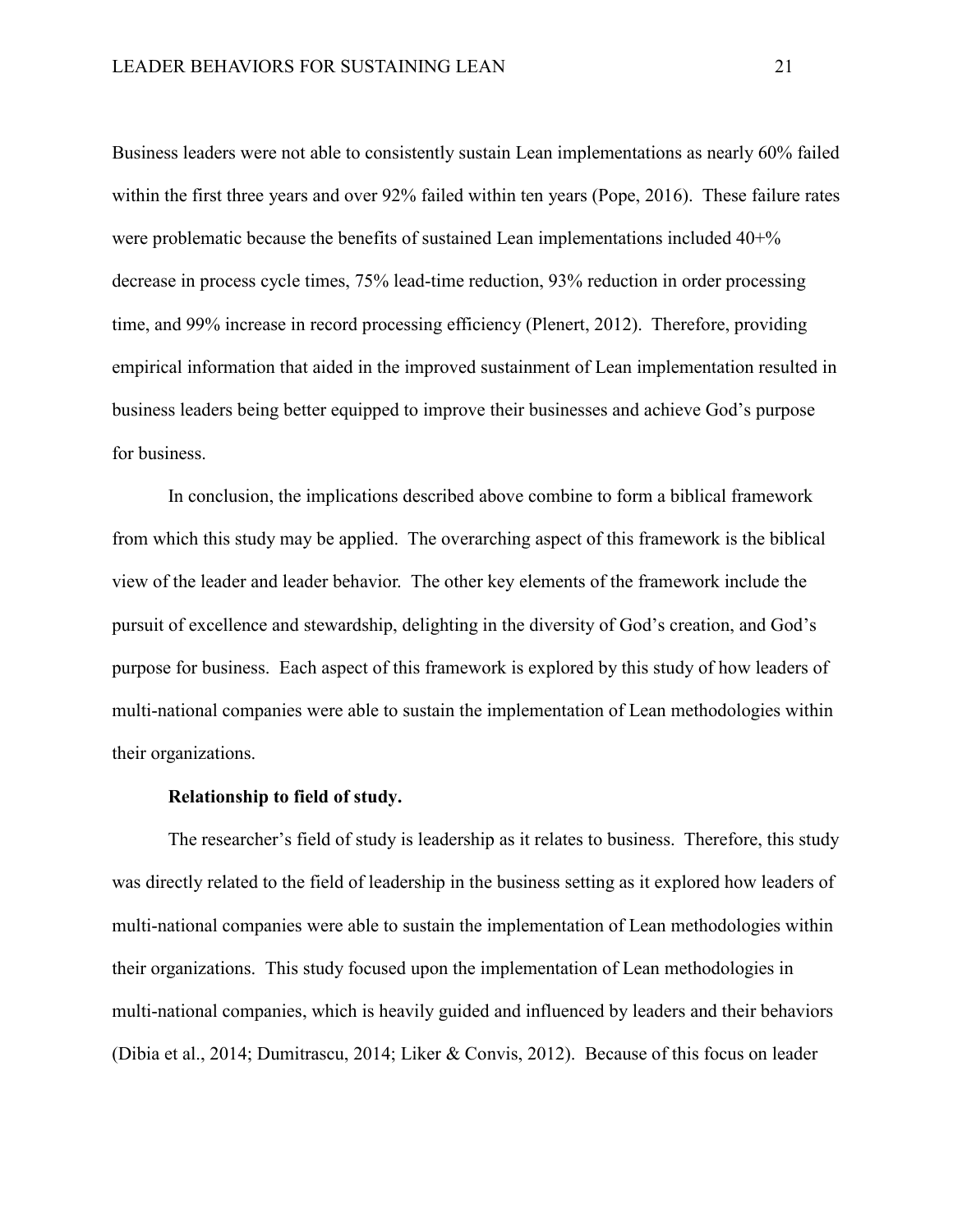Business leaders were not able to consistently sustain Lean implementations as nearly 60% failed within the first three years and over 92% failed within ten years (Pope, 2016). These failure rates were problematic because the benefits of sustained Lean implementations included 40+% decrease in process cycle times, 75% lead-time reduction, 93% reduction in order processing time, and 99% increase in record processing efficiency (Plenert, 2012). Therefore, providing empirical information that aided in the improved sustainment of Lean implementation resulted in business leaders being better equipped to improve their businesses and achieve God's purpose for business.

In conclusion, the implications described above combine to form a biblical framework from which this study may be applied. The overarching aspect of this framework is the biblical view of the leader and leader behavior. The other key elements of the framework include the pursuit of excellence and stewardship, delighting in the diversity of God's creation, and God's purpose for business. Each aspect of this framework is explored by this study of how leaders of multi-national companies were able to sustain the implementation of Lean methodologies within their organizations.

**Relationship to field of study.**

The researcher's field of study is leadership as it relates to business. Therefore, this study was directly related to the field of leadership in the business setting as it explored how leaders of multi-national companies were able to sustain the implementation of Lean methodologies within their organizations. This study focused upon the implementation of Lean methodologies in multi-national companies, which is heavily guided and influenced by leaders and their behaviors (Dibia et al., 2014; Dumitrascu, 2014; Liker & Convis, 2012). Because of this focus on leader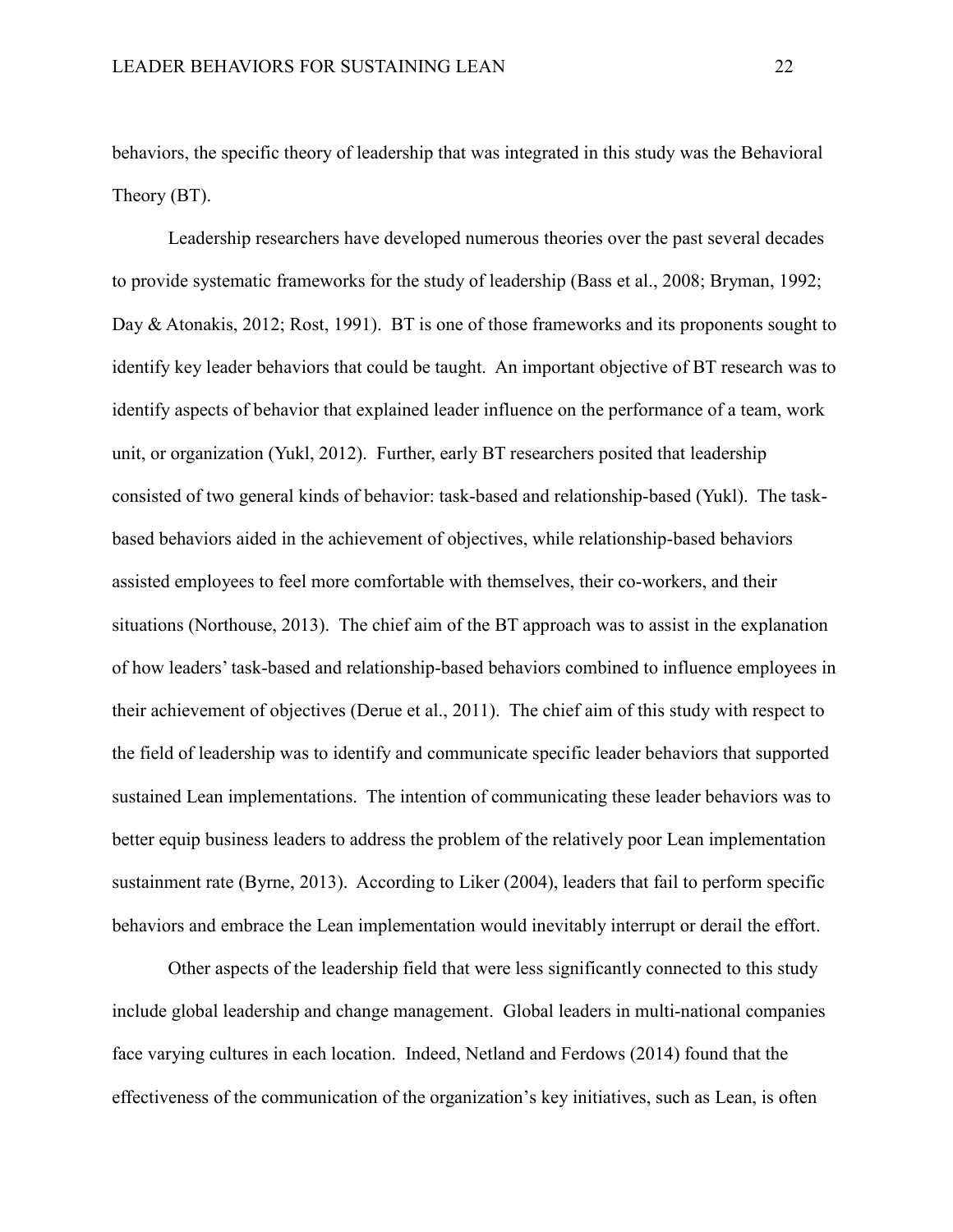behaviors, the specific theory of leadership that was integrated in this study was the Behavioral Theory (BT).

Leadership researchers have developed numerous theories over the past several decades to provide systematic frameworks for the study of leadership (Bass et al., 2008; Bryman, 1992; Day & Atonakis, 2012; Rost, 1991). BT is one of those frameworks and its proponents sought to identify key leader behaviors that could be taught. An important objective of BT research was to identify aspects of behavior that explained leader influence on the performance of a team, work unit, or organization (Yukl, 2012). Further, early BT researchers posited that leadership consisted of two general kinds of behavior: task-based and relationship-based (Yukl). The task-based behaviors aided in the achievement of objectives, while relationship-based behaviors assisted employees to feel more comfortable with themselves, their co-workers, and their situations (Northouse, 2013). The chief aim of the BT approach was to assist in the explanation of how leaders' task-based and relationship-based behaviors combined to influence employees in their achievement of objectives (Derue et al., 2011). The chief aim of this study with respect to the field of leadership was to identify and communicate specific leader behaviors that supported sustained Lean implementations. The intention of communicating these leader behaviors was to better equip business leaders to address the problem of the relatively poor Lean implementation sustainment rate (Byrne, 2013). According to Liker (2004), leaders that fail to perform specific behaviors and embrace the Lean implementation would inevitably interrupt or derail the effort.

Other aspects of the leadership field that were less significantly connected to this study include global leadership and change management. Global leaders in multi-national companies face varying cultures in each location. Indeed, Netland and Ferdows (2014) found that the effectiveness of the communication of the organization's key initiatives, such as Lean, is often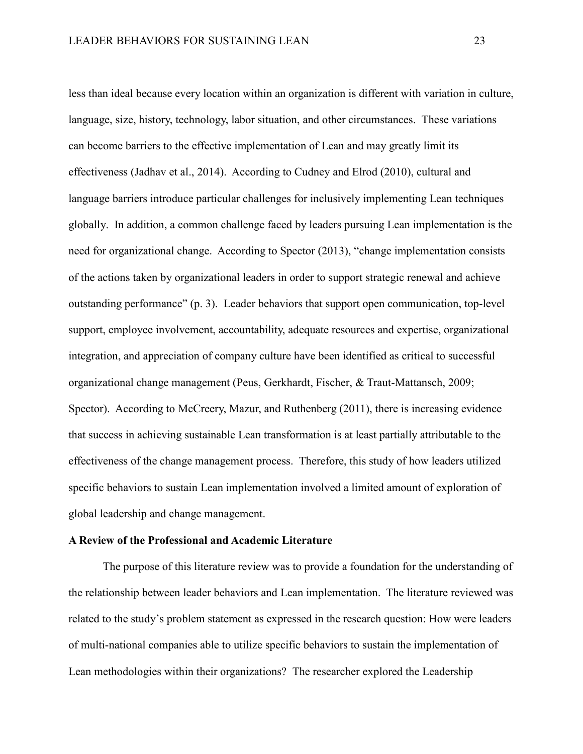less than ideal because every location within an organization is different with variation in culture, language, size, history, technology, labor situation, and other circumstances. These variations can become barriers to the effective implementation of Lean and may greatly limit its effectiveness (Jadhav et al., 2014). According to Cudney and Elrod (2010), cultural and language barriers introduce particular challenges for inclusively implementing Lean techniques globally. In addition, a common challenge faced by leaders pursuing Lean implementation is the need for organizational change. According to Spector (2013), "change implementation consists of the actions taken by organizational leaders in order to support strategic renewal and achieve outstanding performance" (p. 3). Leader behaviors that support open communication, top-level support, employee involvement, accountability, adequate resources and expertise, organizational integration, and appreciation of company culture have been identified as critical to successful organizational change management (Peus, Gerkhardt, Fischer, & Traut-Mattansch, 2009; Spector). According to McCreery, Mazur, and Ruthenberg (2011), there is increasing evidence that success in achieving sustainable Lean transformation is at least partially attributable to the effectiveness of the change management process. Therefore, this study of how leaders utilized specific behaviors to sustain Lean implementation involved a limited amount of exploration of global leadership and change management.

**A Review of the Professional and Academic Literature**

The purpose of this literature review was to provide a foundation for the understanding of the relationship between leader behaviors and Lean implementation. The literature reviewed was related to the study's problem statement as expressed in the research question: How were leaders of multi-national companies able to utilize specific behaviors to sustain the implementation of Lean methodologies within their organizations? The researcher explored the Leadership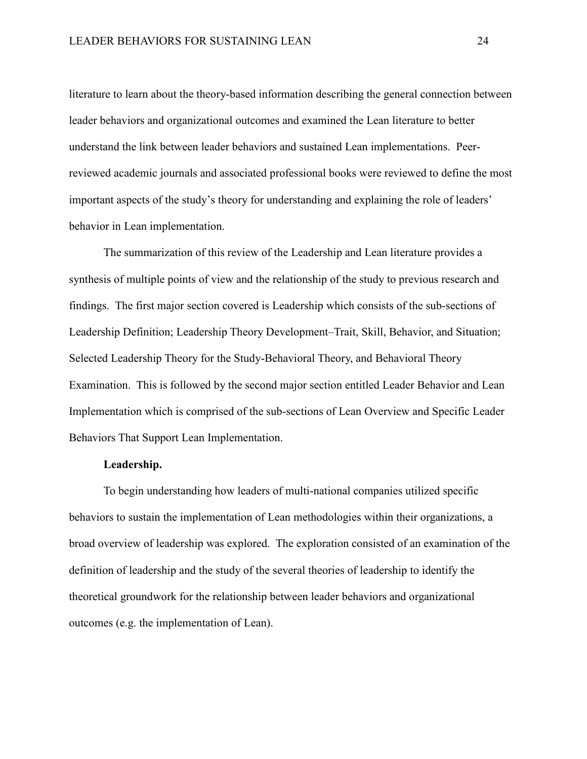literature to learn about the theory-based information describing the general connection between leader behaviors and organizational outcomes and examined the Lean literature to better understand the link between leader behaviors and sustained Lean implementations. Peer-reviewed academic journals and associated professional books were reviewed to define the most important aspects of the study's theory for understanding and explaining the role of leaders' behavior in Lean implementation.

The summarization of this review of the Leadership and Lean literature provides a synthesis of multiple points of view and the relationship of the study to previous research and findings. The first major section covered is Leadership which consists of the sub-sections of Leadership Definition; Leadership Theory Development–Trait, Skill, Behavior, and Situation; Selected Leadership Theory for the Study-Behavioral Theory, and Behavioral Theory Examination. This is followed by the second major section entitled Leader Behavior and Lean Implementation which is comprised of the sub-sections of Lean Overview and Specific Leader Behaviors That Support Lean Implementation.

**Leadership.**

To begin understanding how leaders of multi-national companies utilized specific behaviors to sustain the implementation of Lean methodologies within their organizations, a broad overview of leadership was explored. The exploration consisted of an examination of the definition of leadership and the study of the several theories of leadership to identify the theoretical groundwork for the relationship between leader behaviors and organizational outcomes (e.g. the implementation of Lean).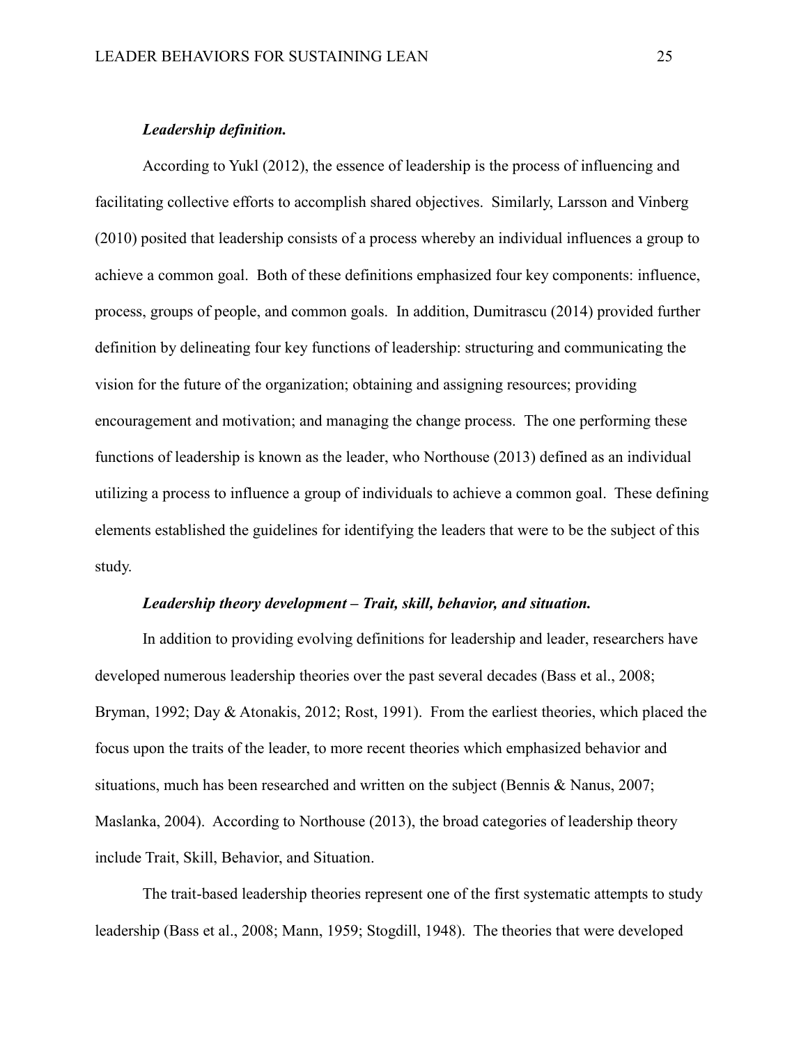***Leadership definition.***

According to Yukl (2012), the essence of leadership is the process of influencing and facilitating collective efforts to accomplish shared objectives. Similarly, Larsson and Vinberg (2010) posited that leadership consists of a process whereby an individual influences a group to achieve a common goal. Both of these definitions emphasized four key components: influence, process, groups of people, and common goals. In addition, Dumitrascu (2014) provided further definition by delineating four key functions of leadership: structuring and communicating the vision for the future of the organization; obtaining and assigning resources; providing encouragement and motivation; and managing the change process. The one performing these functions of leadership is known as the leader, who Northouse (2013) defined as an individual utilizing a process to influence a group of individuals to achieve a common goal. These defining elements established the guidelines for identifying the leaders that were to be the subject of this study.

***Leadership theory development – Trait, skill, behavior, and situation.***

In addition to providing evolving definitions for leadership and leader, researchers have developed numerous leadership theories over the past several decades (Bass et al., 2008; Bryman, 1992; Day & Atonakis, 2012; Rost, 1991). From the earliest theories, which placed the focus upon the traits of the leader, to more recent theories which emphasized behavior and situations, much has been researched and written on the subject (Bennis & Nanus, 2007; Maslanka, 2004). According to Northouse (2013), the broad categories of leadership theory include Trait, Skill, Behavior, and Situation.

The trait-based leadership theories represent one of the first systematic attempts to study leadership (Bass et al., 2008; Mann, 1959; Stogdill, 1948). The theories that were developed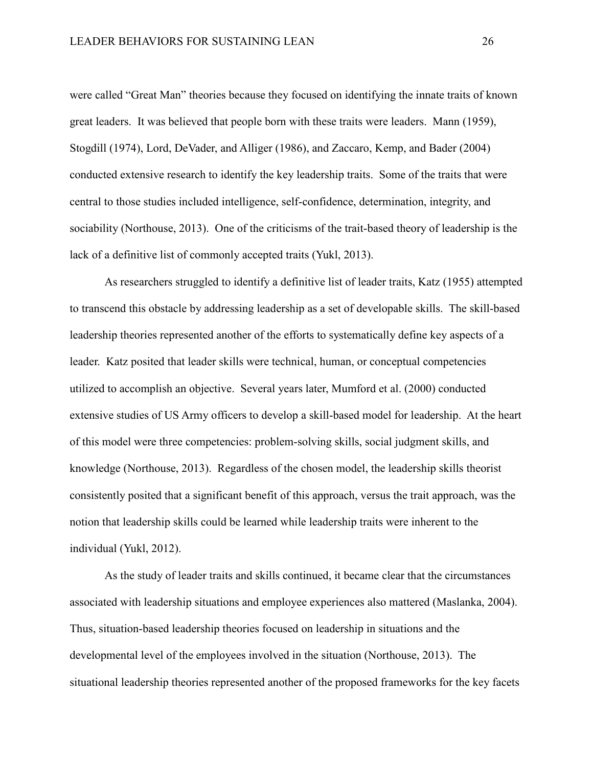were called “Great Man” theories because they focused on identifying the innate traits of known great leaders. It was believed that people born with these traits were leaders. Mann (1959), Stogdill (1974), Lord, DeVader, and Alliger (1986), and Zaccaro, Kemp, and Bader (2004) conducted extensive research to identify the key leadership traits. Some of the traits that were central to those studies included intelligence, self-confidence, determination, integrity, and sociability (Northouse, 2013). One of the criticisms of the trait-based theory of leadership is the lack of a definitive list of commonly accepted traits (Yukl, 2013).

As researchers struggled to identify a definitive list of leader traits, Katz (1955) attempted to transcend this obstacle by addressing leadership as a set of developable skills. The skill-based leadership theories represented another of the efforts to systematically define key aspects of a leader. Katz posited that leader skills were technical, human, or conceptual competencies utilized to accomplish an objective. Several years later, Mumford et al. (2000) conducted extensive studies of US Army officers to develop a skill-based model for leadership. At the heart of this model were three competencies: problem-solving skills, social judgment skills, and knowledge (Northouse, 2013). Regardless of the chosen model, the leadership skills theorist consistently posited that a significant benefit of this approach, versus the trait approach, was the notion that leadership skills could be learned while leadership traits were inherent to the individual (Yukl, 2012).

As the study of leader traits and skills continued, it became clear that the circumstances associated with leadership situations and employee experiences also mattered (Maslanka, 2004). Thus, situation-based leadership theories focused on leadership in situations and the developmental level of the employees involved in the situation (Northouse, 2013). The situational leadership theories represented another of the proposed frameworks for the key facets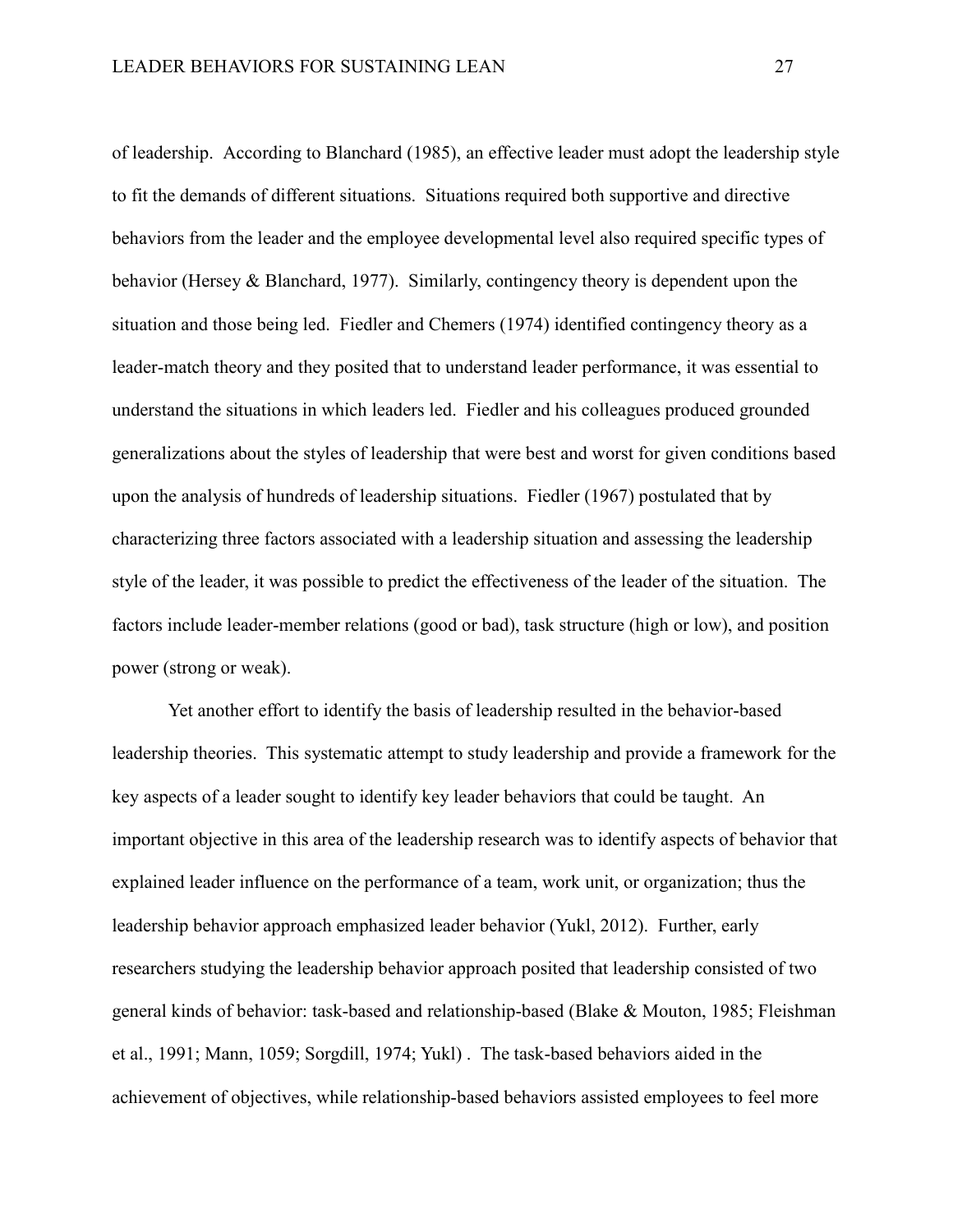of leadership. According to Blanchard (1985), an effective leader must adopt the leadership style to fit the demands of different situations. Situations required both supportive and directive behaviors from the leader and the employee developmental level also required specific types of behavior (Hersey & Blanchard, 1977). Similarly, contingency theory is dependent upon the situation and those being led. Fiedler and Chemers (1974) identified contingency theory as a leader-match theory and they posited that to understand leader performance, it was essential to understand the situations in which leaders led. Fiedler and his colleagues produced grounded generalizations about the styles of leadership that were best and worst for given conditions based upon the analysis of hundreds of leadership situations. Fiedler (1967) postulated that by characterizing three factors associated with a leadership situation and assessing the leadership style of the leader, it was possible to predict the effectiveness of the leader of the situation. The factors include leader-member relations (good or bad), task structure (high or low), and position power (strong or weak).

Yet another effort to identify the basis of leadership resulted in the behavior-based leadership theories. This systematic attempt to study leadership and provide a framework for the key aspects of a leader sought to identify key leader behaviors that could be taught. An important objective in this area of the leadership research was to identify aspects of behavior that explained leader influence on the performance of a team, work unit, or organization; thus the leadership behavior approach emphasized leader behavior (Yukl, 2012). Further, early researchers studying the leadership behavior approach posited that leadership consisted of two general kinds of behavior: task-based and relationship-based (Blake & Mouton, 1985; Fleishman et al., 1991; Mann, 1059; Sorgdill, 1974; Yukl) . The task-based behaviors aided in the achievement of objectives, while relationship-based behaviors assisted employees to feel more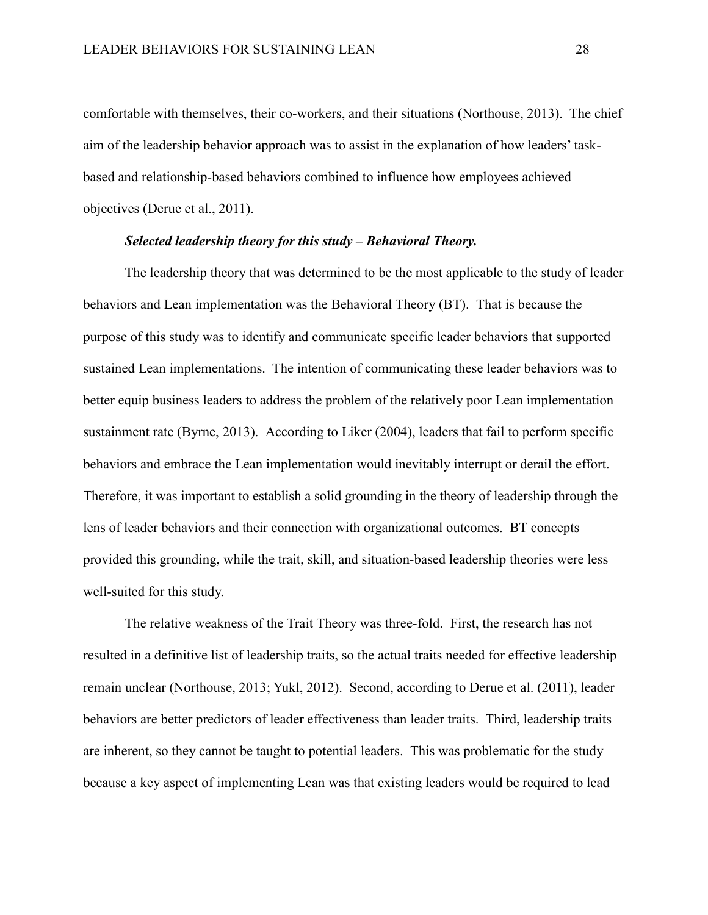comfortable with themselves, their co-workers, and their situations (Northouse, 2013). The chief aim of the leadership behavior approach was to assist in the explanation of how leaders' task-based and relationship-based behaviors combined to influence how employees achieved objectives (Derue et al., 2011).

***Selected leadership theory for this study – Behavioral Theory.***

The leadership theory that was determined to be the most applicable to the study of leader behaviors and Lean implementation was the Behavioral Theory (BT). That is because the purpose of this study was to identify and communicate specific leader behaviors that supported sustained Lean implementations. The intention of communicating these leader behaviors was to better equip business leaders to address the problem of the relatively poor Lean implementation sustainment rate (Byrne, 2013). According to Liker (2004), leaders that fail to perform specific behaviors and embrace the Lean implementation would inevitably interrupt or derail the effort. Therefore, it was important to establish a solid grounding in the theory of leadership through the lens of leader behaviors and their connection with organizational outcomes. BT concepts provided this grounding, while the trait, skill, and situation-based leadership theories were less well-suited for this study.

The relative weakness of the Trait Theory was three-fold. First, the research has not resulted in a definitive list of leadership traits, so the actual traits needed for effective leadership remain unclear (Northouse, 2013; Yukl, 2012). Second, according to Derue et al. (2011), leader behaviors are better predictors of leader effectiveness than leader traits. Third, leadership traits are inherent, so they cannot be taught to potential leaders. This was problematic for the study because a key aspect of implementing Lean was that existing leaders would be required to lead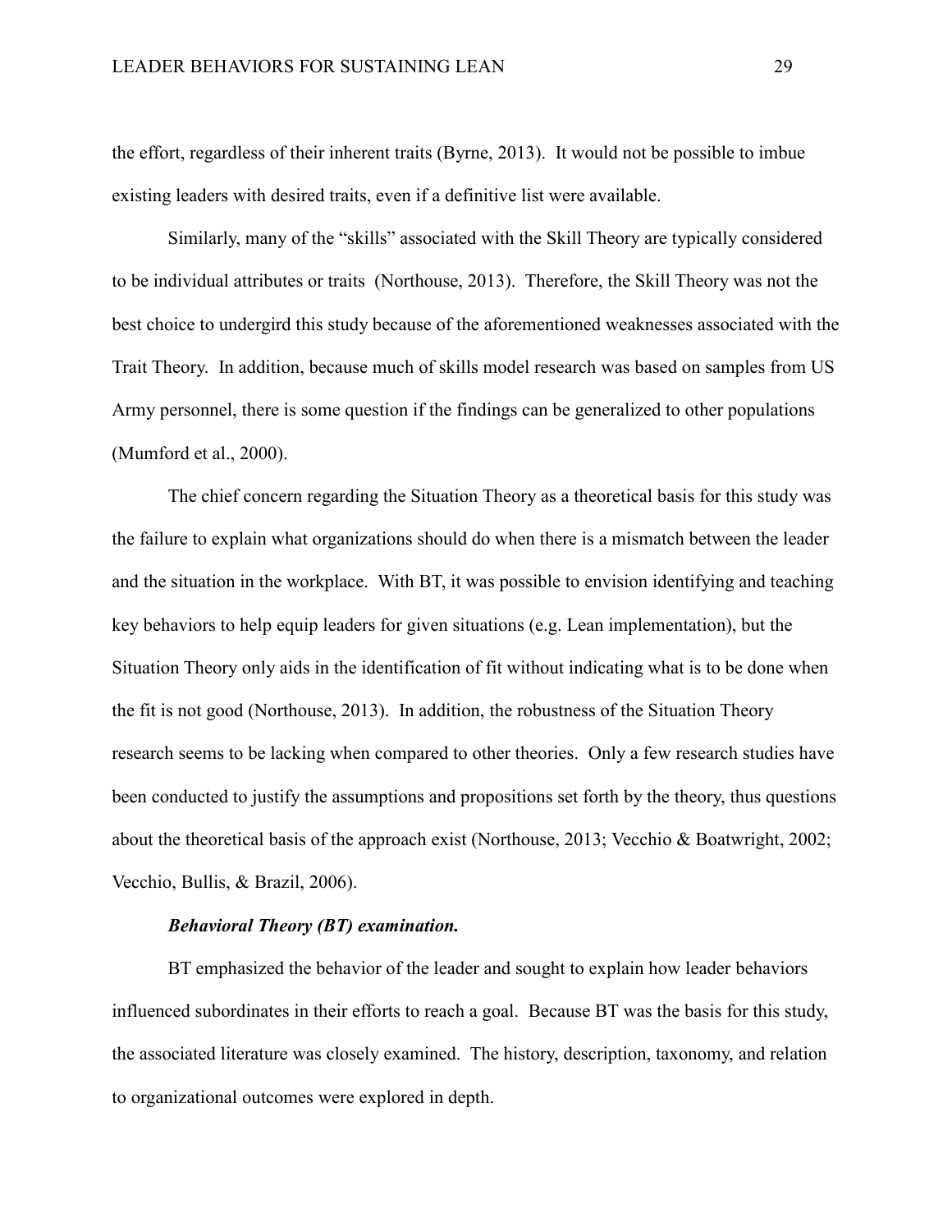the effort, regardless of their inherent traits (Byrne, 2013). It would not be possible to imbue existing leaders with desired traits, even if a definitive list were available.

Similarly, many of the "skills" associated with the Skill Theory are typically considered to be individual attributes or traits (Northouse, 2013). Therefore, the Skill Theory was not the best choice to undergird this study because of the aforementioned weaknesses associated with the Trait Theory. In addition, because much of skills model research was based on samples from US Army personnel, there is some question if the findings can be generalized to other populations (Mumford et al., 2000).

The chief concern regarding the Situation Theory as a theoretical basis for this study was the failure to explain what organizations should do when there is a mismatch between the leader and the situation in the workplace. With BT, it was possible to envision identifying and teaching key behaviors to help equip leaders for given situations (e.g. Lean implementation), but the Situation Theory only aids in the identification of fit without indicating what is to be done when the fit is not good (Northouse, 2013). In addition, the robustness of the Situation Theory research seems to be lacking when compared to other theories. Only a few research studies have been conducted to justify the assumptions and propositions set forth by the theory, thus questions about the theoretical basis of the approach exist (Northouse, 2013; Vecchio & Boatwright, 2002; Vecchio, Bullis, & Brazil, 2006).

***Behavioral Theory (BT) examination.***

BT emphasized the behavior of the leader and sought to explain how leader behaviors influenced subordinates in their efforts to reach a goal. Because BT was the basis for this study, the associated literature was closely examined. The history, description, taxonomy, and relation to organizational outcomes were explored in depth.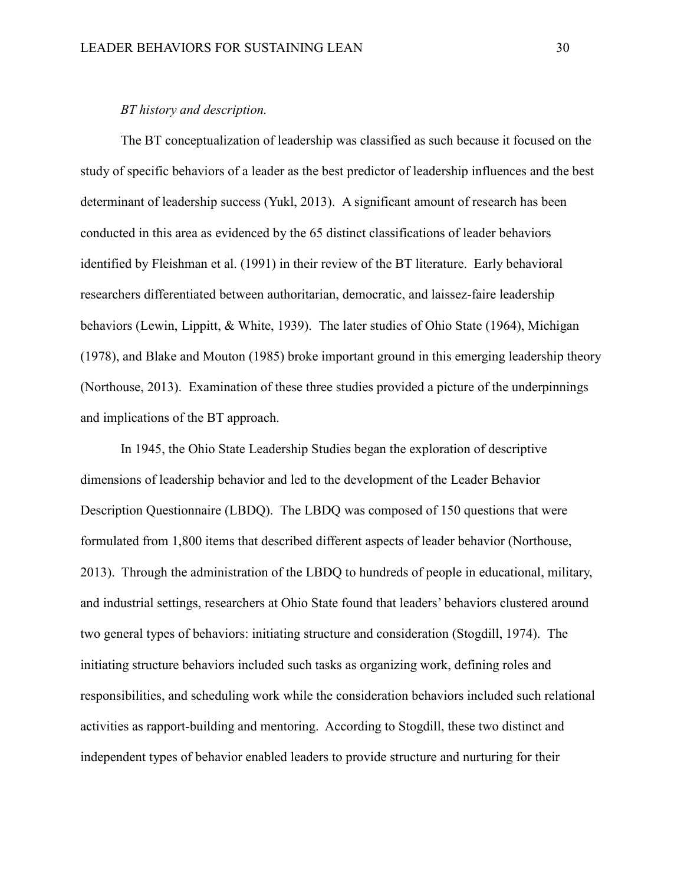*BT history and description.*

The BT conceptualization of leadership was classified as such because it focused on the study of specific behaviors of a leader as the best predictor of leadership influences and the best determinant of leadership success (Yukl, 2013). A significant amount of research has been conducted in this area as evidenced by the 65 distinct classifications of leader behaviors identified by Fleishman et al. (1991) in their review of the BT literature. Early behavioral researchers differentiated between authoritarian, democratic, and laissez-faire leadership behaviors (Lewin, Lippitt, & White, 1939). The later studies of Ohio State (1964), Michigan (1978), and Blake and Mouton (1985) broke important ground in this emerging leadership theory (Northouse, 2013). Examination of these three studies provided a picture of the underpinnings and implications of the BT approach.

In 1945, the Ohio State Leadership Studies began the exploration of descriptive dimensions of leadership behavior and led to the development of the Leader Behavior Description Questionnaire (LBDQ). The LBDQ was composed of 150 questions that were formulated from 1,800 items that described different aspects of leader behavior (Northouse, 2013). Through the administration of the LBDQ to hundreds of people in educational, military, and industrial settings, researchers at Ohio State found that leaders' behaviors clustered around two general types of behaviors: initiating structure and consideration (Stogdill, 1974). The initiating structure behaviors included such tasks as organizing work, defining roles and responsibilities, and scheduling work while the consideration behaviors included such relational activities as rapport-building and mentoring. According to Stogdill, these two distinct and independent types of behavior enabled leaders to provide structure and nurturing for their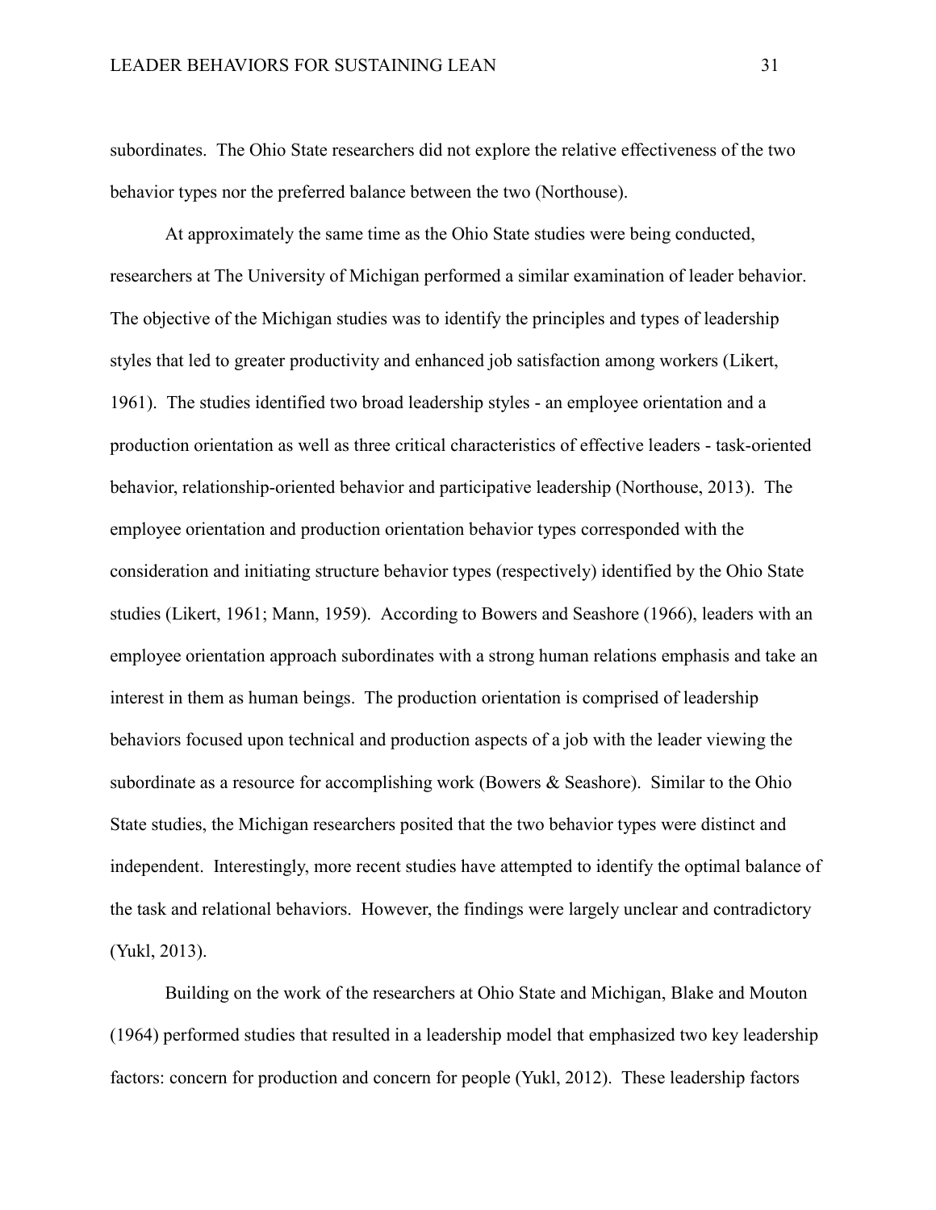subordinates. The Ohio State researchers did not explore the relative effectiveness of the two behavior types nor the preferred balance between the two (Northouse).

At approximately the same time as the Ohio State studies were being conducted, researchers at The University of Michigan performed a similar examination of leader behavior. The objective of the Michigan studies was to identify the principles and types of leadership styles that led to greater productivity and enhanced job satisfaction among workers (Likert, 1961). The studies identified two broad leadership styles - an employee orientation and a production orientation as well as three critical characteristics of effective leaders - task-oriented behavior, relationship-oriented behavior and participative leadership (Northouse, 2013). The employee orientation and production orientation behavior types corresponded with the consideration and initiating structure behavior types (respectively) identified by the Ohio State studies (Likert, 1961; Mann, 1959). According to Bowers and Seashore (1966), leaders with an employee orientation approach subordinates with a strong human relations emphasis and take an interest in them as human beings. The production orientation is comprised of leadership behaviors focused upon technical and production aspects of a job with the leader viewing the subordinate as a resource for accomplishing work (Bowers & Seashore). Similar to the Ohio State studies, the Michigan researchers posited that the two behavior types were distinct and independent. Interestingly, more recent studies have attempted to identify the optimal balance of the task and relational behaviors. However, the findings were largely unclear and contradictory (Yukl, 2013).

Building on the work of the researchers at Ohio State and Michigan, Blake and Mouton (1964) performed studies that resulted in a leadership model that emphasized two key leadership factors: concern for production and concern for people (Yukl, 2012). These leadership factors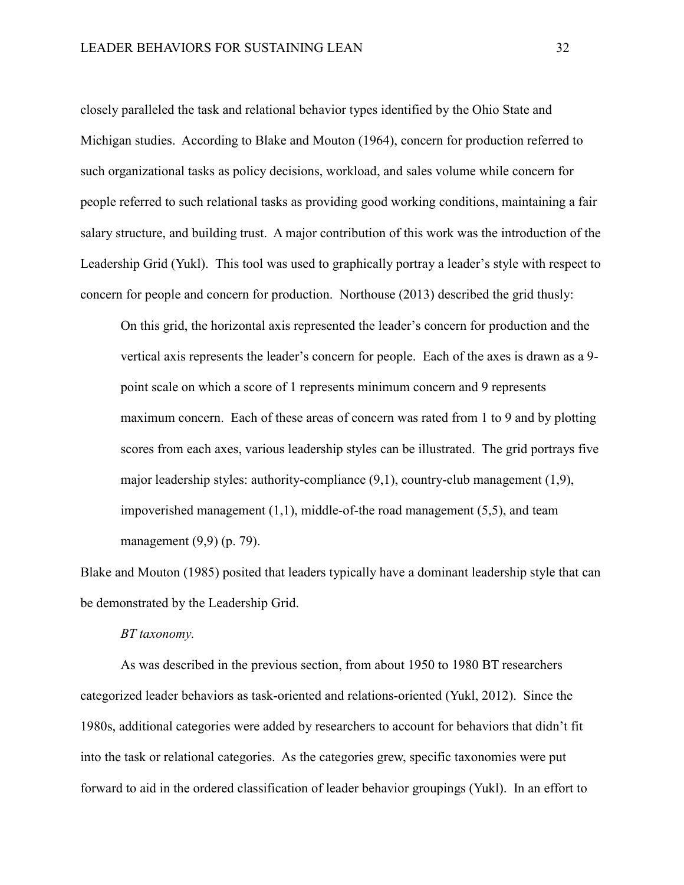closely paralleled the task and relational behavior types identified by the Ohio State and Michigan studies. According to Blake and Mouton (1964), concern for production referred to such organizational tasks as policy decisions, workload, and sales volume while concern for people referred to such relational tasks as providing good working conditions, maintaining a fair salary structure, and building trust. A major contribution of this work was the introduction of the Leadership Grid (Yukl). This tool was used to graphically portray a leader's style with respect to concern for people and concern for production. Northouse (2013) described the grid thusly:

> On this grid, the horizontal axis represented the leader's concern for production and the vertical axis represents the leader's concern for people. Each of the axes is drawn as a 9-point scale on which a score of 1 represents minimum concern and 9 represents maximum concern. Each of these areas of concern was rated from 1 to 9 and by plotting scores from each axes, various leadership styles can be illustrated. The grid portrays five major leadership styles: authority-compliance (9,1), country-club management (1,9), impoverished management (1,1), middle-of-the road management (5,5), and team management (9,9) (p. 79).

Blake and Mouton (1985) posited that leaders typically have a dominant leadership style that can be demonstrated by the Leadership Grid.

*BT taxonomy.*

As was described in the previous section, from about 1950 to 1980 BT researchers categorized leader behaviors as task-oriented and relations-oriented (Yukl, 2012). Since the 1980s, additional categories were added by researchers to account for behaviors that didn't fit into the task or relational categories. As the categories grew, specific taxonomies were put forward to aid in the ordered classification of leader behavior groupings (Yukl). In an effort to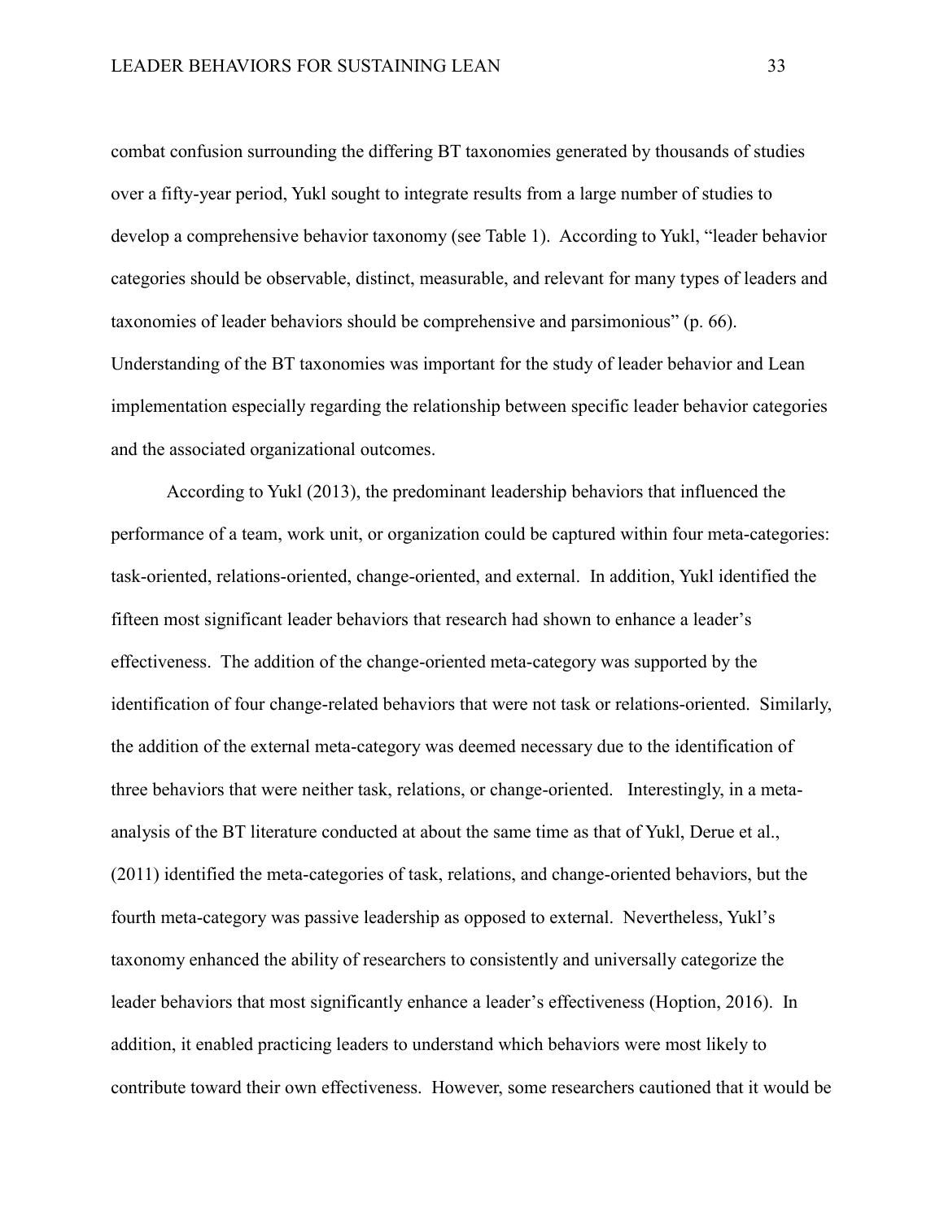combat confusion surrounding the differing BT taxonomies generated by thousands of studies over a fifty-year period, Yukl sought to integrate results from a large number of studies to develop a comprehensive behavior taxonomy (see Table 1). According to Yukl, "leader behavior categories should be observable, distinct, measurable, and relevant for many types of leaders and taxonomies of leader behaviors should be comprehensive and parsimonious" (p. 66). Understanding of the BT taxonomies was important for the study of leader behavior and Lean implementation especially regarding the relationship between specific leader behavior categories and the associated organizational outcomes.

According to Yukl (2013), the predominant leadership behaviors that influenced the performance of a team, work unit, or organization could be captured within four meta-categories: task-oriented, relations-oriented, change-oriented, and external. In addition, Yukl identified the fifteen most significant leader behaviors that research had shown to enhance a leader's effectiveness. The addition of the change-oriented meta-category was supported by the identification of four change-related behaviors that were not task or relations-oriented. Similarly, the addition of the external meta-category was deemed necessary due to the identification of three behaviors that were neither task, relations, or change-oriented. Interestingly, in a meta-analysis of the BT literature conducted at about the same time as that of Yukl, Derue et al., (2011) identified the meta-categories of task, relations, and change-oriented behaviors, but the fourth meta-category was passive leadership as opposed to external. Nevertheless, Yukl's taxonomy enhanced the ability of researchers to consistently and universally categorize the leader behaviors that most significantly enhance a leader's effectiveness (Hoption, 2016). In addition, it enabled practicing leaders to understand which behaviors were most likely to contribute toward their own effectiveness. However, some researchers cautioned that it would be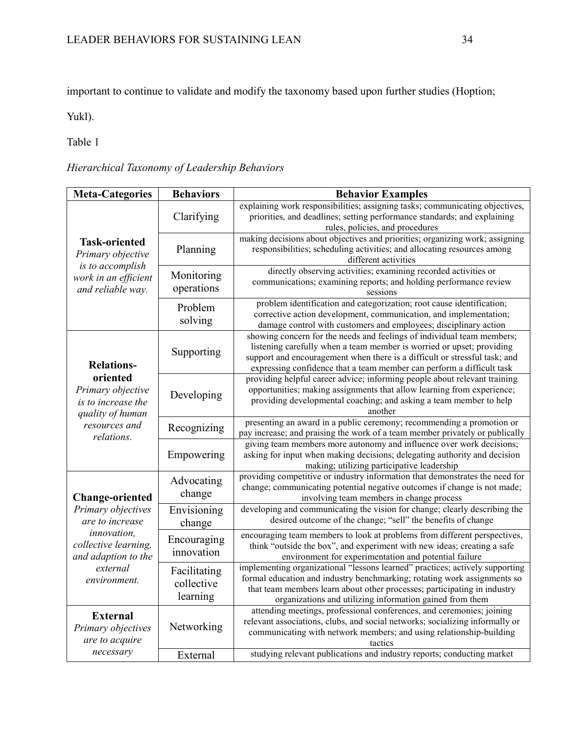important to continue to validate and modify the taxonomy based upon further studies (Hoption; Yukl).

Table 1

*Hierarchical Taxonomy of Leadership Behaviors*

| Meta-Categories | Behaviors | Behavior Examples |
|---|---|---|
| **Task-oriented** *Primary objective is to accomplish work in an efficient and reliable way.* | Clarifying | explaining work responsibilities; assigning tasks; communicating objectives, priorities, and deadlines; setting performance standards; and explaining rules, policies, and procedures |
| | Planning | making decisions about objectives and priorities; organizing work; assigning responsibilities; scheduling activities; and allocating resources among different activities |
| | Monitoring operations | directly observing activities; examining recorded activities or communications; examining reports; and holding performance review sessions |
| | Problem solving | problem identification and categorization; root cause identification; corrective action development, communication, and implementation; damage control with customers and employees; disciplinary action |
| **Relations-oriented** *Primary objective is to increase the quality of human resources and relations.* | Supporting | showing concern for the needs and feelings of individual team members; listening carefully when a team member is worried or upset; providing support and encouragement when there is a difficult or stressful task; and expressing confidence that a team member can perform a difficult task |
| | Developing | providing helpful career advice; informing people about relevant training opportunities; making assignments that allow learning from experience; providing developmental coaching; and asking a team member to help another |
| | Recognizing | presenting an award in a public ceremony; recommending a promotion or pay increase; and praising the work of a team member privately or publically |
| | Empowering | giving team members more autonomy and influence over work decisions; asking for input when making decisions; delegating authority and decision making; utilizing participative leadership |
| **Change-oriented** *Primary objectives are to increase innovation, collective learning, and adaption to the external environment.* | Advocating change | providing competitive or industry information that demonstrates the need for change; communicating potential negative outcomes if change is not made; involving team members in change process |
| | Envisioning change | developing and communicating the vision for change; clearly describing the desired outcome of the change; "sell" the benefits of change |
| | Encouraging innovation | encouraging team members to look at problems from different perspectives, think "outside the box", and experiment with new ideas; creating a safe environment for experimentation and potential failure |
| | Facilitating collective learning | implementing organizational "lessons learned" practices; actively supporting formal education and industry benchmarking; rotating work assignments so that team members learn about other processes; participating in industry organizations and utilizing information gained from them |
| **External** *Primary objectives are to acquire necessary* | Networking | attending meetings, professional conferences, and ceremonies; joining relevant associations, clubs, and social networks; socializing informally or communicating with network members; and using relationship-building tactics |
| | External | studying relevant publications and industry reports; conducting market |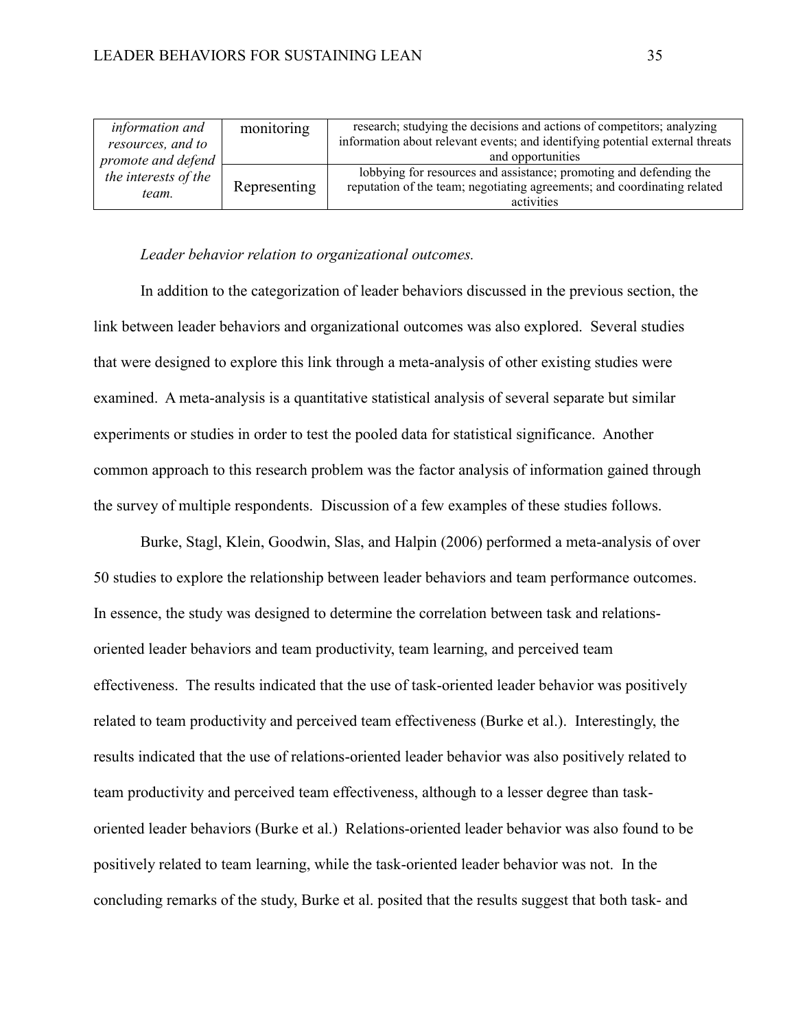| | | |
|---|---|---|
| *information and resources, and to promote and defend the interests of the team.* | monitoring | research; studying the decisions and actions of competitors; analyzing information about relevant events; and identifying potential external threats and opportunities |
| | Representing | lobbying for resources and assistance; promoting and defending the reputation of the team; negotiating agreements; and coordinating related activities |

*Leader behavior relation to organizational outcomes.*

In addition to the categorization of leader behaviors discussed in the previous section, the link between leader behaviors and organizational outcomes was also explored. Several studies that were designed to explore this link through a meta-analysis of other existing studies were examined. A meta-analysis is a quantitative statistical analysis of several separate but similar experiments or studies in order to test the pooled data for statistical significance. Another common approach to this research problem was the factor analysis of information gained through the survey of multiple respondents. Discussion of a few examples of these studies follows.

Burke, Stagl, Klein, Goodwin, Slas, and Halpin (2006) performed a meta-analysis of over 50 studies to explore the relationship between leader behaviors and team performance outcomes. In essence, the study was designed to determine the correlation between task and relations-oriented leader behaviors and team productivity, team learning, and perceived team effectiveness. The results indicated that the use of task-oriented leader behavior was positively related to team productivity and perceived team effectiveness (Burke et al.). Interestingly, the results indicated that the use of relations-oriented leader behavior was also positively related to team productivity and perceived team effectiveness, although to a lesser degree than task-oriented leader behaviors (Burke et al.) Relations-oriented leader behavior was also found to be positively related to team learning, while the task-oriented leader behavior was not. In the concluding remarks of the study, Burke et al. posited that the results suggest that both task- and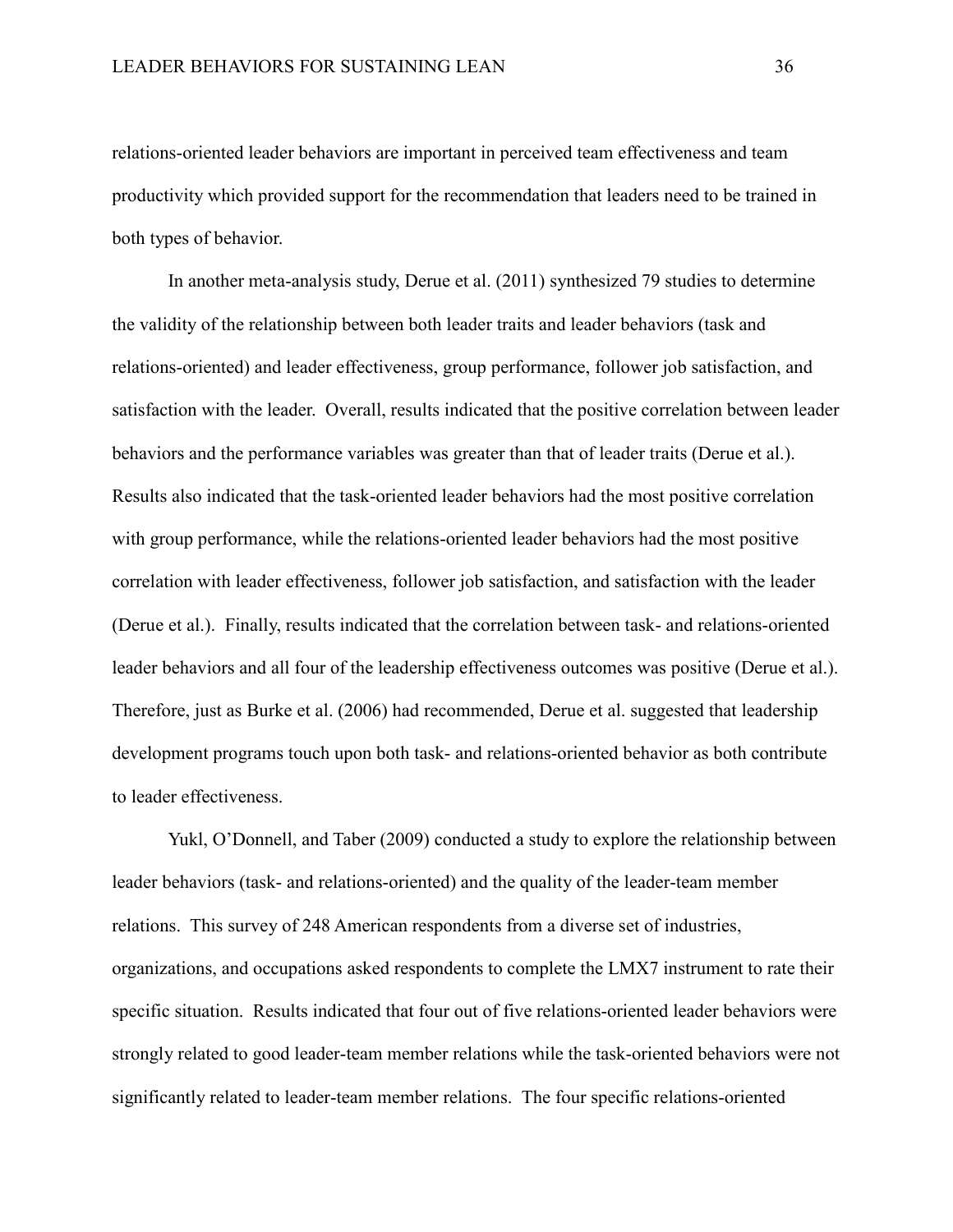relations-oriented leader behaviors are important in perceived team effectiveness and team productivity which provided support for the recommendation that leaders need to be trained in both types of behavior.

In another meta-analysis study, Derue et al. (2011) synthesized 79 studies to determine the validity of the relationship between both leader traits and leader behaviors (task and relations-oriented) and leader effectiveness, group performance, follower job satisfaction, and satisfaction with the leader. Overall, results indicated that the positive correlation between leader behaviors and the performance variables was greater than that of leader traits (Derue et al.). Results also indicated that the task-oriented leader behaviors had the most positive correlation with group performance, while the relations-oriented leader behaviors had the most positive correlation with leader effectiveness, follower job satisfaction, and satisfaction with the leader (Derue et al.). Finally, results indicated that the correlation between task- and relations-oriented leader behaviors and all four of the leadership effectiveness outcomes was positive (Derue et al.). Therefore, just as Burke et al. (2006) had recommended, Derue et al. suggested that leadership development programs touch upon both task- and relations-oriented behavior as both contribute to leader effectiveness.

Yukl, O'Donnell, and Taber (2009) conducted a study to explore the relationship between leader behaviors (task- and relations-oriented) and the quality of the leader-team member relations. This survey of 248 American respondents from a diverse set of industries, organizations, and occupations asked respondents to complete the LMX7 instrument to rate their specific situation. Results indicated that four out of five relations-oriented leader behaviors were strongly related to good leader-team member relations while the task-oriented behaviors were not significantly related to leader-team member relations. The four specific relations-oriented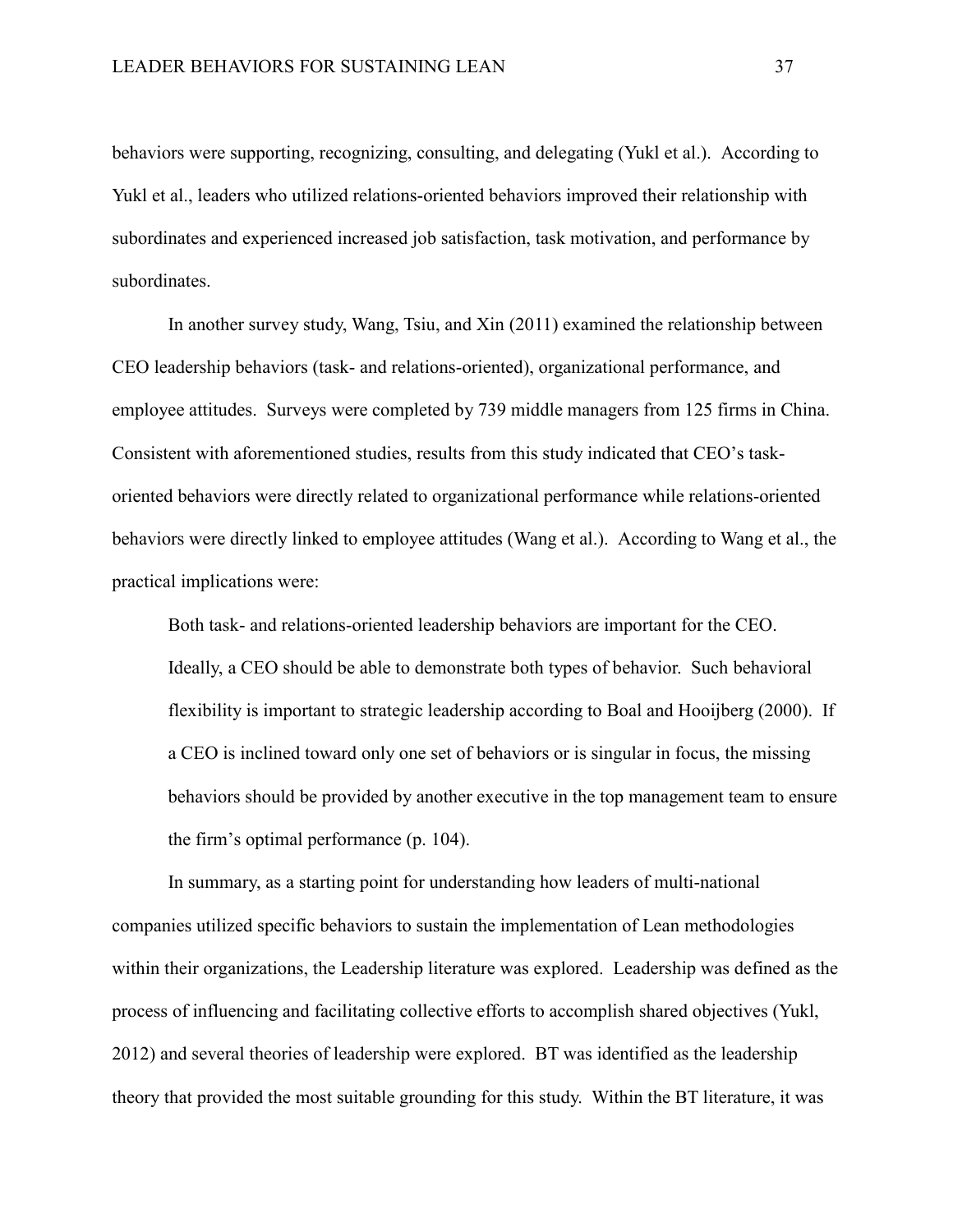behaviors were supporting, recognizing, consulting, and delegating (Yukl et al.). According to Yukl et al., leaders who utilized relations-oriented behaviors improved their relationship with subordinates and experienced increased job satisfaction, task motivation, and performance by subordinates.

In another survey study, Wang, Tsiu, and Xin (2011) examined the relationship between CEO leadership behaviors (task- and relations-oriented), organizational performance, and employee attitudes. Surveys were completed by 739 middle managers from 125 firms in China. Consistent with aforementioned studies, results from this study indicated that CEO's task-oriented behaviors were directly related to organizational performance while relations-oriented behaviors were directly linked to employee attitudes (Wang et al.). According to Wang et al., the practical implications were:

> Both task- and relations-oriented leadership behaviors are important for the CEO. Ideally, a CEO should be able to demonstrate both types of behavior. Such behavioral flexibility is important to strategic leadership according to Boal and Hooijberg (2000). If a CEO is inclined toward only one set of behaviors or is singular in focus, the missing behaviors should be provided by another executive in the top management team to ensure the firm's optimal performance (p. 104).

In summary, as a starting point for understanding how leaders of multi-national companies utilized specific behaviors to sustain the implementation of Lean methodologies within their organizations, the Leadership literature was explored. Leadership was defined as the process of influencing and facilitating collective efforts to accomplish shared objectives (Yukl, 2012) and several theories of leadership were explored. BT was identified as the leadership theory that provided the most suitable grounding for this study. Within the BT literature, it was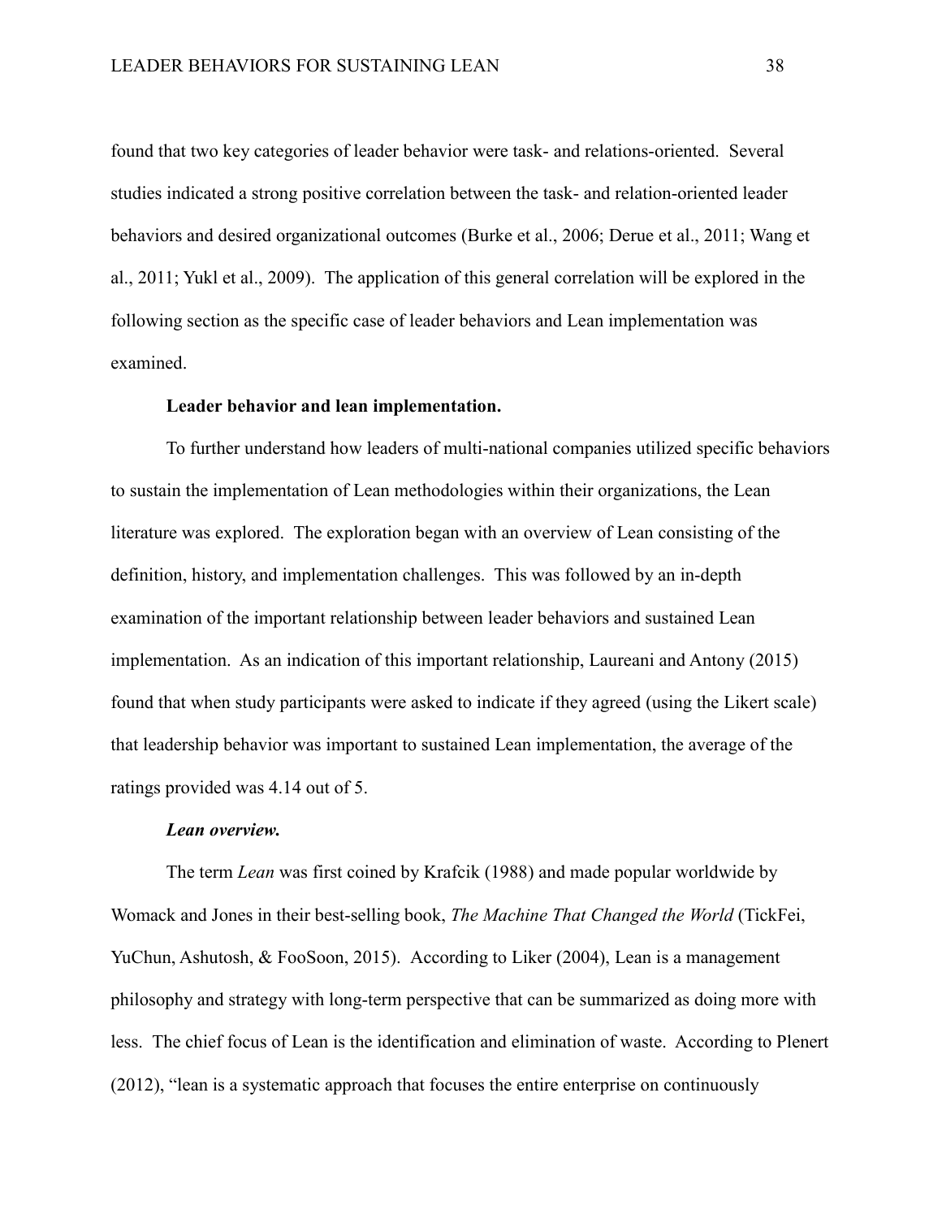found that two key categories of leader behavior were task- and relations-oriented. Several studies indicated a strong positive correlation between the task- and relation-oriented leader behaviors and desired organizational outcomes (Burke et al., 2006; Derue et al., 2011; Wang et al., 2011; Yukl et al., 2009). The application of this general correlation will be explored in the following section as the specific case of leader behaviors and Lean implementation was examined.

**Leader behavior and lean implementation.**

To further understand how leaders of multi-national companies utilized specific behaviors to sustain the implementation of Lean methodologies within their organizations, the Lean literature was explored. The exploration began with an overview of Lean consisting of the definition, history, and implementation challenges. This was followed by an in-depth examination of the important relationship between leader behaviors and sustained Lean implementation. As an indication of this important relationship, Laureani and Antony (2015) found that when study participants were asked to indicate if they agreed (using the Likert scale) that leadership behavior was important to sustained Lean implementation, the average of the ratings provided was 4.14 out of 5.

***Lean overview.***

The term *Lean* was first coined by Krafcik (1988) and made popular worldwide by Womack and Jones in their best-selling book, *The Machine That Changed the World* (TickFei, YuChun, Ashutosh, & FooSoon, 2015). According to Liker (2004), Lean is a management philosophy and strategy with long-term perspective that can be summarized as doing more with less. The chief focus of Lean is the identification and elimination of waste. According to Plenert (2012), "lean is a systematic approach that focuses the entire enterprise on continuously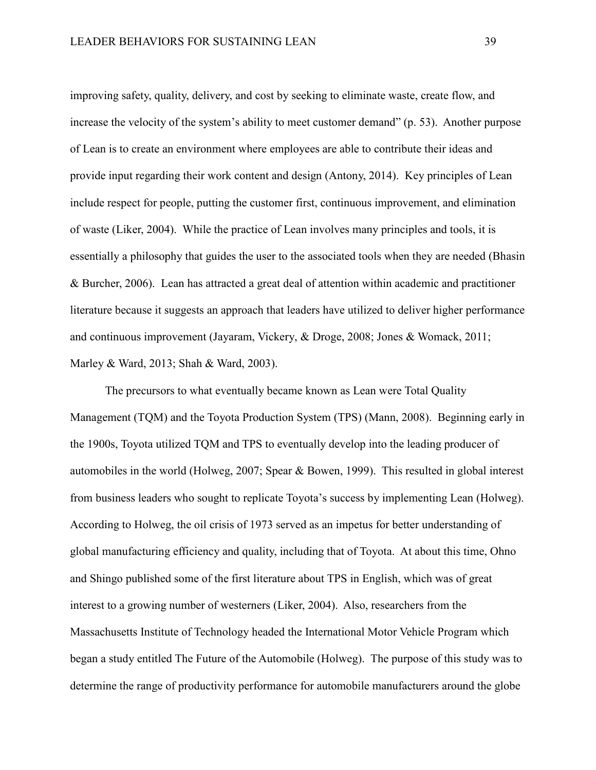improving safety, quality, delivery, and cost by seeking to eliminate waste, create flow, and increase the velocity of the system's ability to meet customer demand" (p. 53). Another purpose of Lean is to create an environment where employees are able to contribute their ideas and provide input regarding their work content and design (Antony, 2014). Key principles of Lean include respect for people, putting the customer first, continuous improvement, and elimination of waste (Liker, 2004). While the practice of Lean involves many principles and tools, it is essentially a philosophy that guides the user to the associated tools when they are needed (Bhasin & Burcher, 2006). Lean has attracted a great deal of attention within academic and practitioner literature because it suggests an approach that leaders have utilized to deliver higher performance and continuous improvement (Jayaram, Vickery, & Droge, 2008; Jones & Womack, 2011; Marley & Ward, 2013; Shah & Ward, 2003).

The precursors to what eventually became known as Lean were Total Quality Management (TQM) and the Toyota Production System (TPS) (Mann, 2008). Beginning early in the 1900s, Toyota utilized TQM and TPS to eventually develop into the leading producer of automobiles in the world (Holweg, 2007; Spear & Bowen, 1999). This resulted in global interest from business leaders who sought to replicate Toyota's success by implementing Lean (Holweg). According to Holweg, the oil crisis of 1973 served as an impetus for better understanding of global manufacturing efficiency and quality, including that of Toyota. At about this time, Ohno and Shingo published some of the first literature about TPS in English, which was of great interest to a growing number of westerners (Liker, 2004). Also, researchers from the Massachusetts Institute of Technology headed the International Motor Vehicle Program which began a study entitled The Future of the Automobile (Holweg). The purpose of this study was to determine the range of productivity performance for automobile manufacturers around the globe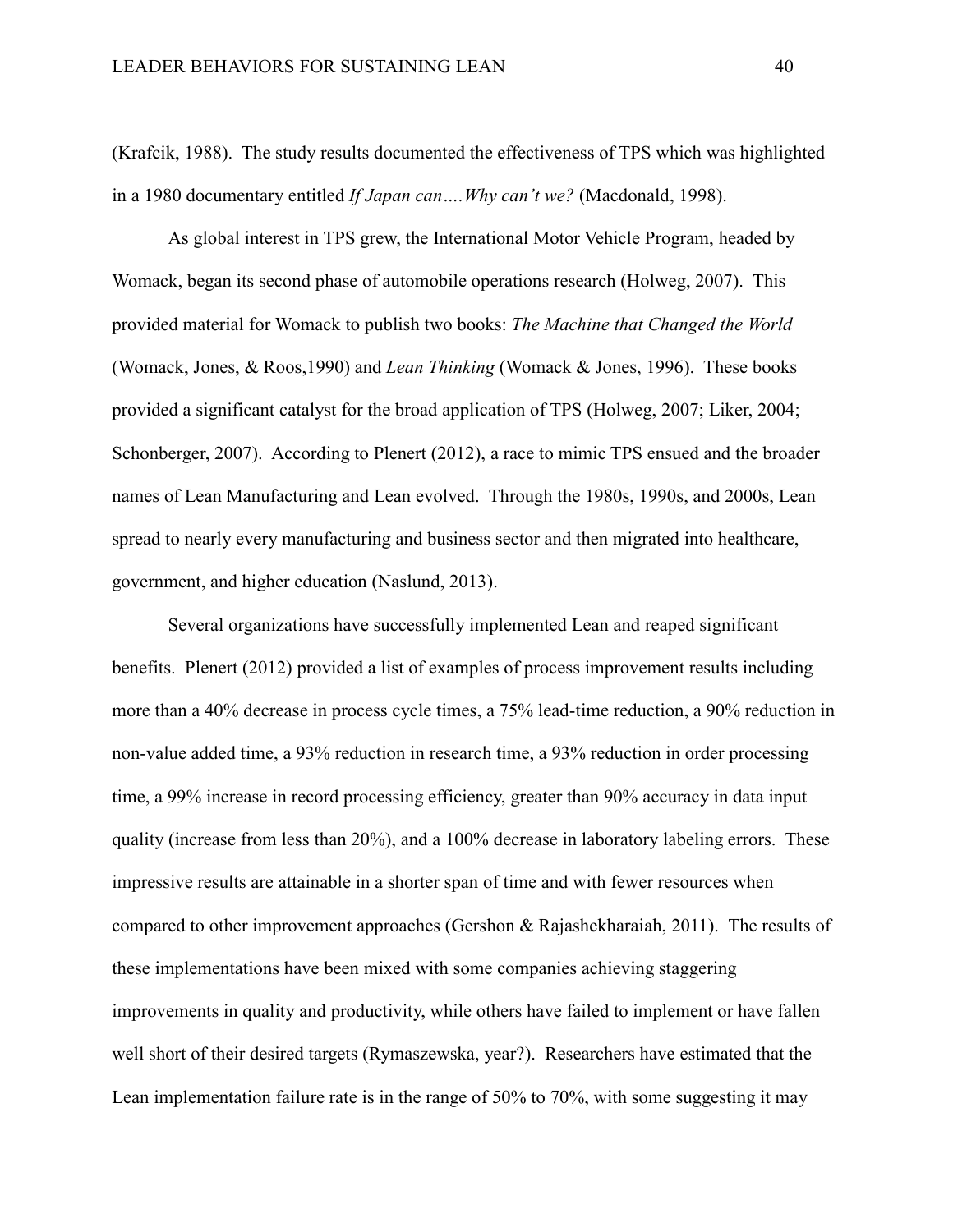(Krafcik, 1988). The study results documented the effectiveness of TPS which was highlighted in a 1980 documentary entitled *If Japan can….Why can't we?* (Macdonald, 1998).

As global interest in TPS grew, the International Motor Vehicle Program, headed by Womack, began its second phase of automobile operations research (Holweg, 2007). This provided material for Womack to publish two books: *The Machine that Changed the World* (Womack, Jones, & Roos,1990) and *Lean Thinking* (Womack & Jones, 1996). These books provided a significant catalyst for the broad application of TPS (Holweg, 2007; Liker, 2004; Schonberger, 2007). According to Plenert (2012), a race to mimic TPS ensued and the broader names of Lean Manufacturing and Lean evolved. Through the 1980s, 1990s, and 2000s, Lean spread to nearly every manufacturing and business sector and then migrated into healthcare, government, and higher education (Naslund, 2013).

Several organizations have successfully implemented Lean and reaped significant benefits. Plenert (2012) provided a list of examples of process improvement results including more than a 40% decrease in process cycle times, a 75% lead-time reduction, a 90% reduction in non-value added time, a 93% reduction in research time, a 93% reduction in order processing time, a 99% increase in record processing efficiency, greater than 90% accuracy in data input quality (increase from less than 20%), and a 100% decrease in laboratory labeling errors. These impressive results are attainable in a shorter span of time and with fewer resources when compared to other improvement approaches (Gershon & Rajashekharaiah, 2011). The results of these implementations have been mixed with some companies achieving staggering improvements in quality and productivity, while others have failed to implement or have fallen well short of their desired targets (Rymaszewska, year?). Researchers have estimated that the Lean implementation failure rate is in the range of 50% to 70%, with some suggesting it may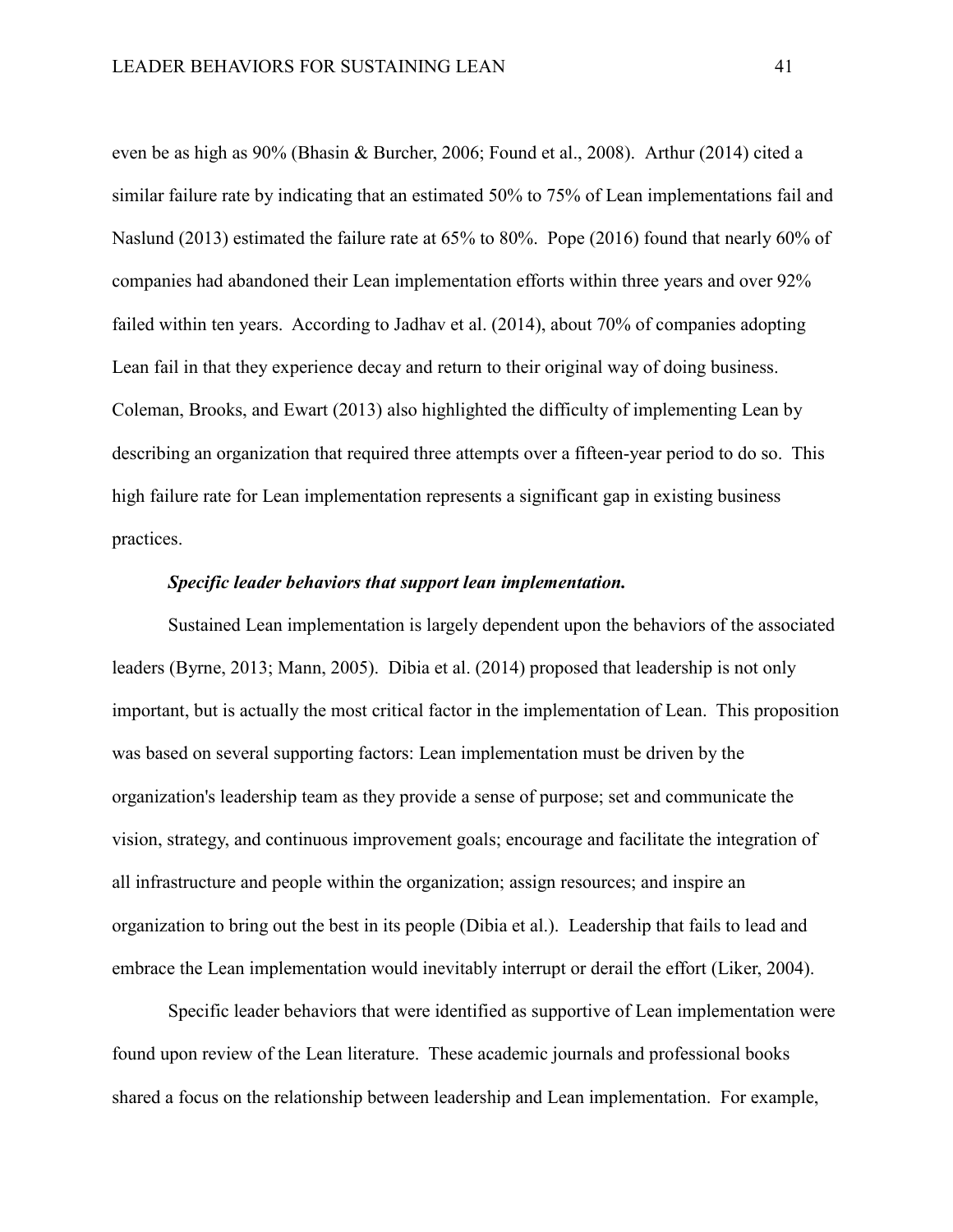even be as high as 90% (Bhasin & Burcher, 2006; Found et al., 2008). Arthur (2014) cited a similar failure rate by indicating that an estimated 50% to 75% of Lean implementations fail and Naslund (2013) estimated the failure rate at 65% to 80%. Pope (2016) found that nearly 60% of companies had abandoned their Lean implementation efforts within three years and over 92% failed within ten years. According to Jadhav et al. (2014), about 70% of companies adopting Lean fail in that they experience decay and return to their original way of doing business. Coleman, Brooks, and Ewart (2013) also highlighted the difficulty of implementing Lean by describing an organization that required three attempts over a fifteen-year period to do so. This high failure rate for Lean implementation represents a significant gap in existing business practices.

***Specific leader behaviors that support lean implementation.***

Sustained Lean implementation is largely dependent upon the behaviors of the associated leaders (Byrne, 2013; Mann, 2005). Dibia et al. (2014) proposed that leadership is not only important, but is actually the most critical factor in the implementation of Lean. This proposition was based on several supporting factors: Lean implementation must be driven by the organization's leadership team as they provide a sense of purpose; set and communicate the vision, strategy, and continuous improvement goals; encourage and facilitate the integration of all infrastructure and people within the organization; assign resources; and inspire an organization to bring out the best in its people (Dibia et al.). Leadership that fails to lead and embrace the Lean implementation would inevitably interrupt or derail the effort (Liker, 2004).

Specific leader behaviors that were identified as supportive of Lean implementation were found upon review of the Lean literature. These academic journals and professional books shared a focus on the relationship between leadership and Lean implementation. For example,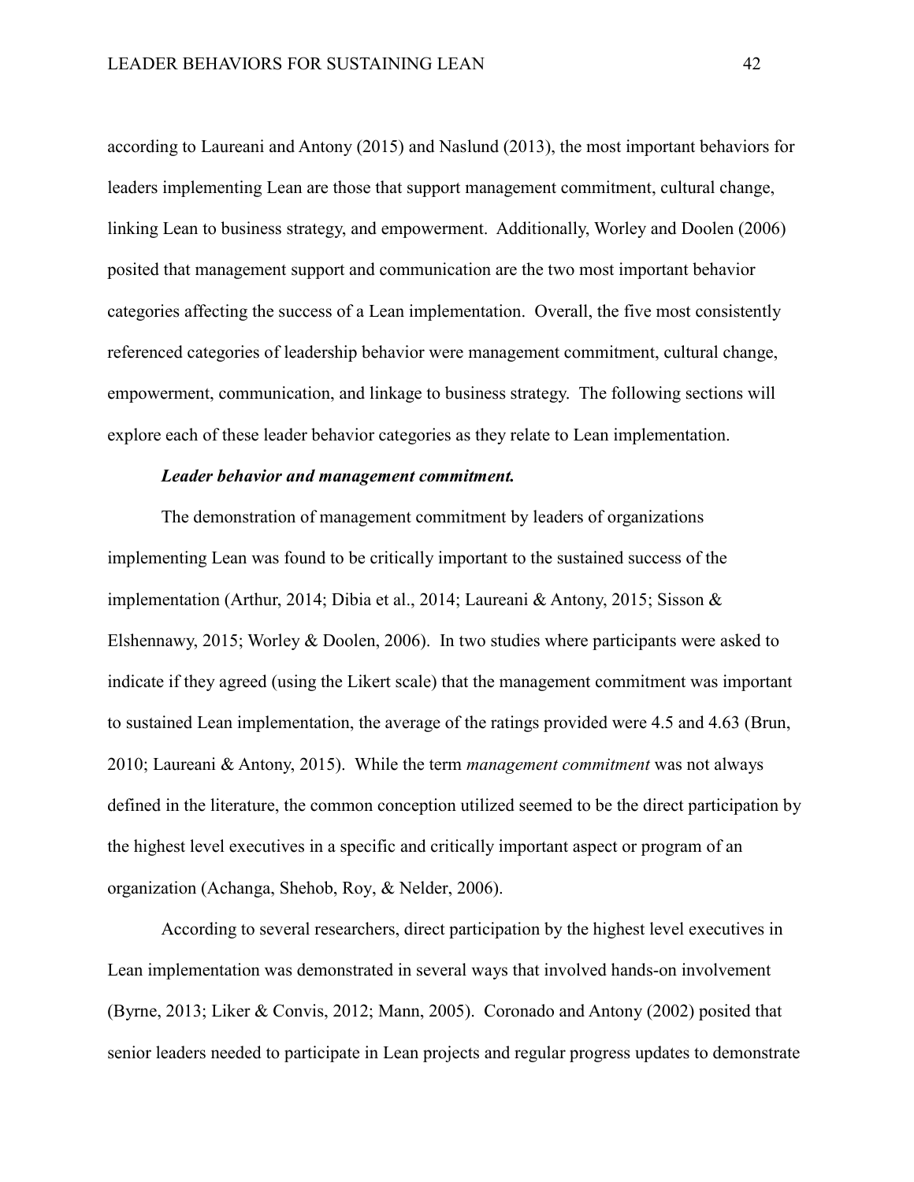according to Laureani and Antony (2015) and Naslund (2013), the most important behaviors for leaders implementing Lean are those that support management commitment, cultural change, linking Lean to business strategy, and empowerment. Additionally, Worley and Doolen (2006) posited that management support and communication are the two most important behavior categories affecting the success of a Lean implementation. Overall, the five most consistently referenced categories of leadership behavior were management commitment, cultural change, empowerment, communication, and linkage to business strategy. The following sections will explore each of these leader behavior categories as they relate to Lean implementation.

***Leader behavior and management commitment.***

The demonstration of management commitment by leaders of organizations implementing Lean was found to be critically important to the sustained success of the implementation (Arthur, 2014; Dibia et al., 2014; Laureani & Antony, 2015; Sisson & Elshennawy, 2015; Worley & Doolen, 2006). In two studies where participants were asked to indicate if they agreed (using the Likert scale) that the management commitment was important to sustained Lean implementation, the average of the ratings provided were 4.5 and 4.63 (Brun, 2010; Laureani & Antony, 2015). While the term *management commitment* was not always defined in the literature, the common conception utilized seemed to be the direct participation by the highest level executives in a specific and critically important aspect or program of an organization (Achanga, Shehob, Roy, & Nelder, 2006).

According to several researchers, direct participation by the highest level executives in Lean implementation was demonstrated in several ways that involved hands-on involvement (Byrne, 2013; Liker & Convis, 2012; Mann, 2005). Coronado and Antony (2002) posited that senior leaders needed to participate in Lean projects and regular progress updates to demonstrate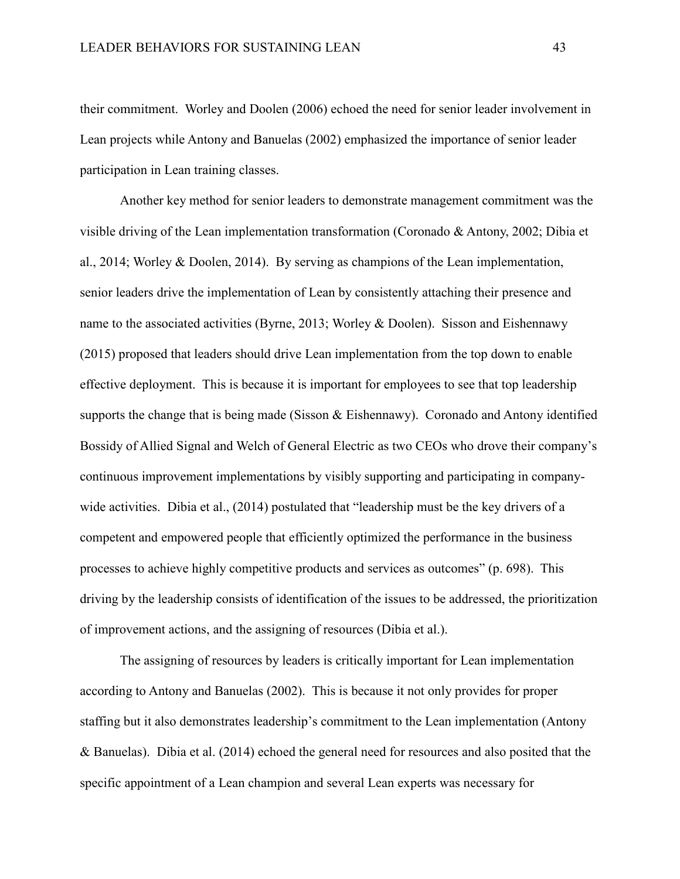their commitment. Worley and Doolen (2006) echoed the need for senior leader involvement in Lean projects while Antony and Banuelas (2002) emphasized the importance of senior leader participation in Lean training classes.

Another key method for senior leaders to demonstrate management commitment was the visible driving of the Lean implementation transformation (Coronado & Antony, 2002; Dibia et al., 2014; Worley & Doolen, 2014). By serving as champions of the Lean implementation, senior leaders drive the implementation of Lean by consistently attaching their presence and name to the associated activities (Byrne, 2013; Worley & Doolen). Sisson and Eishennawy (2015) proposed that leaders should drive Lean implementation from the top down to enable effective deployment. This is because it is important for employees to see that top leadership supports the change that is being made (Sisson & Eishennawy). Coronado and Antony identified Bossidy of Allied Signal and Welch of General Electric as two CEOs who drove their company's continuous improvement implementations by visibly supporting and participating in company-wide activities. Dibia et al., (2014) postulated that "leadership must be the key drivers of a competent and empowered people that efficiently optimized the performance in the business processes to achieve highly competitive products and services as outcomes" (p. 698). This driving by the leadership consists of identification of the issues to be addressed, the prioritization of improvement actions, and the assigning of resources (Dibia et al.).

The assigning of resources by leaders is critically important for Lean implementation according to Antony and Banuelas (2002). This is because it not only provides for proper staffing but it also demonstrates leadership's commitment to the Lean implementation (Antony & Banuelas). Dibia et al. (2014) echoed the general need for resources and also posited that the specific appointment of a Lean champion and several Lean experts was necessary for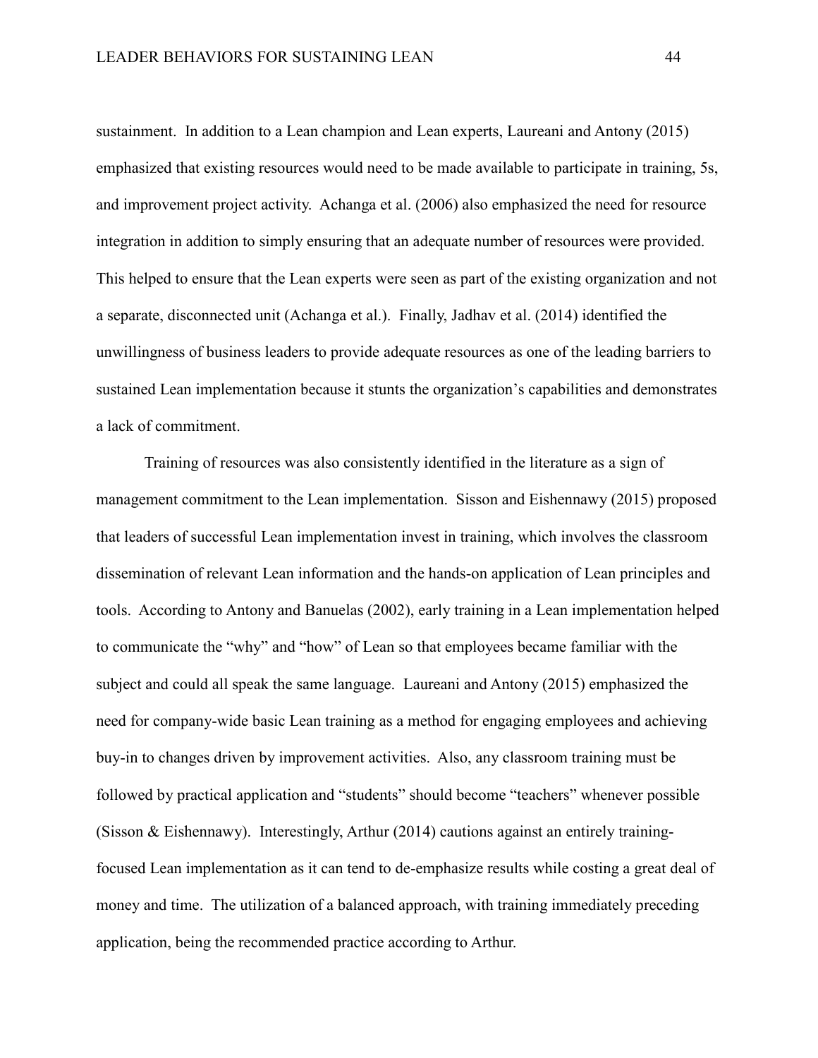sustainment. In addition to a Lean champion and Lean experts, Laureani and Antony (2015) emphasized that existing resources would need to be made available to participate in training, 5s, and improvement project activity. Achanga et al. (2006) also emphasized the need for resource integration in addition to simply ensuring that an adequate number of resources were provided. This helped to ensure that the Lean experts were seen as part of the existing organization and not a separate, disconnected unit (Achanga et al.). Finally, Jadhav et al. (2014) identified the unwillingness of business leaders to provide adequate resources as one of the leading barriers to sustained Lean implementation because it stunts the organization's capabilities and demonstrates a lack of commitment.

Training of resources was also consistently identified in the literature as a sign of management commitment to the Lean implementation. Sisson and Eishennawy (2015) proposed that leaders of successful Lean implementation invest in training, which involves the classroom dissemination of relevant Lean information and the hands-on application of Lean principles and tools. According to Antony and Banuelas (2002), early training in a Lean implementation helped to communicate the "why" and "how" of Lean so that employees became familiar with the subject and could all speak the same language. Laureani and Antony (2015) emphasized the need for company-wide basic Lean training as a method for engaging employees and achieving buy-in to changes driven by improvement activities. Also, any classroom training must be followed by practical application and "students" should become "teachers" whenever possible (Sisson & Eishennawy). Interestingly, Arthur (2014) cautions against an entirely training-focused Lean implementation as it can tend to de-emphasize results while costing a great deal of money and time. The utilization of a balanced approach, with training immediately preceding application, being the recommended practice according to Arthur.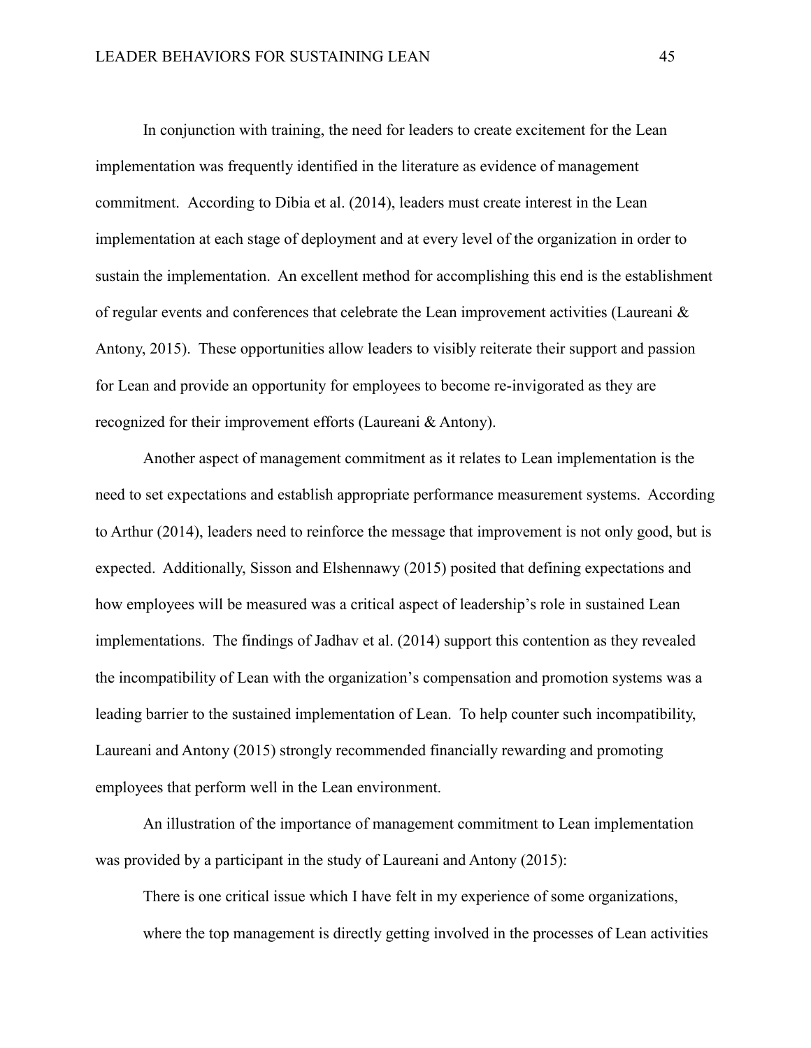In conjunction with training, the need for leaders to create excitement for the Lean implementation was frequently identified in the literature as evidence of management commitment. According to Dibia et al. (2014), leaders must create interest in the Lean implementation at each stage of deployment and at every level of the organization in order to sustain the implementation. An excellent method for accomplishing this end is the establishment of regular events and conferences that celebrate the Lean improvement activities (Laureani & Antony, 2015). These opportunities allow leaders to visibly reiterate their support and passion for Lean and provide an opportunity for employees to become re-invigorated as they are recognized for their improvement efforts (Laureani & Antony).

Another aspect of management commitment as it relates to Lean implementation is the need to set expectations and establish appropriate performance measurement systems. According to Arthur (2014), leaders need to reinforce the message that improvement is not only good, but is expected. Additionally, Sisson and Elshennawy (2015) posited that defining expectations and how employees will be measured was a critical aspect of leadership's role in sustained Lean implementations. The findings of Jadhav et al. (2014) support this contention as they revealed the incompatibility of Lean with the organization's compensation and promotion systems was a leading barrier to the sustained implementation of Lean. To help counter such incompatibility, Laureani and Antony (2015) strongly recommended financially rewarding and promoting employees that perform well in the Lean environment.

An illustration of the importance of management commitment to Lean implementation was provided by a participant in the study of Laureani and Antony (2015):

> There is one critical issue which I have felt in my experience of some organizations, where the top management is directly getting involved in the processes of Lean activities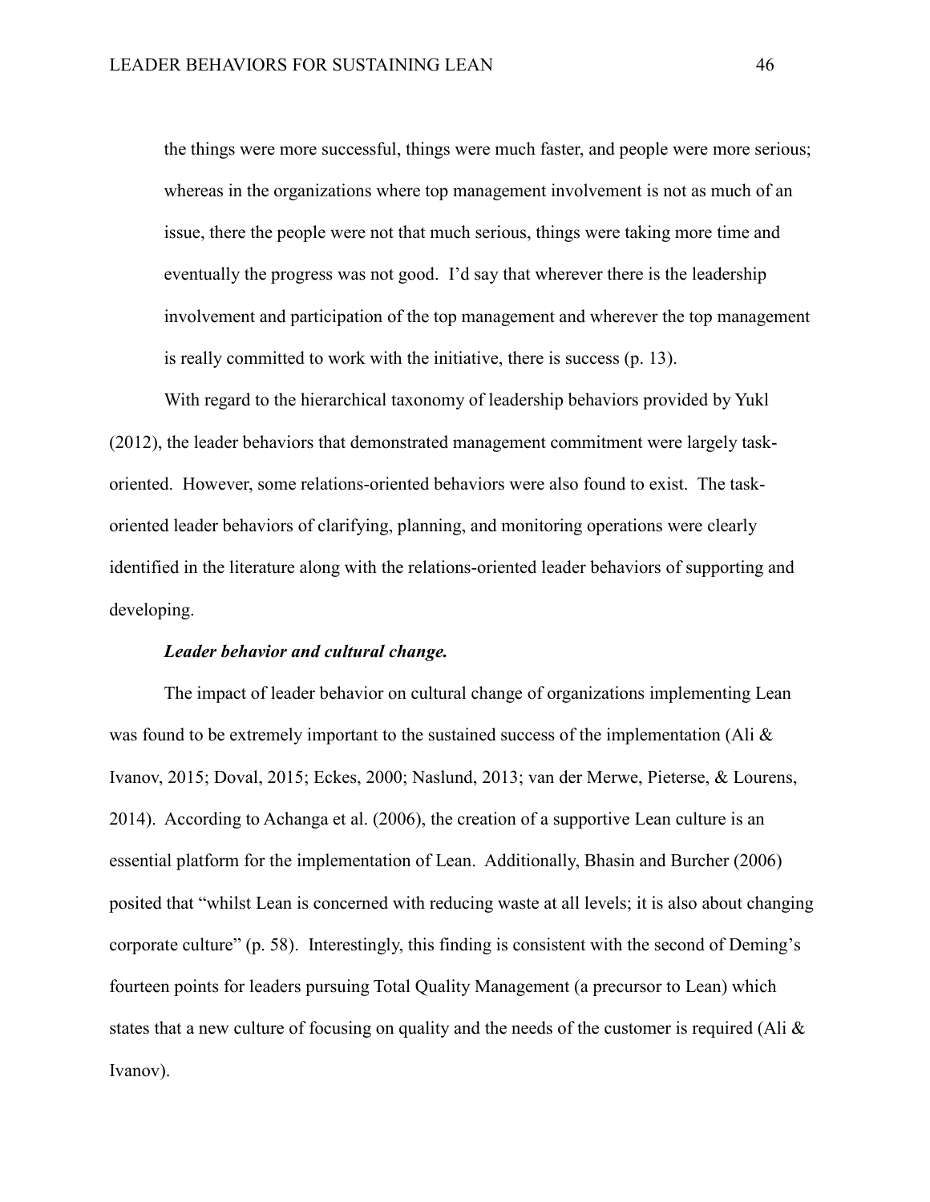> the things were more successful, things were much faster, and people were more serious; whereas in the organizations where top management involvement is not as much of an issue, there the people were not that much serious, things were taking more time and eventually the progress was not good. I'd say that wherever there is the leadership involvement and participation of the top management and wherever the top management is really committed to work with the initiative, there is success (p. 13).

With regard to the hierarchical taxonomy of leadership behaviors provided by Yukl (2012), the leader behaviors that demonstrated management commitment were largely task-oriented. However, some relations-oriented behaviors were also found to exist. The task-oriented leader behaviors of clarifying, planning, and monitoring operations were clearly identified in the literature along with the relations-oriented leader behaviors of supporting and developing.

***Leader behavior and cultural change.***

The impact of leader behavior on cultural change of organizations implementing Lean was found to be extremely important to the sustained success of the implementation (Ali & Ivanov, 2015; Doval, 2015; Eckes, 2000; Naslund, 2013; van der Merwe, Pieterse, & Lourens, 2014). According to Achanga et al. (2006), the creation of a supportive Lean culture is an essential platform for the implementation of Lean. Additionally, Bhasin and Burcher (2006) posited that "whilst Lean is concerned with reducing waste at all levels; it is also about changing corporate culture" (p. 58). Interestingly, this finding is consistent with the second of Deming's fourteen points for leaders pursuing Total Quality Management (a precursor to Lean) which states that a new culture of focusing on quality and the needs of the customer is required (Ali & Ivanov).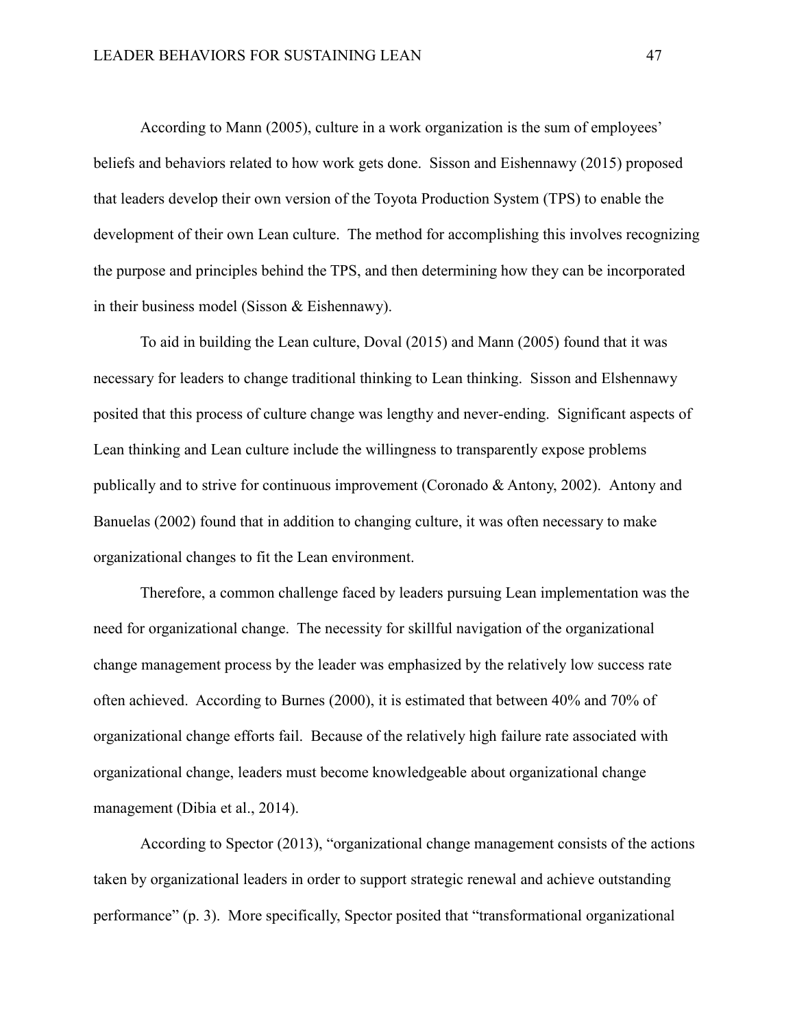According to Mann (2005), culture in a work organization is the sum of employees' beliefs and behaviors related to how work gets done. Sisson and Eishennawy (2015) proposed that leaders develop their own version of the Toyota Production System (TPS) to enable the development of their own Lean culture. The method for accomplishing this involves recognizing the purpose and principles behind the TPS, and then determining how they can be incorporated in their business model (Sisson & Eishennawy).

To aid in building the Lean culture, Doval (2015) and Mann (2005) found that it was necessary for leaders to change traditional thinking to Lean thinking. Sisson and Elshennawy posited that this process of culture change was lengthy and never-ending. Significant aspects of Lean thinking and Lean culture include the willingness to transparently expose problems publically and to strive for continuous improvement (Coronado & Antony, 2002). Antony and Banuelas (2002) found that in addition to changing culture, it was often necessary to make organizational changes to fit the Lean environment.

Therefore, a common challenge faced by leaders pursuing Lean implementation was the need for organizational change. The necessity for skillful navigation of the organizational change management process by the leader was emphasized by the relatively low success rate often achieved. According to Burnes (2000), it is estimated that between 40% and 70% of organizational change efforts fail. Because of the relatively high failure rate associated with organizational change, leaders must become knowledgeable about organizational change management (Dibia et al., 2014).

According to Spector (2013), "organizational change management consists of the actions taken by organizational leaders in order to support strategic renewal and achieve outstanding performance" (p. 3). More specifically, Spector posited that "transformational organizational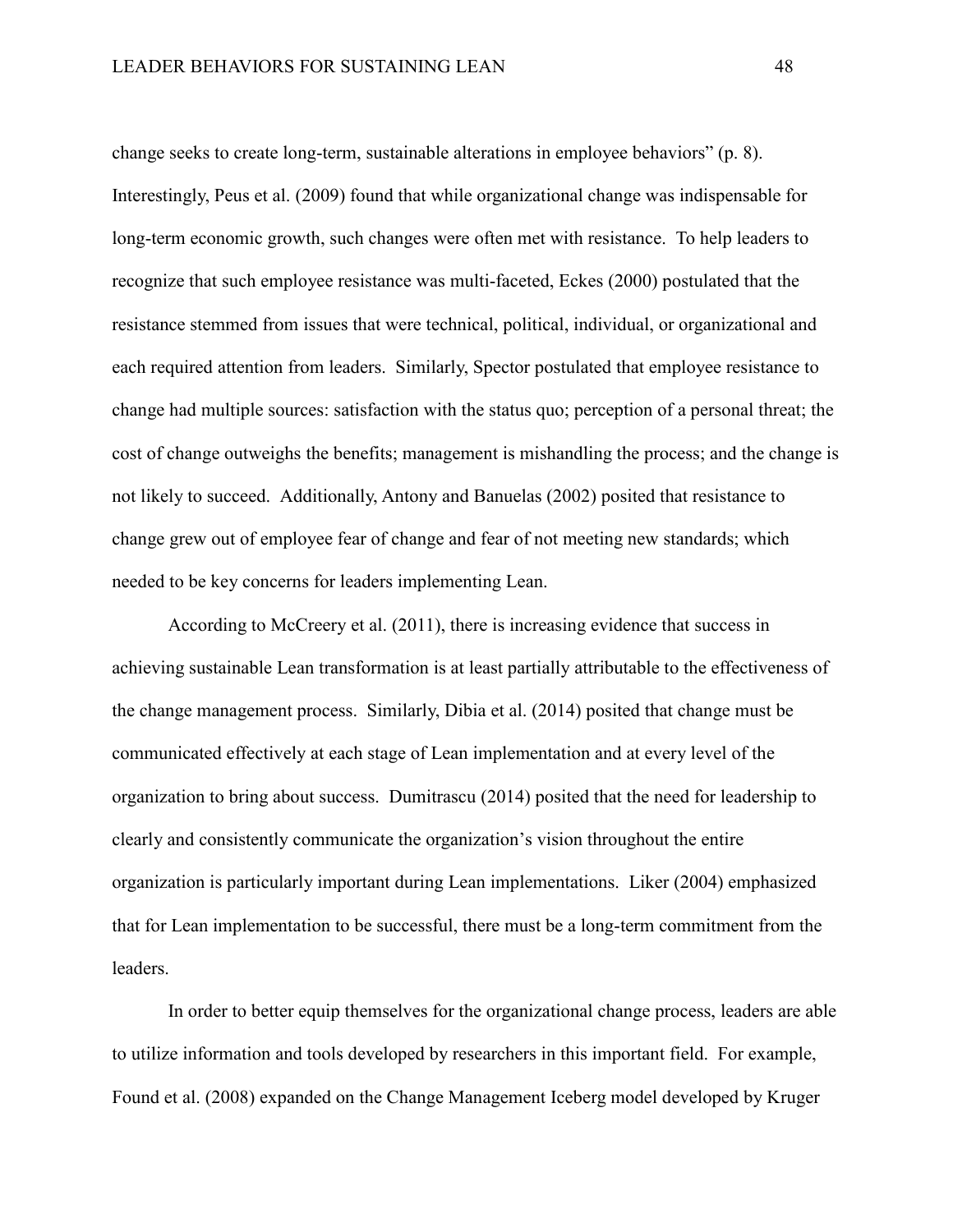change seeks to create long-term, sustainable alterations in employee behaviors" (p. 8). Interestingly, Peus et al. (2009) found that while organizational change was indispensable for long-term economic growth, such changes were often met with resistance. To help leaders to recognize that such employee resistance was multi-faceted, Eckes (2000) postulated that the resistance stemmed from issues that were technical, political, individual, or organizational and each required attention from leaders. Similarly, Spector postulated that employee resistance to change had multiple sources: satisfaction with the status quo; perception of a personal threat; the cost of change outweighs the benefits; management is mishandling the process; and the change is not likely to succeed. Additionally, Antony and Banuelas (2002) posited that resistance to change grew out of employee fear of change and fear of not meeting new standards; which needed to be key concerns for leaders implementing Lean.

According to McCreery et al. (2011), there is increasing evidence that success in achieving sustainable Lean transformation is at least partially attributable to the effectiveness of the change management process. Similarly, Dibia et al. (2014) posited that change must be communicated effectively at each stage of Lean implementation and at every level of the organization to bring about success. Dumitrascu (2014) posited that the need for leadership to clearly and consistently communicate the organization's vision throughout the entire organization is particularly important during Lean implementations. Liker (2004) emphasized that for Lean implementation to be successful, there must be a long-term commitment from the leaders.

In order to better equip themselves for the organizational change process, leaders are able to utilize information and tools developed by researchers in this important field. For example, Found et al. (2008) expanded on the Change Management Iceberg model developed by Kruger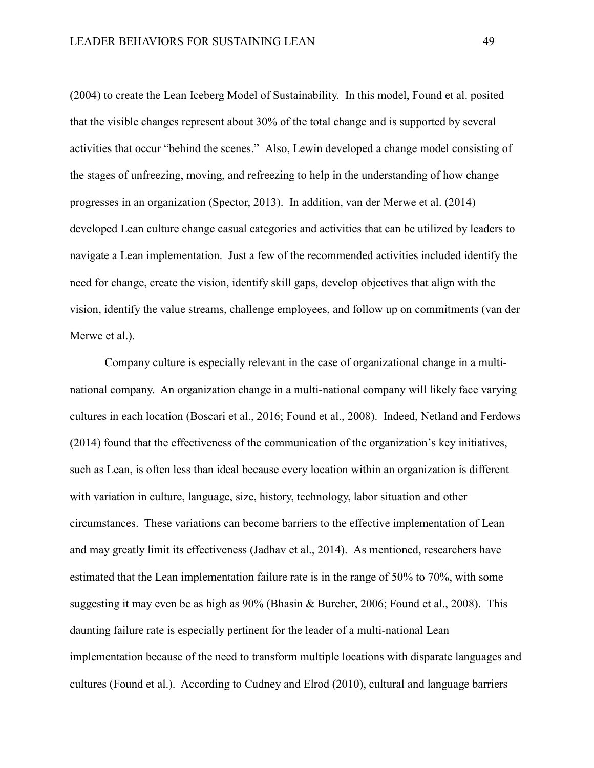(2004) to create the Lean Iceberg Model of Sustainability. In this model, Found et al. posited that the visible changes represent about 30% of the total change and is supported by several activities that occur "behind the scenes." Also, Lewin developed a change model consisting of the stages of unfreezing, moving, and refreezing to help in the understanding of how change progresses in an organization (Spector, 2013). In addition, van der Merwe et al. (2014) developed Lean culture change casual categories and activities that can be utilized by leaders to navigate a Lean implementation. Just a few of the recommended activities included identify the need for change, create the vision, identify skill gaps, develop objectives that align with the vision, identify the value streams, challenge employees, and follow up on commitments (van der Merwe et al.).

Company culture is especially relevant in the case of organizational change in a multi-national company. An organization change in a multi-national company will likely face varying cultures in each location (Boscari et al., 2016; Found et al., 2008). Indeed, Netland and Ferdows (2014) found that the effectiveness of the communication of the organization's key initiatives, such as Lean, is often less than ideal because every location within an organization is different with variation in culture, language, size, history, technology, labor situation and other circumstances. These variations can become barriers to the effective implementation of Lean and may greatly limit its effectiveness (Jadhav et al., 2014). As mentioned, researchers have estimated that the Lean implementation failure rate is in the range of 50% to 70%, with some suggesting it may even be as high as 90% (Bhasin & Burcher, 2006; Found et al., 2008). This daunting failure rate is especially pertinent for the leader of a multi-national Lean implementation because of the need to transform multiple locations with disparate languages and cultures (Found et al.). According to Cudney and Elrod (2010), cultural and language barriers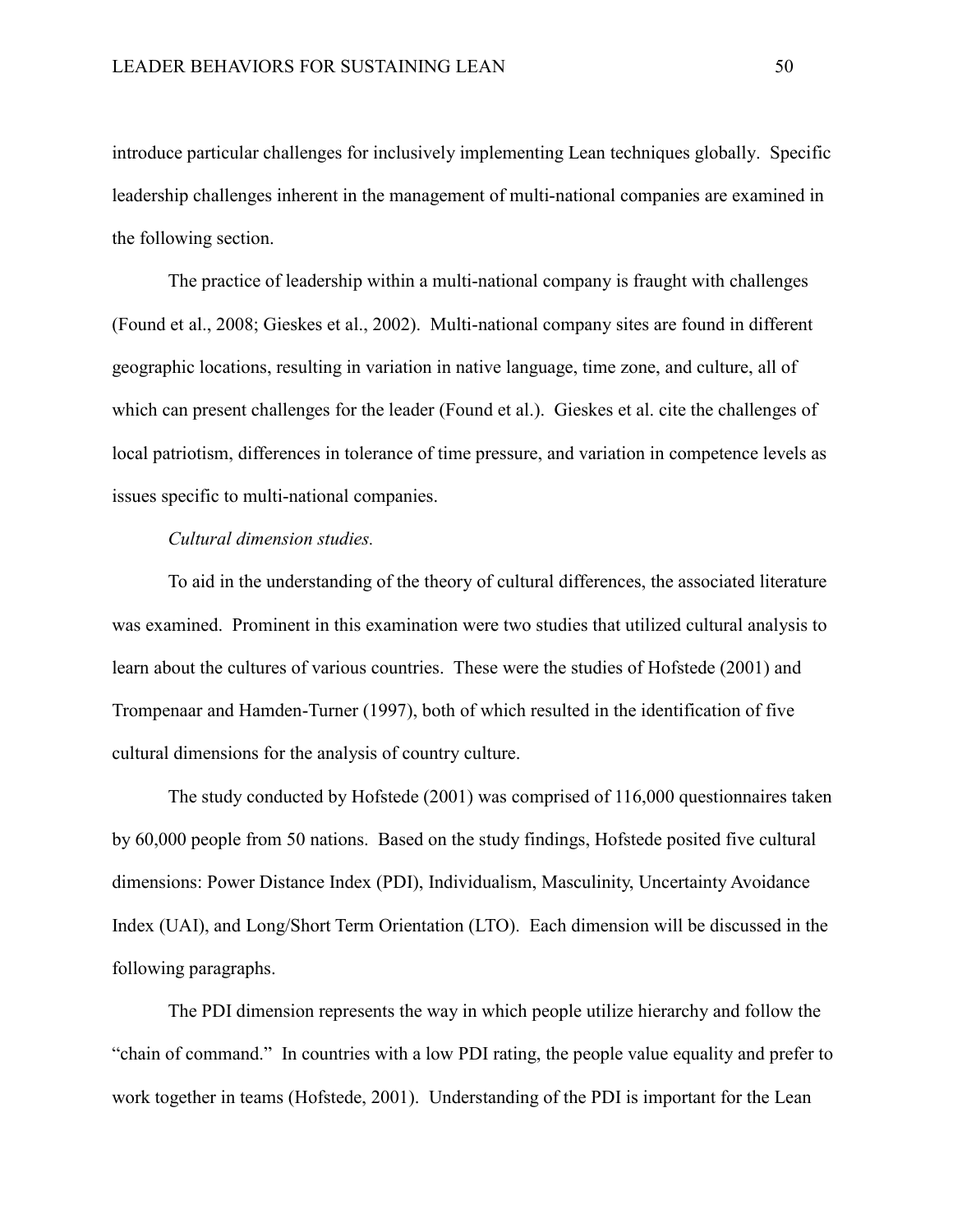introduce particular challenges for inclusively implementing Lean techniques globally. Specific leadership challenges inherent in the management of multi-national companies are examined in the following section.

The practice of leadership within a multi-national company is fraught with challenges (Found et al., 2008; Gieskes et al., 2002). Multi-national company sites are found in different geographic locations, resulting in variation in native language, time zone, and culture, all of which can present challenges for the leader (Found et al.). Gieskes et al. cite the challenges of local patriotism, differences in tolerance of time pressure, and variation in competence levels as issues specific to multi-national companies.

*Cultural dimension studies.*

To aid in the understanding of the theory of cultural differences, the associated literature was examined. Prominent in this examination were two studies that utilized cultural analysis to learn about the cultures of various countries. These were the studies of Hofstede (2001) and Trompenaar and Hamden-Turner (1997), both of which resulted in the identification of five cultural dimensions for the analysis of country culture.

The study conducted by Hofstede (2001) was comprised of 116,000 questionnaires taken by 60,000 people from 50 nations. Based on the study findings, Hofstede posited five cultural dimensions: Power Distance Index (PDI), Individualism, Masculinity, Uncertainty Avoidance Index (UAI), and Long/Short Term Orientation (LTO). Each dimension will be discussed in the following paragraphs.

The PDI dimension represents the way in which people utilize hierarchy and follow the "chain of command." In countries with a low PDI rating, the people value equality and prefer to work together in teams (Hofstede, 2001). Understanding of the PDI is important for the Lean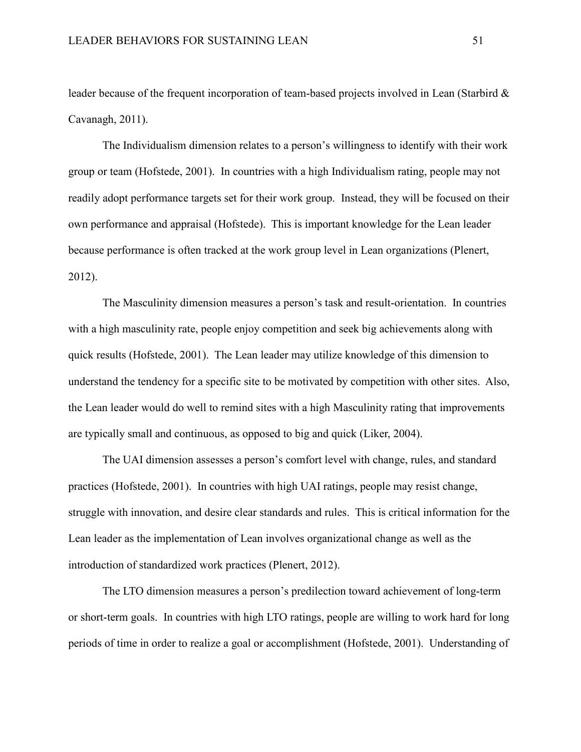leader because of the frequent incorporation of team-based projects involved in Lean (Starbird & Cavanagh, 2011).

The Individualism dimension relates to a person's willingness to identify with their work group or team (Hofstede, 2001). In countries with a high Individualism rating, people may not readily adopt performance targets set for their work group. Instead, they will be focused on their own performance and appraisal (Hofstede). This is important knowledge for the Lean leader because performance is often tracked at the work group level in Lean organizations (Plenert, 2012).

The Masculinity dimension measures a person's task and result-orientation. In countries with a high masculinity rate, people enjoy competition and seek big achievements along with quick results (Hofstede, 2001). The Lean leader may utilize knowledge of this dimension to understand the tendency for a specific site to be motivated by competition with other sites. Also, the Lean leader would do well to remind sites with a high Masculinity rating that improvements are typically small and continuous, as opposed to big and quick (Liker, 2004).

The UAI dimension assesses a person's comfort level with change, rules, and standard practices (Hofstede, 2001). In countries with high UAI ratings, people may resist change, struggle with innovation, and desire clear standards and rules. This is critical information for the Lean leader as the implementation of Lean involves organizational change as well as the introduction of standardized work practices (Plenert, 2012).

The LTO dimension measures a person's predilection toward achievement of long-term or short-term goals. In countries with high LTO ratings, people are willing to work hard for long periods of time in order to realize a goal or accomplishment (Hofstede, 2001). Understanding of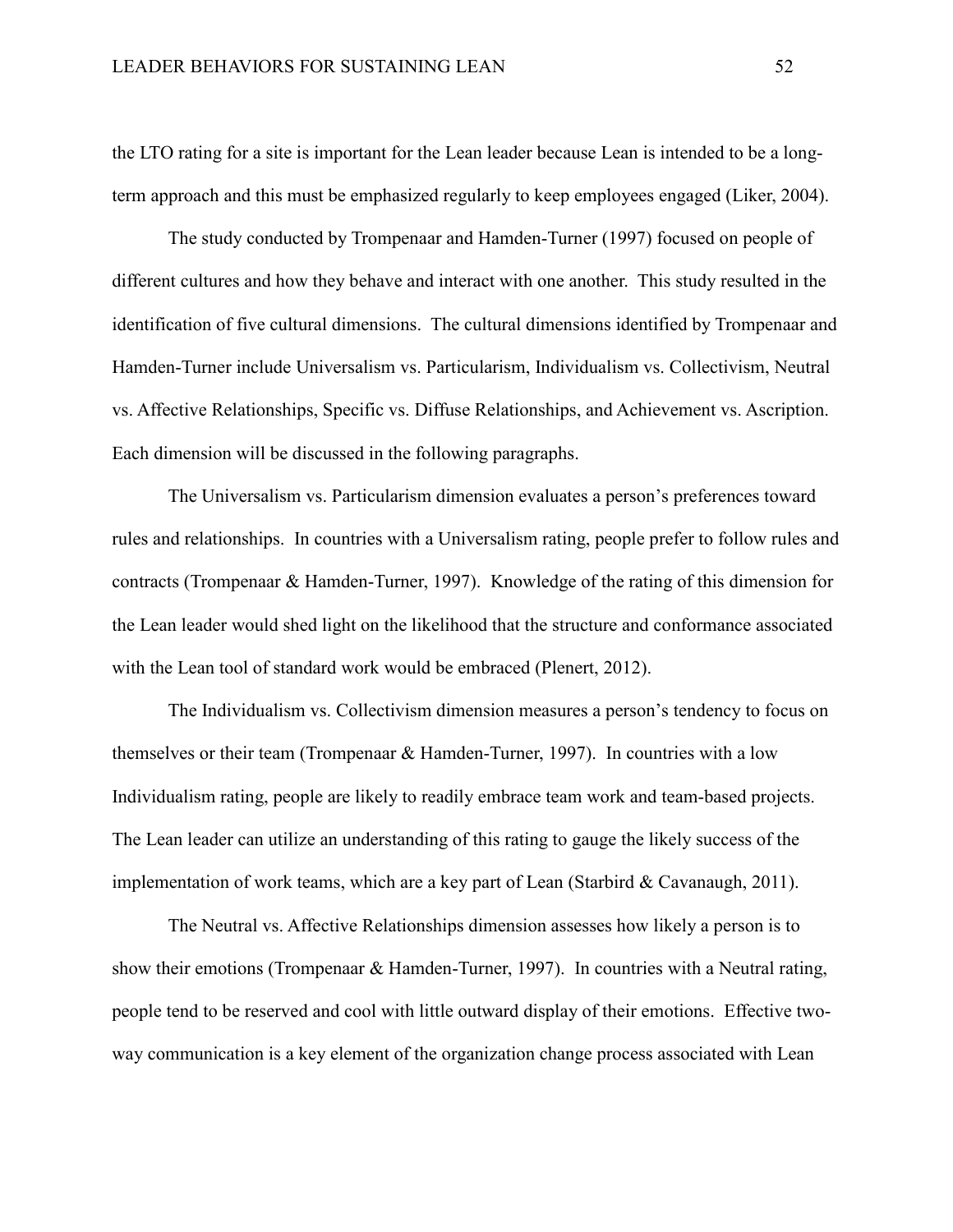the LTO rating for a site is important for the Lean leader because Lean is intended to be a long-term approach and this must be emphasized regularly to keep employees engaged (Liker, 2004).

The study conducted by Trompenaar and Hamden-Turner (1997) focused on people of different cultures and how they behave and interact with one another. This study resulted in the identification of five cultural dimensions. The cultural dimensions identified by Trompenaar and Hamden-Turner include Universalism vs. Particularism, Individualism vs. Collectivism, Neutral vs. Affective Relationships, Specific vs. Diffuse Relationships, and Achievement vs. Ascription. Each dimension will be discussed in the following paragraphs.

The Universalism vs. Particularism dimension evaluates a person's preferences toward rules and relationships. In countries with a Universalism rating, people prefer to follow rules and contracts (Trompenaar & Hamden-Turner, 1997). Knowledge of the rating of this dimension for the Lean leader would shed light on the likelihood that the structure and conformance associated with the Lean tool of standard work would be embraced (Plenert, 2012).

The Individualism vs. Collectivism dimension measures a person's tendency to focus on themselves or their team (Trompenaar & Hamden-Turner, 1997). In countries with a low Individualism rating, people are likely to readily embrace team work and team-based projects. The Lean leader can utilize an understanding of this rating to gauge the likely success of the implementation of work teams, which are a key part of Lean (Starbird & Cavanaugh, 2011).

The Neutral vs. Affective Relationships dimension assesses how likely a person is to show their emotions (Trompenaar & Hamden-Turner, 1997). In countries with a Neutral rating, people tend to be reserved and cool with little outward display of their emotions. Effective two-way communication is a key element of the organization change process associated with Lean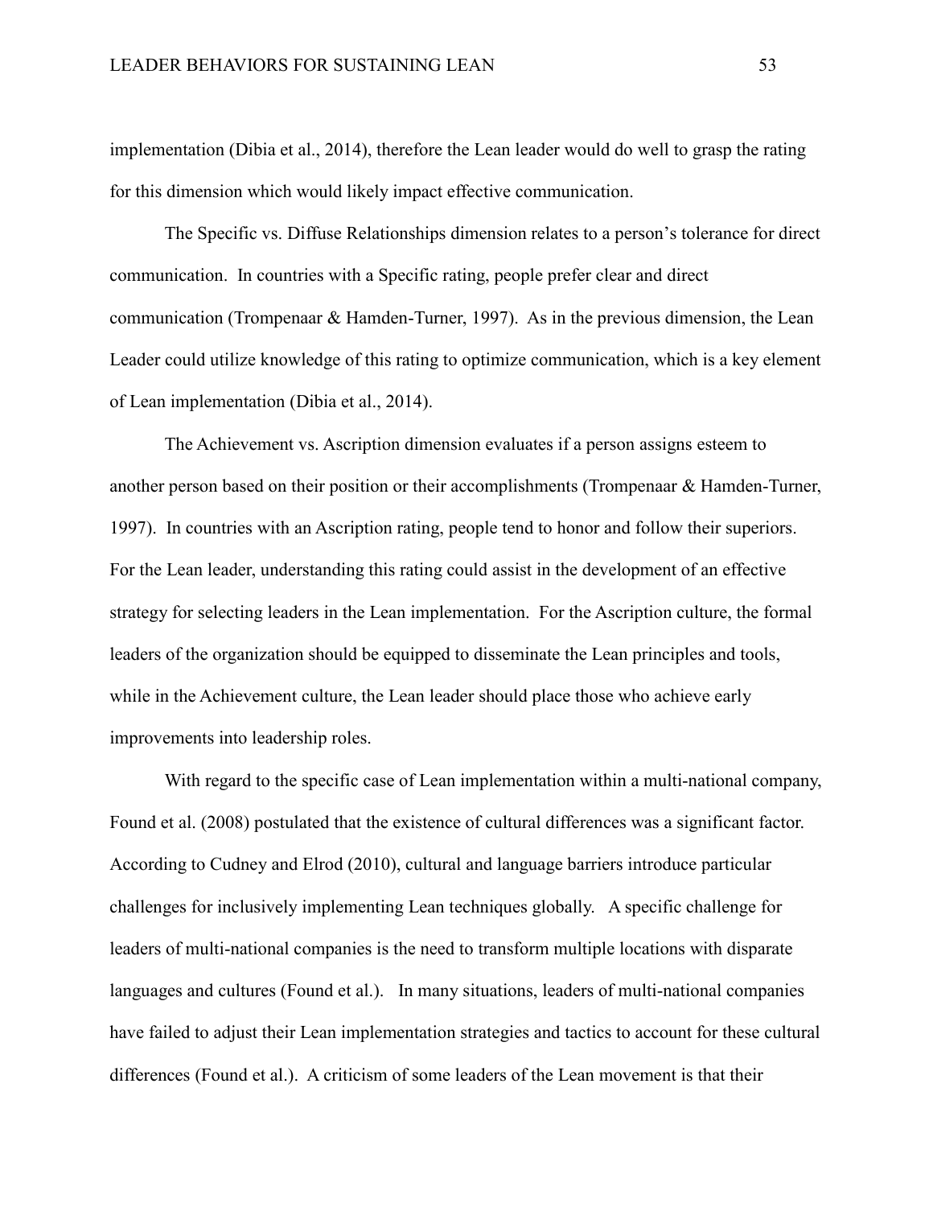implementation (Dibia et al., 2014), therefore the Lean leader would do well to grasp the rating for this dimension which would likely impact effective communication.

The Specific vs. Diffuse Relationships dimension relates to a person's tolerance for direct communication. In countries with a Specific rating, people prefer clear and direct communication (Trompenaar & Hamden-Turner, 1997). As in the previous dimension, the Lean Leader could utilize knowledge of this rating to optimize communication, which is a key element of Lean implementation (Dibia et al., 2014).

The Achievement vs. Ascription dimension evaluates if a person assigns esteem to another person based on their position or their accomplishments (Trompenaar & Hamden-Turner, 1997). In countries with an Ascription rating, people tend to honor and follow their superiors. For the Lean leader, understanding this rating could assist in the development of an effective strategy for selecting leaders in the Lean implementation. For the Ascription culture, the formal leaders of the organization should be equipped to disseminate the Lean principles and tools, while in the Achievement culture, the Lean leader should place those who achieve early improvements into leadership roles.

With regard to the specific case of Lean implementation within a multi-national company, Found et al. (2008) postulated that the existence of cultural differences was a significant factor. According to Cudney and Elrod (2010), cultural and language barriers introduce particular challenges for inclusively implementing Lean techniques globally. A specific challenge for leaders of multi-national companies is the need to transform multiple locations with disparate languages and cultures (Found et al.). In many situations, leaders of multi-national companies have failed to adjust their Lean implementation strategies and tactics to account for these cultural differences (Found et al.). A criticism of some leaders of the Lean movement is that their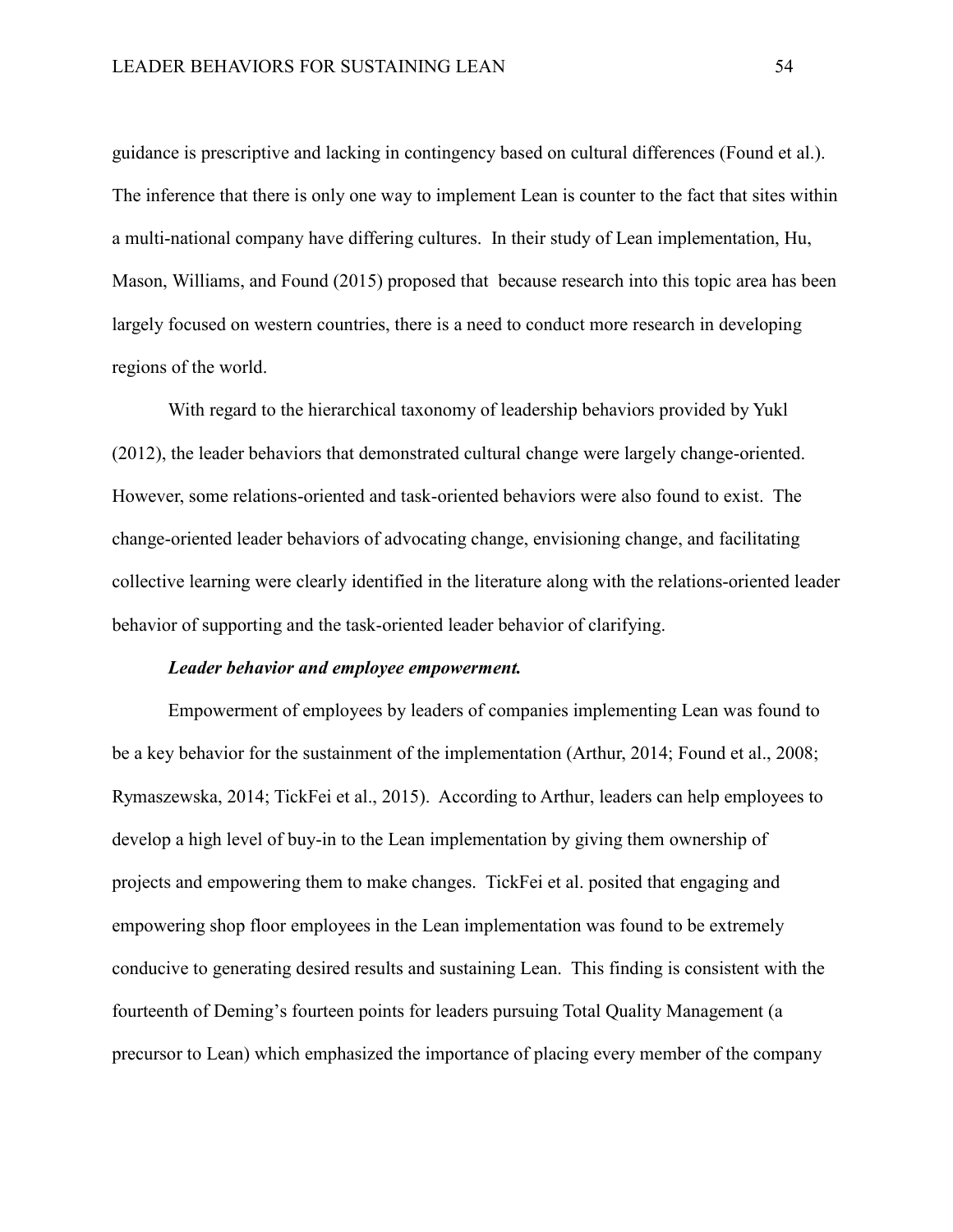guidance is prescriptive and lacking in contingency based on cultural differences (Found et al.). The inference that there is only one way to implement Lean is counter to the fact that sites within a multi-national company have differing cultures. In their study of Lean implementation, Hu, Mason, Williams, and Found (2015) proposed that because research into this topic area has been largely focused on western countries, there is a need to conduct more research in developing regions of the world.

With regard to the hierarchical taxonomy of leadership behaviors provided by Yukl (2012), the leader behaviors that demonstrated cultural change were largely change-oriented. However, some relations-oriented and task-oriented behaviors were also found to exist. The change-oriented leader behaviors of advocating change, envisioning change, and facilitating collective learning were clearly identified in the literature along with the relations-oriented leader behavior of supporting and the task-oriented leader behavior of clarifying.

#### *Leader behavior and employee empowerment.*

Empowerment of employees by leaders of companies implementing Lean was found to be a key behavior for the sustainment of the implementation (Arthur, 2014; Found et al., 2008; Rymaszewska, 2014; TickFei et al., 2015). According to Arthur, leaders can help employees to develop a high level of buy-in to the Lean implementation by giving them ownership of projects and empowering them to make changes. TickFei et al. posited that engaging and empowering shop floor employees in the Lean implementation was found to be extremely conducive to generating desired results and sustaining Lean. This finding is consistent with the fourteenth of Deming's fourteen points for leaders pursuing Total Quality Management (a precursor to Lean) which emphasized the importance of placing every member of the company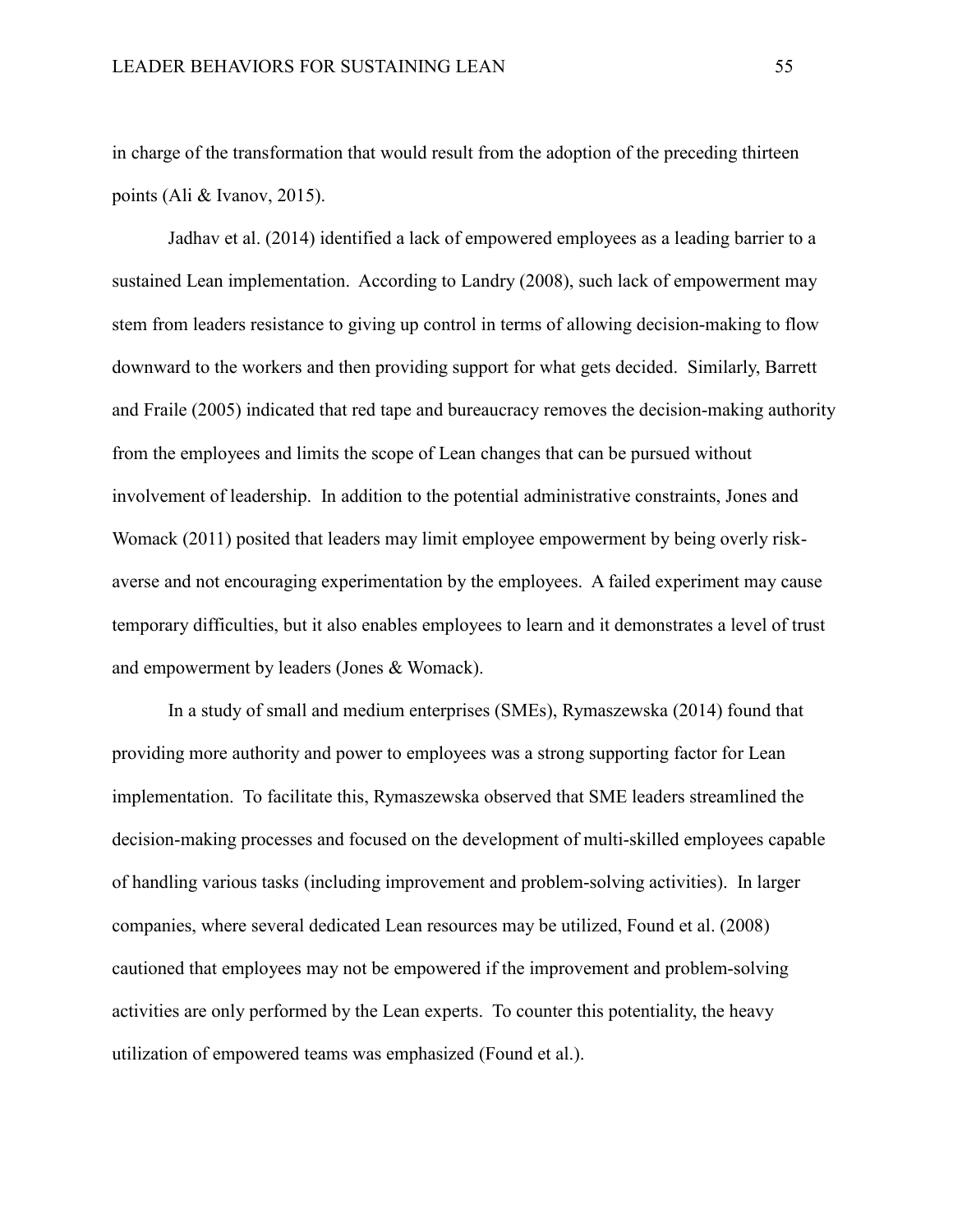in charge of the transformation that would result from the adoption of the preceding thirteen points (Ali & Ivanov, 2015).

Jadhav et al. (2014) identified a lack of empowered employees as a leading barrier to a sustained Lean implementation. According to Landry (2008), such lack of empowerment may stem from leaders resistance to giving up control in terms of allowing decision-making to flow downward to the workers and then providing support for what gets decided. Similarly, Barrett and Fraile (2005) indicated that red tape and bureaucracy removes the decision-making authority from the employees and limits the scope of Lean changes that can be pursued without involvement of leadership. In addition to the potential administrative constraints, Jones and Womack (2011) posited that leaders may limit employee empowerment by being overly risk-averse and not encouraging experimentation by the employees. A failed experiment may cause temporary difficulties, but it also enables employees to learn and it demonstrates a level of trust and empowerment by leaders (Jones & Womack).

In a study of small and medium enterprises (SMEs), Rymaszewska (2014) found that providing more authority and power to employees was a strong supporting factor for Lean implementation. To facilitate this, Rymaszewska observed that SME leaders streamlined the decision-making processes and focused on the development of multi-skilled employees capable of handling various tasks (including improvement and problem-solving activities). In larger companies, where several dedicated Lean resources may be utilized, Found et al. (2008) cautioned that employees may not be empowered if the improvement and problem-solving activities are only performed by the Lean experts. To counter this potentiality, the heavy utilization of empowered teams was emphasized (Found et al.).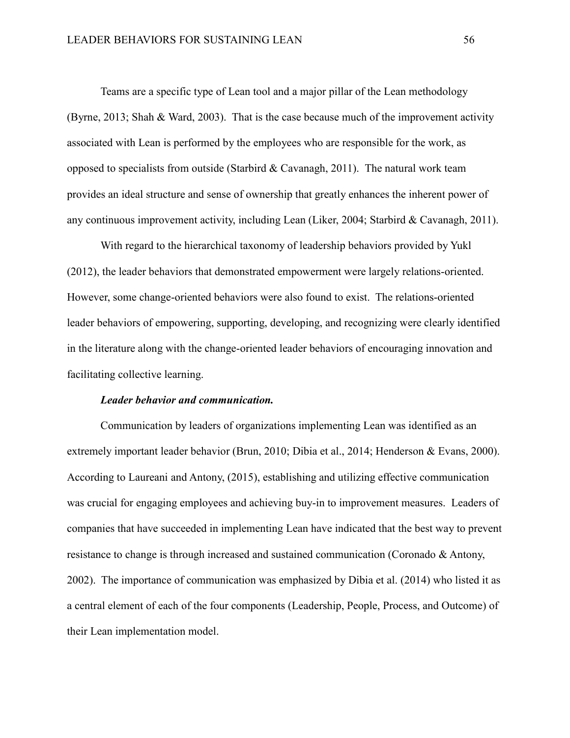Teams are a specific type of Lean tool and a major pillar of the Lean methodology (Byrne, 2013; Shah & Ward, 2003). That is the case because much of the improvement activity associated with Lean is performed by the employees who are responsible for the work, as opposed to specialists from outside (Starbird & Cavanagh, 2011). The natural work team provides an ideal structure and sense of ownership that greatly enhances the inherent power of any continuous improvement activity, including Lean (Liker, 2004; Starbird & Cavanagh, 2011).

With regard to the hierarchical taxonomy of leadership behaviors provided by Yukl (2012), the leader behaviors that demonstrated empowerment were largely relations-oriented. However, some change-oriented behaviors were also found to exist. The relations-oriented leader behaviors of empowering, supporting, developing, and recognizing were clearly identified in the literature along with the change-oriented leader behaviors of encouraging innovation and facilitating collective learning.

#### *Leader behavior and communication.*

Communication by leaders of organizations implementing Lean was identified as an extremely important leader behavior (Brun, 2010; Dibia et al., 2014; Henderson & Evans, 2000). According to Laureani and Antony, (2015), establishing and utilizing effective communication was crucial for engaging employees and achieving buy-in to improvement measures. Leaders of companies that have succeeded in implementing Lean have indicated that the best way to prevent resistance to change is through increased and sustained communication (Coronado & Antony, 2002). The importance of communication was emphasized by Dibia et al. (2014) who listed it as a central element of each of the four components (Leadership, People, Process, and Outcome) of their Lean implementation model.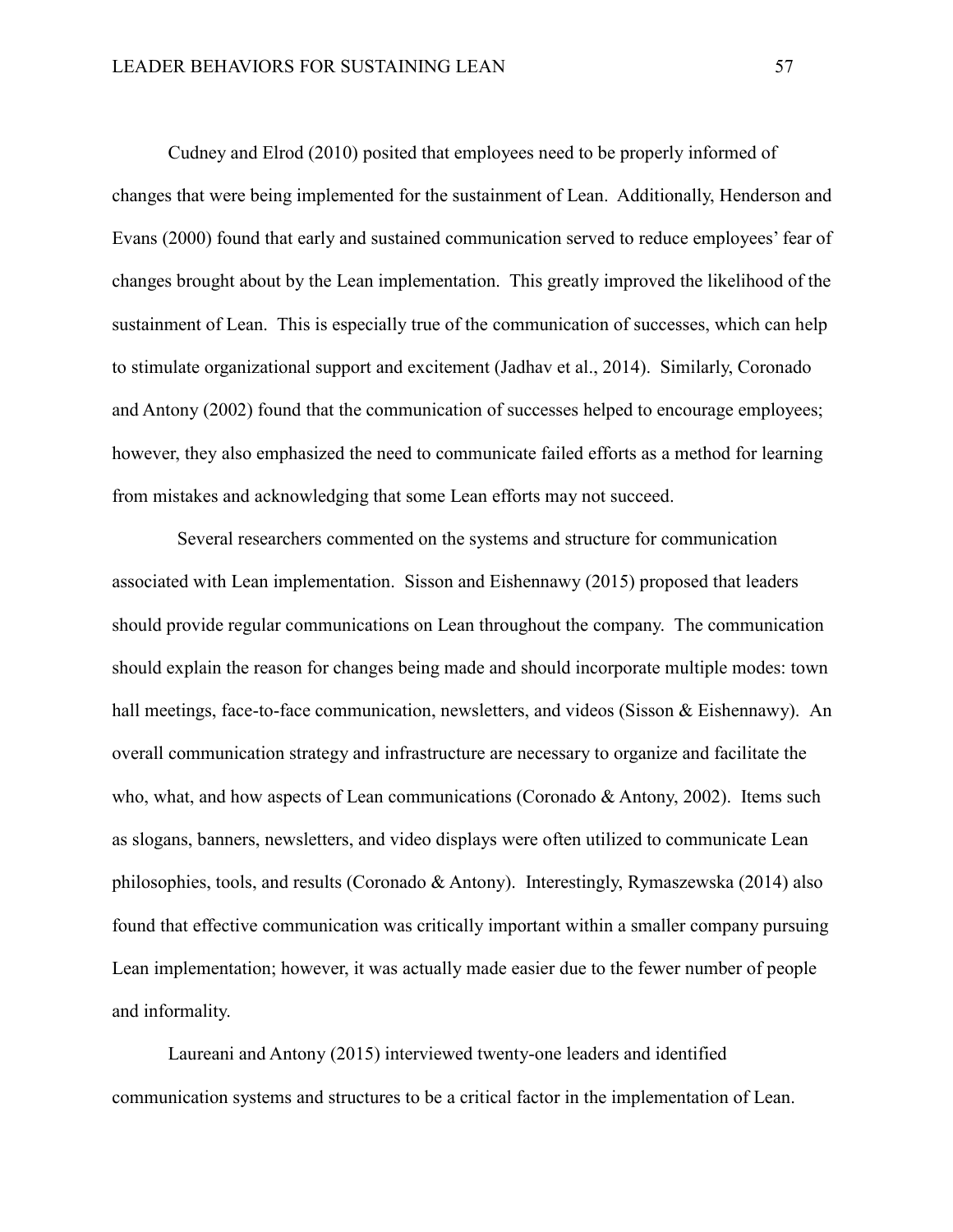Cudney and Elrod (2010) posited that employees need to be properly informed of changes that were being implemented for the sustainment of Lean. Additionally, Henderson and Evans (2000) found that early and sustained communication served to reduce employees' fear of changes brought about by the Lean implementation. This greatly improved the likelihood of the sustainment of Lean. This is especially true of the communication of successes, which can help to stimulate organizational support and excitement (Jadhav et al., 2014). Similarly, Coronado and Antony (2002) found that the communication of successes helped to encourage employees; however, they also emphasized the need to communicate failed efforts as a method for learning from mistakes and acknowledging that some Lean efforts may not succeed.

Several researchers commented on the systems and structure for communication associated with Lean implementation. Sisson and Eishennawy (2015) proposed that leaders should provide regular communications on Lean throughout the company. The communication should explain the reason for changes being made and should incorporate multiple modes: town hall meetings, face-to-face communication, newsletters, and videos (Sisson & Eishennawy). An overall communication strategy and infrastructure are necessary to organize and facilitate the who, what, and how aspects of Lean communications (Coronado & Antony, 2002). Items such as slogans, banners, newsletters, and video displays were often utilized to communicate Lean philosophies, tools, and results (Coronado & Antony). Interestingly, Rymaszewska (2014) also found that effective communication was critically important within a smaller company pursuing Lean implementation; however, it was actually made easier due to the fewer number of people and informality.

Laureani and Antony (2015) interviewed twenty-one leaders and identified communication systems and structures to be a critical factor in the implementation of Lean.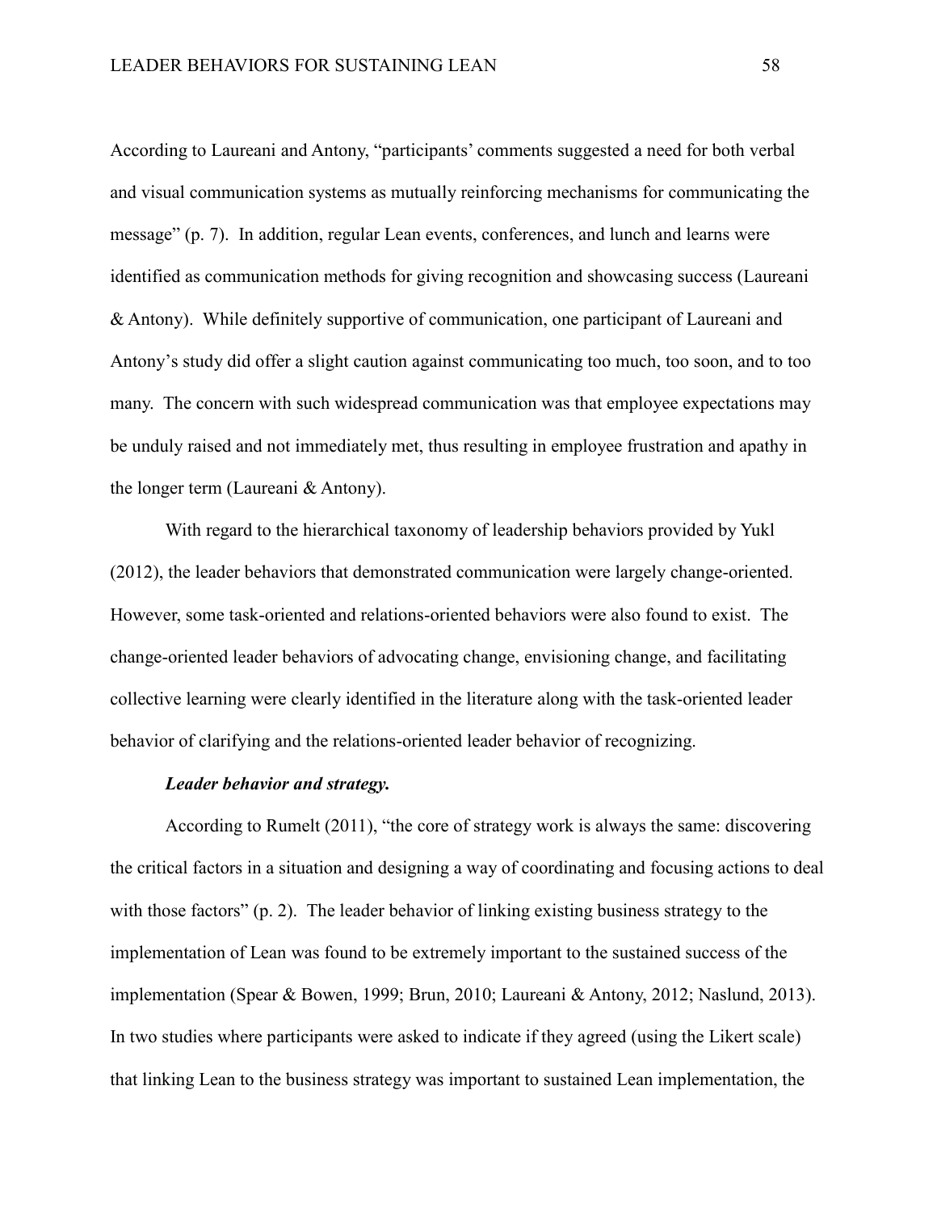According to Laureani and Antony, "participants' comments suggested a need for both verbal and visual communication systems as mutually reinforcing mechanisms for communicating the message" (p. 7). In addition, regular Lean events, conferences, and lunch and learns were identified as communication methods for giving recognition and showcasing success (Laureani & Antony). While definitely supportive of communication, one participant of Laureani and Antony's study did offer a slight caution against communicating too much, too soon, and to too many. The concern with such widespread communication was that employee expectations may be unduly raised and not immediately met, thus resulting in employee frustration and apathy in the longer term (Laureani & Antony).

With regard to the hierarchical taxonomy of leadership behaviors provided by Yukl (2012), the leader behaviors that demonstrated communication were largely change-oriented. However, some task-oriented and relations-oriented behaviors were also found to exist. The change-oriented leader behaviors of advocating change, envisioning change, and facilitating collective learning were clearly identified in the literature along with the task-oriented leader behavior of clarifying and the relations-oriented leader behavior of recognizing.

***Leader behavior and strategy.***

According to Rumelt (2011), "the core of strategy work is always the same: discovering the critical factors in a situation and designing a way of coordinating and focusing actions to deal with those factors" (p. 2). The leader behavior of linking existing business strategy to the implementation of Lean was found to be extremely important to the sustained success of the implementation (Spear & Bowen, 1999; Brun, 2010; Laureani & Antony, 2012; Naslund, 2013). In two studies where participants were asked to indicate if they agreed (using the Likert scale) that linking Lean to the business strategy was important to sustained Lean implementation, the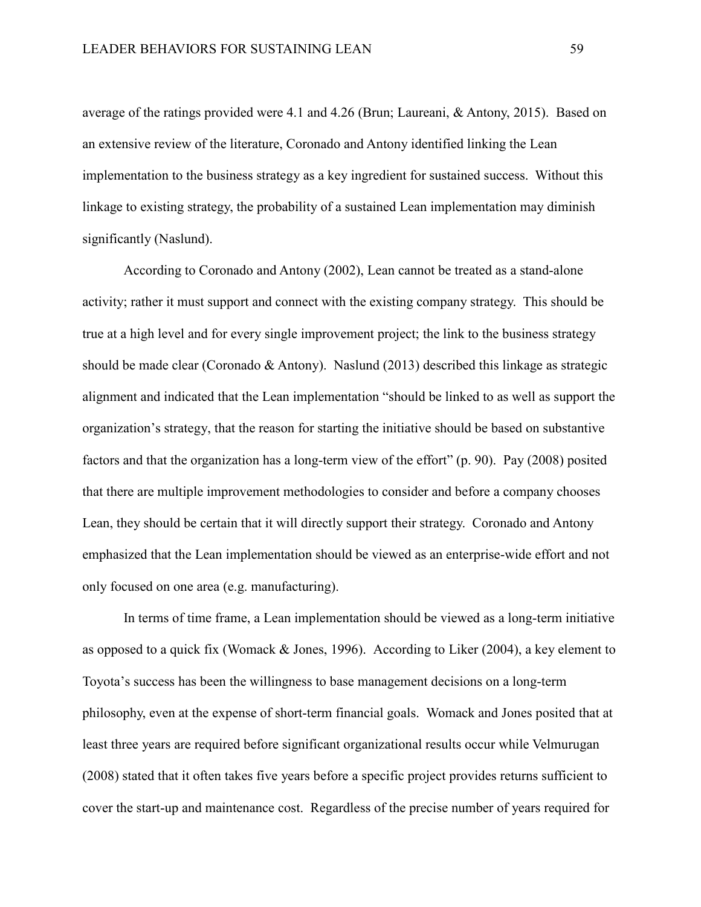average of the ratings provided were 4.1 and 4.26 (Brun; Laureani, & Antony, 2015). Based on an extensive review of the literature, Coronado and Antony identified linking the Lean implementation to the business strategy as a key ingredient for sustained success. Without this linkage to existing strategy, the probability of a sustained Lean implementation may diminish significantly (Naslund).

According to Coronado and Antony (2002), Lean cannot be treated as a stand-alone activity; rather it must support and connect with the existing company strategy. This should be true at a high level and for every single improvement project; the link to the business strategy should be made clear (Coronado & Antony). Naslund (2013) described this linkage as strategic alignment and indicated that the Lean implementation "should be linked to as well as support the organization's strategy, that the reason for starting the initiative should be based on substantive factors and that the organization has a long-term view of the effort" (p. 90). Pay (2008) posited that there are multiple improvement methodologies to consider and before a company chooses Lean, they should be certain that it will directly support their strategy. Coronado and Antony emphasized that the Lean implementation should be viewed as an enterprise-wide effort and not only focused on one area (e.g. manufacturing).

In terms of time frame, a Lean implementation should be viewed as a long-term initiative as opposed to a quick fix (Womack & Jones, 1996). According to Liker (2004), a key element to Toyota's success has been the willingness to base management decisions on a long-term philosophy, even at the expense of short-term financial goals. Womack and Jones posited that at least three years are required before significant organizational results occur while Velmurugan (2008) stated that it often takes five years before a specific project provides returns sufficient to cover the start-up and maintenance cost. Regardless of the precise number of years required for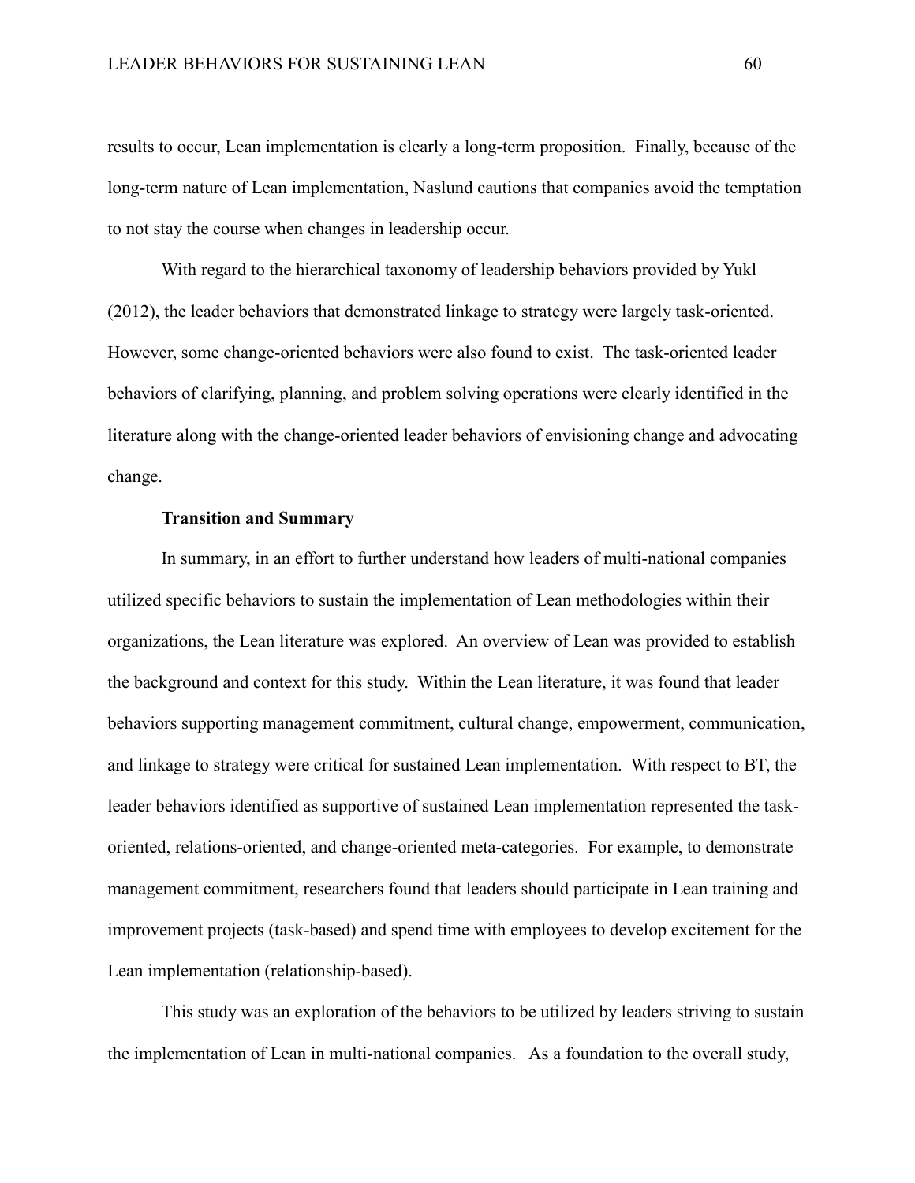results to occur, Lean implementation is clearly a long-term proposition. Finally, because of the long-term nature of Lean implementation, Naslund cautions that companies avoid the temptation to not stay the course when changes in leadership occur.

With regard to the hierarchical taxonomy of leadership behaviors provided by Yukl (2012), the leader behaviors that demonstrated linkage to strategy were largely task-oriented. However, some change-oriented behaviors were also found to exist. The task-oriented leader behaviors of clarifying, planning, and problem solving operations were clearly identified in the literature along with the change-oriented leader behaviors of envisioning change and advocating change.

### Transition and Summary

In summary, in an effort to further understand how leaders of multi-national companies utilized specific behaviors to sustain the implementation of Lean methodologies within their organizations, the Lean literature was explored. An overview of Lean was provided to establish the background and context for this study. Within the Lean literature, it was found that leader behaviors supporting management commitment, cultural change, empowerment, communication, and linkage to strategy were critical for sustained Lean implementation. With respect to BT, the leader behaviors identified as supportive of sustained Lean implementation represented the task-oriented, relations-oriented, and change-oriented meta-categories. For example, to demonstrate management commitment, researchers found that leaders should participate in Lean training and improvement projects (task-based) and spend time with employees to develop excitement for the Lean implementation (relationship-based).

This study was an exploration of the behaviors to be utilized by leaders striving to sustain the implementation of Lean in multi-national companies. As a foundation to the overall study,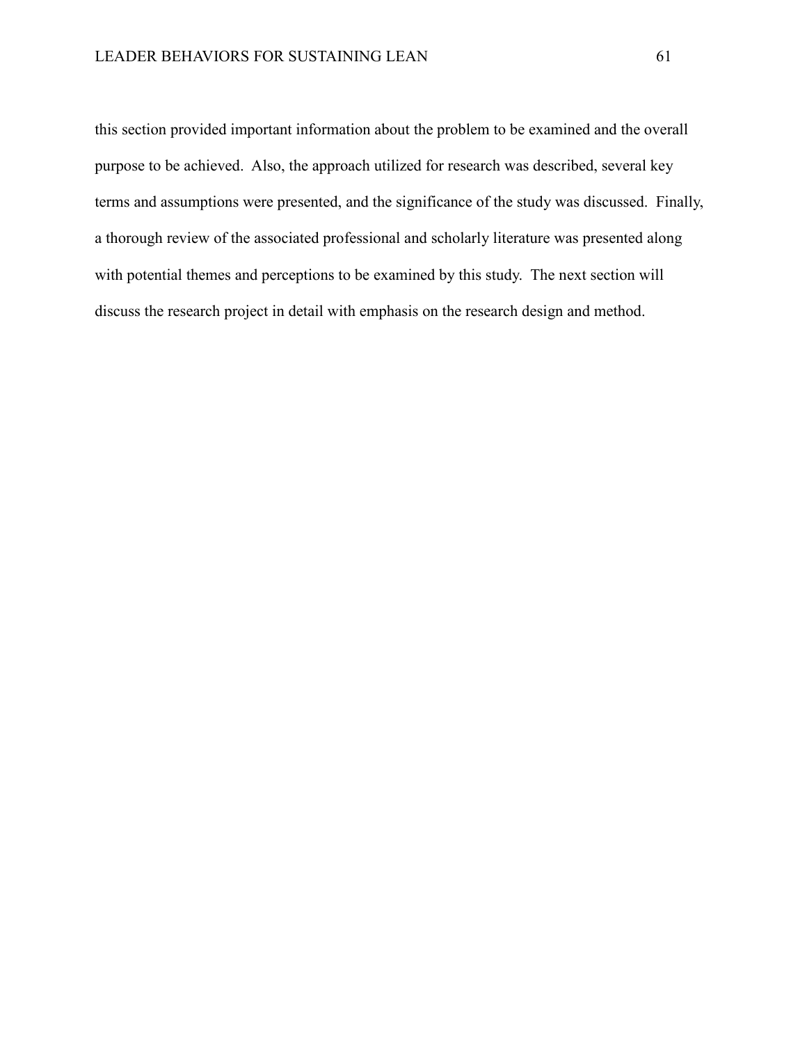this section provided important information about the problem to be examined and the overall purpose to be achieved. Also, the approach utilized for research was described, several key terms and assumptions were presented, and the significance of the study was discussed. Finally, a thorough review of the associated professional and scholarly literature was presented along with potential themes and perceptions to be examined by this study. The next section will discuss the research project in detail with emphasis on the research design and method.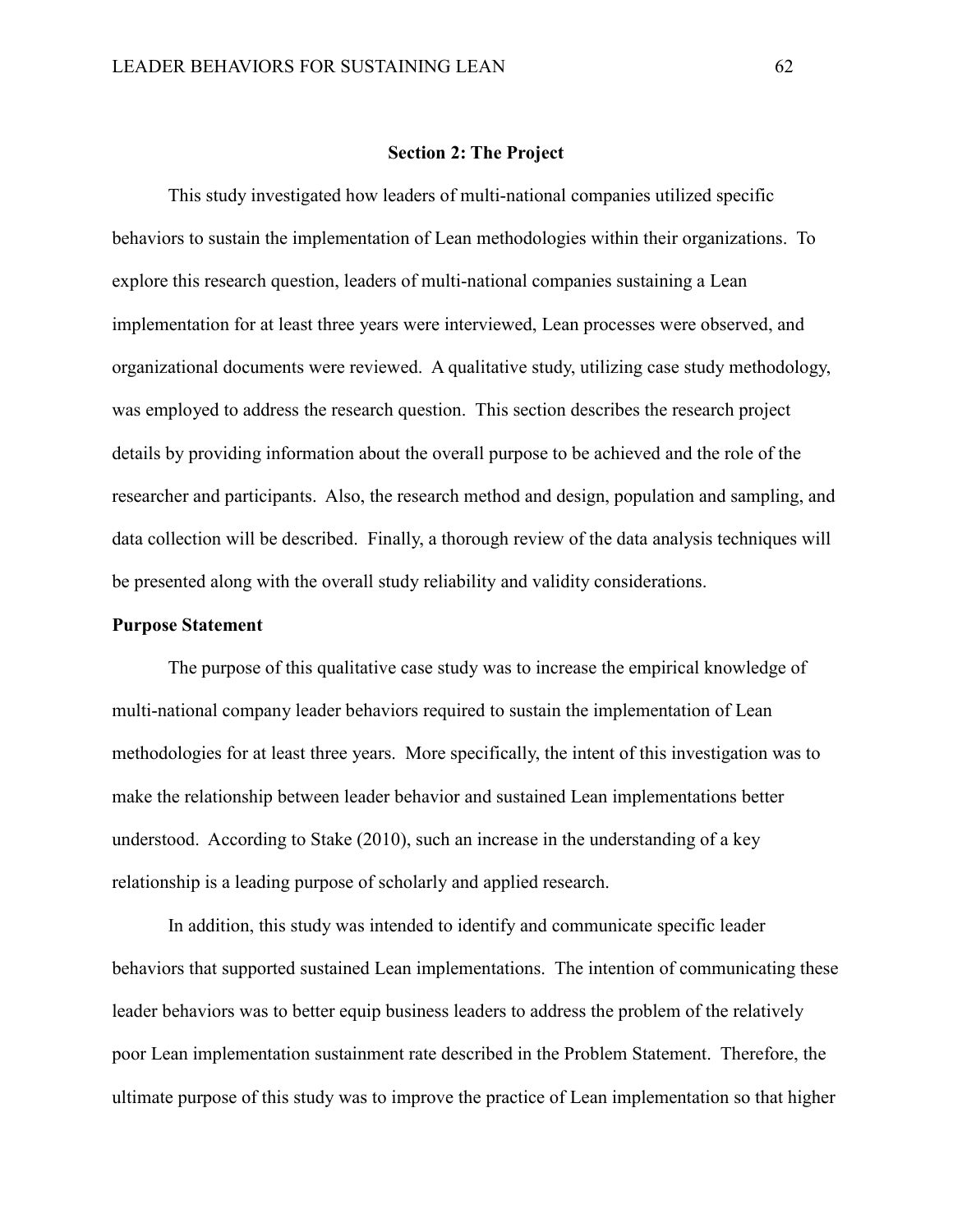## Section 2: The Project

This study investigated how leaders of multi-national companies utilized specific behaviors to sustain the implementation of Lean methodologies within their organizations. To explore this research question, leaders of multi-national companies sustaining a Lean implementation for at least three years were interviewed, Lean processes were observed, and organizational documents were reviewed. A qualitative study, utilizing case study methodology, was employed to address the research question. This section describes the research project details by providing information about the overall purpose to be achieved and the role of the researcher and participants. Also, the research method and design, population and sampling, and data collection will be described. Finally, a thorough review of the data analysis techniques will be presented along with the overall study reliability and validity considerations.

### Purpose Statement

The purpose of this qualitative case study was to increase the empirical knowledge of multi-national company leader behaviors required to sustain the implementation of Lean methodologies for at least three years. More specifically, the intent of this investigation was to make the relationship between leader behavior and sustained Lean implementations better understood. According to Stake (2010), such an increase in the understanding of a key relationship is a leading purpose of scholarly and applied research.

In addition, this study was intended to identify and communicate specific leader behaviors that supported sustained Lean implementations. The intention of communicating these leader behaviors was to better equip business leaders to address the problem of the relatively poor Lean implementation sustainment rate described in the Problem Statement. Therefore, the ultimate purpose of this study was to improve the practice of Lean implementation so that higher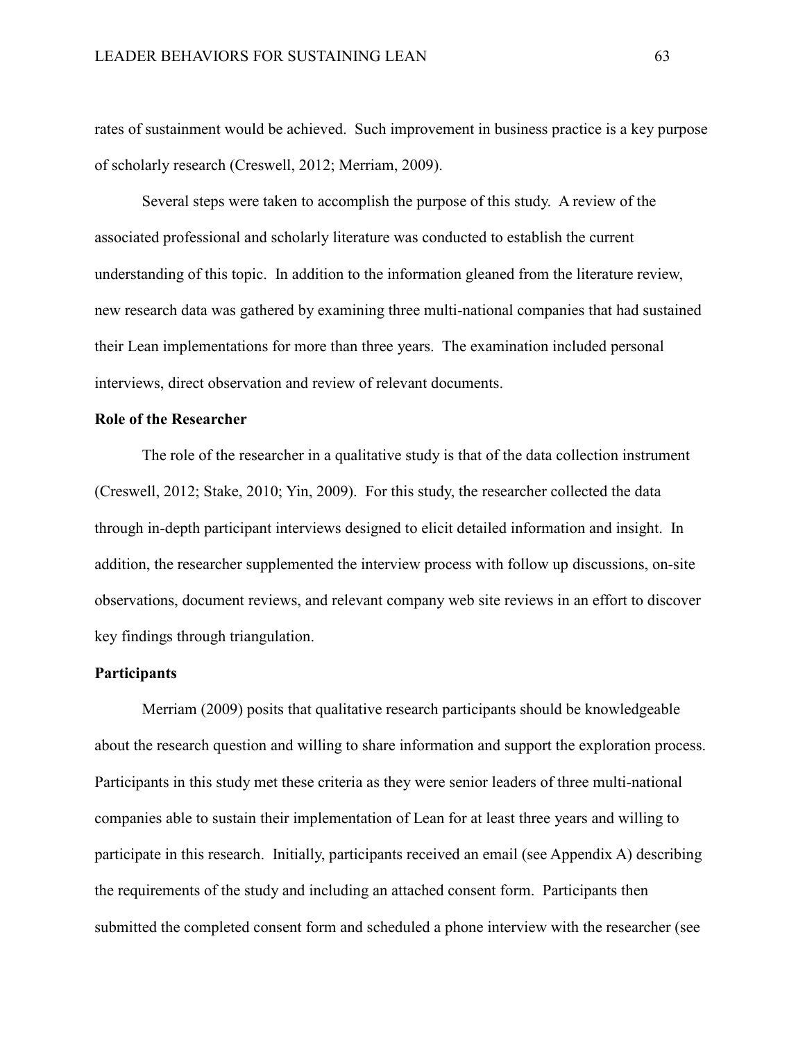rates of sustainment would be achieved. Such improvement in business practice is a key purpose of scholarly research (Creswell, 2012; Merriam, 2009).

Several steps were taken to accomplish the purpose of this study. A review of the associated professional and scholarly literature was conducted to establish the current understanding of this topic. In addition to the information gleaned from the literature review, new research data was gathered by examining three multi-national companies that had sustained their Lean implementations for more than three years. The examination included personal interviews, direct observation and review of relevant documents.

**Role of the Researcher**

The role of the researcher in a qualitative study is that of the data collection instrument (Creswell, 2012; Stake, 2010; Yin, 2009). For this study, the researcher collected the data through in-depth participant interviews designed to elicit detailed information and insight. In addition, the researcher supplemented the interview process with follow up discussions, on-site observations, document reviews, and relevant company web site reviews in an effort to discover key findings through triangulation.

**Participants**

Merriam (2009) posits that qualitative research participants should be knowledgeable about the research question and willing to share information and support the exploration process. Participants in this study met these criteria as they were senior leaders of three multi-national companies able to sustain their implementation of Lean for at least three years and willing to participate in this research. Initially, participants received an email (see Appendix A) describing the requirements of the study and including an attached consent form. Participants then submitted the completed consent form and scheduled a phone interview with the researcher (see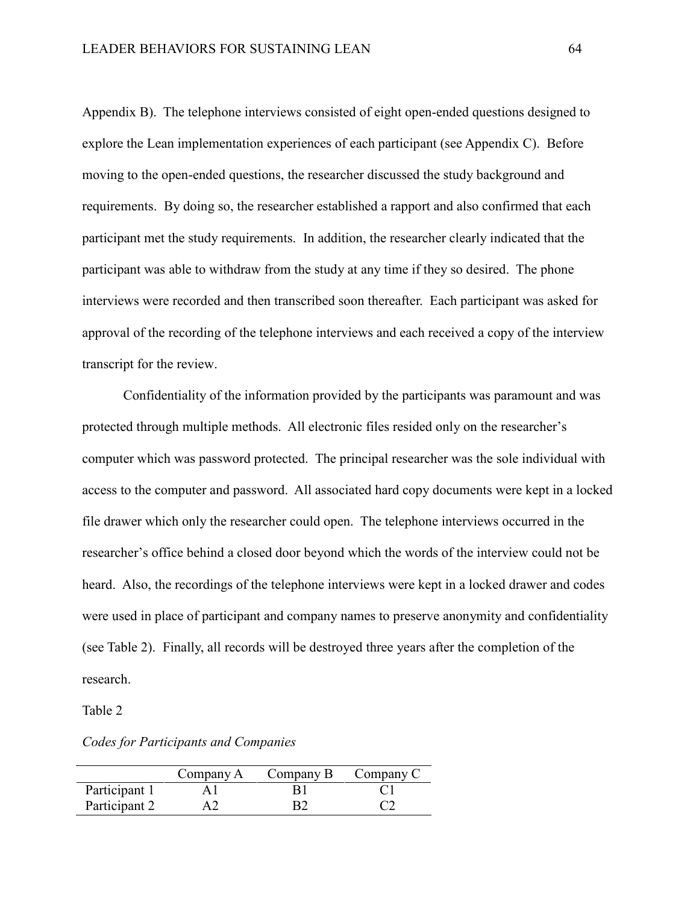Appendix B). The telephone interviews consisted of eight open-ended questions designed to explore the Lean implementation experiences of each participant (see Appendix C). Before moving to the open-ended questions, the researcher discussed the study background and requirements. By doing so, the researcher established a rapport and also confirmed that each participant met the study requirements. In addition, the researcher clearly indicated that the participant was able to withdraw from the study at any time if they so desired. The phone interviews were recorded and then transcribed soon thereafter. Each participant was asked for approval of the recording of the telephone interviews and each received a copy of the interview transcript for the review.

Confidentiality of the information provided by the participants was paramount and was protected through multiple methods. All electronic files resided only on the researcher's computer which was password protected. The principal researcher was the sole individual with access to the computer and password. All associated hard copy documents were kept in a locked file drawer which only the researcher could open. The telephone interviews occurred in the researcher's office behind a closed door beyond which the words of the interview could not be heard. Also, the recordings of the telephone interviews were kept in a locked drawer and codes were used in place of participant and company names to preserve anonymity and confidentiality (see Table 2). Finally, all records will be destroyed three years after the completion of the research.

Table 2

*Codes for Participants and Companies*

| | Company A | Company B | Company C |
|---|---|---|---|
| Participant 1 | A1 | B1 | C1 |
| Participant 2 | A2 | B2 | C2 |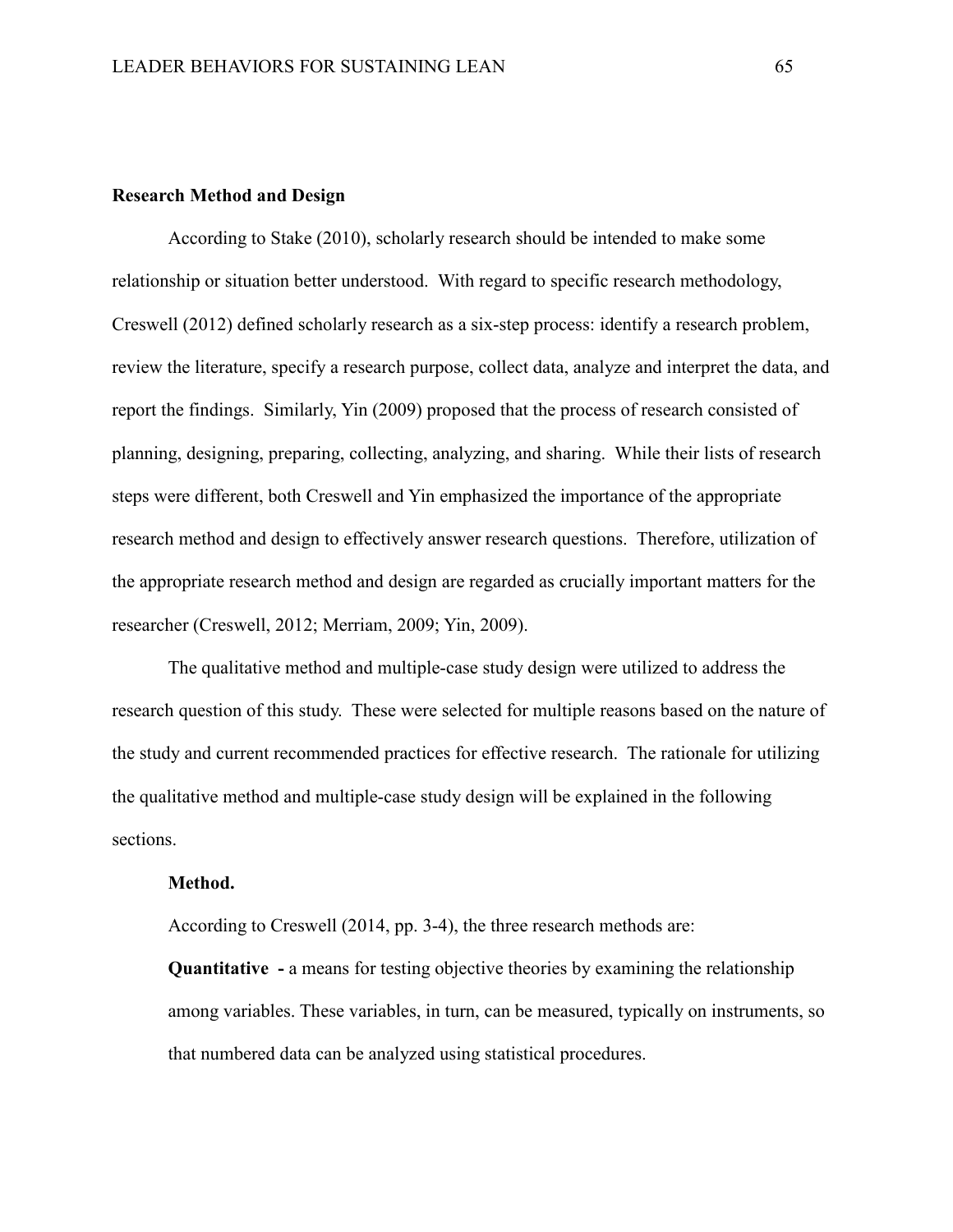## Research Method and Design

According to Stake (2010), scholarly research should be intended to make some relationship or situation better understood. With regard to specific research methodology, Creswell (2012) defined scholarly research as a six-step process: identify a research problem, review the literature, specify a research purpose, collect data, analyze and interpret the data, and report the findings. Similarly, Yin (2009) proposed that the process of research consisted of planning, designing, preparing, collecting, analyzing, and sharing. While their lists of research steps were different, both Creswell and Yin emphasized the importance of the appropriate research method and design to effectively answer research questions. Therefore, utilization of the appropriate research method and design are regarded as crucially important matters for the researcher (Creswell, 2012; Merriam, 2009; Yin, 2009).

The qualitative method and multiple-case study design were utilized to address the research question of this study. These were selected for multiple reasons based on the nature of the study and current recommended practices for effective research. The rationale for utilizing the qualitative method and multiple-case study design will be explained in the following sections.

### Method.

According to Creswell (2014, pp. 3-4), the three research methods are:

**Quantitative -** a means for testing objective theories by examining the relationship among variables. These variables, in turn, can be measured, typically on instruments, so that numbered data can be analyzed using statistical procedures.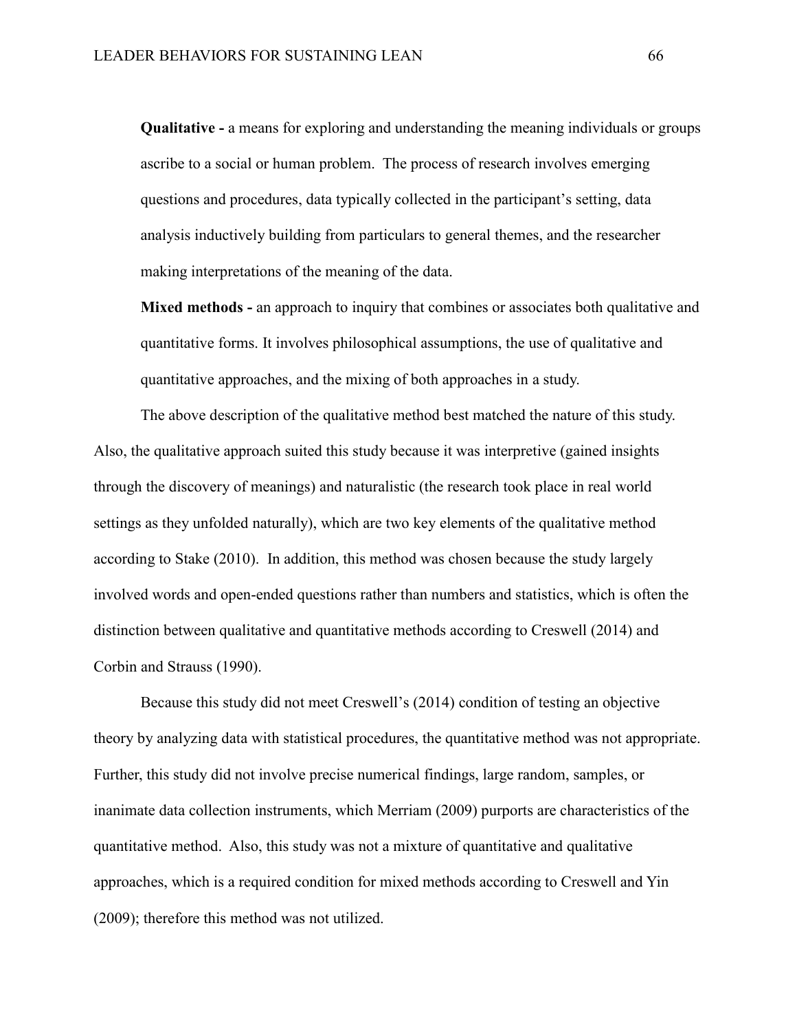**Qualitative -** a means for exploring and understanding the meaning individuals or groups ascribe to a social or human problem. The process of research involves emerging questions and procedures, data typically collected in the participant's setting, data analysis inductively building from particulars to general themes, and the researcher making interpretations of the meaning of the data.

**Mixed methods -** an approach to inquiry that combines or associates both qualitative and quantitative forms. It involves philosophical assumptions, the use of qualitative and quantitative approaches, and the mixing of both approaches in a study.

The above description of the qualitative method best matched the nature of this study. Also, the qualitative approach suited this study because it was interpretive (gained insights through the discovery of meanings) and naturalistic (the research took place in real world settings as they unfolded naturally), which are two key elements of the qualitative method according to Stake (2010). In addition, this method was chosen because the study largely involved words and open-ended questions rather than numbers and statistics, which is often the distinction between qualitative and quantitative methods according to Creswell (2014) and Corbin and Strauss (1990).

Because this study did not meet Creswell's (2014) condition of testing an objective theory by analyzing data with statistical procedures, the quantitative method was not appropriate. Further, this study did not involve precise numerical findings, large random, samples, or inanimate data collection instruments, which Merriam (2009) purports are characteristics of the quantitative method. Also, this study was not a mixture of quantitative and qualitative approaches, which is a required condition for mixed methods according to Creswell and Yin (2009); therefore this method was not utilized.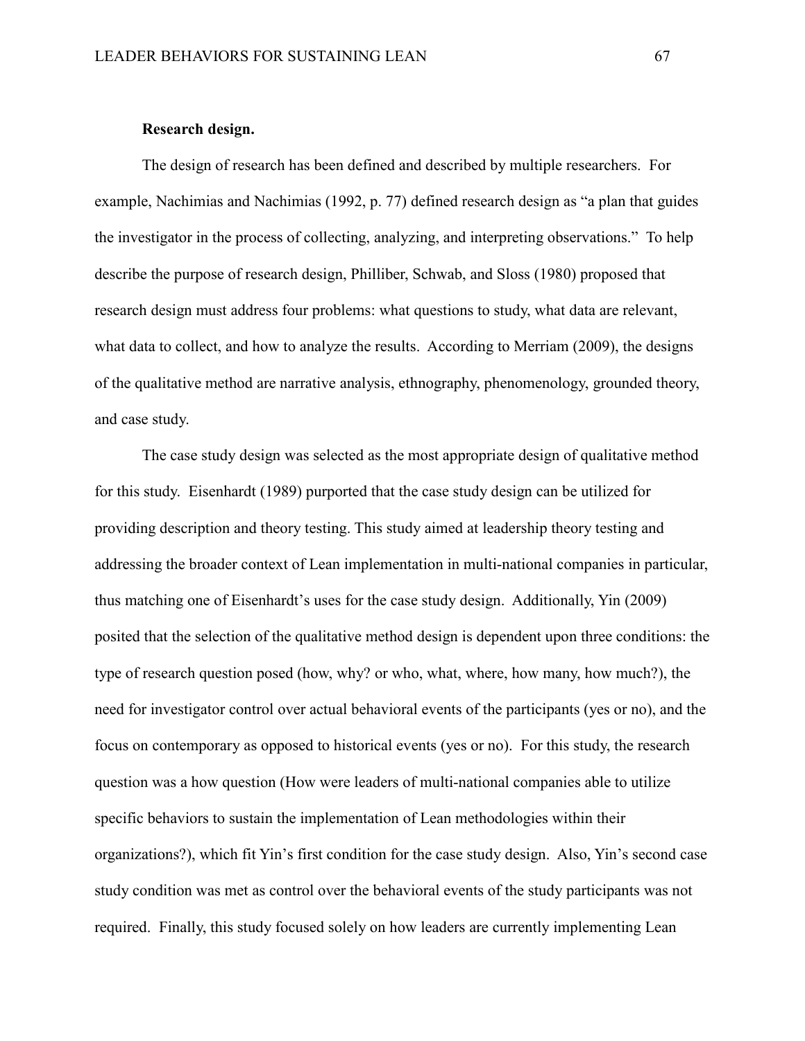**Research design.**

The design of research has been defined and described by multiple researchers. For example, Nachimias and Nachimias (1992, p. 77) defined research design as "a plan that guides the investigator in the process of collecting, analyzing, and interpreting observations." To help describe the purpose of research design, Philliber, Schwab, and Sloss (1980) proposed that research design must address four problems: what questions to study, what data are relevant, what data to collect, and how to analyze the results. According to Merriam (2009), the designs of the qualitative method are narrative analysis, ethnography, phenomenology, grounded theory, and case study.

The case study design was selected as the most appropriate design of qualitative method for this study. Eisenhardt (1989) purported that the case study design can be utilized for providing description and theory testing. This study aimed at leadership theory testing and addressing the broader context of Lean implementation in multi-national companies in particular, thus matching one of Eisenhardt's uses for the case study design. Additionally, Yin (2009) posited that the selection of the qualitative method design is dependent upon three conditions: the type of research question posed (how, why? or who, what, where, how many, how much?), the need for investigator control over actual behavioral events of the participants (yes or no), and the focus on contemporary as opposed to historical events (yes or no). For this study, the research question was a how question (How were leaders of multi-national companies able to utilize specific behaviors to sustain the implementation of Lean methodologies within their organizations?), which fit Yin's first condition for the case study design. Also, Yin's second case study condition was met as control over the behavioral events of the study participants was not required. Finally, this study focused solely on how leaders are currently implementing Lean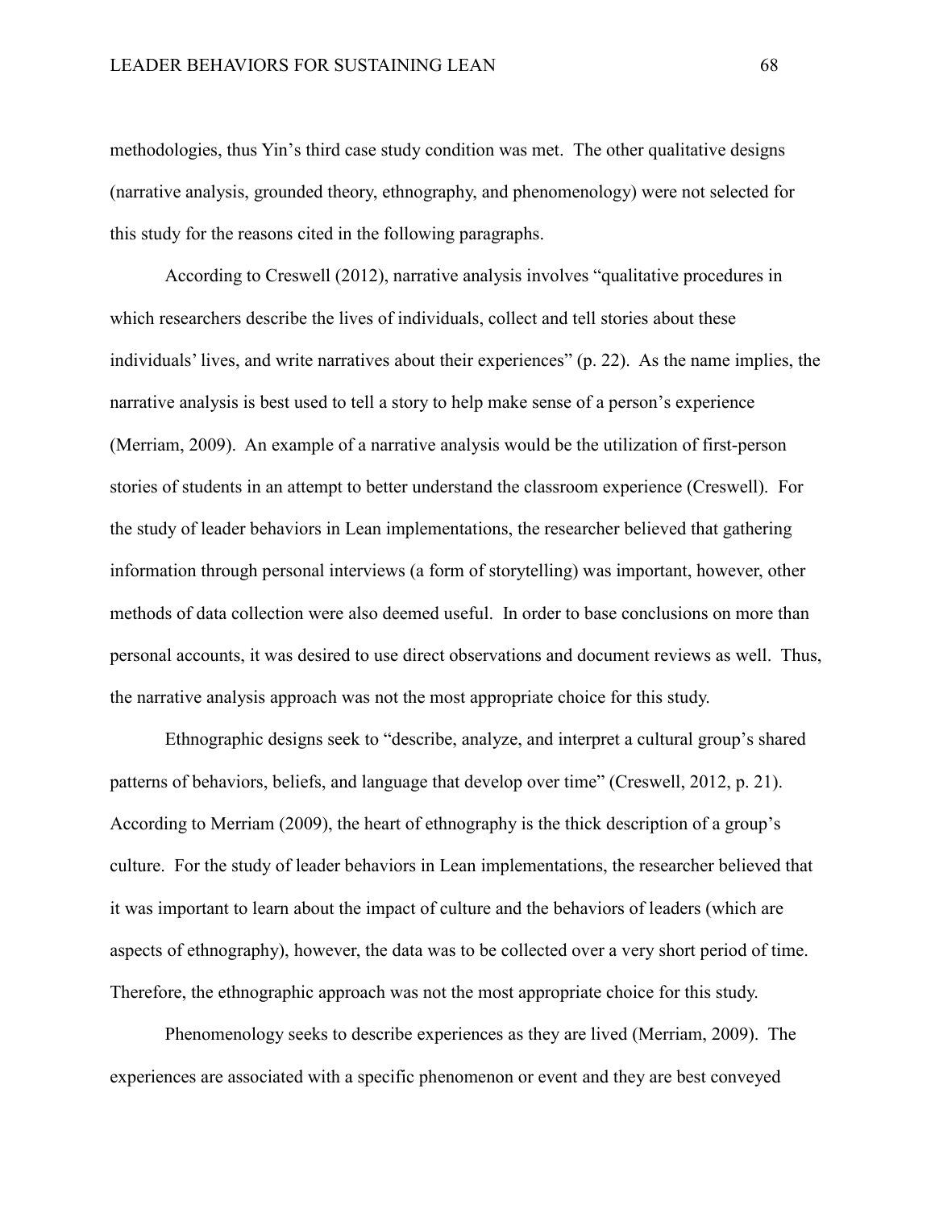methodologies, thus Yin's third case study condition was met. The other qualitative designs (narrative analysis, grounded theory, ethnography, and phenomenology) were not selected for this study for the reasons cited in the following paragraphs.

According to Creswell (2012), narrative analysis involves "qualitative procedures in which researchers describe the lives of individuals, collect and tell stories about these individuals' lives, and write narratives about their experiences" (p. 22). As the name implies, the narrative analysis is best used to tell a story to help make sense of a person's experience (Merriam, 2009). An example of a narrative analysis would be the utilization of first-person stories of students in an attempt to better understand the classroom experience (Creswell). For the study of leader behaviors in Lean implementations, the researcher believed that gathering information through personal interviews (a form of storytelling) was important, however, other methods of data collection were also deemed useful. In order to base conclusions on more than personal accounts, it was desired to use direct observations and document reviews as well. Thus, the narrative analysis approach was not the most appropriate choice for this study.

Ethnographic designs seek to "describe, analyze, and interpret a cultural group's shared patterns of behaviors, beliefs, and language that develop over time" (Creswell, 2012, p. 21). According to Merriam (2009), the heart of ethnography is the thick description of a group's culture. For the study of leader behaviors in Lean implementations, the researcher believed that it was important to learn about the impact of culture and the behaviors of leaders (which are aspects of ethnography), however, the data was to be collected over a very short period of time. Therefore, the ethnographic approach was not the most appropriate choice for this study.

Phenomenology seeks to describe experiences as they are lived (Merriam, 2009). The experiences are associated with a specific phenomenon or event and they are best conveyed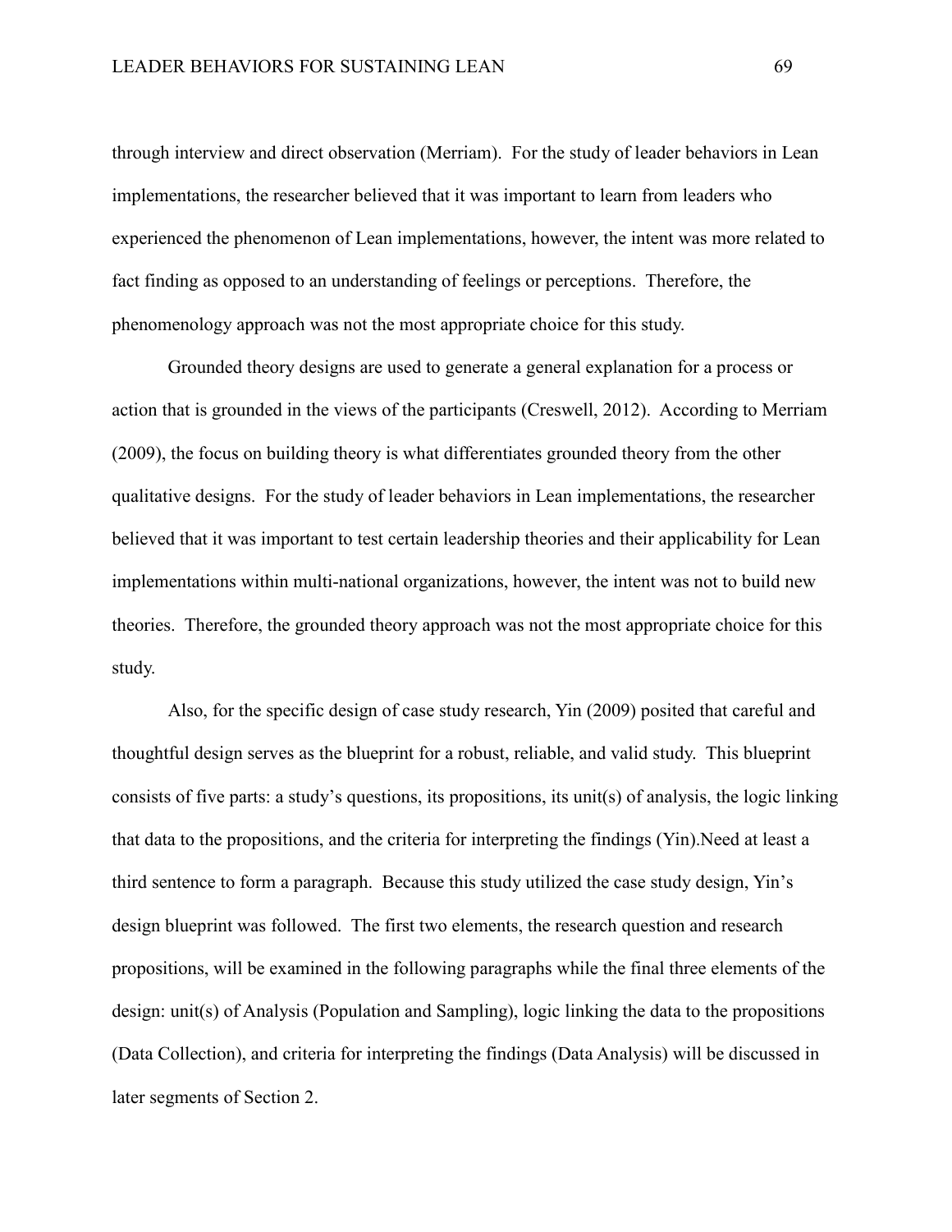through interview and direct observation (Merriam). For the study of leader behaviors in Lean implementations, the researcher believed that it was important to learn from leaders who experienced the phenomenon of Lean implementations, however, the intent was more related to fact finding as opposed to an understanding of feelings or perceptions. Therefore, the phenomenology approach was not the most appropriate choice for this study.

Grounded theory designs are used to generate a general explanation for a process or action that is grounded in the views of the participants (Creswell, 2012). According to Merriam (2009), the focus on building theory is what differentiates grounded theory from the other qualitative designs. For the study of leader behaviors in Lean implementations, the researcher believed that it was important to test certain leadership theories and their applicability for Lean implementations within multi-national organizations, however, the intent was not to build new theories. Therefore, the grounded theory approach was not the most appropriate choice for this study.

Also, for the specific design of case study research, Yin (2009) posited that careful and thoughtful design serves as the blueprint for a robust, reliable, and valid study. This blueprint consists of five parts: a study's questions, its propositions, its unit(s) of analysis, the logic linking that data to the propositions, and the criteria for interpreting the findings (Yin).Need at least a third sentence to form a paragraph. Because this study utilized the case study design, Yin's design blueprint was followed. The first two elements, the research question and research propositions, will be examined in the following paragraphs while the final three elements of the design: unit(s) of Analysis (Population and Sampling), logic linking the data to the propositions (Data Collection), and criteria for interpreting the findings (Data Analysis) will be discussed in later segments of Section 2.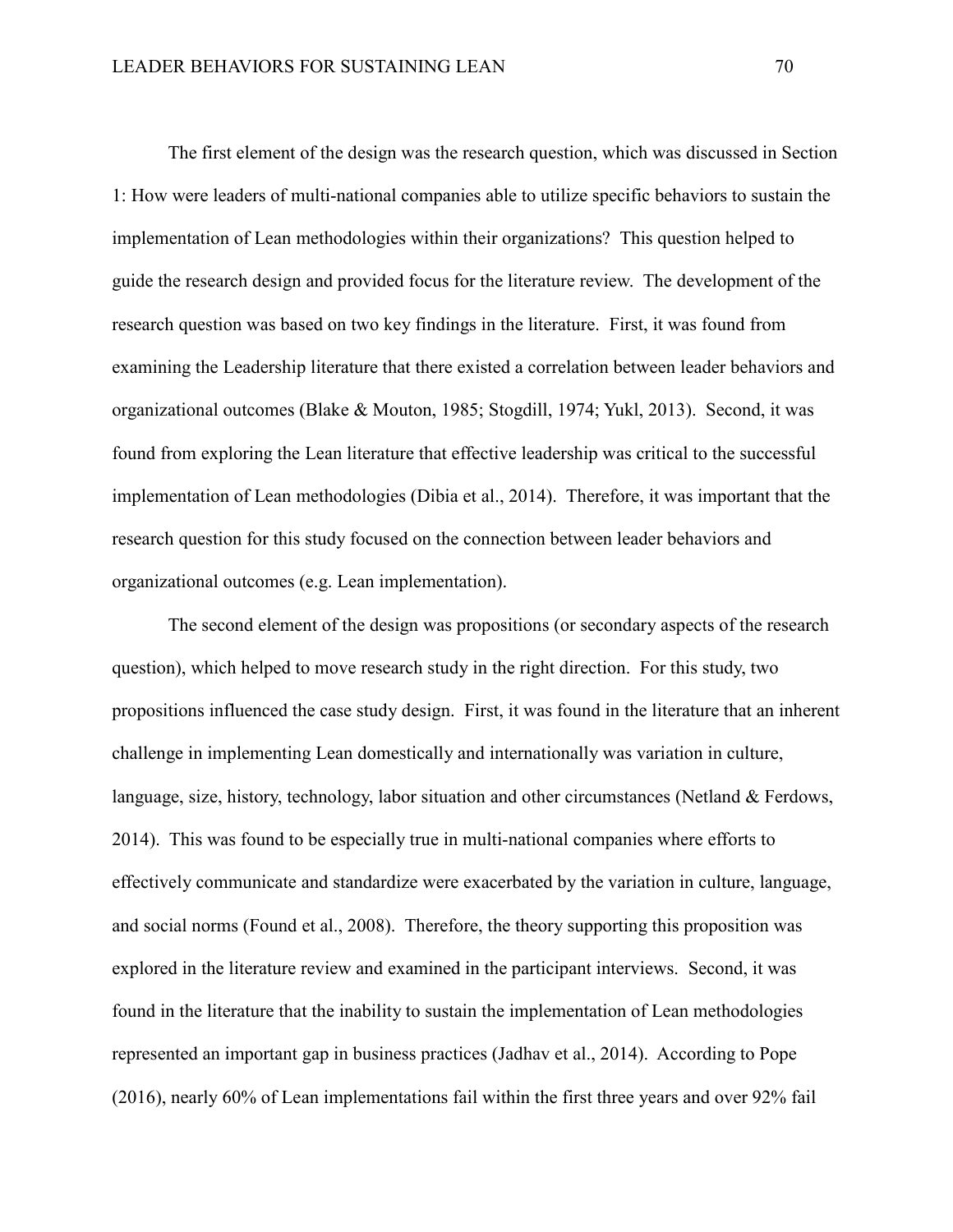The first element of the design was the research question, which was discussed in Section 1: How were leaders of multi-national companies able to utilize specific behaviors to sustain the implementation of Lean methodologies within their organizations? This question helped to guide the research design and provided focus for the literature review. The development of the research question was based on two key findings in the literature. First, it was found from examining the Leadership literature that there existed a correlation between leader behaviors and organizational outcomes (Blake & Mouton, 1985; Stogdill, 1974; Yukl, 2013). Second, it was found from exploring the Lean literature that effective leadership was critical to the successful implementation of Lean methodologies (Dibia et al., 2014). Therefore, it was important that the research question for this study focused on the connection between leader behaviors and organizational outcomes (e.g. Lean implementation).

The second element of the design was propositions (or secondary aspects of the research question), which helped to move research study in the right direction. For this study, two propositions influenced the case study design. First, it was found in the literature that an inherent challenge in implementing Lean domestically and internationally was variation in culture, language, size, history, technology, labor situation and other circumstances (Netland & Ferdows, 2014). This was found to be especially true in multi-national companies where efforts to effectively communicate and standardize were exacerbated by the variation in culture, language, and social norms (Found et al., 2008). Therefore, the theory supporting this proposition was explored in the literature review and examined in the participant interviews. Second, it was found in the literature that the inability to sustain the implementation of Lean methodologies represented an important gap in business practices (Jadhav et al., 2014). According to Pope (2016), nearly 60% of Lean implementations fail within the first three years and over 92% fail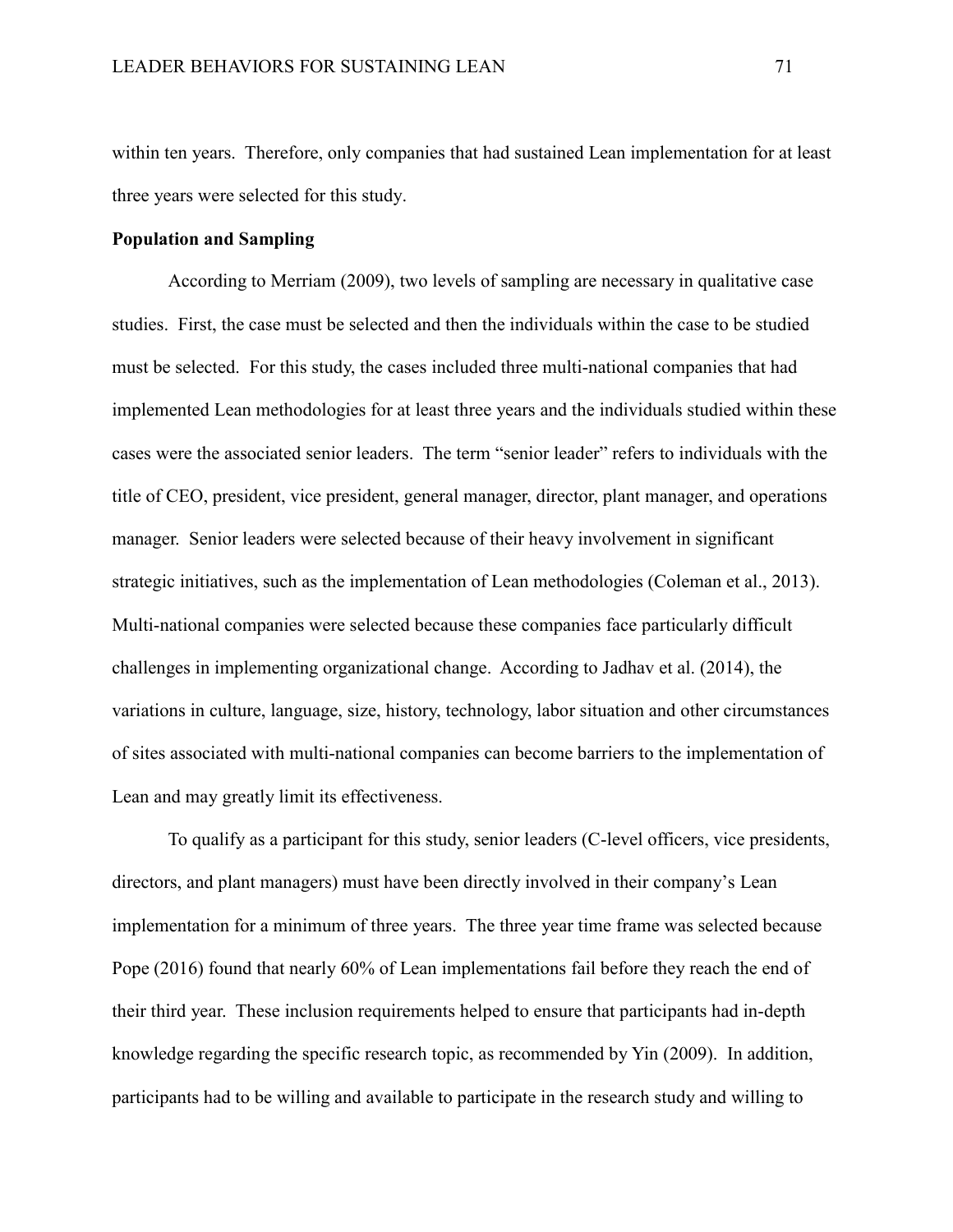within ten years. Therefore, only companies that had sustained Lean implementation for at least three years were selected for this study.

### Population and Sampling

According to Merriam (2009), two levels of sampling are necessary in qualitative case studies. First, the case must be selected and then the individuals within the case to be studied must be selected. For this study, the cases included three multi-national companies that had implemented Lean methodologies for at least three years and the individuals studied within these cases were the associated senior leaders. The term "senior leader" refers to individuals with the title of CEO, president, vice president, general manager, director, plant manager, and operations manager. Senior leaders were selected because of their heavy involvement in significant strategic initiatives, such as the implementation of Lean methodologies (Coleman et al., 2013). Multi-national companies were selected because these companies face particularly difficult challenges in implementing organizational change. According to Jadhav et al. (2014), the variations in culture, language, size, history, technology, labor situation and other circumstances of sites associated with multi-national companies can become barriers to the implementation of Lean and may greatly limit its effectiveness.

To qualify as a participant for this study, senior leaders (C-level officers, vice presidents, directors, and plant managers) must have been directly involved in their company's Lean implementation for a minimum of three years. The three year time frame was selected because Pope (2016) found that nearly 60% of Lean implementations fail before they reach the end of their third year. These inclusion requirements helped to ensure that participants had in-depth knowledge regarding the specific research topic, as recommended by Yin (2009). In addition, participants had to be willing and available to participate in the research study and willing to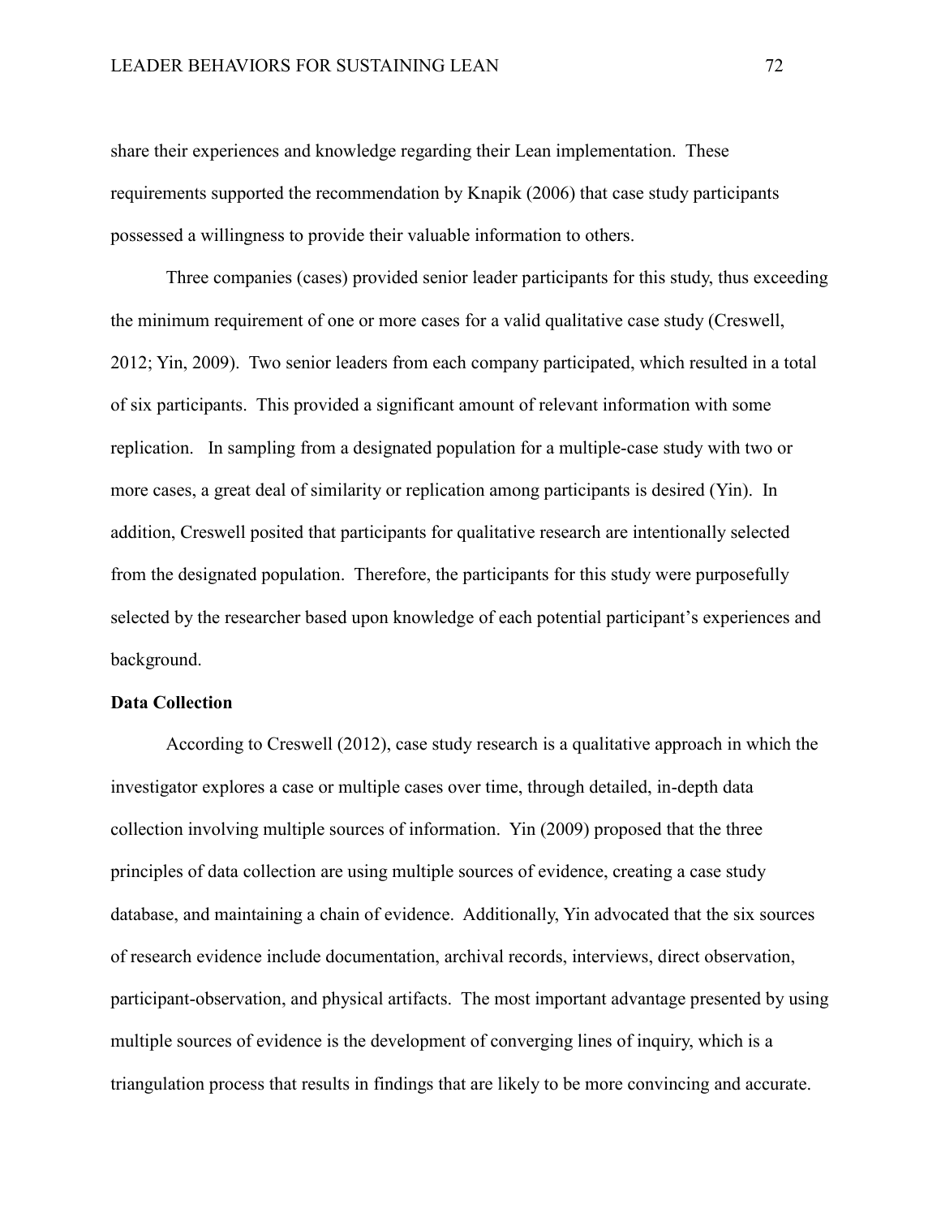share their experiences and knowledge regarding their Lean implementation. These requirements supported the recommendation by Knapik (2006) that case study participants possessed a willingness to provide their valuable information to others.

Three companies (cases) provided senior leader participants for this study, thus exceeding the minimum requirement of one or more cases for a valid qualitative case study (Creswell, 2012; Yin, 2009). Two senior leaders from each company participated, which resulted in a total of six participants. This provided a significant amount of relevant information with some replication. In sampling from a designated population for a multiple-case study with two or more cases, a great deal of similarity or replication among participants is desired (Yin). In addition, Creswell posited that participants for qualitative research are intentionally selected from the designated population. Therefore, the participants for this study were purposefully selected by the researcher based upon knowledge of each potential participant's experiences and background.

**Data Collection**

According to Creswell (2012), case study research is a qualitative approach in which the investigator explores a case or multiple cases over time, through detailed, in-depth data collection involving multiple sources of information. Yin (2009) proposed that the three principles of data collection are using multiple sources of evidence, creating a case study database, and maintaining a chain of evidence. Additionally, Yin advocated that the six sources of research evidence include documentation, archival records, interviews, direct observation, participant-observation, and physical artifacts. The most important advantage presented by using multiple sources of evidence is the development of converging lines of inquiry, which is a triangulation process that results in findings that are likely to be more convincing and accurate.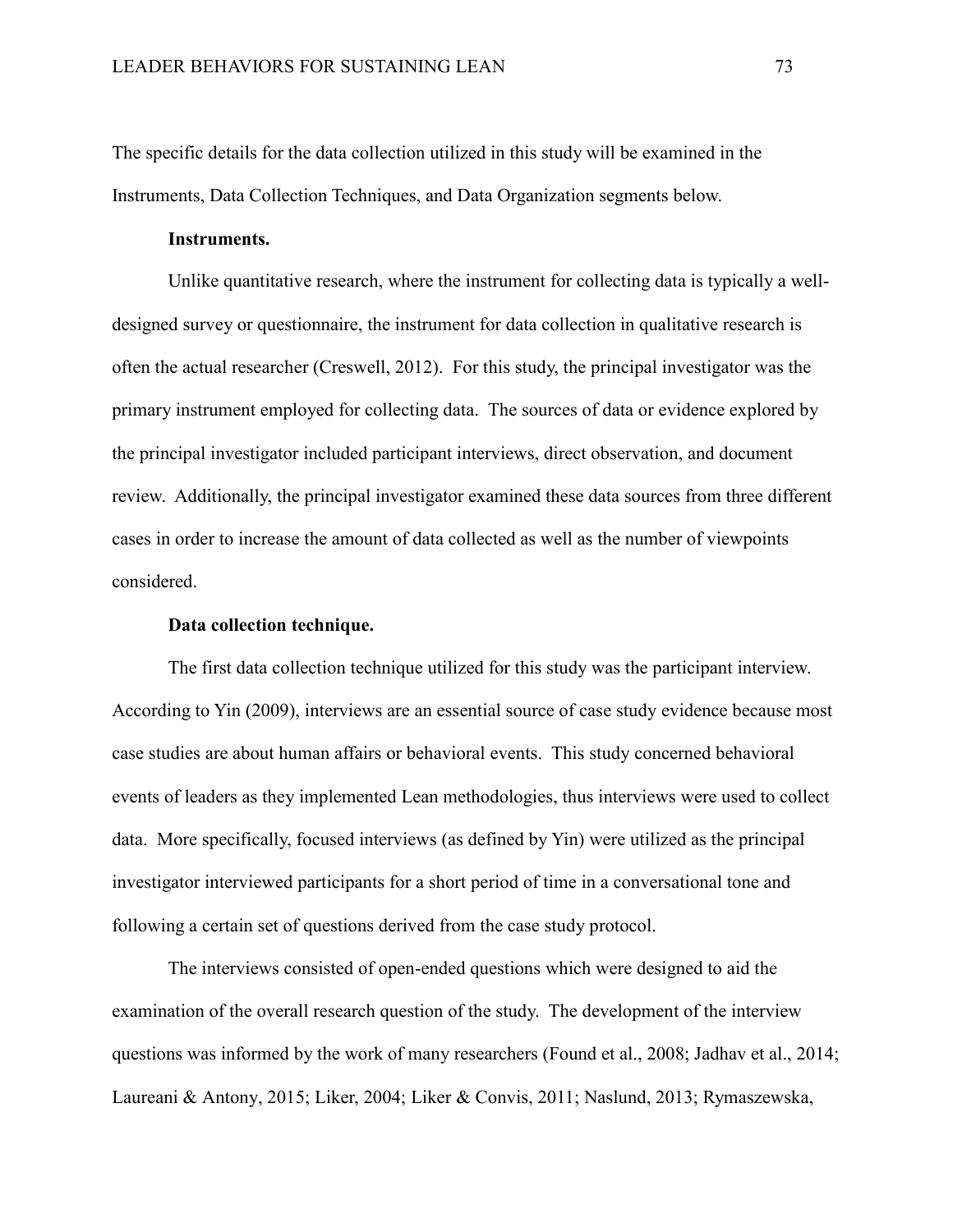The specific details for the data collection utilized in this study will be examined in the Instruments, Data Collection Techniques, and Data Organization segments below.

**Instruments.**

Unlike quantitative research, where the instrument for collecting data is typically a well-designed survey or questionnaire, the instrument for data collection in qualitative research is often the actual researcher (Creswell, 2012). For this study, the principal investigator was the primary instrument employed for collecting data. The sources of data or evidence explored by the principal investigator included participant interviews, direct observation, and document review. Additionally, the principal investigator examined these data sources from three different cases in order to increase the amount of data collected as well as the number of viewpoints considered.

**Data collection technique.**

The first data collection technique utilized for this study was the participant interview. According to Yin (2009), interviews are an essential source of case study evidence because most case studies are about human affairs or behavioral events. This study concerned behavioral events of leaders as they implemented Lean methodologies, thus interviews were used to collect data. More specifically, focused interviews (as defined by Yin) were utilized as the principal investigator interviewed participants for a short period of time in a conversational tone and following a certain set of questions derived from the case study protocol.

The interviews consisted of open-ended questions which were designed to aid the examination of the overall research question of the study. The development of the interview questions was informed by the work of many researchers (Found et al., 2008; Jadhav et al., 2014; Laureani & Antony, 2015; Liker, 2004; Liker & Convis, 2011; Naslund, 2013; Rymaszewska,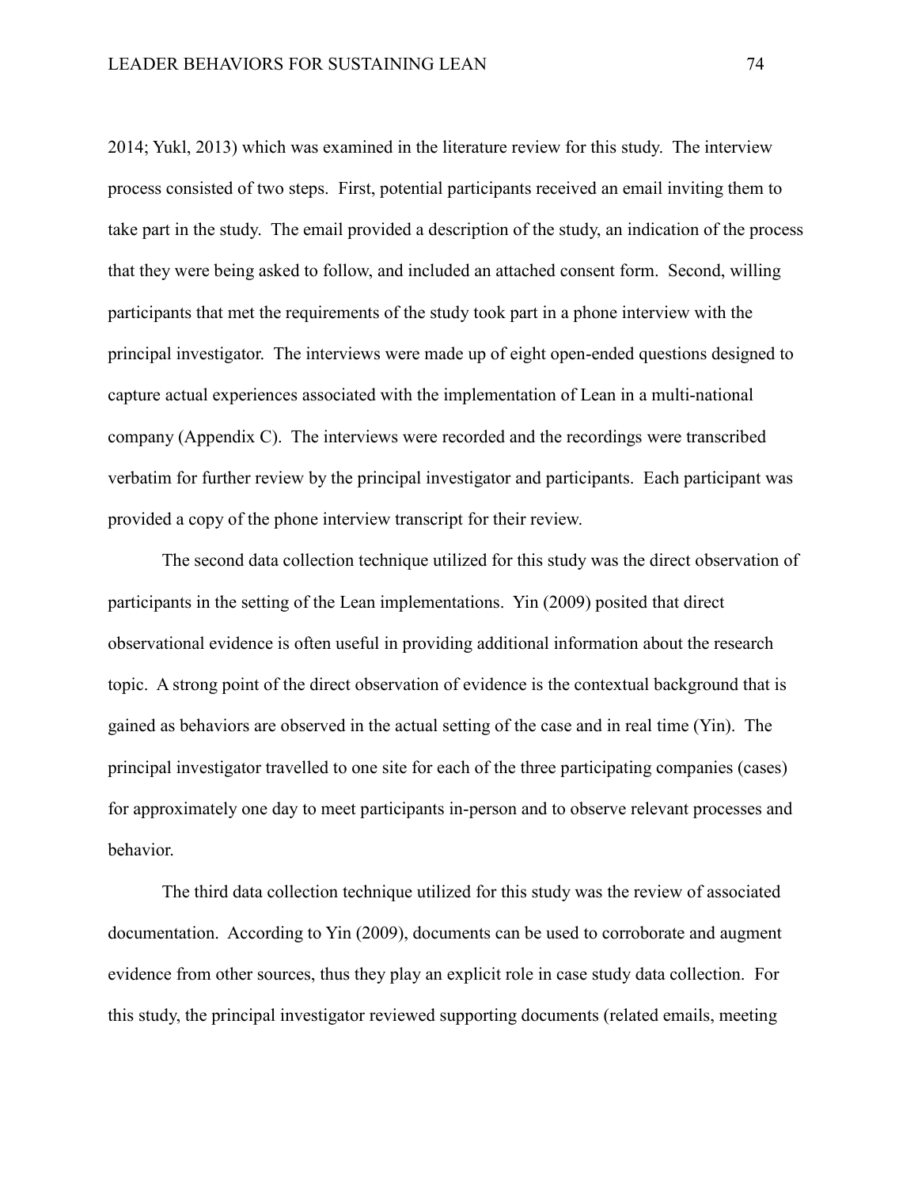2014; Yukl, 2013) which was examined in the literature review for this study. The interview process consisted of two steps. First, potential participants received an email inviting them to take part in the study. The email provided a description of the study, an indication of the process that they were being asked to follow, and included an attached consent form. Second, willing participants that met the requirements of the study took part in a phone interview with the principal investigator. The interviews were made up of eight open-ended questions designed to capture actual experiences associated with the implementation of Lean in a multi-national company (Appendix C). The interviews were recorded and the recordings were transcribed verbatim for further review by the principal investigator and participants. Each participant was provided a copy of the phone interview transcript for their review.

The second data collection technique utilized for this study was the direct observation of participants in the setting of the Lean implementations. Yin (2009) posited that direct observational evidence is often useful in providing additional information about the research topic. A strong point of the direct observation of evidence is the contextual background that is gained as behaviors are observed in the actual setting of the case and in real time (Yin). The principal investigator travelled to one site for each of the three participating companies (cases) for approximately one day to meet participants in-person and to observe relevant processes and behavior.

The third data collection technique utilized for this study was the review of associated documentation. According to Yin (2009), documents can be used to corroborate and augment evidence from other sources, thus they play an explicit role in case study data collection. For this study, the principal investigator reviewed supporting documents (related emails, meeting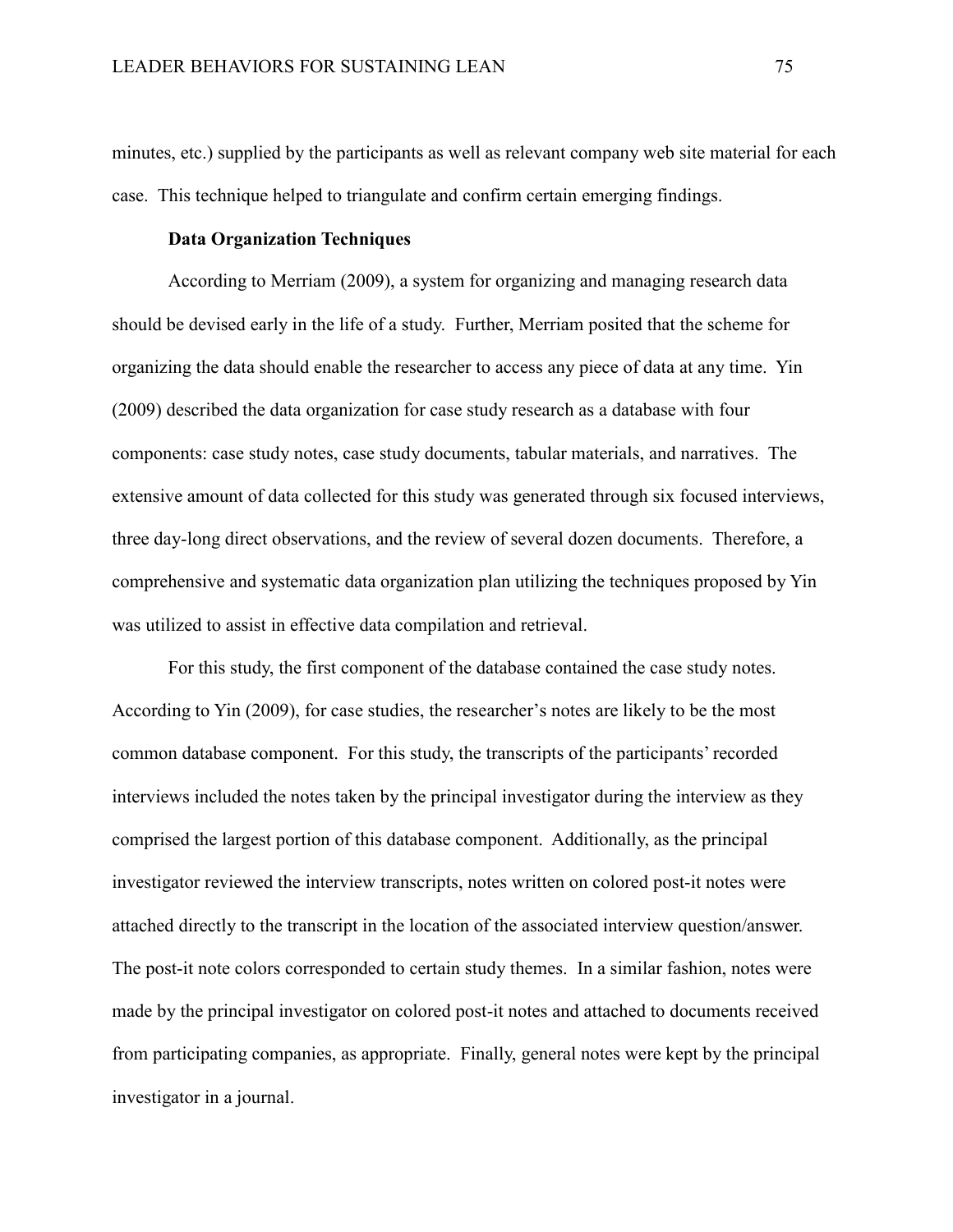minutes, etc.) supplied by the participants as well as relevant company web site material for each case. This technique helped to triangulate and confirm certain emerging findings.

**Data Organization Techniques**

According to Merriam (2009), a system for organizing and managing research data should be devised early in the life of a study. Further, Merriam posited that the scheme for organizing the data should enable the researcher to access any piece of data at any time. Yin (2009) described the data organization for case study research as a database with four components: case study notes, case study documents, tabular materials, and narratives. The extensive amount of data collected for this study was generated through six focused interviews, three day-long direct observations, and the review of several dozen documents. Therefore, a comprehensive and systematic data organization plan utilizing the techniques proposed by Yin was utilized to assist in effective data compilation and retrieval.

For this study, the first component of the database contained the case study notes. According to Yin (2009), for case studies, the researcher's notes are likely to be the most common database component. For this study, the transcripts of the participants' recorded interviews included the notes taken by the principal investigator during the interview as they comprised the largest portion of this database component. Additionally, as the principal investigator reviewed the interview transcripts, notes written on colored post-it notes were attached directly to the transcript in the location of the associated interview question/answer. The post-it note colors corresponded to certain study themes. In a similar fashion, notes were made by the principal investigator on colored post-it notes and attached to documents received from participating companies, as appropriate. Finally, general notes were kept by the principal investigator in a journal.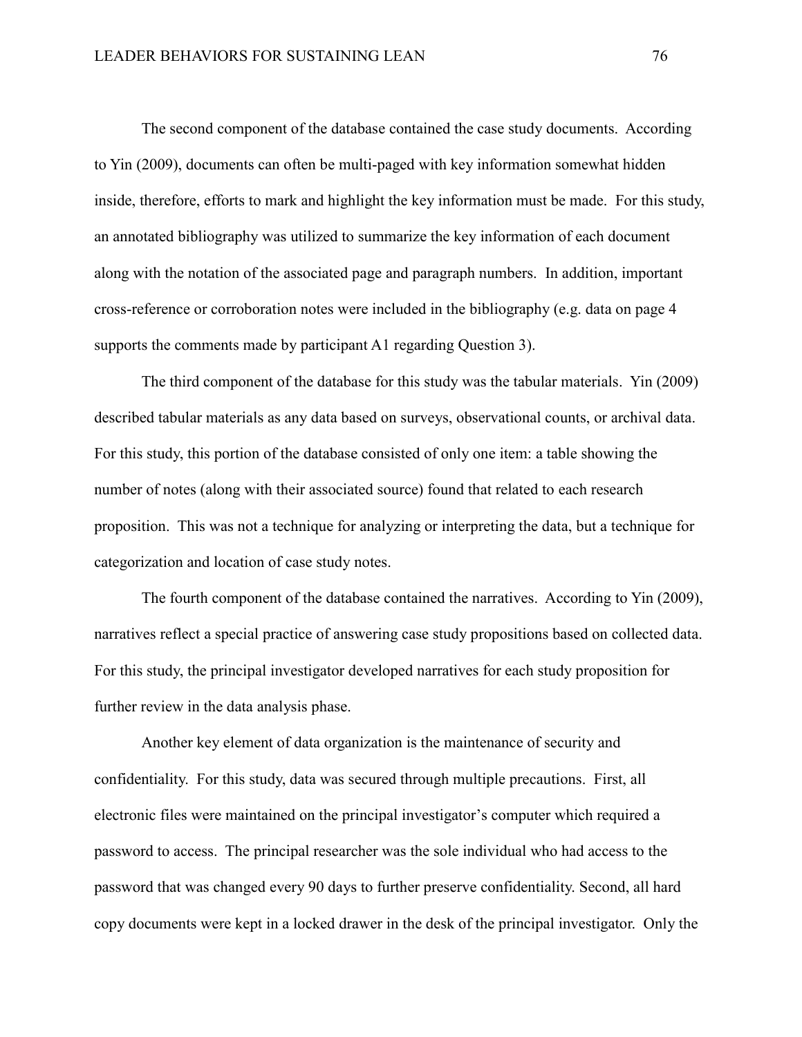The second component of the database contained the case study documents. According to Yin (2009), documents can often be multi-paged with key information somewhat hidden inside, therefore, efforts to mark and highlight the key information must be made. For this study, an annotated bibliography was utilized to summarize the key information of each document along with the notation of the associated page and paragraph numbers. In addition, important cross-reference or corroboration notes were included in the bibliography (e.g. data on page 4 supports the comments made by participant A1 regarding Question 3).

The third component of the database for this study was the tabular materials. Yin (2009) described tabular materials as any data based on surveys, observational counts, or archival data. For this study, this portion of the database consisted of only one item: a table showing the number of notes (along with their associated source) found that related to each research proposition. This was not a technique for analyzing or interpreting the data, but a technique for categorization and location of case study notes.

The fourth component of the database contained the narratives. According to Yin (2009), narratives reflect a special practice of answering case study propositions based on collected data. For this study, the principal investigator developed narratives for each study proposition for further review in the data analysis phase.

Another key element of data organization is the maintenance of security and confidentiality. For this study, data was secured through multiple precautions. First, all electronic files were maintained on the principal investigator's computer which required a password to access. The principal researcher was the sole individual who had access to the password that was changed every 90 days to further preserve confidentiality. Second, all hard copy documents were kept in a locked drawer in the desk of the principal investigator. Only the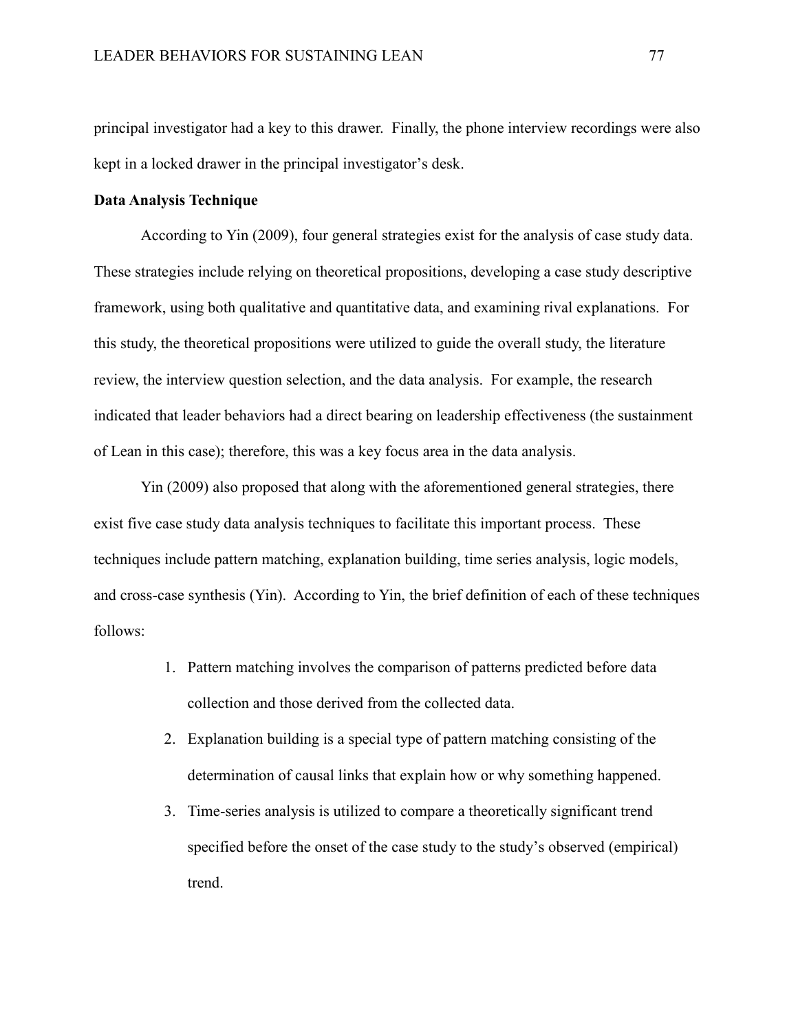principal investigator had a key to this drawer. Finally, the phone interview recordings were also kept in a locked drawer in the principal investigator's desk.

**Data Analysis Technique**

According to Yin (2009), four general strategies exist for the analysis of case study data. These strategies include relying on theoretical propositions, developing a case study descriptive framework, using both qualitative and quantitative data, and examining rival explanations. For this study, the theoretical propositions were utilized to guide the overall study, the literature review, the interview question selection, and the data analysis. For example, the research indicated that leader behaviors had a direct bearing on leadership effectiveness (the sustainment of Lean in this case); therefore, this was a key focus area in the data analysis.

Yin (2009) also proposed that along with the aforementioned general strategies, there exist five case study data analysis techniques to facilitate this important process. These techniques include pattern matching, explanation building, time series analysis, logic models, and cross-case synthesis (Yin). According to Yin, the brief definition of each of these techniques follows:

1. Pattern matching involves the comparison of patterns predicted before data collection and those derived from the collected data.
2. Explanation building is a special type of pattern matching consisting of the determination of causal links that explain how or why something happened.
3. Time-series analysis is utilized to compare a theoretically significant trend specified before the onset of the case study to the study's observed (empirical) trend.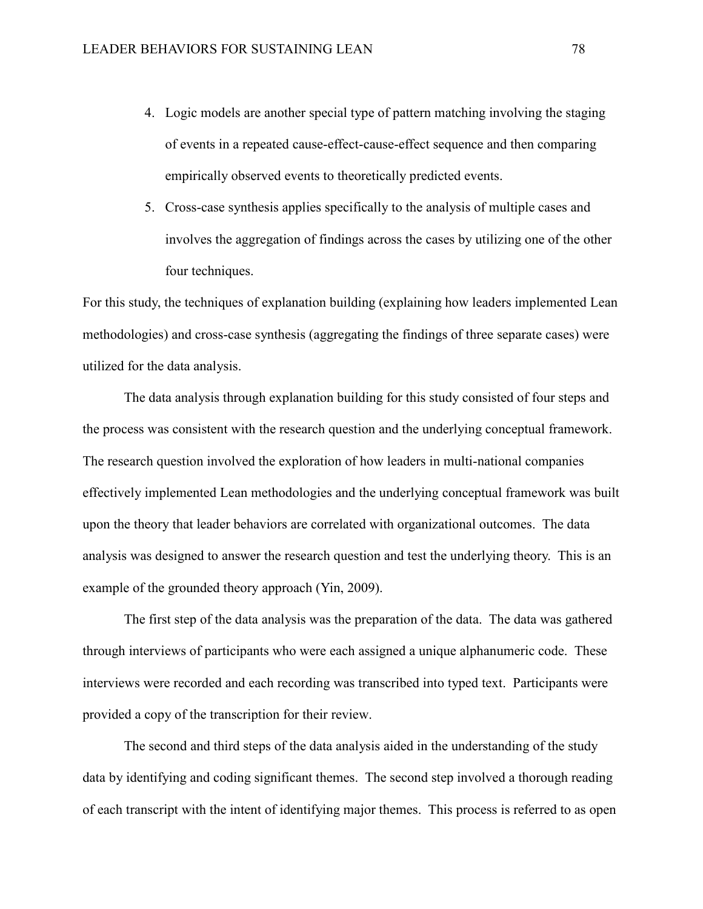4. Logic models are another special type of pattern matching involving the staging of events in a repeated cause-effect-cause-effect sequence and then comparing empirically observed events to theoretically predicted events.
5. Cross-case synthesis applies specifically to the analysis of multiple cases and involves the aggregation of findings across the cases by utilizing one of the other four techniques.

For this study, the techniques of explanation building (explaining how leaders implemented Lean methodologies) and cross-case synthesis (aggregating the findings of three separate cases) were utilized for the data analysis.

The data analysis through explanation building for this study consisted of four steps and the process was consistent with the research question and the underlying conceptual framework. The research question involved the exploration of how leaders in multi-national companies effectively implemented Lean methodologies and the underlying conceptual framework was built upon the theory that leader behaviors are correlated with organizational outcomes. The data analysis was designed to answer the research question and test the underlying theory. This is an example of the grounded theory approach (Yin, 2009).

The first step of the data analysis was the preparation of the data. The data was gathered through interviews of participants who were each assigned a unique alphanumeric code. These interviews were recorded and each recording was transcribed into typed text. Participants were provided a copy of the transcription for their review.

The second and third steps of the data analysis aided in the understanding of the study data by identifying and coding significant themes. The second step involved a thorough reading of each transcript with the intent of identifying major themes. This process is referred to as open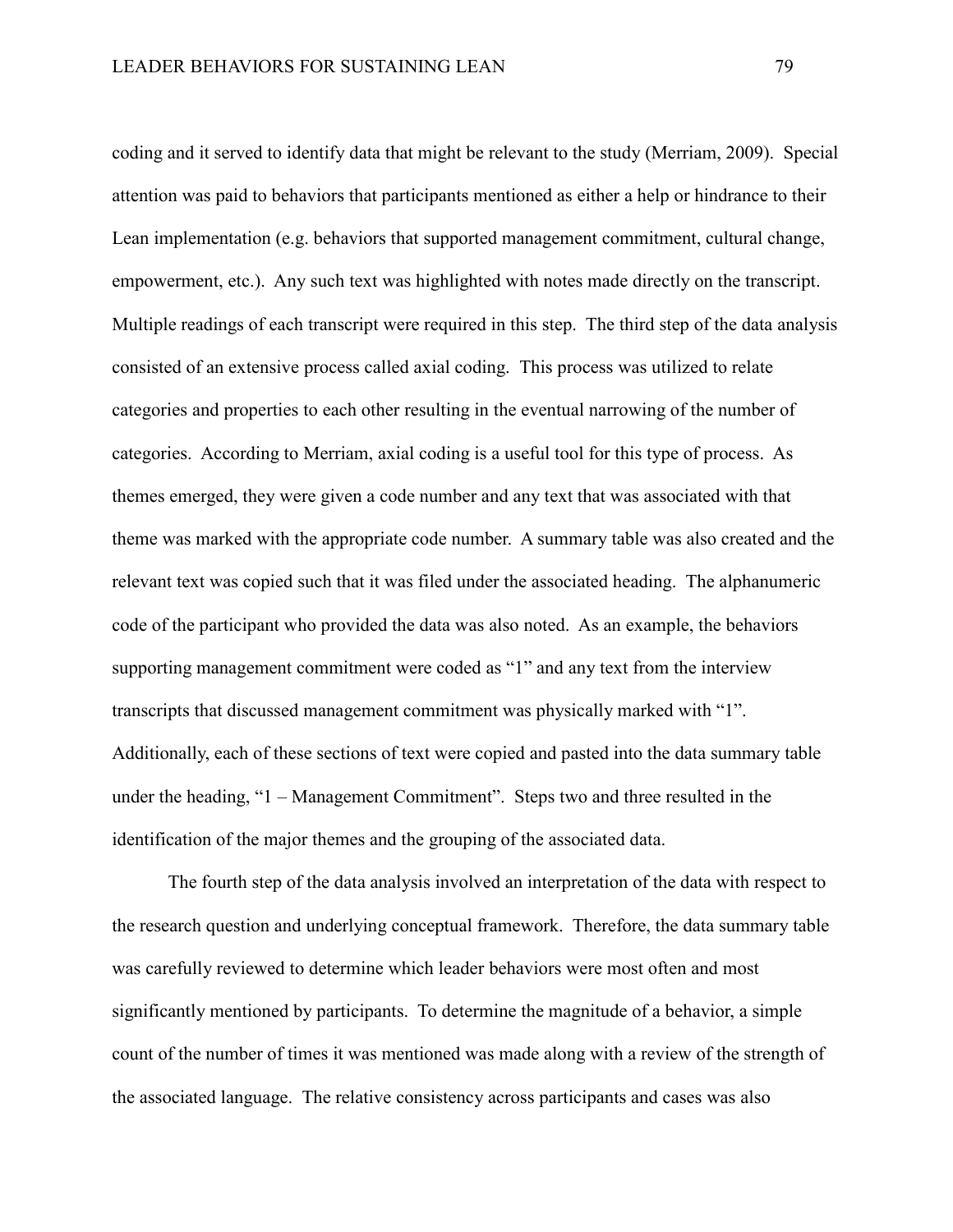coding and it served to identify data that might be relevant to the study (Merriam, 2009). Special attention was paid to behaviors that participants mentioned as either a help or hindrance to their Lean implementation (e.g. behaviors that supported management commitment, cultural change, empowerment, etc.). Any such text was highlighted with notes made directly on the transcript. Multiple readings of each transcript were required in this step. The third step of the data analysis consisted of an extensive process called axial coding. This process was utilized to relate categories and properties to each other resulting in the eventual narrowing of the number of categories. According to Merriam, axial coding is a useful tool for this type of process. As themes emerged, they were given a code number and any text that was associated with that theme was marked with the appropriate code number. A summary table was also created and the relevant text was copied such that it was filed under the associated heading. The alphanumeric code of the participant who provided the data was also noted. As an example, the behaviors supporting management commitment were coded as "1" and any text from the interview transcripts that discussed management commitment was physically marked with "1". Additionally, each of these sections of text were copied and pasted into the data summary table under the heading, "1 – Management Commitment". Steps two and three resulted in the identification of the major themes and the grouping of the associated data.

The fourth step of the data analysis involved an interpretation of the data with respect to the research question and underlying conceptual framework. Therefore, the data summary table was carefully reviewed to determine which leader behaviors were most often and most significantly mentioned by participants. To determine the magnitude of a behavior, a simple count of the number of times it was mentioned was made along with a review of the strength of the associated language. The relative consistency across participants and cases was also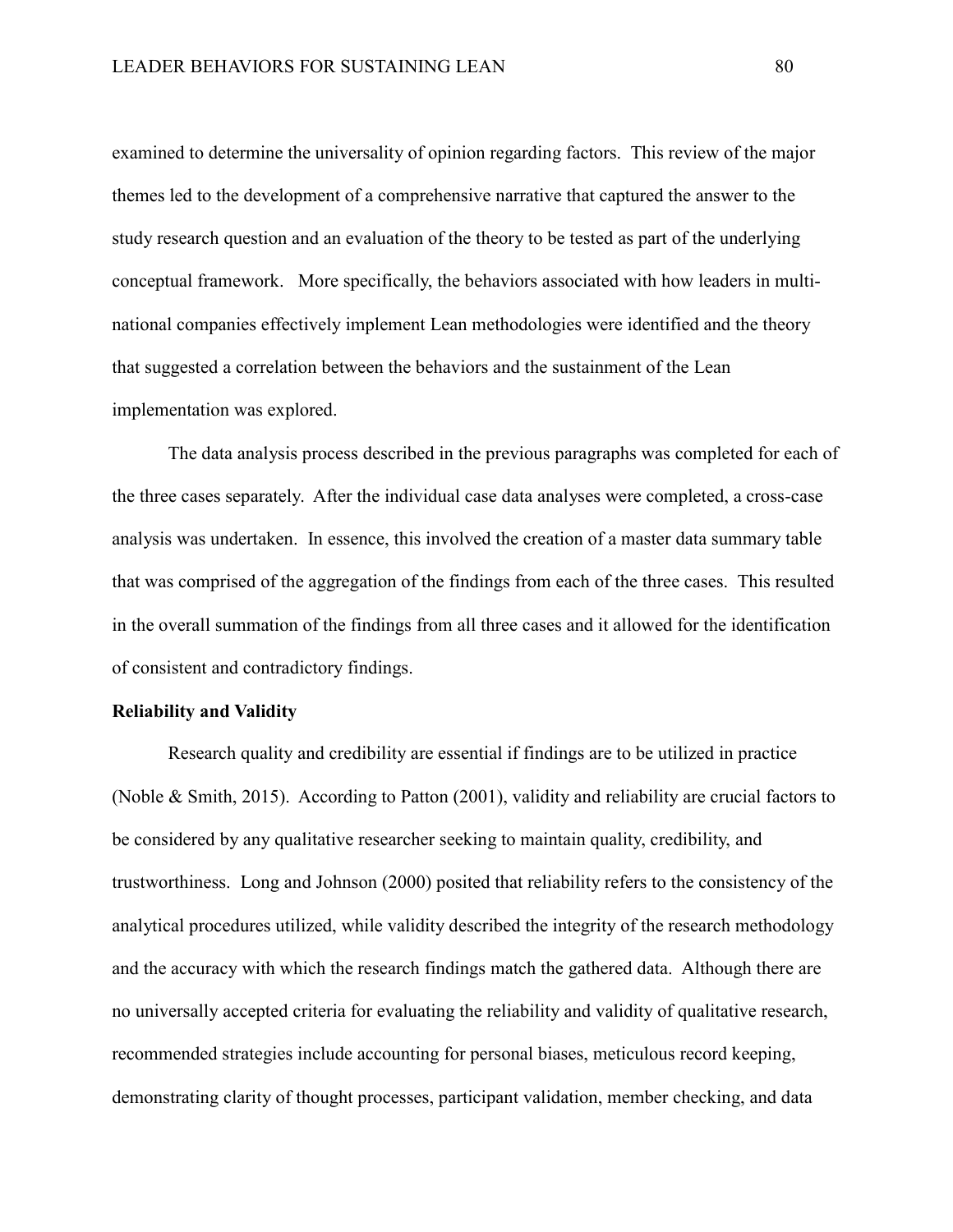examined to determine the universality of opinion regarding factors. This review of the major themes led to the development of a comprehensive narrative that captured the answer to the study research question and an evaluation of the theory to be tested as part of the underlying conceptual framework. More specifically, the behaviors associated with how leaders in multi-national companies effectively implement Lean methodologies were identified and the theory that suggested a correlation between the behaviors and the sustainment of the Lean implementation was explored.

The data analysis process described in the previous paragraphs was completed for each of the three cases separately. After the individual case data analyses were completed, a cross-case analysis was undertaken. In essence, this involved the creation of a master data summary table that was comprised of the aggregation of the findings from each of the three cases. This resulted in the overall summation of the findings from all three cases and it allowed for the identification of consistent and contradictory findings.

**Reliability and Validity**

Research quality and credibility are essential if findings are to be utilized in practice (Noble & Smith, 2015). According to Patton (2001), validity and reliability are crucial factors to be considered by any qualitative researcher seeking to maintain quality, credibility, and trustworthiness. Long and Johnson (2000) posited that reliability refers to the consistency of the analytical procedures utilized, while validity described the integrity of the research methodology and the accuracy with which the research findings match the gathered data. Although there are no universally accepted criteria for evaluating the reliability and validity of qualitative research, recommended strategies include accounting for personal biases, meticulous record keeping, demonstrating clarity of thought processes, participant validation, member checking, and data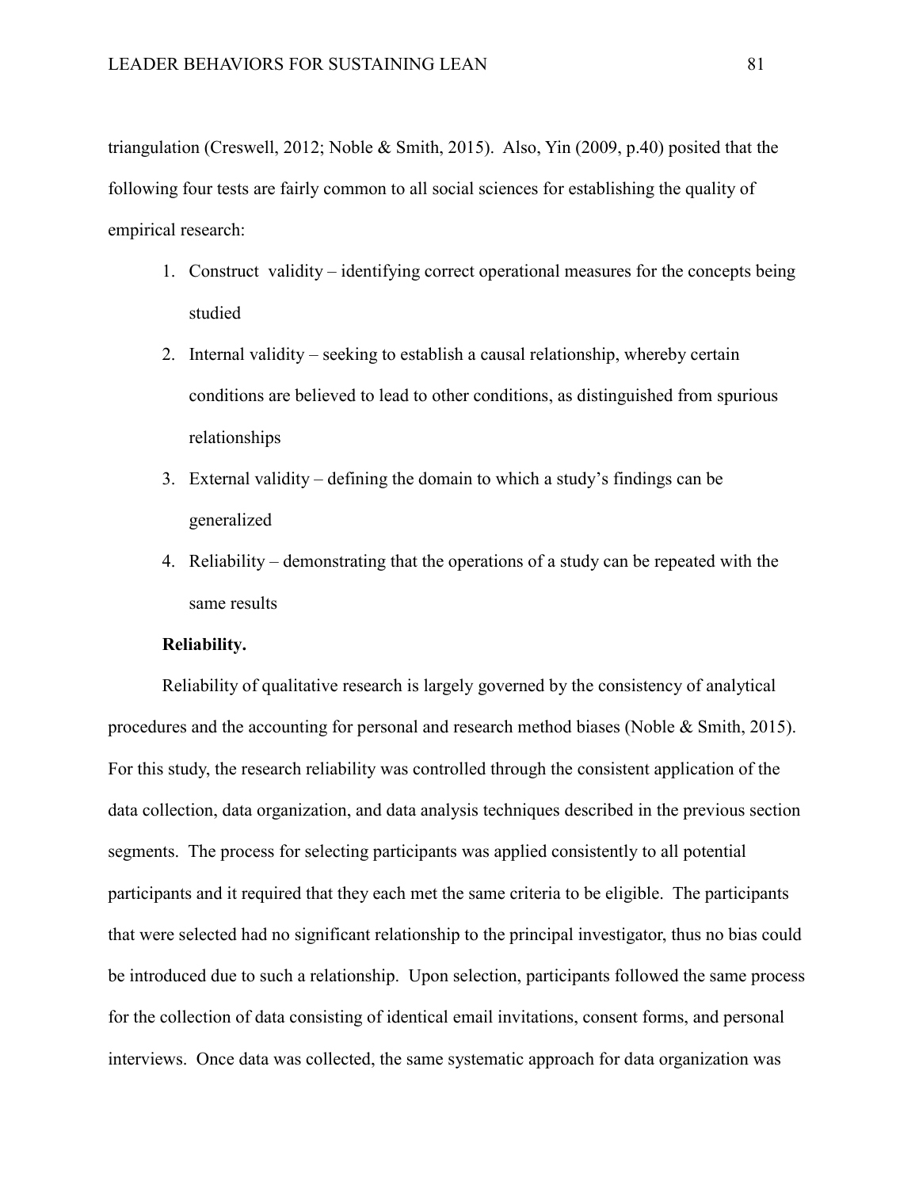triangulation (Creswell, 2012; Noble & Smith, 2015). Also, Yin (2009, p.40) posited that the following four tests are fairly common to all social sciences for establishing the quality of empirical research:

1. Construct validity – identifying correct operational measures for the concepts being studied
2. Internal validity – seeking to establish a causal relationship, whereby certain conditions are believed to lead to other conditions, as distinguished from spurious relationships
3. External validity – defining the domain to which a study's findings can be generalized
4. Reliability – demonstrating that the operations of a study can be repeated with the same results

**Reliability.**

Reliability of qualitative research is largely governed by the consistency of analytical procedures and the accounting for personal and research method biases (Noble & Smith, 2015). For this study, the research reliability was controlled through the consistent application of the data collection, data organization, and data analysis techniques described in the previous section segments. The process for selecting participants was applied consistently to all potential participants and it required that they each met the same criteria to be eligible. The participants that were selected had no significant relationship to the principal investigator, thus no bias could be introduced due to such a relationship. Upon selection, participants followed the same process for the collection of data consisting of identical email invitations, consent forms, and personal interviews. Once data was collected, the same systematic approach for data organization was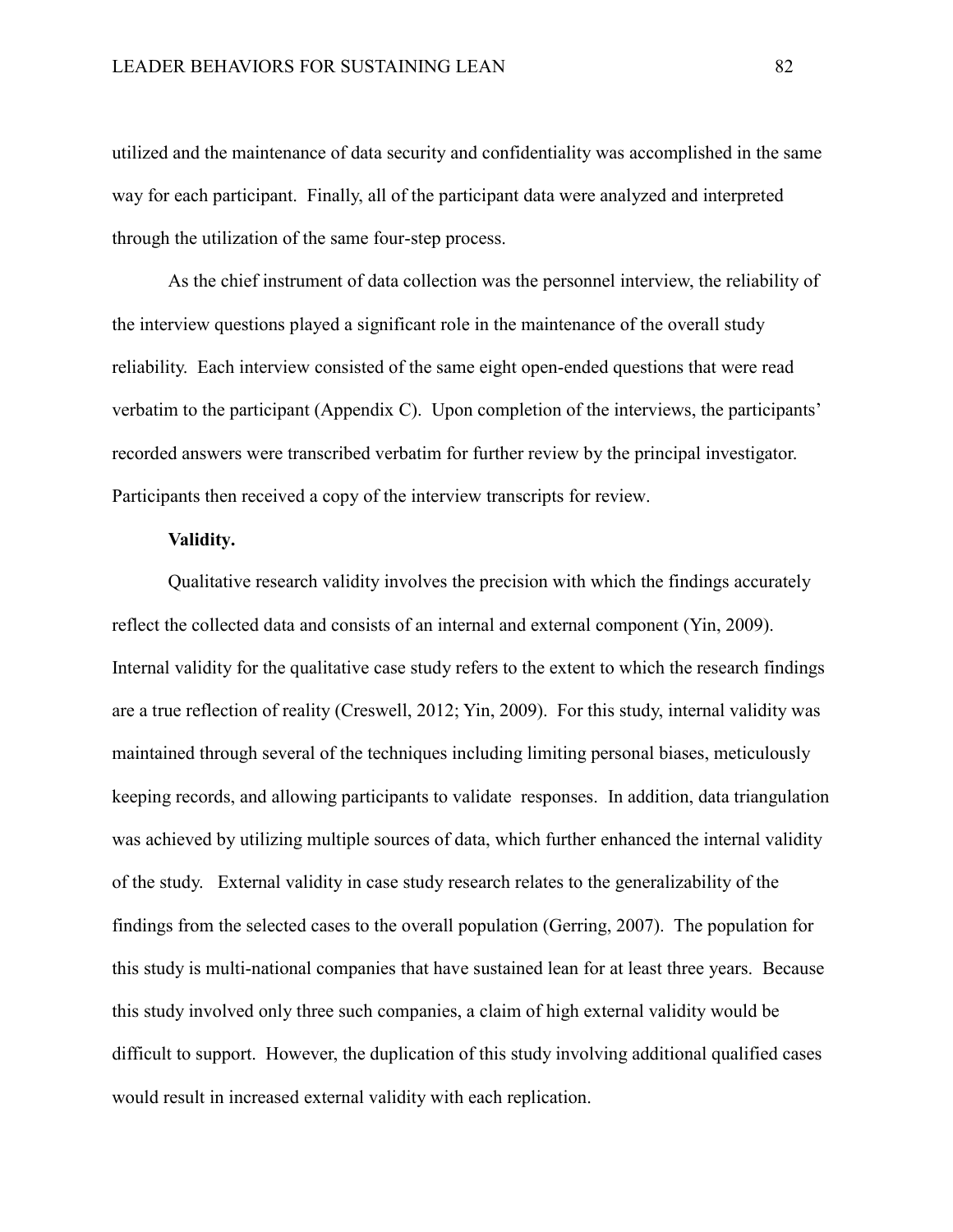utilized and the maintenance of data security and confidentiality was accomplished in the same way for each participant. Finally, all of the participant data were analyzed and interpreted through the utilization of the same four-step process.

As the chief instrument of data collection was the personnel interview, the reliability of the interview questions played a significant role in the maintenance of the overall study reliability. Each interview consisted of the same eight open-ended questions that were read verbatim to the participant (Appendix C). Upon completion of the interviews, the participants' recorded answers were transcribed verbatim for further review by the principal investigator. Participants then received a copy of the interview transcripts for review.

**Validity.**

Qualitative research validity involves the precision with which the findings accurately reflect the collected data and consists of an internal and external component (Yin, 2009). Internal validity for the qualitative case study refers to the extent to which the research findings are a true reflection of reality (Creswell, 2012; Yin, 2009). For this study, internal validity was maintained through several of the techniques including limiting personal biases, meticulously keeping records, and allowing participants to validate responses. In addition, data triangulation was achieved by utilizing multiple sources of data, which further enhanced the internal validity of the study. External validity in case study research relates to the generalizability of the findings from the selected cases to the overall population (Gerring, 2007). The population for this study is multi-national companies that have sustained lean for at least three years. Because this study involved only three such companies, a claim of high external validity would be difficult to support. However, the duplication of this study involving additional qualified cases would result in increased external validity with each replication.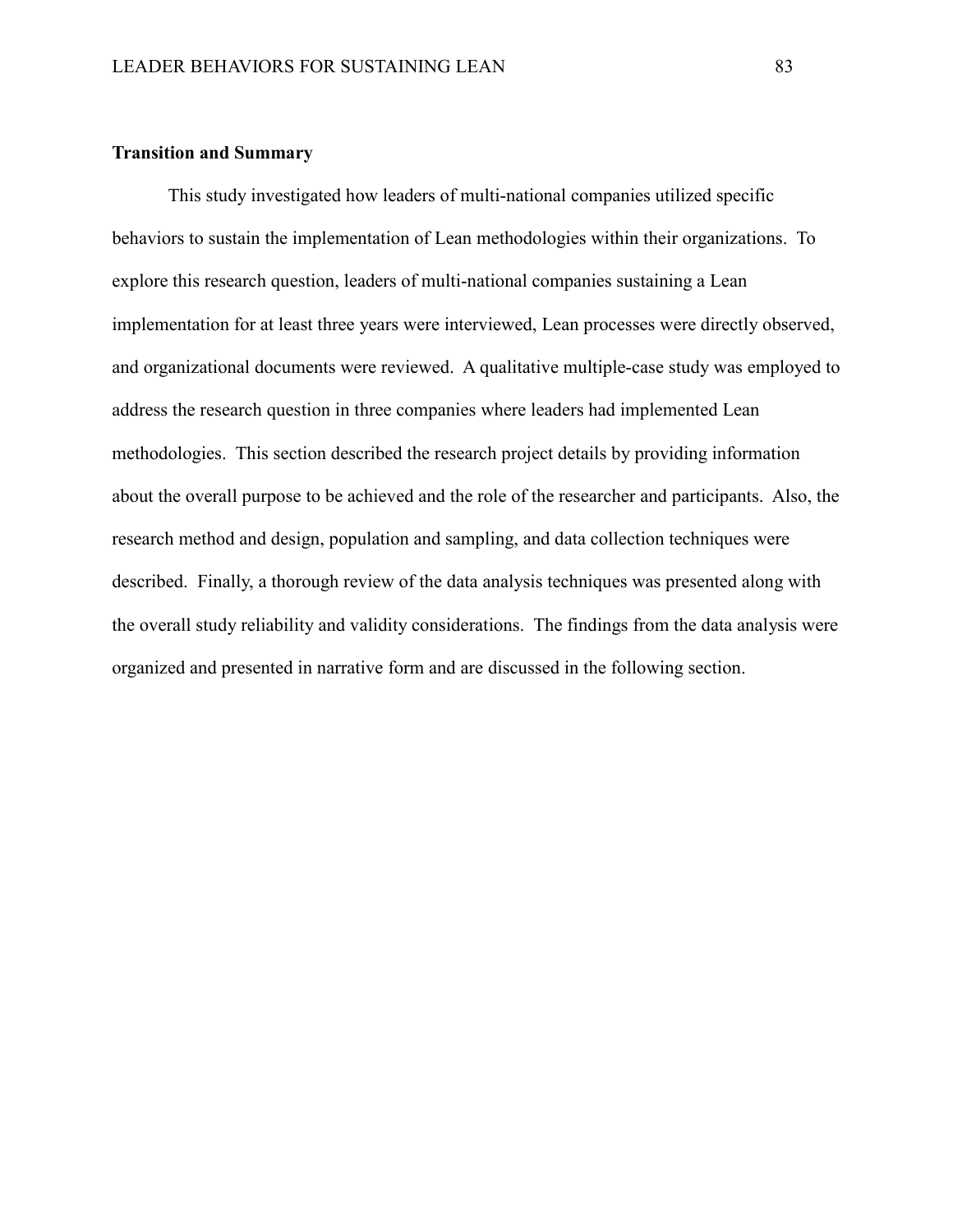### Transition and Summary

This study investigated how leaders of multi-national companies utilized specific behaviors to sustain the implementation of Lean methodologies within their organizations. To explore this research question, leaders of multi-national companies sustaining a Lean implementation for at least three years were interviewed, Lean processes were directly observed, and organizational documents were reviewed. A qualitative multiple-case study was employed to address the research question in three companies where leaders had implemented Lean methodologies. This section described the research project details by providing information about the overall purpose to be achieved and the role of the researcher and participants. Also, the research method and design, population and sampling, and data collection techniques were described. Finally, a thorough review of the data analysis techniques was presented along with the overall study reliability and validity considerations. The findings from the data analysis were organized and presented in narrative form and are discussed in the following section.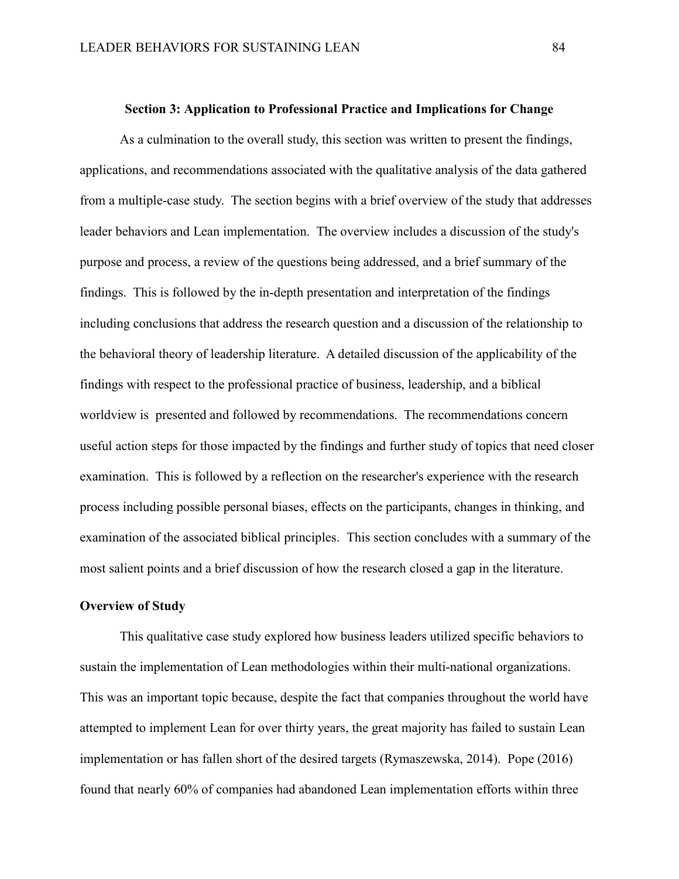## Section 3: Application to Professional Practice and Implications for Change

As a culmination to the overall study, this section was written to present the findings, applications, and recommendations associated with the qualitative analysis of the data gathered from a multiple-case study. The section begins with a brief overview of the study that addresses leader behaviors and Lean implementation. The overview includes a discussion of the study's purpose and process, a review of the questions being addressed, and a brief summary of the findings. This is followed by the in-depth presentation and interpretation of the findings including conclusions that address the research question and a discussion of the relationship to the behavioral theory of leadership literature. A detailed discussion of the applicability of the findings with respect to the professional practice of business, leadership, and a biblical worldview is presented and followed by recommendations. The recommendations concern useful action steps for those impacted by the findings and further study of topics that need closer examination. This is followed by a reflection on the researcher's experience with the research process including possible personal biases, effects on the participants, changes in thinking, and examination of the associated biblical principles. This section concludes with a summary of the most salient points and a brief discussion of how the research closed a gap in the literature.

### Overview of Study

This qualitative case study explored how business leaders utilized specific behaviors to sustain the implementation of Lean methodologies within their multi-national organizations. This was an important topic because, despite the fact that companies throughout the world have attempted to implement Lean for over thirty years, the great majority has failed to sustain Lean implementation or has fallen short of the desired targets (Rymaszewska, 2014). Pope (2016) found that nearly 60% of companies had abandoned Lean implementation efforts within three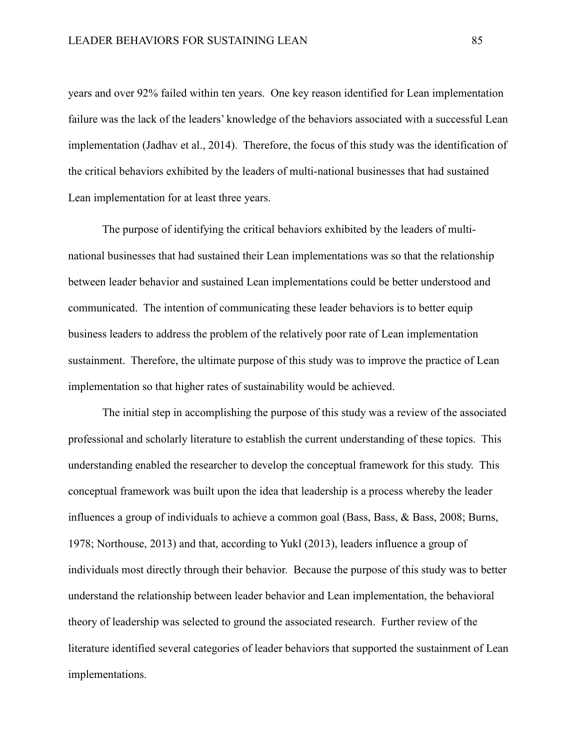years and over 92% failed within ten years. One key reason identified for Lean implementation failure was the lack of the leaders' knowledge of the behaviors associated with a successful Lean implementation (Jadhav et al., 2014). Therefore, the focus of this study was the identification of the critical behaviors exhibited by the leaders of multi-national businesses that had sustained Lean implementation for at least three years.

The purpose of identifying the critical behaviors exhibited by the leaders of multi-national businesses that had sustained their Lean implementations was so that the relationship between leader behavior and sustained Lean implementations could be better understood and communicated. The intention of communicating these leader behaviors is to better equip business leaders to address the problem of the relatively poor rate of Lean implementation sustainment. Therefore, the ultimate purpose of this study was to improve the practice of Lean implementation so that higher rates of sustainability would be achieved.

The initial step in accomplishing the purpose of this study was a review of the associated professional and scholarly literature to establish the current understanding of these topics. This understanding enabled the researcher to develop the conceptual framework for this study. This conceptual framework was built upon the idea that leadership is a process whereby the leader influences a group of individuals to achieve a common goal (Bass, Bass, & Bass, 2008; Burns, 1978; Northouse, 2013) and that, according to Yukl (2013), leaders influence a group of individuals most directly through their behavior. Because the purpose of this study was to better understand the relationship between leader behavior and Lean implementation, the behavioral theory of leadership was selected to ground the associated research. Further review of the literature identified several categories of leader behaviors that supported the sustainment of Lean implementations.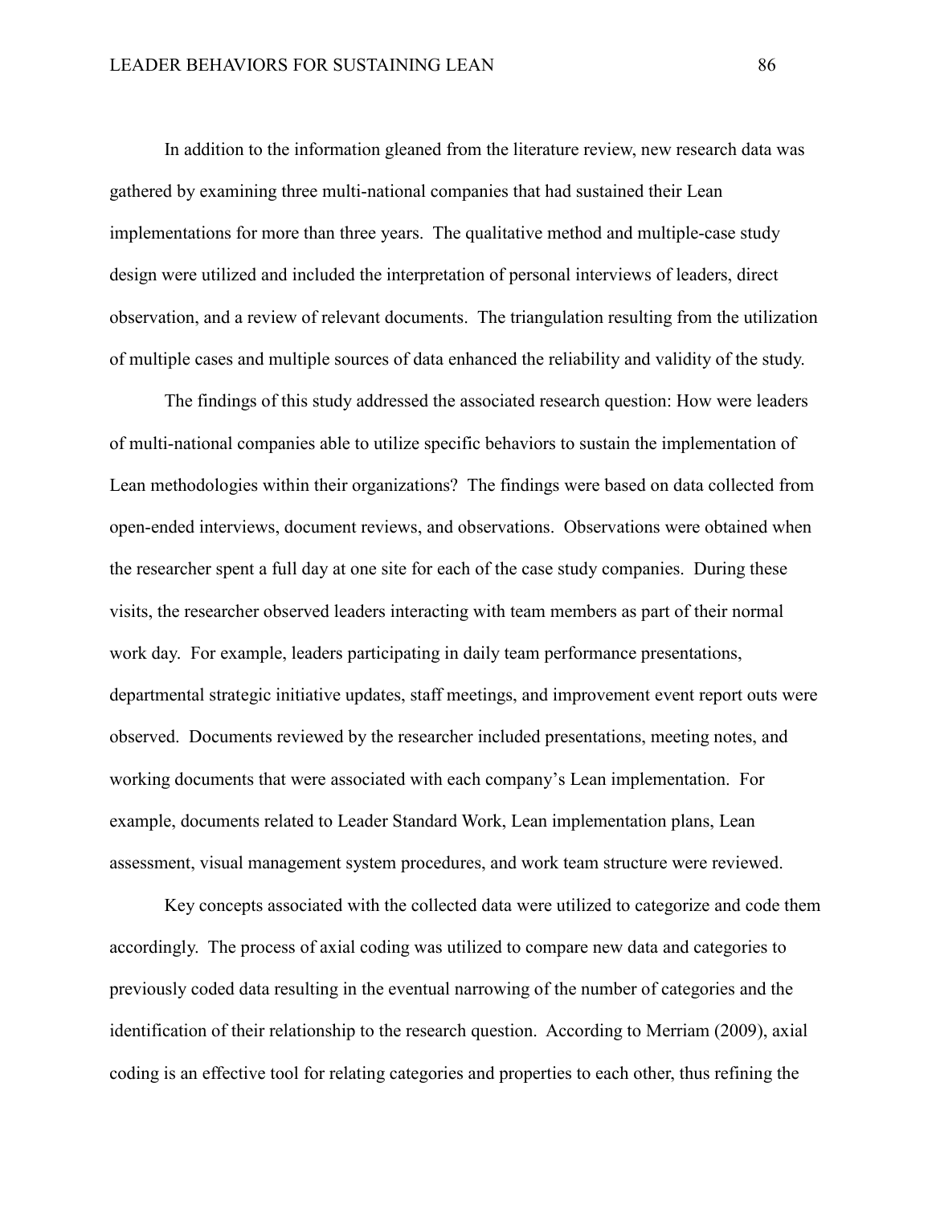In addition to the information gleaned from the literature review, new research data was gathered by examining three multi-national companies that had sustained their Lean implementations for more than three years. The qualitative method and multiple-case study design were utilized and included the interpretation of personal interviews of leaders, direct observation, and a review of relevant documents. The triangulation resulting from the utilization of multiple cases and multiple sources of data enhanced the reliability and validity of the study.

The findings of this study addressed the associated research question: How were leaders of multi-national companies able to utilize specific behaviors to sustain the implementation of Lean methodologies within their organizations? The findings were based on data collected from open-ended interviews, document reviews, and observations. Observations were obtained when the researcher spent a full day at one site for each of the case study companies. During these visits, the researcher observed leaders interacting with team members as part of their normal work day. For example, leaders participating in daily team performance presentations, departmental strategic initiative updates, staff meetings, and improvement event report outs were observed. Documents reviewed by the researcher included presentations, meeting notes, and working documents that were associated with each company's Lean implementation. For example, documents related to Leader Standard Work, Lean implementation plans, Lean assessment, visual management system procedures, and work team structure were reviewed.

Key concepts associated with the collected data were utilized to categorize and code them accordingly. The process of axial coding was utilized to compare new data and categories to previously coded data resulting in the eventual narrowing of the number of categories and the identification of their relationship to the research question. According to Merriam (2009), axial coding is an effective tool for relating categories and properties to each other, thus refining the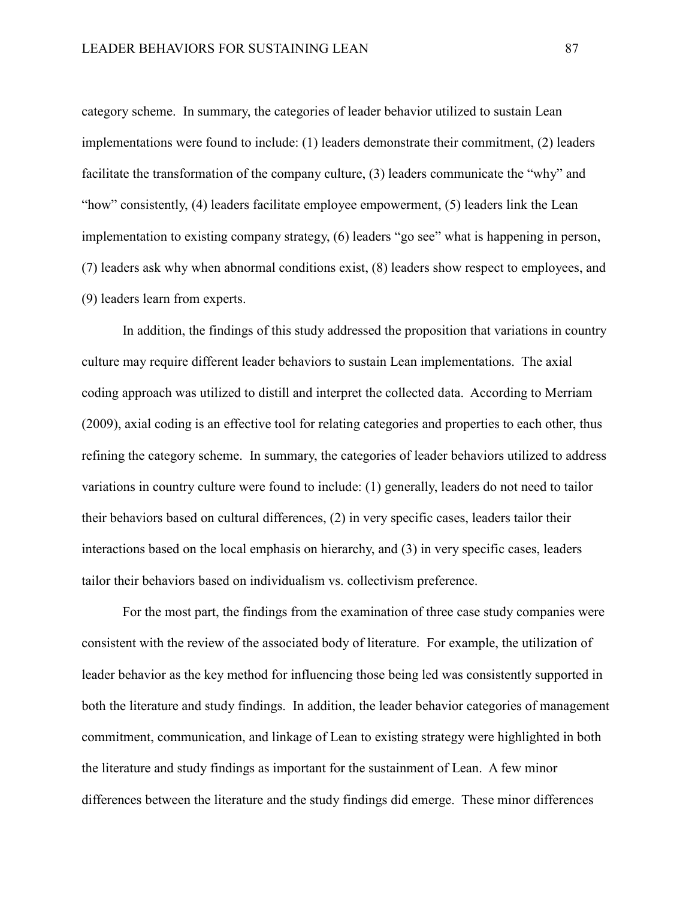category scheme. In summary, the categories of leader behavior utilized to sustain Lean implementations were found to include: (1) leaders demonstrate their commitment, (2) leaders facilitate the transformation of the company culture, (3) leaders communicate the "why" and "how" consistently, (4) leaders facilitate employee empowerment, (5) leaders link the Lean implementation to existing company strategy, (6) leaders "go see" what is happening in person, (7) leaders ask why when abnormal conditions exist, (8) leaders show respect to employees, and (9) leaders learn from experts.

In addition, the findings of this study addressed the proposition that variations in country culture may require different leader behaviors to sustain Lean implementations. The axial coding approach was utilized to distill and interpret the collected data. According to Merriam (2009), axial coding is an effective tool for relating categories and properties to each other, thus refining the category scheme. In summary, the categories of leader behaviors utilized to address variations in country culture were found to include: (1) generally, leaders do not need to tailor their behaviors based on cultural differences, (2) in very specific cases, leaders tailor their interactions based on the local emphasis on hierarchy, and (3) in very specific cases, leaders tailor their behaviors based on individualism vs. collectivism preference.

For the most part, the findings from the examination of three case study companies were consistent with the review of the associated body of literature. For example, the utilization of leader behavior as the key method for influencing those being led was consistently supported in both the literature and study findings. In addition, the leader behavior categories of management commitment, communication, and linkage of Lean to existing strategy were highlighted in both the literature and study findings as important for the sustainment of Lean. A few minor differences between the literature and the study findings did emerge. These minor differences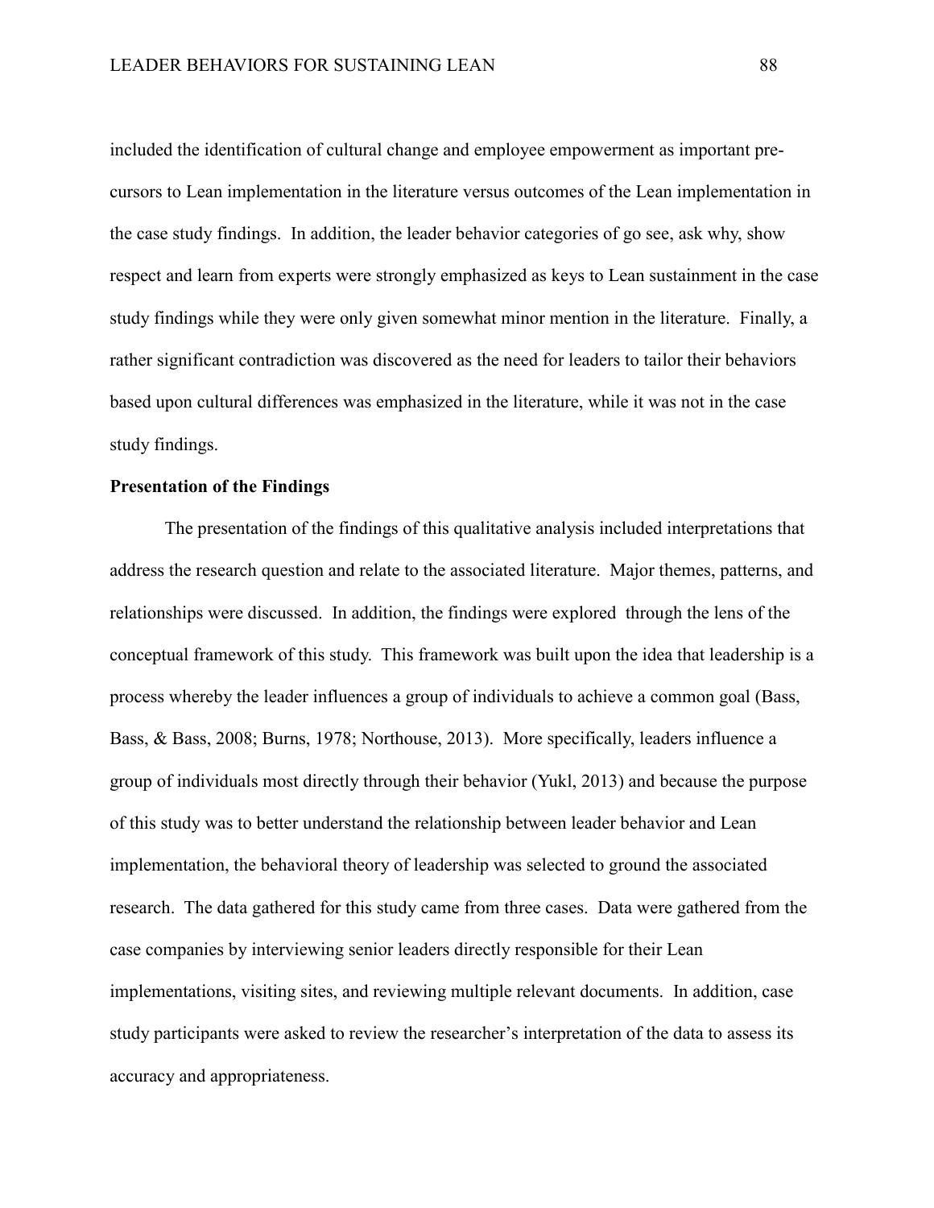included the identification of cultural change and employee empowerment as important pre-cursors to Lean implementation in the literature versus outcomes of the Lean implementation in the case study findings. In addition, the leader behavior categories of go see, ask why, show respect and learn from experts were strongly emphasized as keys to Lean sustainment in the case study findings while they were only given somewhat minor mention in the literature. Finally, a rather significant contradiction was discovered as the need for leaders to tailor their behaviors based upon cultural differences was emphasized in the literature, while it was not in the case study findings.

**Presentation of the Findings**

The presentation of the findings of this qualitative analysis included interpretations that address the research question and relate to the associated literature. Major themes, patterns, and relationships were discussed. In addition, the findings were explored through the lens of the conceptual framework of this study. This framework was built upon the idea that leadership is a process whereby the leader influences a group of individuals to achieve a common goal (Bass, Bass, & Bass, 2008; Burns, 1978; Northouse, 2013). More specifically, leaders influence a group of individuals most directly through their behavior (Yukl, 2013) and because the purpose of this study was to better understand the relationship between leader behavior and Lean implementation, the behavioral theory of leadership was selected to ground the associated research. The data gathered for this study came from three cases. Data were gathered from the case companies by interviewing senior leaders directly responsible for their Lean implementations, visiting sites, and reviewing multiple relevant documents. In addition, case study participants were asked to review the researcher's interpretation of the data to assess its accuracy and appropriateness.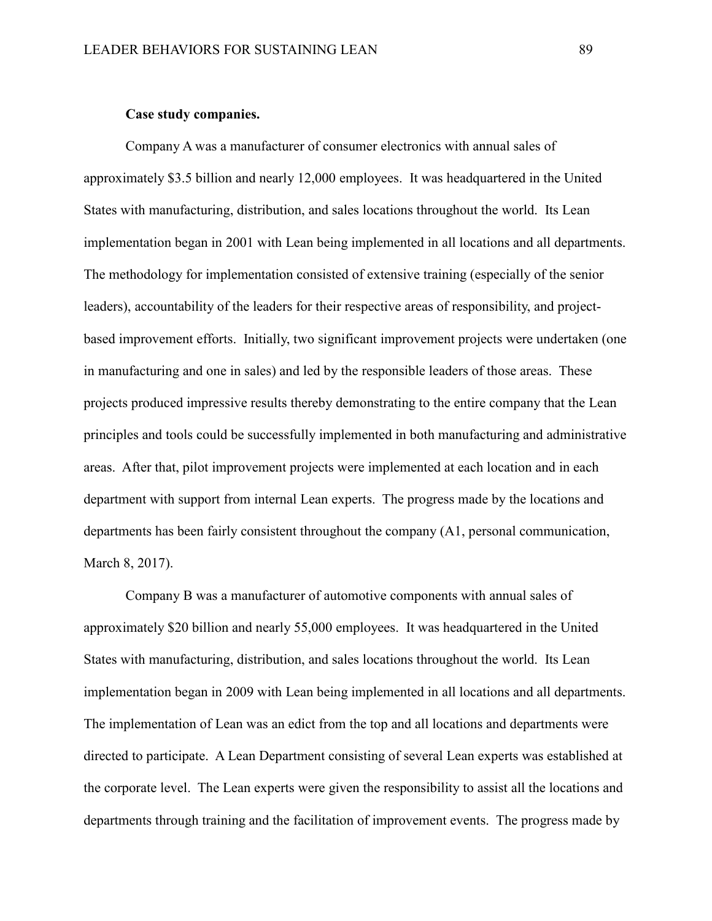**Case study companies.**

Company A was a manufacturer of consumer electronics with annual sales of approximately $3.5 billion and nearly 12,000 employees. It was headquartered in the United States with manufacturing, distribution, and sales locations throughout the world. Its Lean implementation began in 2001 with Lean being implemented in all locations and all departments. The methodology for implementation consisted of extensive training (especially of the senior leaders), accountability of the leaders for their respective areas of responsibility, and project-based improvement efforts. Initially, two significant improvement projects were undertaken (one in manufacturing and one in sales) and led by the responsible leaders of those areas. These projects produced impressive results thereby demonstrating to the entire company that the Lean principles and tools could be successfully implemented in both manufacturing and administrative areas. After that, pilot improvement projects were implemented at each location and in each department with support from internal Lean experts. The progress made by the locations and departments has been fairly consistent throughout the company (A1, personal communication, March 8, 2017).

Company B was a manufacturer of automotive components with annual sales of approximately $20 billion and nearly 55,000 employees. It was headquartered in the United States with manufacturing, distribution, and sales locations throughout the world. Its Lean implementation began in 2009 with Lean being implemented in all locations and all departments. The implementation of Lean was an edict from the top and all locations and departments were directed to participate. A Lean Department consisting of several Lean experts was established at the corporate level. The Lean experts were given the responsibility to assist all the locations and departments through training and the facilitation of improvement events. The progress made by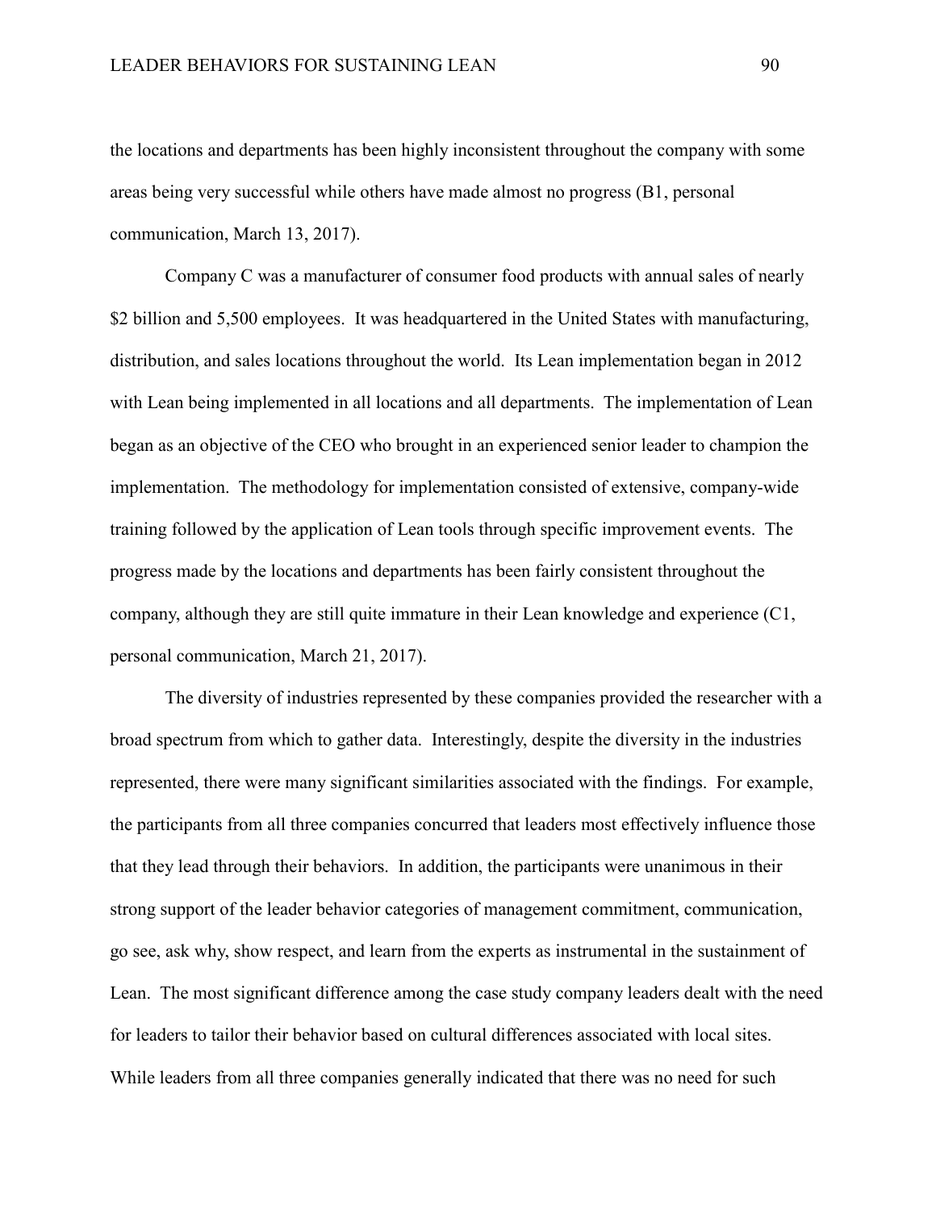the locations and departments has been highly inconsistent throughout the company with some areas being very successful while others have made almost no progress (B1, personal communication, March 13, 2017).

Company C was a manufacturer of consumer food products with annual sales of nearly $2 billion and 5,500 employees. It was headquartered in the United States with manufacturing, distribution, and sales locations throughout the world. Its Lean implementation began in 2012 with Lean being implemented in all locations and all departments. The implementation of Lean began as an objective of the CEO who brought in an experienced senior leader to champion the implementation. The methodology for implementation consisted of extensive, company-wide training followed by the application of Lean tools through specific improvement events. The progress made by the locations and departments has been fairly consistent throughout the company, although they are still quite immature in their Lean knowledge and experience (C1, personal communication, March 21, 2017).

The diversity of industries represented by these companies provided the researcher with a broad spectrum from which to gather data. Interestingly, despite the diversity in the industries represented, there were many significant similarities associated with the findings. For example, the participants from all three companies concurred that leaders most effectively influence those that they lead through their behaviors. In addition, the participants were unanimous in their strong support of the leader behavior categories of management commitment, communication, go see, ask why, show respect, and learn from the experts as instrumental in the sustainment of Lean. The most significant difference among the case study company leaders dealt with the need for leaders to tailor their behavior based on cultural differences associated with local sites. While leaders from all three companies generally indicated that there was no need for such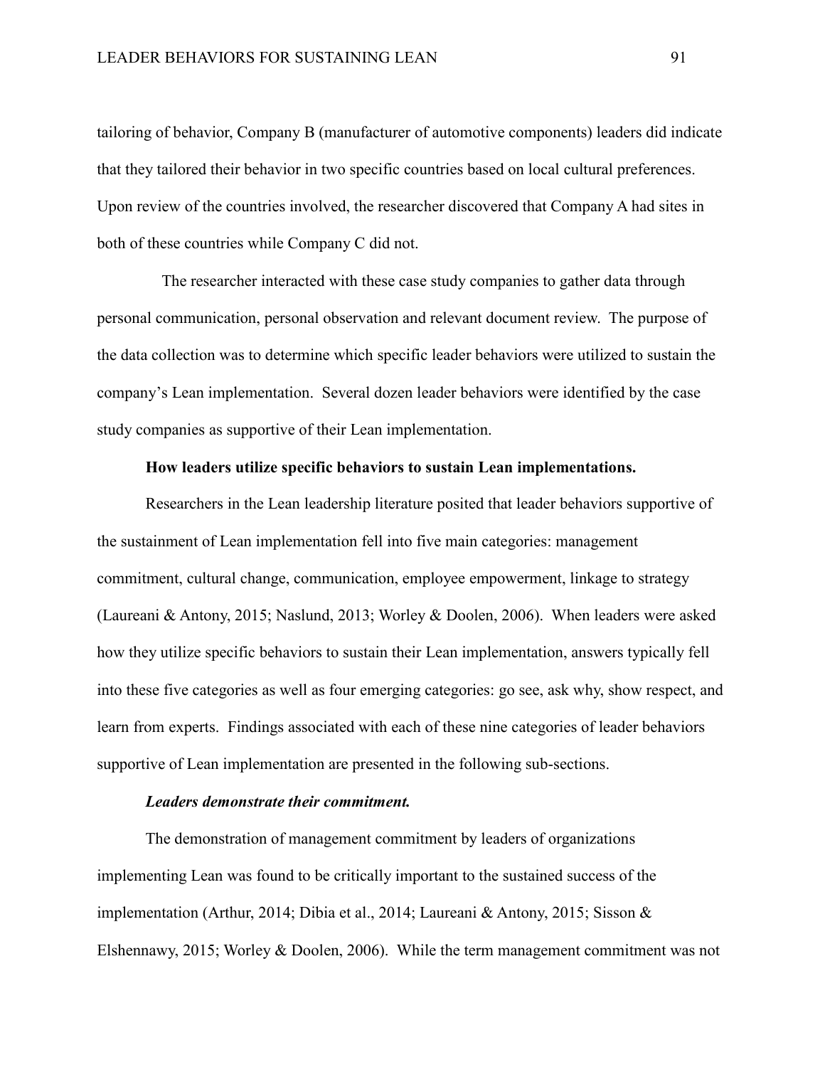tailoring of behavior, Company B (manufacturer of automotive components) leaders did indicate that they tailored their behavior in two specific countries based on local cultural preferences. Upon review of the countries involved, the researcher discovered that Company A had sites in both of these countries while Company C did not.

The researcher interacted with these case study companies to gather data through personal communication, personal observation and relevant document review. The purpose of the data collection was to determine which specific leader behaviors were utilized to sustain the company's Lean implementation. Several dozen leader behaviors were identified by the case study companies as supportive of their Lean implementation.

### How leaders utilize specific behaviors to sustain Lean implementations.

Researchers in the Lean leadership literature posited that leader behaviors supportive of the sustainment of Lean implementation fell into five main categories: management commitment, cultural change, communication, employee empowerment, linkage to strategy (Laureani & Antony, 2015; Naslund, 2013; Worley & Doolen, 2006). When leaders were asked how they utilize specific behaviors to sustain their Lean implementation, answers typically fell into these five categories as well as four emerging categories: go see, ask why, show respect, and learn from experts. Findings associated with each of these nine categories of leader behaviors supportive of Lean implementation are presented in the following sub-sections.

#### *Leaders demonstrate their commitment.*

The demonstration of management commitment by leaders of organizations implementing Lean was found to be critically important to the sustained success of the implementation (Arthur, 2014; Dibia et al., 2014; Laureani & Antony, 2015; Sisson & Elshennawy, 2015; Worley & Doolen, 2006). While the term management commitment was not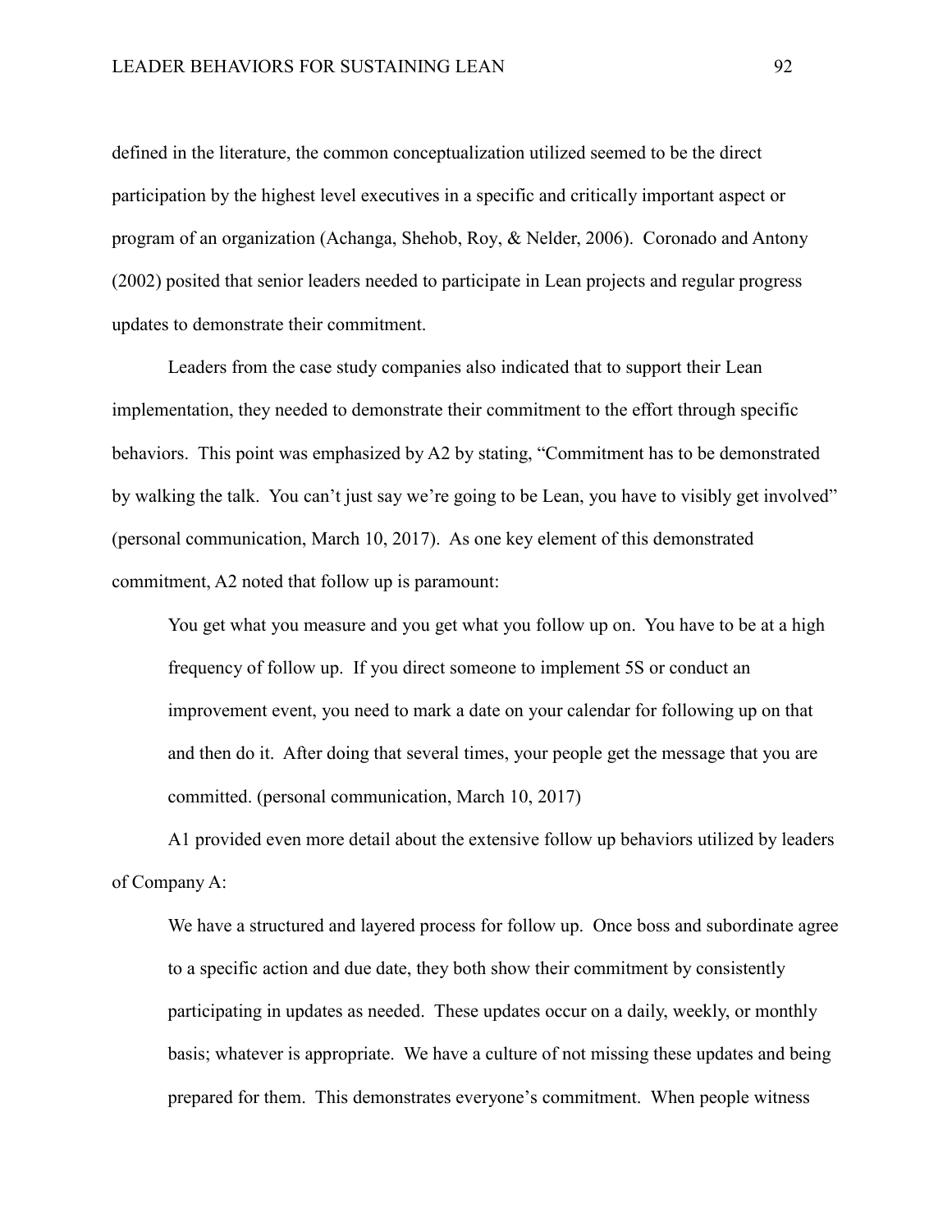defined in the literature, the common conceptualization utilized seemed to be the direct participation by the highest level executives in a specific and critically important aspect or program of an organization (Achanga, Shehob, Roy, & Nelder, 2006). Coronado and Antony (2002) posited that senior leaders needed to participate in Lean projects and regular progress updates to demonstrate their commitment.

Leaders from the case study companies also indicated that to support their Lean implementation, they needed to demonstrate their commitment to the effort through specific behaviors. This point was emphasized by A2 by stating, "Commitment has to be demonstrated by walking the talk. You can't just say we're going to be Lean, you have to visibly get involved" (personal communication, March 10, 2017). As one key element of this demonstrated commitment, A2 noted that follow up is paramount:

> You get what you measure and you get what you follow up on. You have to be at a high frequency of follow up. If you direct someone to implement 5S or conduct an improvement event, you need to mark a date on your calendar for following up on that and then do it. After doing that several times, your people get the message that you are committed. (personal communication, March 10, 2017)

A1 provided even more detail about the extensive follow up behaviors utilized by leaders of Company A:

> We have a structured and layered process for follow up. Once boss and subordinate agree to a specific action and due date, they both show their commitment by consistently participating in updates as needed. These updates occur on a daily, weekly, or monthly basis; whatever is appropriate. We have a culture of not missing these updates and being prepared for them. This demonstrates everyone's commitment. When people witness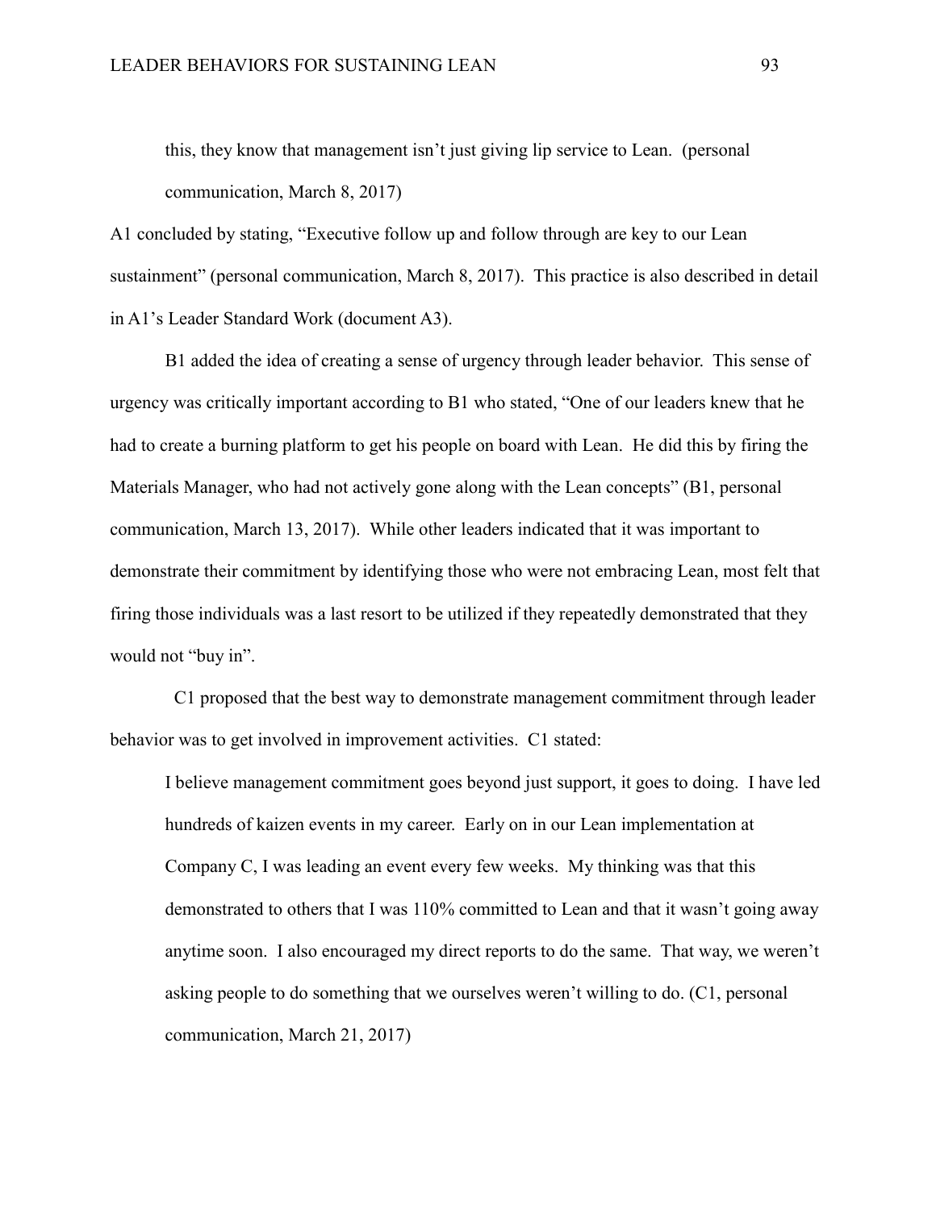> this, they know that management isn't just giving lip service to Lean. (personal communication, March 8, 2017)

A1 concluded by stating, "Executive follow up and follow through are key to our Lean sustainment" (personal communication, March 8, 2017). This practice is also described in detail in A1's Leader Standard Work (document A3).

B1 added the idea of creating a sense of urgency through leader behavior. This sense of urgency was critically important according to B1 who stated, "One of our leaders knew that he had to create a burning platform to get his people on board with Lean. He did this by firing the Materials Manager, who had not actively gone along with the Lean concepts" (B1, personal communication, March 13, 2017). While other leaders indicated that it was important to demonstrate their commitment by identifying those who were not embracing Lean, most felt that firing those individuals was a last resort to be utilized if they repeatedly demonstrated that they would not "buy in".

C1 proposed that the best way to demonstrate management commitment through leader behavior was to get involved in improvement activities. C1 stated:

> I believe management commitment goes beyond just support, it goes to doing. I have led hundreds of kaizen events in my career. Early on in our Lean implementation at Company C, I was leading an event every few weeks. My thinking was that this demonstrated to others that I was 110% committed to Lean and that it wasn't going away anytime soon. I also encouraged my direct reports to do the same. That way, we weren't asking people to do something that we ourselves weren't willing to do. (C1, personal communication, March 21, 2017)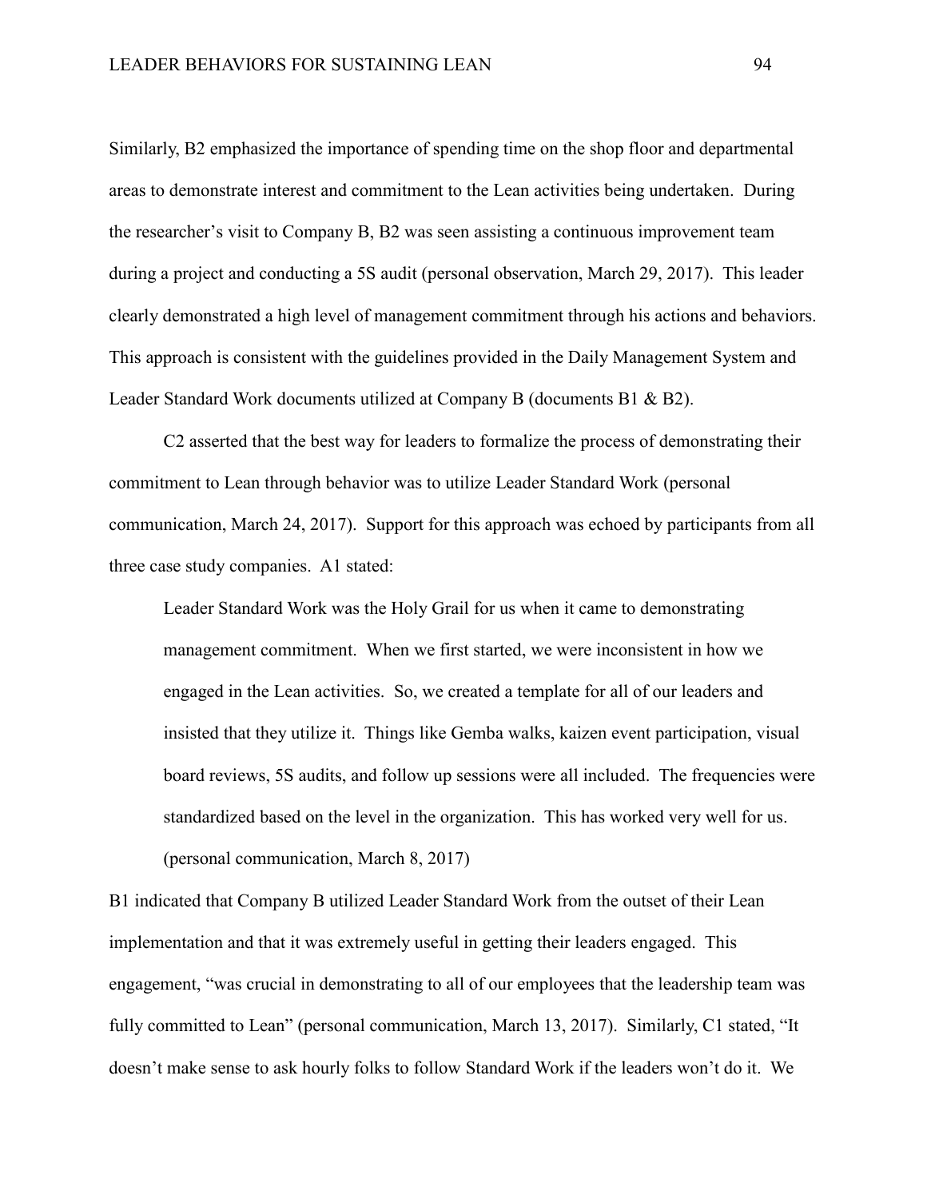Similarly, B2 emphasized the importance of spending time on the shop floor and departmental areas to demonstrate interest and commitment to the Lean activities being undertaken. During the researcher's visit to Company B, B2 was seen assisting a continuous improvement team during a project and conducting a 5S audit (personal observation, March 29, 2017). This leader clearly demonstrated a high level of management commitment through his actions and behaviors. This approach is consistent with the guidelines provided in the Daily Management System and Leader Standard Work documents utilized at Company B (documents B1 & B2).

C2 asserted that the best way for leaders to formalize the process of demonstrating their commitment to Lean through behavior was to utilize Leader Standard Work (personal communication, March 24, 2017). Support for this approach was echoed by participants from all three case study companies. A1 stated:

> Leader Standard Work was the Holy Grail for us when it came to demonstrating management commitment. When we first started, we were inconsistent in how we engaged in the Lean activities. So, we created a template for all of our leaders and insisted that they utilize it. Things like Gemba walks, kaizen event participation, visual board reviews, 5S audits, and follow up sessions were all included. The frequencies were standardized based on the level in the organization. This has worked very well for us. (personal communication, March 8, 2017)

B1 indicated that Company B utilized Leader Standard Work from the outset of their Lean implementation and that it was extremely useful in getting their leaders engaged. This engagement, "was crucial in demonstrating to all of our employees that the leadership team was fully committed to Lean" (personal communication, March 13, 2017). Similarly, C1 stated, "It doesn't make sense to ask hourly folks to follow Standard Work if the leaders won't do it. We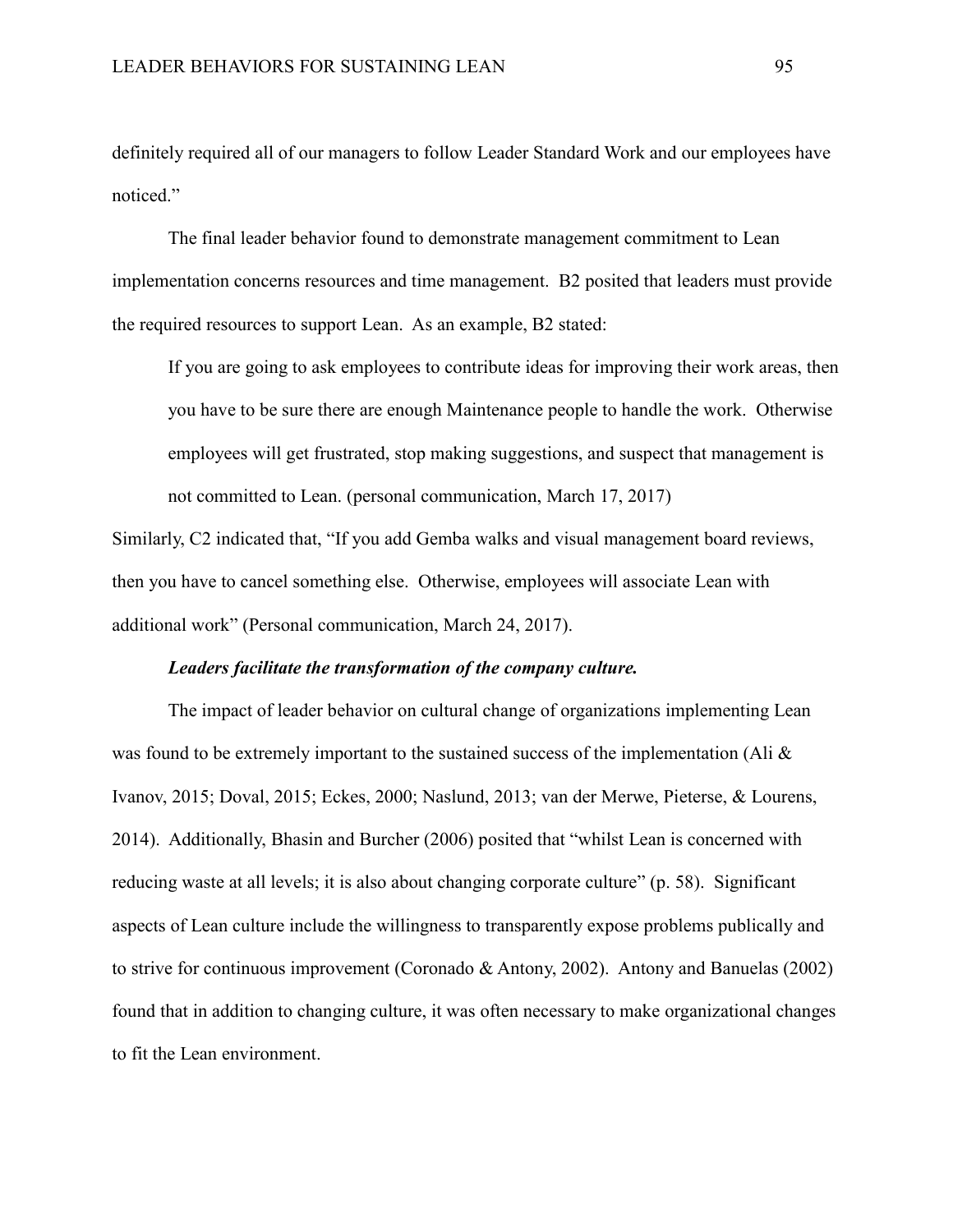definitely required all of our managers to follow Leader Standard Work and our employees have noticed."

The final leader behavior found to demonstrate management commitment to Lean implementation concerns resources and time management. B2 posited that leaders must provide the required resources to support Lean. As an example, B2 stated:

> If you are going to ask employees to contribute ideas for improving their work areas, then you have to be sure there are enough Maintenance people to handle the work. Otherwise employees will get frustrated, stop making suggestions, and suspect that management is not committed to Lean. (personal communication, March 17, 2017)

Similarly, C2 indicated that, "If you add Gemba walks and visual management board reviews, then you have to cancel something else. Otherwise, employees will associate Lean with additional work" (Personal communication, March 24, 2017).

***Leaders facilitate the transformation of the company culture.***

The impact of leader behavior on cultural change of organizations implementing Lean was found to be extremely important to the sustained success of the implementation (Ali & Ivanov, 2015; Doval, 2015; Eckes, 2000; Naslund, 2013; van der Merwe, Pieterse, & Lourens, 2014). Additionally, Bhasin and Burcher (2006) posited that "whilst Lean is concerned with reducing waste at all levels; it is also about changing corporate culture" (p. 58). Significant aspects of Lean culture include the willingness to transparently expose problems publically and to strive for continuous improvement (Coronado & Antony, 2002). Antony and Banuelas (2002) found that in addition to changing culture, it was often necessary to make organizational changes to fit the Lean environment.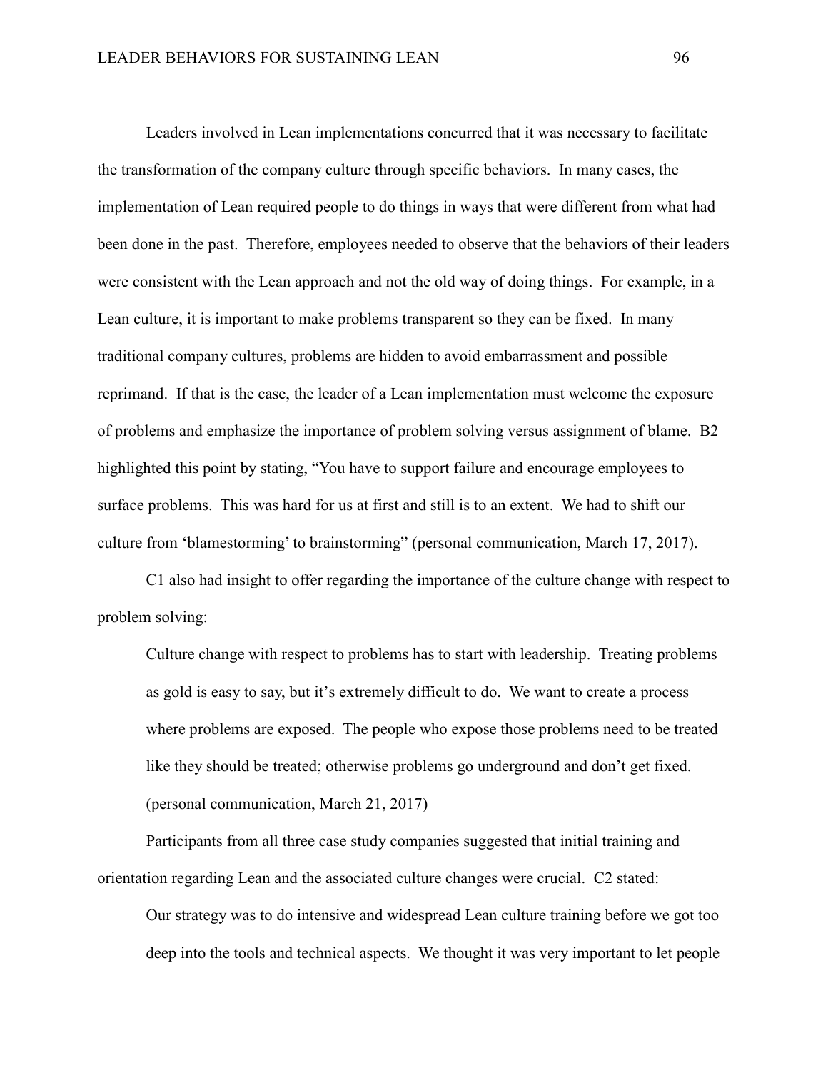Leaders involved in Lean implementations concurred that it was necessary to facilitate the transformation of the company culture through specific behaviors. In many cases, the implementation of Lean required people to do things in ways that were different from what had been done in the past. Therefore, employees needed to observe that the behaviors of their leaders were consistent with the Lean approach and not the old way of doing things. For example, in a Lean culture, it is important to make problems transparent so they can be fixed. In many traditional company cultures, problems are hidden to avoid embarrassment and possible reprimand. If that is the case, the leader of a Lean implementation must welcome the exposure of problems and emphasize the importance of problem solving versus assignment of blame. B2 highlighted this point by stating, "You have to support failure and encourage employees to surface problems. This was hard for us at first and still is to an extent. We had to shift our culture from 'blamestorming' to brainstorming" (personal communication, March 17, 2017).

C1 also had insight to offer regarding the importance of the culture change with respect to problem solving:

> Culture change with respect to problems has to start with leadership. Treating problems as gold is easy to say, but it's extremely difficult to do. We want to create a process where problems are exposed. The people who expose those problems need to be treated like they should be treated; otherwise problems go underground and don't get fixed. (personal communication, March 21, 2017)

Participants from all three case study companies suggested that initial training and orientation regarding Lean and the associated culture changes were crucial. C2 stated:

> Our strategy was to do intensive and widespread Lean culture training before we got too deep into the tools and technical aspects. We thought it was very important to let people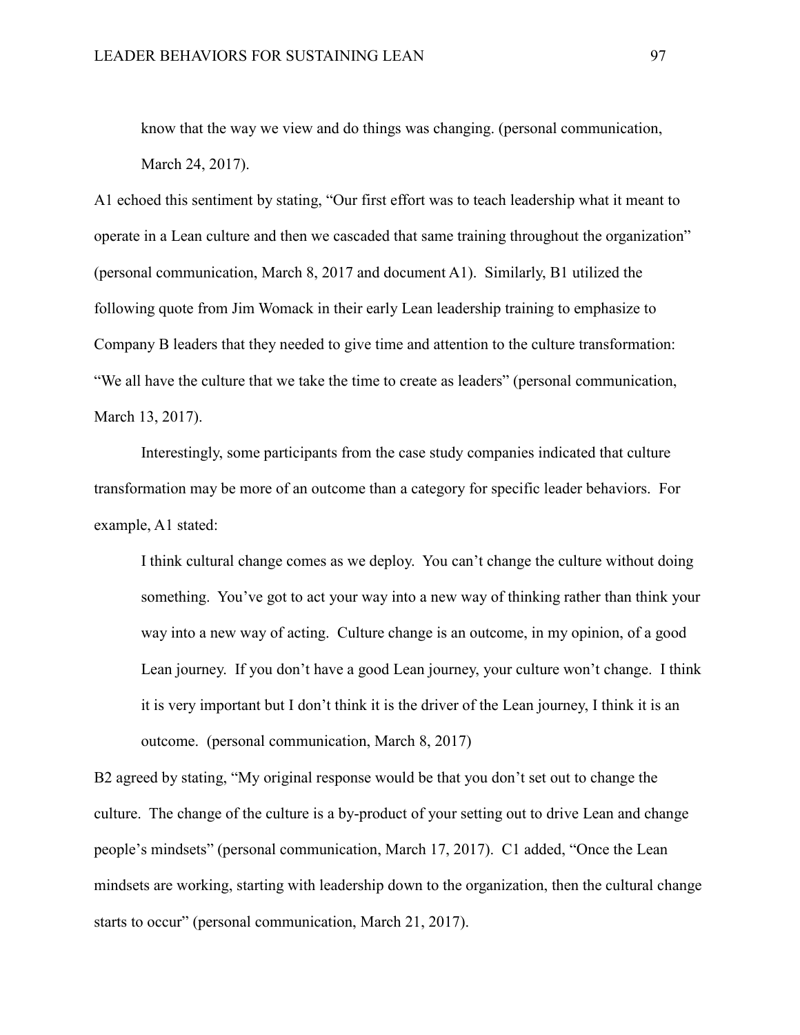> know that the way we view and do things was changing. (personal communication, March 24, 2017).

A1 echoed this sentiment by stating, “Our first effort was to teach leadership what it meant to operate in a Lean culture and then we cascaded that same training throughout the organization” (personal communication, March 8, 2017 and document A1). Similarly, B1 utilized the following quote from Jim Womack in their early Lean leadership training to emphasize to Company B leaders that they needed to give time and attention to the culture transformation: “We all have the culture that we take the time to create as leaders” (personal communication, March 13, 2017).

Interestingly, some participants from the case study companies indicated that culture transformation may be more of an outcome than a category for specific leader behaviors. For example, A1 stated:

> I think cultural change comes as we deploy. You can’t change the culture without doing something. You’ve got to act your way into a new way of thinking rather than think your way into a new way of acting. Culture change is an outcome, in my opinion, of a good Lean journey. If you don’t have a good Lean journey, your culture won’t change. I think it is very important but I don’t think it is the driver of the Lean journey, I think it is an outcome. (personal communication, March 8, 2017)

B2 agreed by stating, “My original response would be that you don’t set out to change the culture. The change of the culture is a by-product of your setting out to drive Lean and change people’s mindsets” (personal communication, March 17, 2017). C1 added, “Once the Lean mindsets are working, starting with leadership down to the organization, then the cultural change starts to occur” (personal communication, March 21, 2017).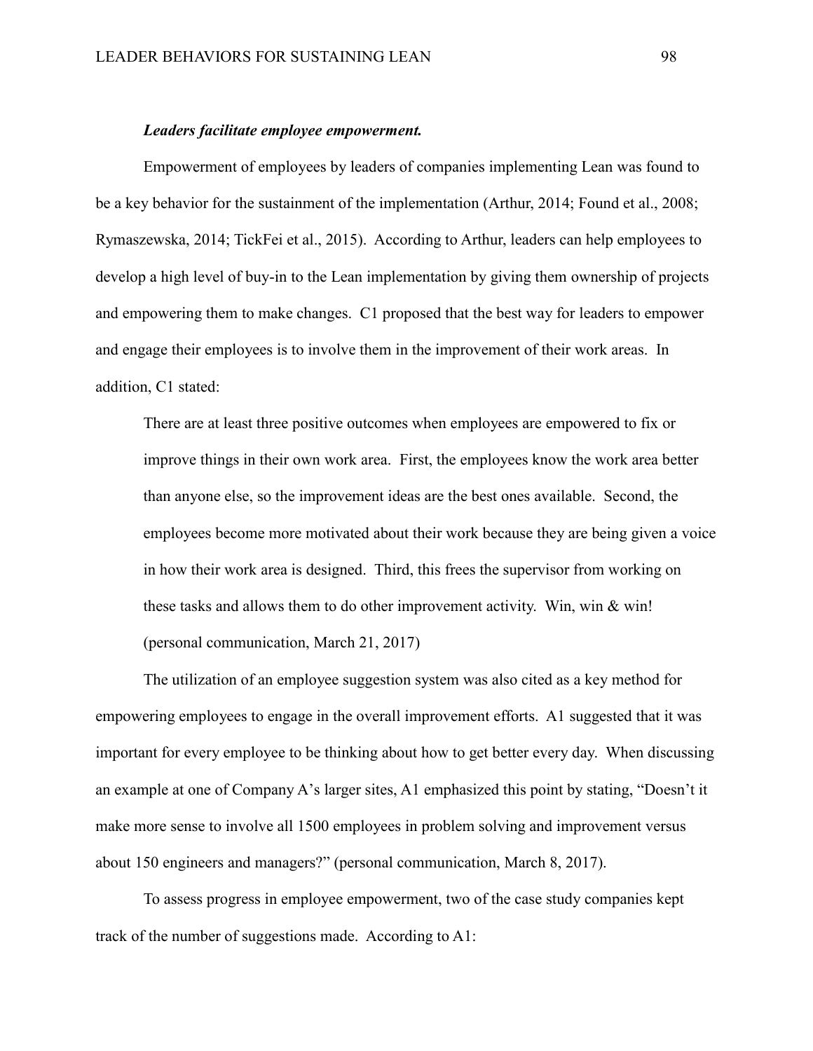***Leaders facilitate employee empowerment.***

Empowerment of employees by leaders of companies implementing Lean was found to be a key behavior for the sustainment of the implementation (Arthur, 2014; Found et al., 2008; Rymaszewska, 2014; TickFei et al., 2015). According to Arthur, leaders can help employees to develop a high level of buy-in to the Lean implementation by giving them ownership of projects and empowering them to make changes. C1 proposed that the best way for leaders to empower and engage their employees is to involve them in the improvement of their work areas. In addition, C1 stated:

> There are at least three positive outcomes when employees are empowered to fix or improve things in their own work area. First, the employees know the work area better than anyone else, so the improvement ideas are the best ones available. Second, the employees become more motivated about their work because they are being given a voice in how their work area is designed. Third, this frees the supervisor from working on these tasks and allows them to do other improvement activity. Win, win & win! (personal communication, March 21, 2017)

The utilization of an employee suggestion system was also cited as a key method for empowering employees to engage in the overall improvement efforts. A1 suggested that it was important for every employee to be thinking about how to get better every day. When discussing an example at one of Company A's larger sites, A1 emphasized this point by stating, "Doesn't it make more sense to involve all 1500 employees in problem solving and improvement versus about 150 engineers and managers?" (personal communication, March 8, 2017).

To assess progress in employee empowerment, two of the case study companies kept track of the number of suggestions made. According to A1: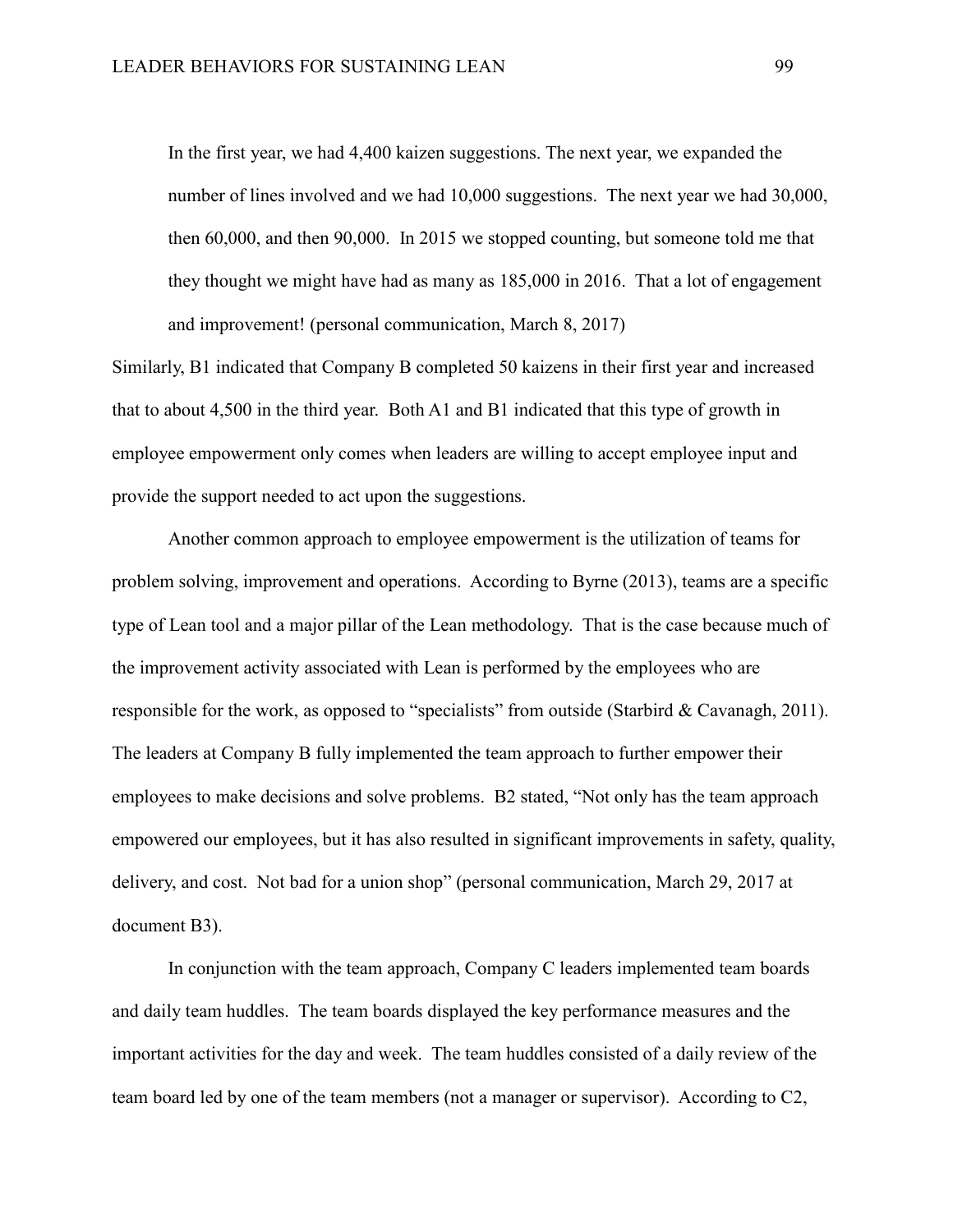> In the first year, we had 4,400 kaizen suggestions. The next year, we expanded the number of lines involved and we had 10,000 suggestions. The next year we had 30,000, then 60,000, and then 90,000. In 2015 we stopped counting, but someone told me that they thought we might have had as many as 185,000 in 2016. That a lot of engagement and improvement! (personal communication, March 8, 2017)

Similarly, B1 indicated that Company B completed 50 kaizens in their first year and increased that to about 4,500 in the third year. Both A1 and B1 indicated that this type of growth in employee empowerment only comes when leaders are willing to accept employee input and provide the support needed to act upon the suggestions.

Another common approach to employee empowerment is the utilization of teams for problem solving, improvement and operations. According to Byrne (2013), teams are a specific type of Lean tool and a major pillar of the Lean methodology. That is the case because much of the improvement activity associated with Lean is performed by the employees who are responsible for the work, as opposed to "specialists" from outside (Starbird & Cavanagh, 2011). The leaders at Company B fully implemented the team approach to further empower their employees to make decisions and solve problems. B2 stated, "Not only has the team approach empowered our employees, but it has also resulted in significant improvements in safety, quality, delivery, and cost. Not bad for a union shop" (personal communication, March 29, 2017 at document B3).

In conjunction with the team approach, Company C leaders implemented team boards and daily team huddles. The team boards displayed the key performance measures and the important activities for the day and week. The team huddles consisted of a daily review of the team board led by one of the team members (not a manager or supervisor). According to C2,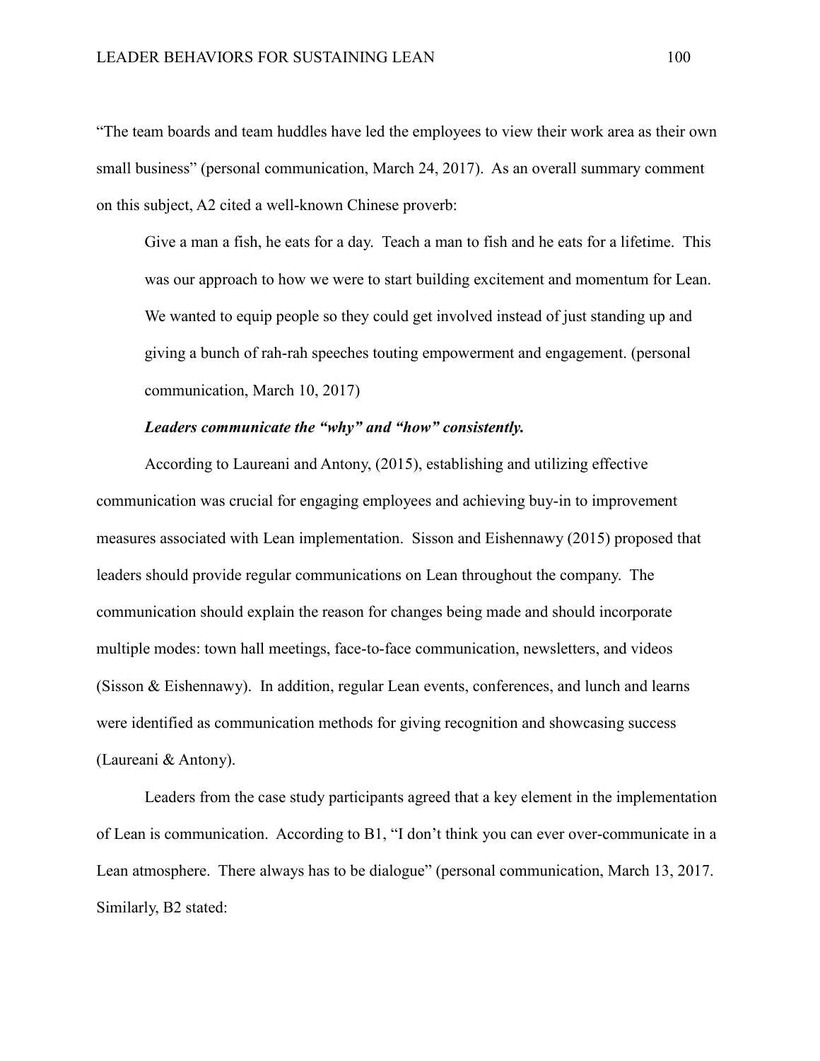"The team boards and team huddles have led the employees to view their work area as their own small business" (personal communication, March 24, 2017). As an overall summary comment on this subject, A2 cited a well-known Chinese proverb:

> Give a man a fish, he eats for a day. Teach a man to fish and he eats for a lifetime. This was our approach to how we were to start building excitement and momentum for Lean. We wanted to equip people so they could get involved instead of just standing up and giving a bunch of rah-rah speeches touting empowerment and engagement. (personal communication, March 10, 2017)

***Leaders communicate the "why" and "how" consistently.***

According to Laureani and Antony, (2015), establishing and utilizing effective communication was crucial for engaging employees and achieving buy-in to improvement measures associated with Lean implementation. Sisson and Eishennawy (2015) proposed that leaders should provide regular communications on Lean throughout the company. The communication should explain the reason for changes being made and should incorporate multiple modes: town hall meetings, face-to-face communication, newsletters, and videos (Sisson & Eishennawy). In addition, regular Lean events, conferences, and lunch and learns were identified as communication methods for giving recognition and showcasing success (Laureani & Antony).

Leaders from the case study participants agreed that a key element in the implementation of Lean is communication. According to B1, "I don't think you can ever over-communicate in a Lean atmosphere. There always has to be dialogue" (personal communication, March 13, 2017. Similarly, B2 stated: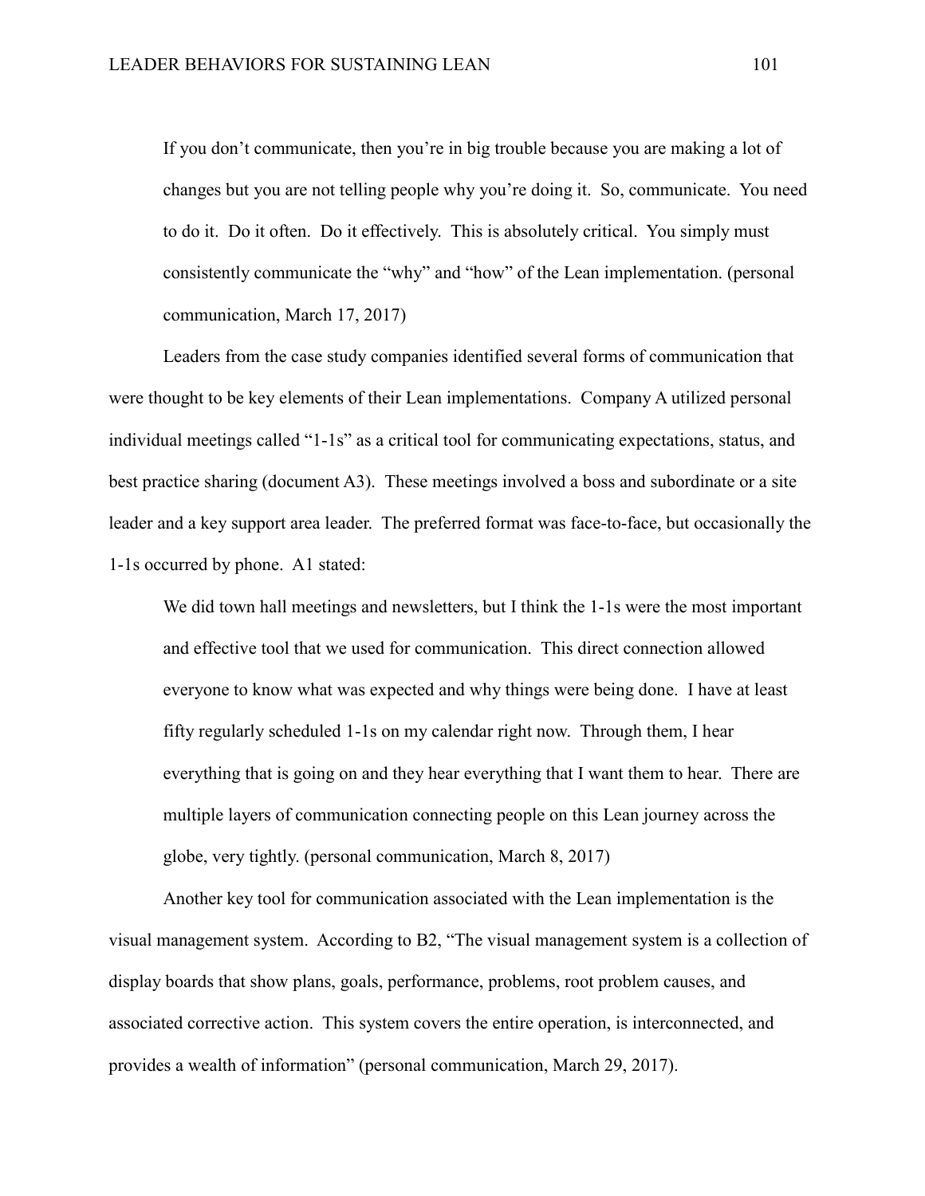> If you don't communicate, then you're in big trouble because you are making a lot of changes but you are not telling people why you're doing it. So, communicate. You need to do it. Do it often. Do it effectively. This is absolutely critical. You simply must consistently communicate the "why" and "how" of the Lean implementation. (personal communication, March 17, 2017)

Leaders from the case study companies identified several forms of communication that were thought to be key elements of their Lean implementations. Company A utilized personal individual meetings called "1-1s" as a critical tool for communicating expectations, status, and best practice sharing (document A3). These meetings involved a boss and subordinate or a site leader and a key support area leader. The preferred format was face-to-face, but occasionally the 1-1s occurred by phone. A1 stated:

> We did town hall meetings and newsletters, but I think the 1-1s were the most important and effective tool that we used for communication. This direct connection allowed everyone to know what was expected and why things were being done. I have at least fifty regularly scheduled 1-1s on my calendar right now. Through them, I hear everything that is going on and they hear everything that I want them to hear. There are multiple layers of communication connecting people on this Lean journey across the globe, very tightly. (personal communication, March 8, 2017)

Another key tool for communication associated with the Lean implementation is the visual management system. According to B2, "The visual management system is a collection of display boards that show plans, goals, performance, problems, root problem causes, and associated corrective action. This system covers the entire operation, is interconnected, and provides a wealth of information" (personal communication, March 29, 2017).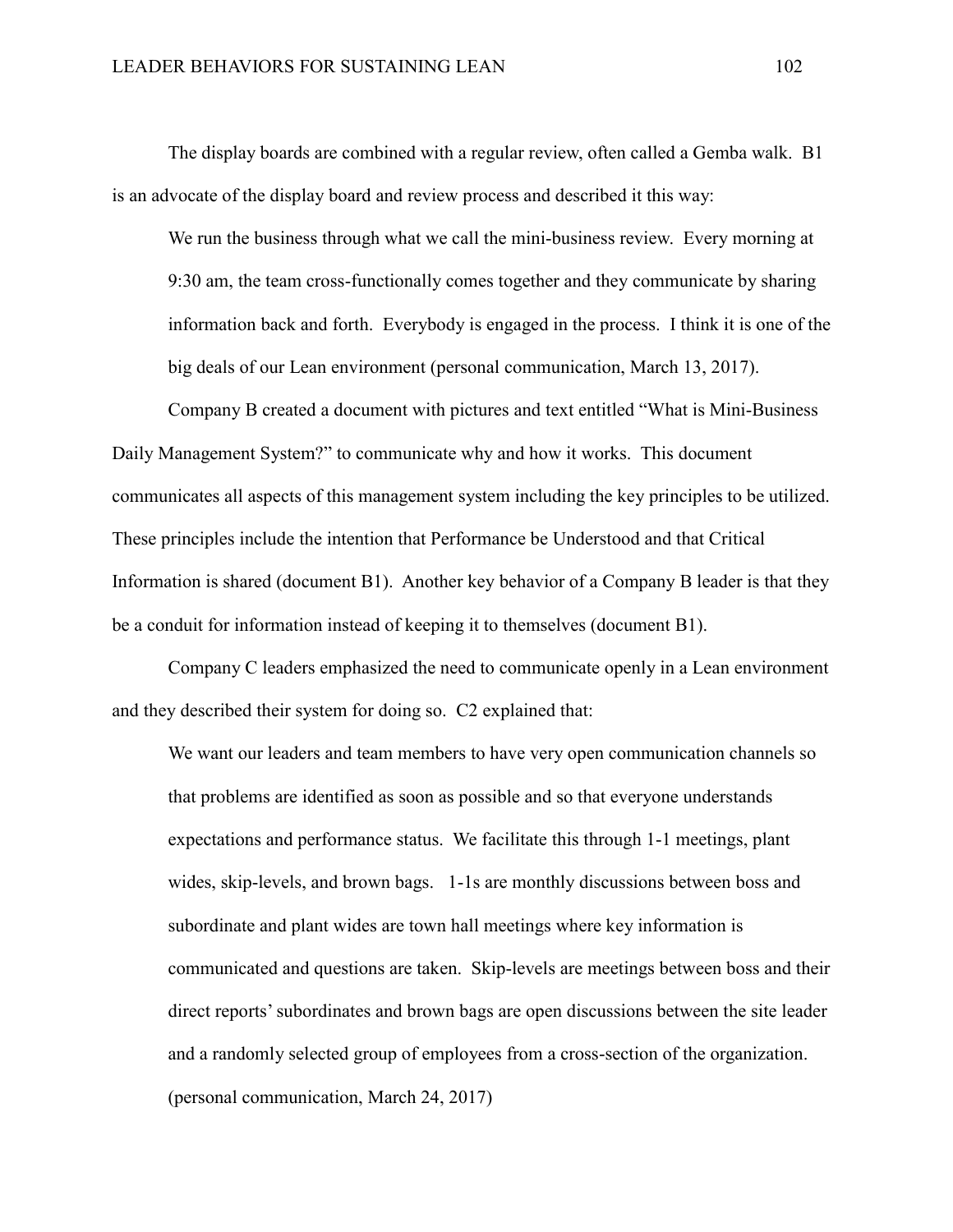The display boards are combined with a regular review, often called a Gemba walk. B1 is an advocate of the display board and review process and described it this way:

> We run the business through what we call the mini-business review. Every morning at 9:30 am, the team cross-functionally comes together and they communicate by sharing information back and forth. Everybody is engaged in the process. I think it is one of the big deals of our Lean environment (personal communication, March 13, 2017).

Company B created a document with pictures and text entitled "What is Mini-Business Daily Management System?" to communicate why and how it works. This document communicates all aspects of this management system including the key principles to be utilized. These principles include the intention that Performance be Understood and that Critical Information is shared (document B1). Another key behavior of a Company B leader is that they be a conduit for information instead of keeping it to themselves (document B1).

Company C leaders emphasized the need to communicate openly in a Lean environment and they described their system for doing so. C2 explained that:

> We want our leaders and team members to have very open communication channels so that problems are identified as soon as possible and so that everyone understands expectations and performance status. We facilitate this through 1-1 meetings, plant wides, skip-levels, and brown bags. 1-1s are monthly discussions between boss and subordinate and plant wides are town hall meetings where key information is communicated and questions are taken. Skip-levels are meetings between boss and their direct reports' subordinates and brown bags are open discussions between the site leader and a randomly selected group of employees from a cross-section of the organization. (personal communication, March 24, 2017)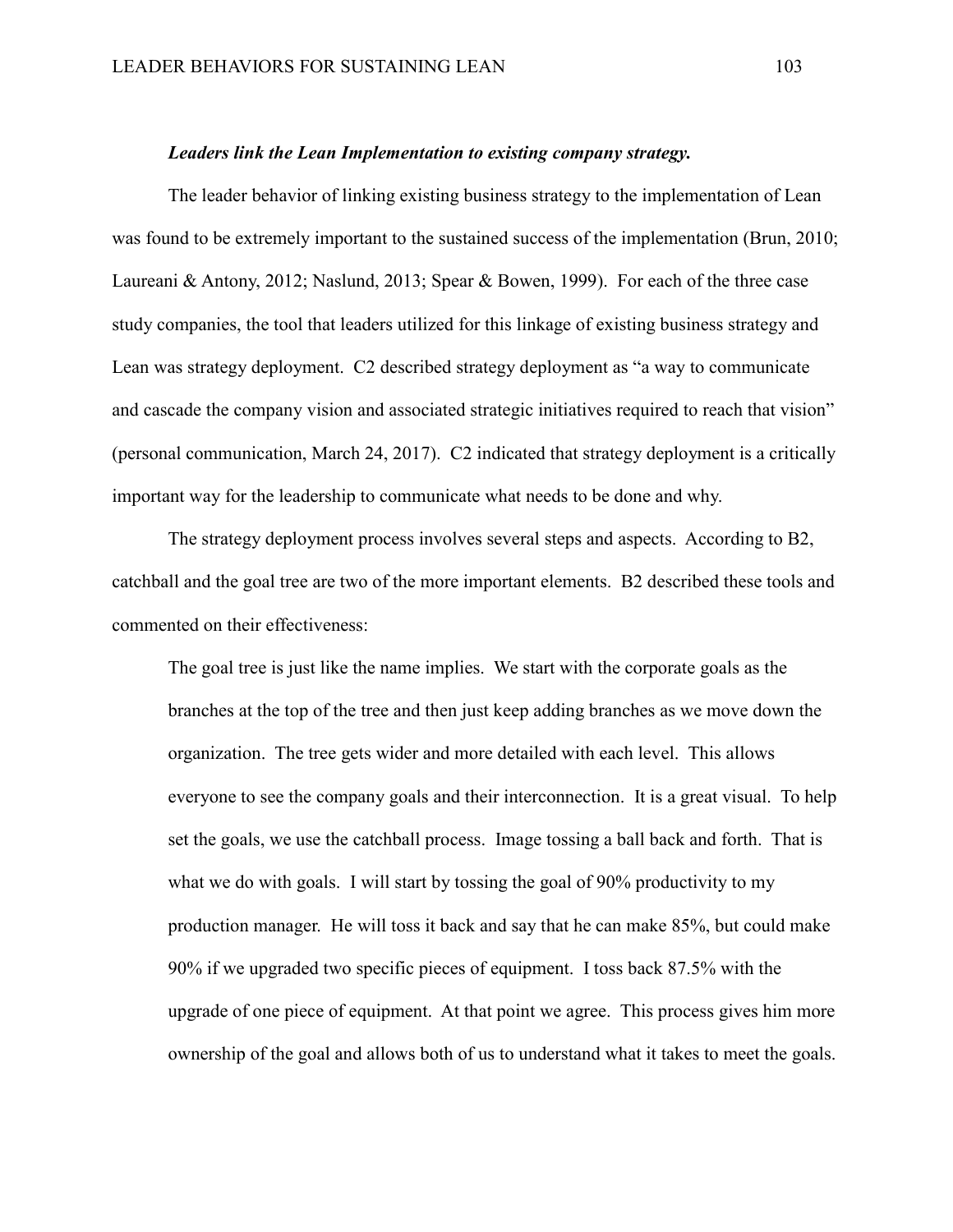***Leaders link the Lean Implementation to existing company strategy.***

The leader behavior of linking existing business strategy to the implementation of Lean was found to be extremely important to the sustained success of the implementation (Brun, 2010; Laureani & Antony, 2012; Naslund, 2013; Spear & Bowen, 1999). For each of the three case study companies, the tool that leaders utilized for this linkage of existing business strategy and Lean was strategy deployment. C2 described strategy deployment as "a way to communicate and cascade the company vision and associated strategic initiatives required to reach that vision" (personal communication, March 24, 2017). C2 indicated that strategy deployment is a critically important way for the leadership to communicate what needs to be done and why.

The strategy deployment process involves several steps and aspects. According to B2, catchball and the goal tree are two of the more important elements. B2 described these tools and commented on their effectiveness:

> The goal tree is just like the name implies. We start with the corporate goals as the branches at the top of the tree and then just keep adding branches as we move down the organization. The tree gets wider and more detailed with each level. This allows everyone to see the company goals and their interconnection. It is a great visual. To help set the goals, we use the catchball process. Image tossing a ball back and forth. That is what we do with goals. I will start by tossing the goal of 90% productivity to my production manager. He will toss it back and say that he can make 85%, but could make 90% if we upgraded two specific pieces of equipment. I toss back 87.5% with the upgrade of one piece of equipment. At that point we agree. This process gives him more ownership of the goal and allows both of us to understand what it takes to meet the goals.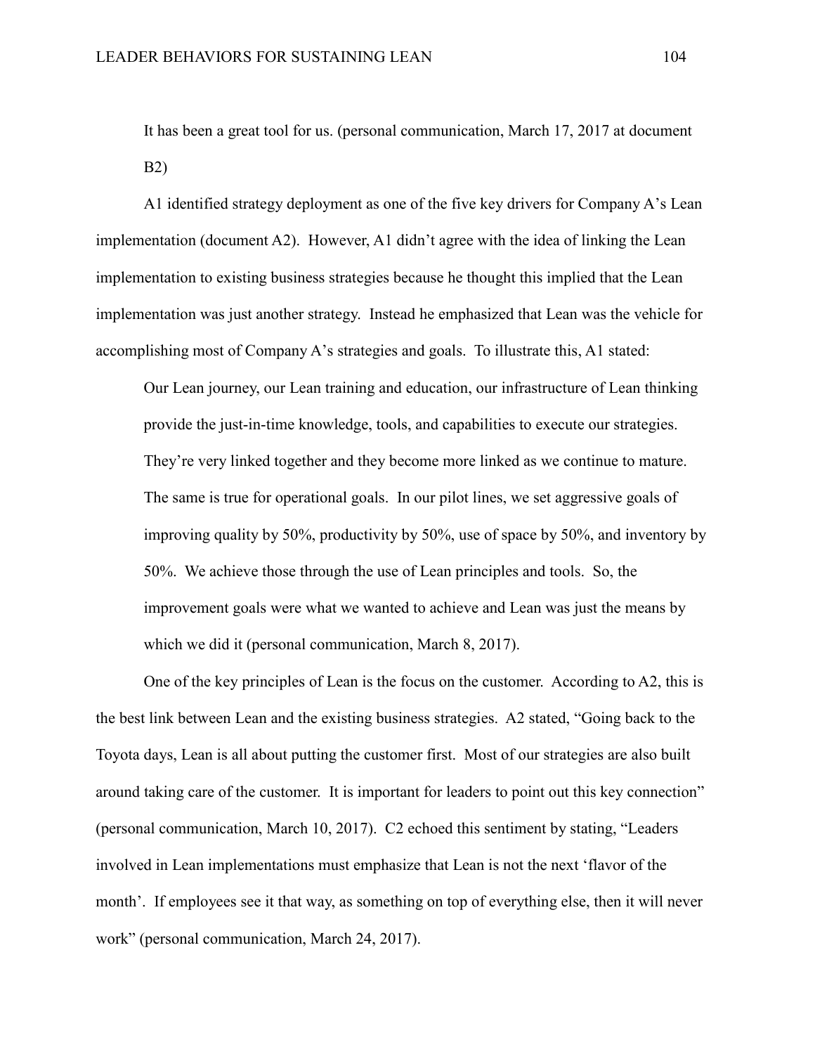It has been a great tool for us. (personal communication, March 17, 2017 at document B2)

A1 identified strategy deployment as one of the five key drivers for Company A's Lean implementation (document A2). However, A1 didn't agree with the idea of linking the Lean implementation to existing business strategies because he thought this implied that the Lean implementation was just another strategy. Instead he emphasized that Lean was the vehicle for accomplishing most of Company A's strategies and goals. To illustrate this, A1 stated:

> Our Lean journey, our Lean training and education, our infrastructure of Lean thinking provide the just-in-time knowledge, tools, and capabilities to execute our strategies. They're very linked together and they become more linked as we continue to mature. The same is true for operational goals. In our pilot lines, we set aggressive goals of improving quality by 50%, productivity by 50%, use of space by 50%, and inventory by 50%. We achieve those through the use of Lean principles and tools. So, the improvement goals were what we wanted to achieve and Lean was just the means by which we did it (personal communication, March 8, 2017).

One of the key principles of Lean is the focus on the customer. According to A2, this is the best link between Lean and the existing business strategies. A2 stated, "Going back to the Toyota days, Lean is all about putting the customer first. Most of our strategies are also built around taking care of the customer. It is important for leaders to point out this key connection" (personal communication, March 10, 2017). C2 echoed this sentiment by stating, "Leaders involved in Lean implementations must emphasize that Lean is not the next 'flavor of the month'. If employees see it that way, as something on top of everything else, then it will never work" (personal communication, March 24, 2017).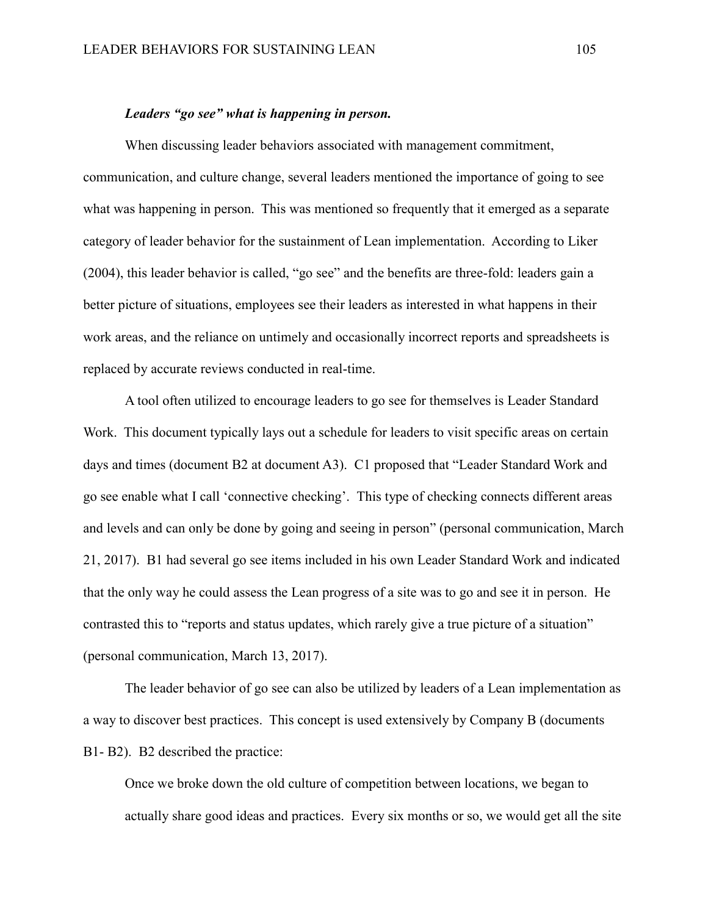***Leaders "go see" what is happening in person.***

When discussing leader behaviors associated with management commitment, communication, and culture change, several leaders mentioned the importance of going to see what was happening in person. This was mentioned so frequently that it emerged as a separate category of leader behavior for the sustainment of Lean implementation. According to Liker (2004), this leader behavior is called, "go see" and the benefits are three-fold: leaders gain a better picture of situations, employees see their leaders as interested in what happens in their work areas, and the reliance on untimely and occasionally incorrect reports and spreadsheets is replaced by accurate reviews conducted in real-time.

A tool often utilized to encourage leaders to go see for themselves is Leader Standard Work. This document typically lays out a schedule for leaders to visit specific areas on certain days and times (document B2 at document A3). C1 proposed that "Leader Standard Work and go see enable what I call 'connective checking'. This type of checking connects different areas and levels and can only be done by going and seeing in person" (personal communication, March 21, 2017). B1 had several go see items included in his own Leader Standard Work and indicated that the only way he could assess the Lean progress of a site was to go and see it in person. He contrasted this to "reports and status updates, which rarely give a true picture of a situation" (personal communication, March 13, 2017).

The leader behavior of go see can also be utilized by leaders of a Lean implementation as a way to discover best practices. This concept is used extensively by Company B (documents B1- B2). B2 described the practice:

> Once we broke down the old culture of competition between locations, we began to actually share good ideas and practices. Every six months or so, we would get all the site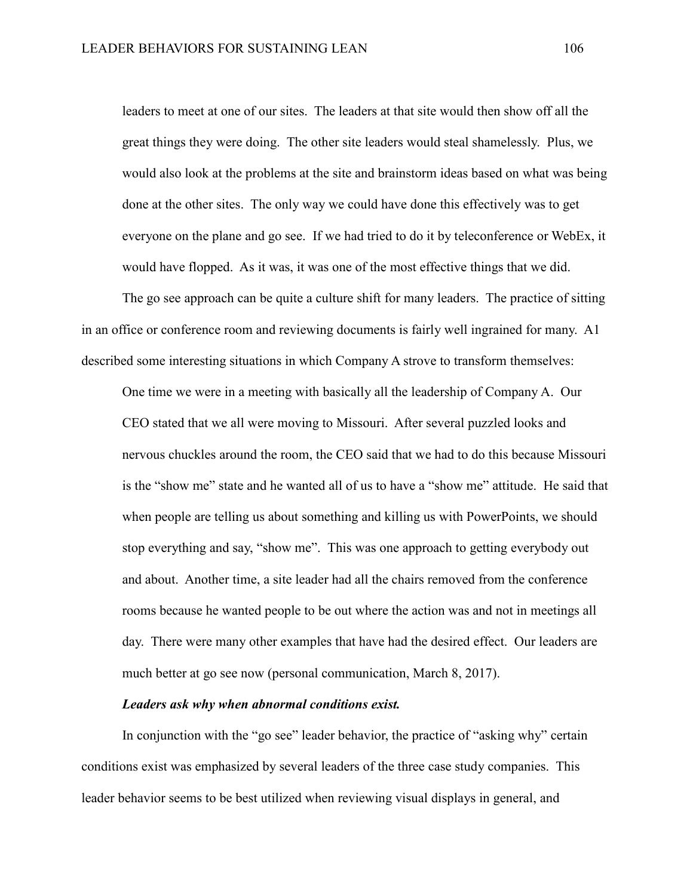> leaders to meet at one of our sites. The leaders at that site would then show off all the great things they were doing. The other site leaders would steal shamelessly. Plus, we would also look at the problems at the site and brainstorm ideas based on what was being done at the other sites. The only way we could have done this effectively was to get everyone on the plane and go see. If we had tried to do it by teleconference or WebEx, it would have flopped. As it was, it was one of the most effective things that we did.

The go see approach can be quite a culture shift for many leaders. The practice of sitting in an office or conference room and reviewing documents is fairly well ingrained for many. A1 described some interesting situations in which Company A strove to transform themselves:

> One time we were in a meeting with basically all the leadership of Company A. Our CEO stated that we all were moving to Missouri. After several puzzled looks and nervous chuckles around the room, the CEO said that we had to do this because Missouri is the "show me" state and he wanted all of us to have a "show me" attitude. He said that when people are telling us about something and killing us with PowerPoints, we should stop everything and say, "show me". This was one approach to getting everybody out and about. Another time, a site leader had all the chairs removed from the conference rooms because he wanted people to be out where the action was and not in meetings all day. There were many other examples that have had the desired effect. Our leaders are much better at go see now (personal communication, March 8, 2017).

***Leaders ask why when abnormal conditions exist.***

In conjunction with the "go see" leader behavior, the practice of "asking why" certain conditions exist was emphasized by several leaders of the three case study companies. This leader behavior seems to be best utilized when reviewing visual displays in general, and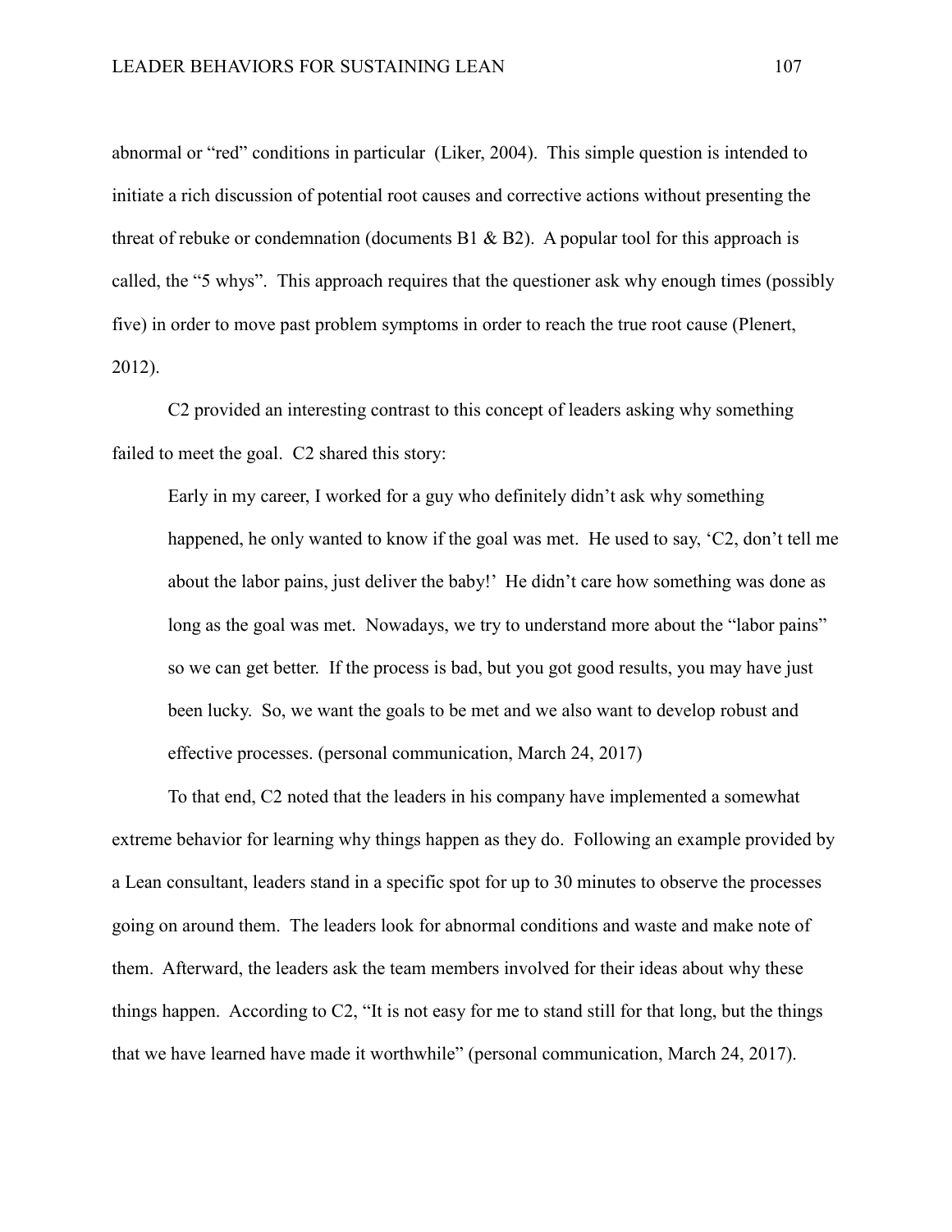abnormal or "red" conditions in particular (Liker, 2004). This simple question is intended to initiate a rich discussion of potential root causes and corrective actions without presenting the threat of rebuke or condemnation (documents B1 & B2). A popular tool for this approach is called, the "5 whys". This approach requires that the questioner ask why enough times (possibly five) in order to move past problem symptoms in order to reach the true root cause (Plenert, 2012).

C2 provided an interesting contrast to this concept of leaders asking why something failed to meet the goal. C2 shared this story:

> Early in my career, I worked for a guy who definitely didn't ask why something happened, he only wanted to know if the goal was met. He used to say, 'C2, don't tell me about the labor pains, just deliver the baby!' He didn't care how something was done as long as the goal was met. Nowadays, we try to understand more about the "labor pains" so we can get better. If the process is bad, but you got good results, you may have just been lucky. So, we want the goals to be met and we also want to develop robust and effective processes. (personal communication, March 24, 2017)

To that end, C2 noted that the leaders in his company have implemented a somewhat extreme behavior for learning why things happen as they do. Following an example provided by a Lean consultant, leaders stand in a specific spot for up to 30 minutes to observe the processes going on around them. The leaders look for abnormal conditions and waste and make note of them. Afterward, the leaders ask the team members involved for their ideas about why these things happen. According to C2, "It is not easy for me to stand still for that long, but the things that we have learned have made it worthwhile" (personal communication, March 24, 2017).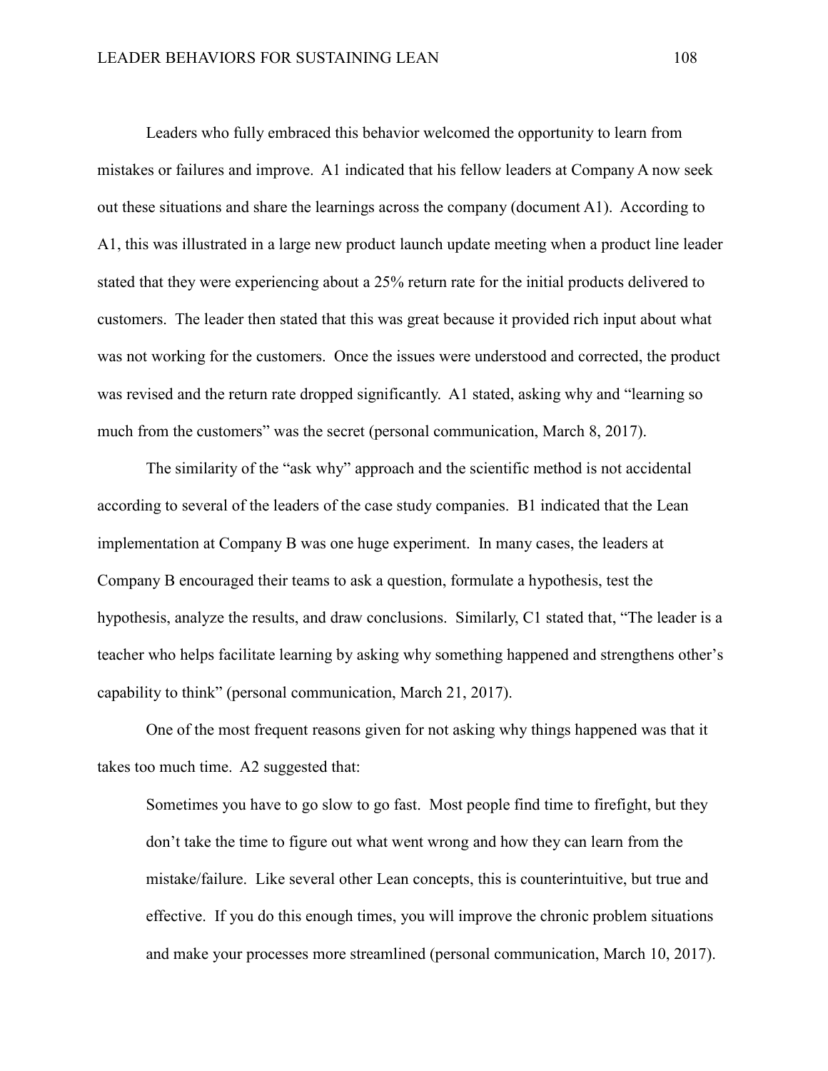Leaders who fully embraced this behavior welcomed the opportunity to learn from mistakes or failures and improve. A1 indicated that his fellow leaders at Company A now seek out these situations and share the learnings across the company (document A1). According to A1, this was illustrated in a large new product launch update meeting when a product line leader stated that they were experiencing about a 25% return rate for the initial products delivered to customers. The leader then stated that this was great because it provided rich input about what was not working for the customers. Once the issues were understood and corrected, the product was revised and the return rate dropped significantly. A1 stated, asking why and "learning so much from the customers" was the secret (personal communication, March 8, 2017).

The similarity of the "ask why" approach and the scientific method is not accidental according to several of the leaders of the case study companies. B1 indicated that the Lean implementation at Company B was one huge experiment. In many cases, the leaders at Company B encouraged their teams to ask a question, formulate a hypothesis, test the hypothesis, analyze the results, and draw conclusions. Similarly, C1 stated that, "The leader is a teacher who helps facilitate learning by asking why something happened and strengthens other's capability to think" (personal communication, March 21, 2017).

One of the most frequent reasons given for not asking why things happened was that it takes too much time. A2 suggested that:

> Sometimes you have to go slow to go fast. Most people find time to firefight, but they don't take the time to figure out what went wrong and how they can learn from the mistake/failure. Like several other Lean concepts, this is counterintuitive, but true and effective. If you do this enough times, you will improve the chronic problem situations and make your processes more streamlined (personal communication, March 10, 2017).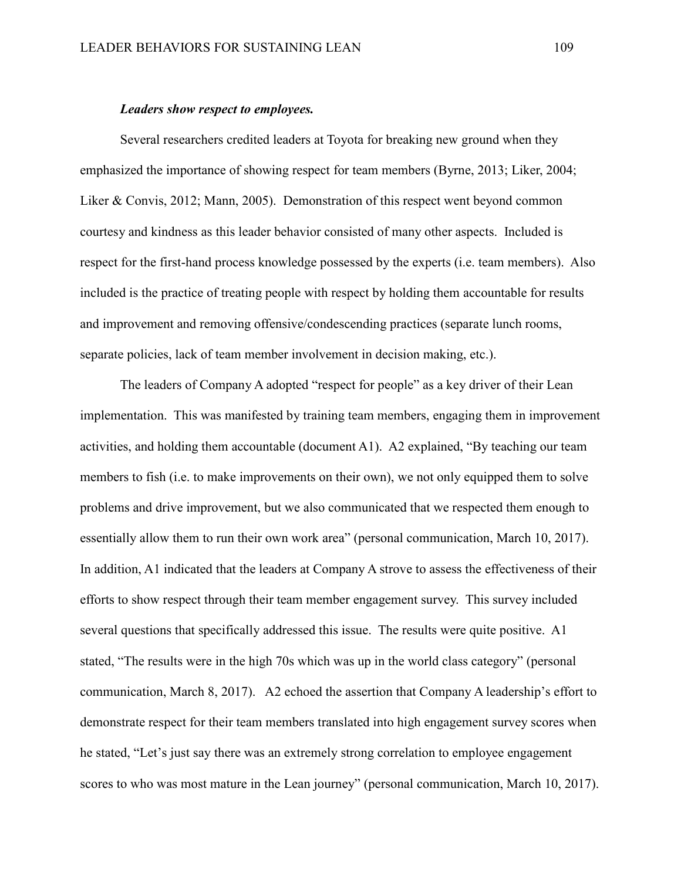***Leaders show respect to employees.***

Several researchers credited leaders at Toyota for breaking new ground when they emphasized the importance of showing respect for team members (Byrne, 2013; Liker, 2004; Liker & Convis, 2012; Mann, 2005). Demonstration of this respect went beyond common courtesy and kindness as this leader behavior consisted of many other aspects. Included is respect for the first-hand process knowledge possessed by the experts (i.e. team members). Also included is the practice of treating people with respect by holding them accountable for results and improvement and removing offensive/condescending practices (separate lunch rooms, separate policies, lack of team member involvement in decision making, etc.).

The leaders of Company A adopted "respect for people" as a key driver of their Lean implementation. This was manifested by training team members, engaging them in improvement activities, and holding them accountable (document A1). A2 explained, "By teaching our team members to fish (i.e. to make improvements on their own), we not only equipped them to solve problems and drive improvement, but we also communicated that we respected them enough to essentially allow them to run their own work area" (personal communication, March 10, 2017). In addition, A1 indicated that the leaders at Company A strove to assess the effectiveness of their efforts to show respect through their team member engagement survey. This survey included several questions that specifically addressed this issue. The results were quite positive. A1 stated, "The results were in the high 70s which was up in the world class category" (personal communication, March 8, 2017). A2 echoed the assertion that Company A leadership's effort to demonstrate respect for their team members translated into high engagement survey scores when he stated, "Let's just say there was an extremely strong correlation to employee engagement scores to who was most mature in the Lean journey" (personal communication, March 10, 2017).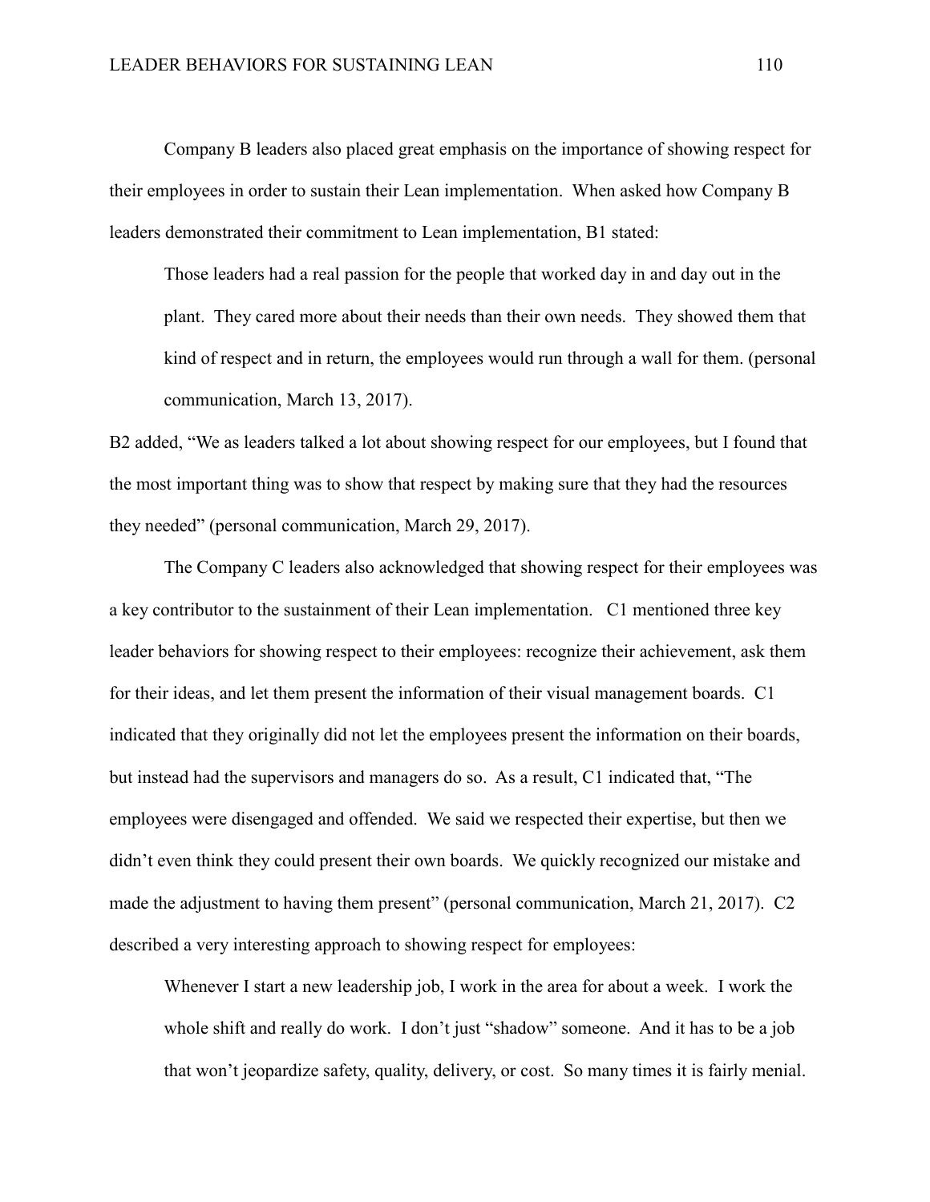Company B leaders also placed great emphasis on the importance of showing respect for their employees in order to sustain their Lean implementation. When asked how Company B leaders demonstrated their commitment to Lean implementation, B1 stated:

> Those leaders had a real passion for the people that worked day in and day out in the plant. They cared more about their needs than their own needs. They showed them that kind of respect and in return, the employees would run through a wall for them. (personal communication, March 13, 2017).

B2 added, "We as leaders talked a lot about showing respect for our employees, but I found that the most important thing was to show that respect by making sure that they had the resources they needed" (personal communication, March 29, 2017).

The Company C leaders also acknowledged that showing respect for their employees was a key contributor to the sustainment of their Lean implementation. C1 mentioned three key leader behaviors for showing respect to their employees: recognize their achievement, ask them for their ideas, and let them present the information of their visual management boards. C1 indicated that they originally did not let the employees present the information on their boards, but instead had the supervisors and managers do so. As a result, C1 indicated that, "The employees were disengaged and offended. We said we respected their expertise, but then we didn't even think they could present their own boards. We quickly recognized our mistake and made the adjustment to having them present" (personal communication, March 21, 2017). C2 described a very interesting approach to showing respect for employees:

> Whenever I start a new leadership job, I work in the area for about a week. I work the whole shift and really do work. I don't just "shadow" someone. And it has to be a job that won't jeopardize safety, quality, delivery, or cost. So many times it is fairly menial.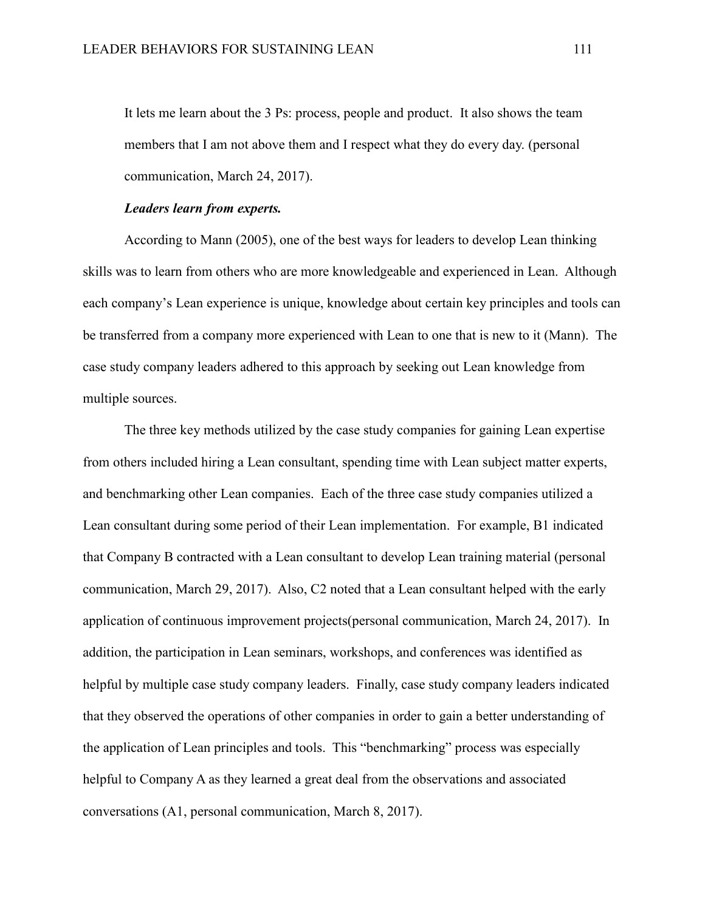> It lets me learn about the 3 Ps: process, people and product. It also shows the team members that I am not above them and I respect what they do every day. (personal communication, March 24, 2017).

***Leaders learn from experts.***

According to Mann (2005), one of the best ways for leaders to develop Lean thinking skills was to learn from others who are more knowledgeable and experienced in Lean. Although each company's Lean experience is unique, knowledge about certain key principles and tools can be transferred from a company more experienced with Lean to one that is new to it (Mann). The case study company leaders adhered to this approach by seeking out Lean knowledge from multiple sources.

The three key methods utilized by the case study companies for gaining Lean expertise from others included hiring a Lean consultant, spending time with Lean subject matter experts, and benchmarking other Lean companies. Each of the three case study companies utilized a Lean consultant during some period of their Lean implementation. For example, B1 indicated that Company B contracted with a Lean consultant to develop Lean training material (personal communication, March 29, 2017). Also, C2 noted that a Lean consultant helped with the early application of continuous improvement projects(personal communication, March 24, 2017). In addition, the participation in Lean seminars, workshops, and conferences was identified as helpful by multiple case study company leaders. Finally, case study company leaders indicated that they observed the operations of other companies in order to gain a better understanding of the application of Lean principles and tools. This "benchmarking" process was especially helpful to Company A as they learned a great deal from the observations and associated conversations (A1, personal communication, March 8, 2017).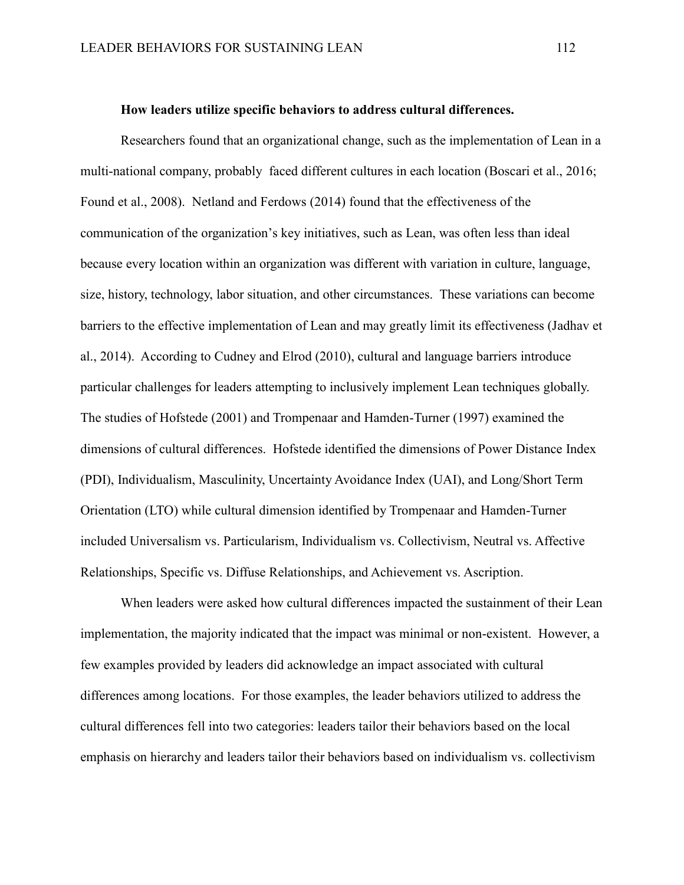**How leaders utilize specific behaviors to address cultural differences.**

Researchers found that an organizational change, such as the implementation of Lean in a multi-national company, probably faced different cultures in each location (Boscari et al., 2016; Found et al., 2008). Netland and Ferdows (2014) found that the effectiveness of the communication of the organization's key initiatives, such as Lean, was often less than ideal because every location within an organization was different with variation in culture, language, size, history, technology, labor situation, and other circumstances. These variations can become barriers to the effective implementation of Lean and may greatly limit its effectiveness (Jadhav et al., 2014). According to Cudney and Elrod (2010), cultural and language barriers introduce particular challenges for leaders attempting to inclusively implement Lean techniques globally. The studies of Hofstede (2001) and Trompenaar and Hamden-Turner (1997) examined the dimensions of cultural differences. Hofstede identified the dimensions of Power Distance Index (PDI), Individualism, Masculinity, Uncertainty Avoidance Index (UAI), and Long/Short Term Orientation (LTO) while cultural dimension identified by Trompenaar and Hamden-Turner included Universalism vs. Particularism, Individualism vs. Collectivism, Neutral vs. Affective Relationships, Specific vs. Diffuse Relationships, and Achievement vs. Ascription.

When leaders were asked how cultural differences impacted the sustainment of their Lean implementation, the majority indicated that the impact was minimal or non-existent. However, a few examples provided by leaders did acknowledge an impact associated with cultural differences among locations. For those examples, the leader behaviors utilized to address the cultural differences fell into two categories: leaders tailor their behaviors based on the local emphasis on hierarchy and leaders tailor their behaviors based on individualism vs. collectivism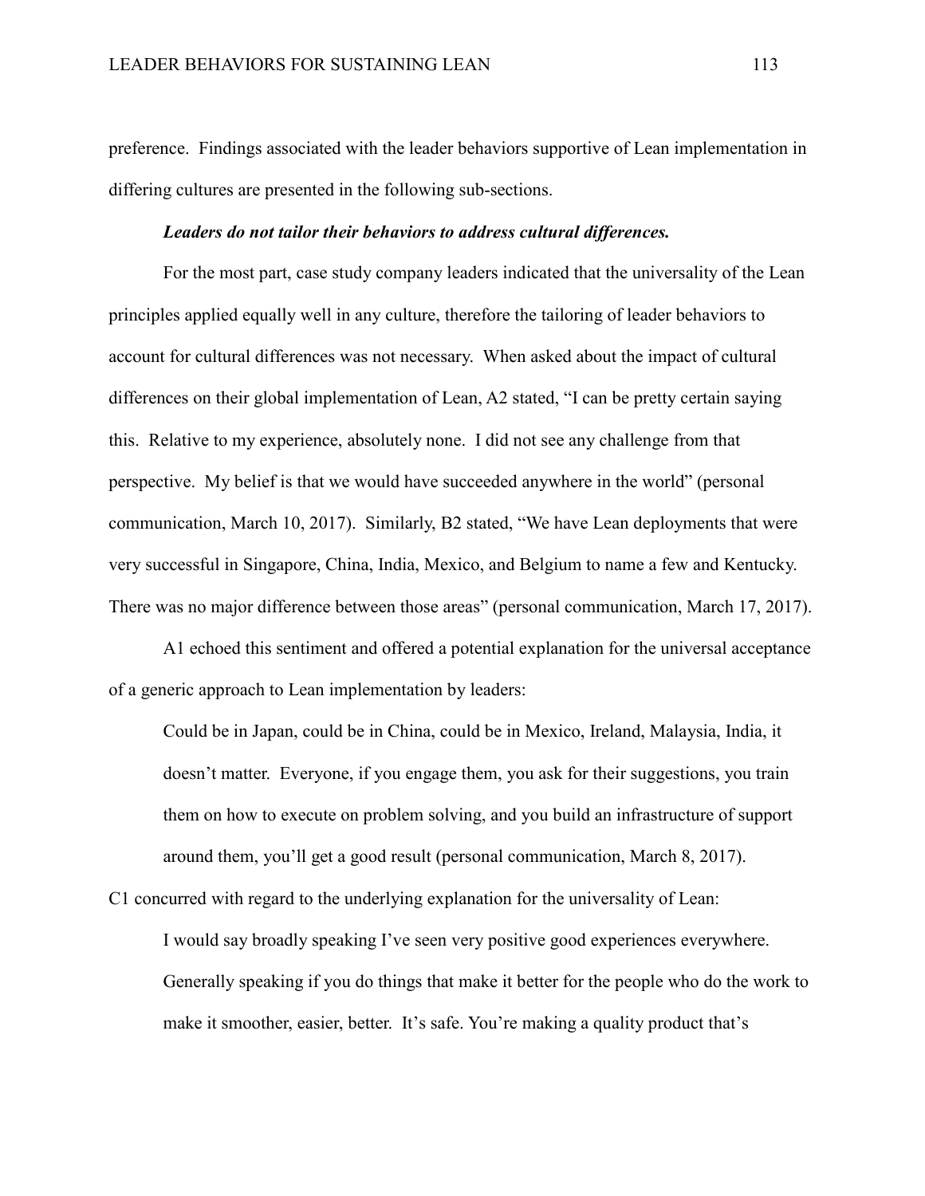preference. Findings associated with the leader behaviors supportive of Lean implementation in differing cultures are presented in the following sub-sections.

***Leaders do not tailor their behaviors to address cultural differences.***

For the most part, case study company leaders indicated that the universality of the Lean principles applied equally well in any culture, therefore the tailoring of leader behaviors to account for cultural differences was not necessary. When asked about the impact of cultural differences on their global implementation of Lean, A2 stated, "I can be pretty certain saying this. Relative to my experience, absolutely none. I did not see any challenge from that perspective. My belief is that we would have succeeded anywhere in the world" (personal communication, March 10, 2017). Similarly, B2 stated, "We have Lean deployments that were very successful in Singapore, China, India, Mexico, and Belgium to name a few and Kentucky. There was no major difference between those areas" (personal communication, March 17, 2017).

A1 echoed this sentiment and offered a potential explanation for the universal acceptance of a generic approach to Lean implementation by leaders:

> Could be in Japan, could be in China, could be in Mexico, Ireland, Malaysia, India, it doesn't matter. Everyone, if you engage them, you ask for their suggestions, you train them on how to execute on problem solving, and you build an infrastructure of support around them, you'll get a good result (personal communication, March 8, 2017).

C1 concurred with regard to the underlying explanation for the universality of Lean:

> I would say broadly speaking I've seen very positive good experiences everywhere. Generally speaking if you do things that make it better for the people who do the work to make it smoother, easier, better. It's safe. You're making a quality product that's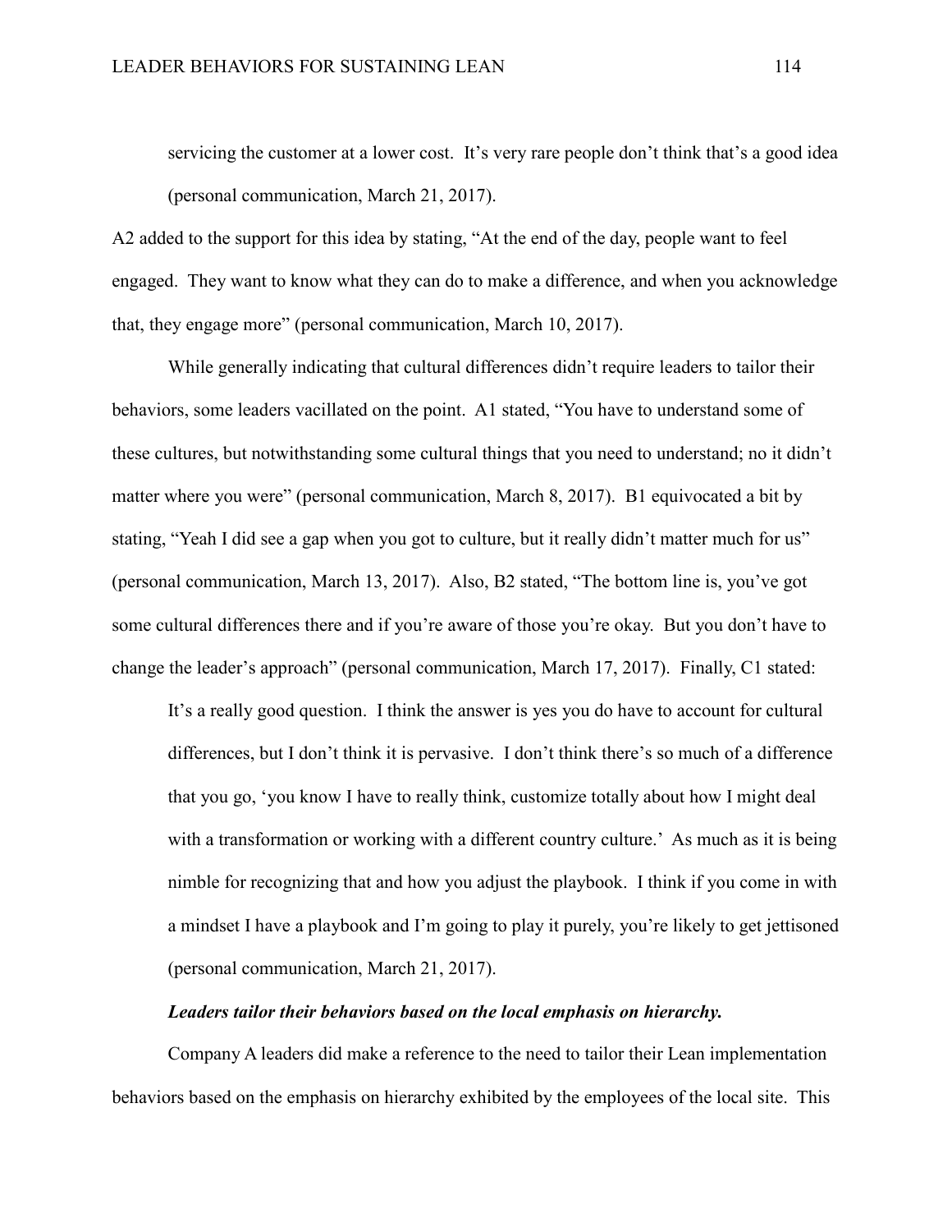> servicing the customer at a lower cost. It's very rare people don't think that's a good idea (personal communication, March 21, 2017).

A2 added to the support for this idea by stating, "At the end of the day, people want to feel engaged. They want to know what they can do to make a difference, and when you acknowledge that, they engage more" (personal communication, March 10, 2017).

While generally indicating that cultural differences didn't require leaders to tailor their behaviors, some leaders vacillated on the point. A1 stated, "You have to understand some of these cultures, but notwithstanding some cultural things that you need to understand; no it didn't matter where you were" (personal communication, March 8, 2017). B1 equivocated a bit by stating, "Yeah I did see a gap when you got to culture, but it really didn't matter much for us" (personal communication, March 13, 2017). Also, B2 stated, "The bottom line is, you've got some cultural differences there and if you're aware of those you're okay. But you don't have to change the leader's approach" (personal communication, March 17, 2017). Finally, C1 stated:

> It's a really good question. I think the answer is yes you do have to account for cultural differences, but I don't think it is pervasive. I don't think there's so much of a difference that you go, 'you know I have to really think, customize totally about how I might deal with a transformation or working with a different country culture.' As much as it is being nimble for recognizing that and how you adjust the playbook. I think if you come in with a mindset I have a playbook and I'm going to play it purely, you're likely to get jettisoned (personal communication, March 21, 2017).

***Leaders tailor their behaviors based on the local emphasis on hierarchy.***

Company A leaders did make a reference to the need to tailor their Lean implementation behaviors based on the emphasis on hierarchy exhibited by the employees of the local site. This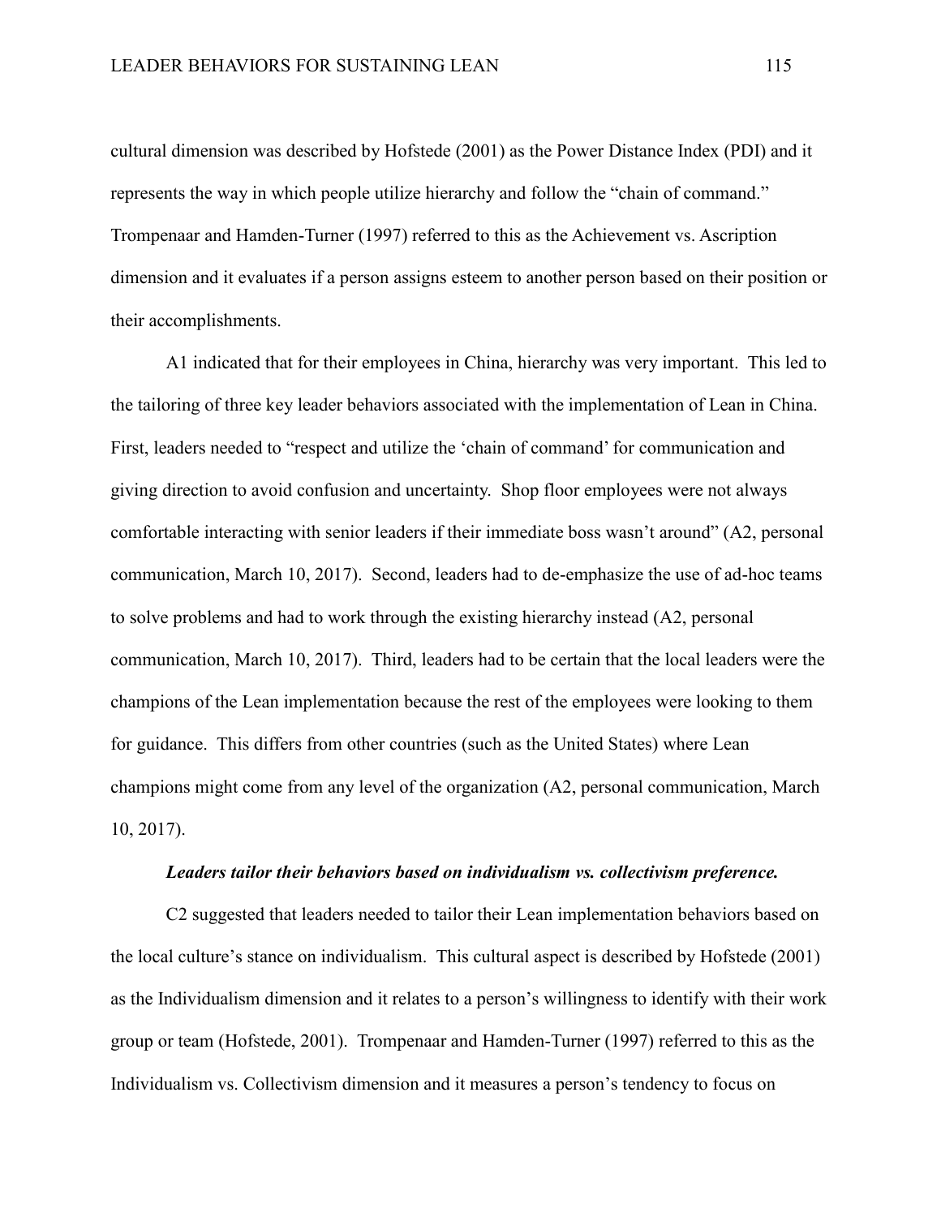cultural dimension was described by Hofstede (2001) as the Power Distance Index (PDI) and it represents the way in which people utilize hierarchy and follow the "chain of command." Trompenaar and Hamden-Turner (1997) referred to this as the Achievement vs. Ascription dimension and it evaluates if a person assigns esteem to another person based on their position or their accomplishments.

A1 indicated that for their employees in China, hierarchy was very important. This led to the tailoring of three key leader behaviors associated with the implementation of Lean in China. First, leaders needed to "respect and utilize the 'chain of command' for communication and giving direction to avoid confusion and uncertainty. Shop floor employees were not always comfortable interacting with senior leaders if their immediate boss wasn't around" (A2, personal communication, March 10, 2017). Second, leaders had to de-emphasize the use of ad-hoc teams to solve problems and had to work through the existing hierarchy instead (A2, personal communication, March 10, 2017). Third, leaders had to be certain that the local leaders were the champions of the Lean implementation because the rest of the employees were looking to them for guidance. This differs from other countries (such as the United States) where Lean champions might come from any level of the organization (A2, personal communication, March 10, 2017).

***Leaders tailor their behaviors based on individualism vs. collectivism preference.***

C2 suggested that leaders needed to tailor their Lean implementation behaviors based on the local culture's stance on individualism. This cultural aspect is described by Hofstede (2001) as the Individualism dimension and it relates to a person's willingness to identify with their work group or team (Hofstede, 2001). Trompenaar and Hamden-Turner (1997) referred to this as the Individualism vs. Collectivism dimension and it measures a person's tendency to focus on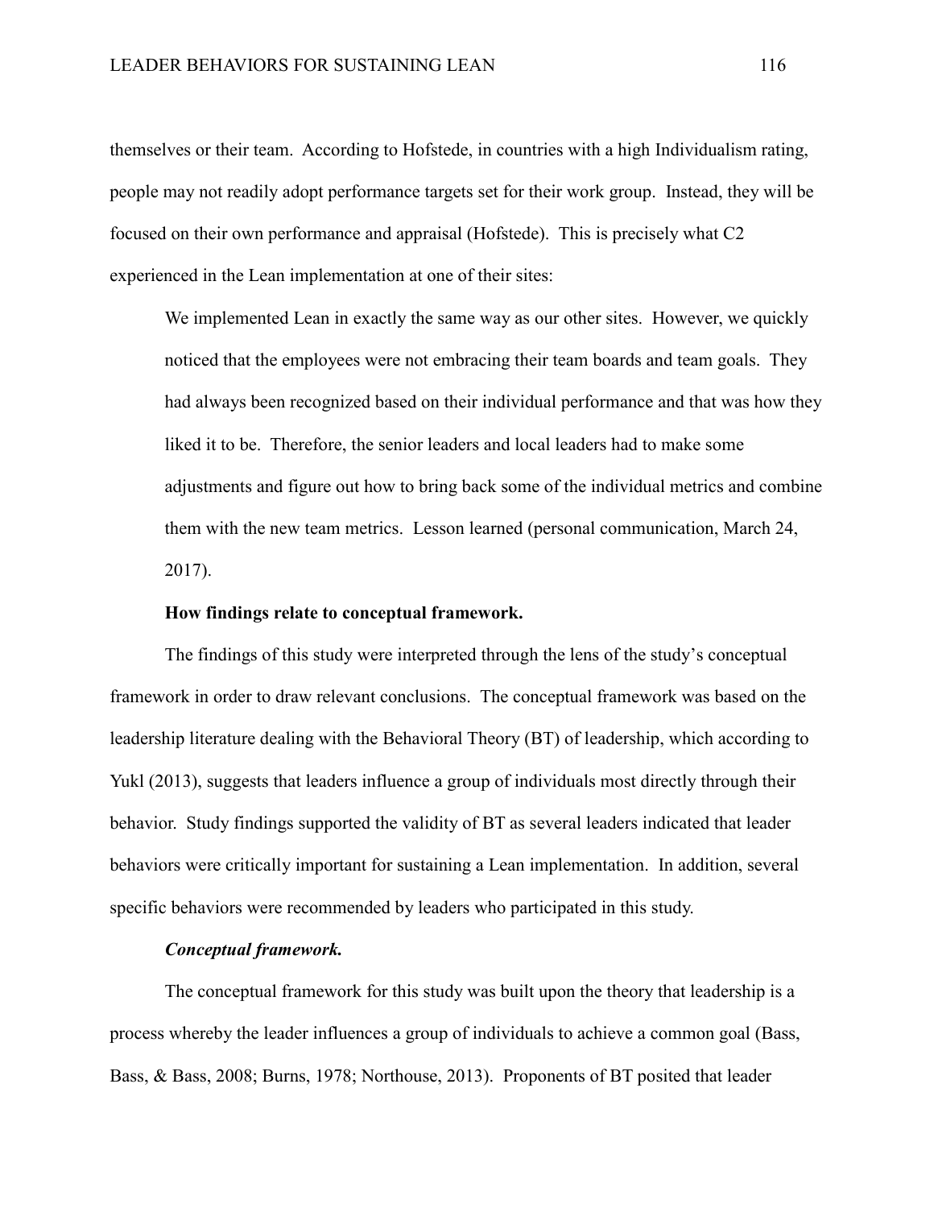themselves or their team. According to Hofstede, in countries with a high Individualism rating, people may not readily adopt performance targets set for their work group. Instead, they will be focused on their own performance and appraisal (Hofstede). This is precisely what C2 experienced in the Lean implementation at one of their sites:

> We implemented Lean in exactly the same way as our other sites. However, we quickly noticed that the employees were not embracing their team boards and team goals. They had always been recognized based on their individual performance and that was how they liked it to be. Therefore, the senior leaders and local leaders had to make some adjustments and figure out how to bring back some of the individual metrics and combine them with the new team metrics. Lesson learned (personal communication, March 24, 2017).

**How findings relate to conceptual framework.**

The findings of this study were interpreted through the lens of the study's conceptual framework in order to draw relevant conclusions. The conceptual framework was based on the leadership literature dealing with the Behavioral Theory (BT) of leadership, which according to Yukl (2013), suggests that leaders influence a group of individuals most directly through their behavior. Study findings supported the validity of BT as several leaders indicated that leader behaviors were critically important for sustaining a Lean implementation. In addition, several specific behaviors were recommended by leaders who participated in this study.

***Conceptual framework.***

The conceptual framework for this study was built upon the theory that leadership is a process whereby the leader influences a group of individuals to achieve a common goal (Bass, Bass, & Bass, 2008; Burns, 1978; Northouse, 2013). Proponents of BT posited that leader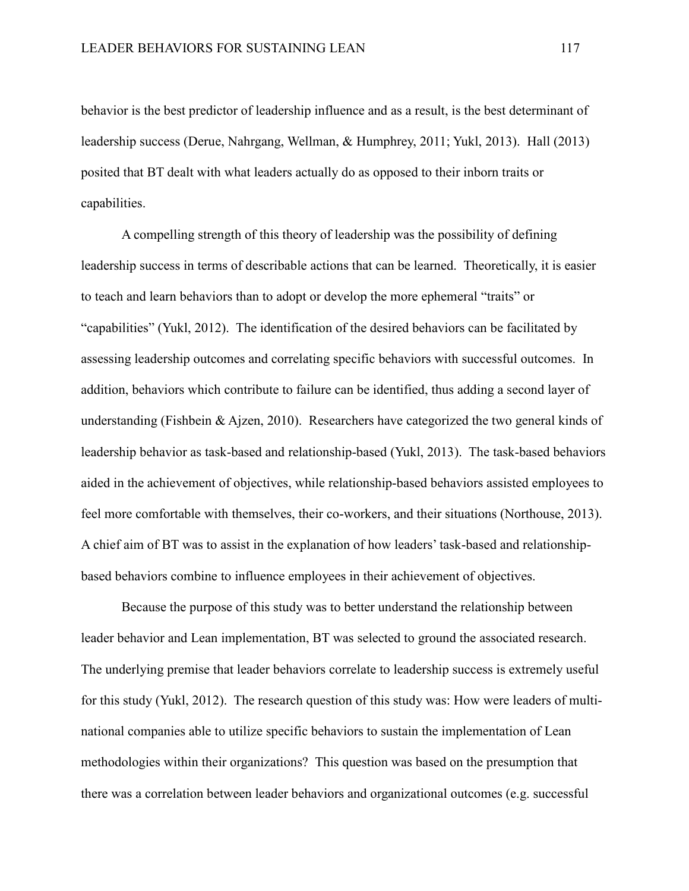behavior is the best predictor of leadership influence and as a result, is the best determinant of leadership success (Derue, Nahrgang, Wellman, & Humphrey, 2011; Yukl, 2013). Hall (2013) posited that BT dealt with what leaders actually do as opposed to their inborn traits or capabilities.

A compelling strength of this theory of leadership was the possibility of defining leadership success in terms of describable actions that can be learned. Theoretically, it is easier to teach and learn behaviors than to adopt or develop the more ephemeral "traits" or "capabilities" (Yukl, 2012). The identification of the desired behaviors can be facilitated by assessing leadership outcomes and correlating specific behaviors with successful outcomes. In addition, behaviors which contribute to failure can be identified, thus adding a second layer of understanding (Fishbein & Ajzen, 2010). Researchers have categorized the two general kinds of leadership behavior as task-based and relationship-based (Yukl, 2013). The task-based behaviors aided in the achievement of objectives, while relationship-based behaviors assisted employees to feel more comfortable with themselves, their co-workers, and their situations (Northouse, 2013). A chief aim of BT was to assist in the explanation of how leaders' task-based and relationship-based behaviors combine to influence employees in their achievement of objectives.

Because the purpose of this study was to better understand the relationship between leader behavior and Lean implementation, BT was selected to ground the associated research. The underlying premise that leader behaviors correlate to leadership success is extremely useful for this study (Yukl, 2012). The research question of this study was: How were leaders of multi-national companies able to utilize specific behaviors to sustain the implementation of Lean methodologies within their organizations? This question was based on the presumption that there was a correlation between leader behaviors and organizational outcomes (e.g. successful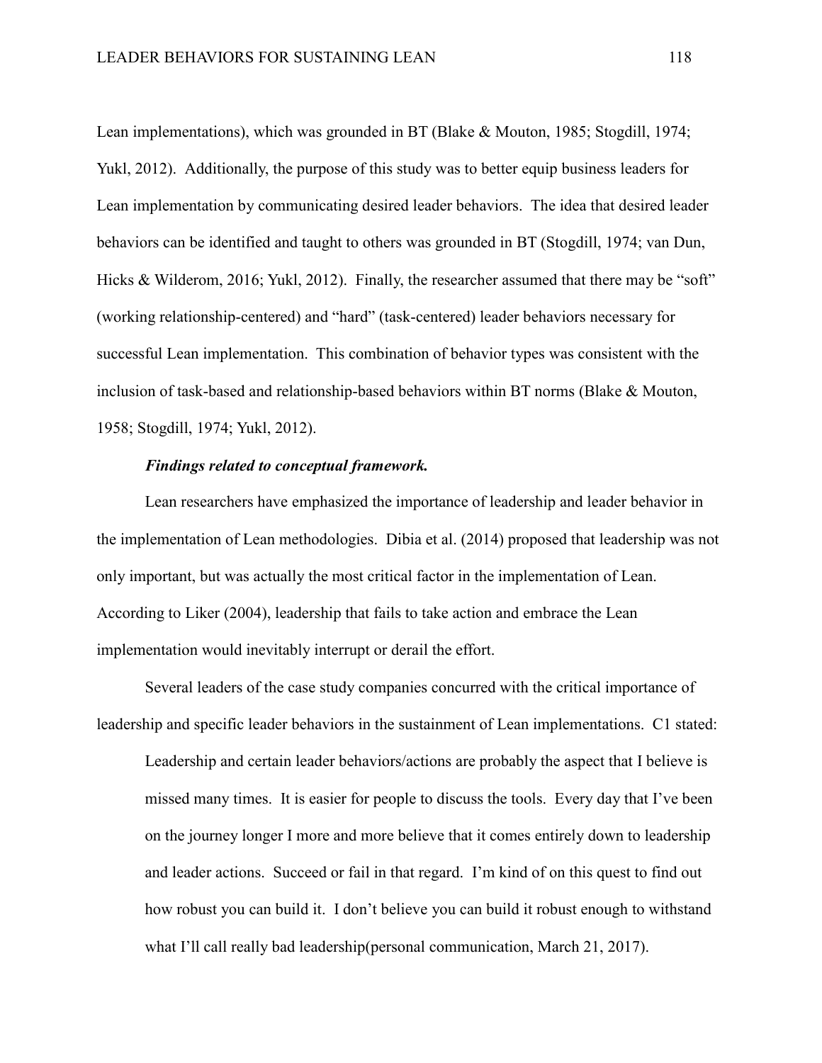Lean implementations), which was grounded in BT (Blake & Mouton, 1985; Stogdill, 1974; Yukl, 2012). Additionally, the purpose of this study was to better equip business leaders for Lean implementation by communicating desired leader behaviors. The idea that desired leader behaviors can be identified and taught to others was grounded in BT (Stogdill, 1974; van Dun, Hicks & Wilderom, 2016; Yukl, 2012). Finally, the researcher assumed that there may be "soft" (working relationship-centered) and "hard" (task-centered) leader behaviors necessary for successful Lean implementation. This combination of behavior types was consistent with the inclusion of task-based and relationship-based behaviors within BT norms (Blake & Mouton, 1958; Stogdill, 1974; Yukl, 2012).

#### ***Findings related to conceptual framework.***

Lean researchers have emphasized the importance of leadership and leader behavior in the implementation of Lean methodologies. Dibia et al. (2014) proposed that leadership was not only important, but was actually the most critical factor in the implementation of Lean. According to Liker (2004), leadership that fails to take action and embrace the Lean implementation would inevitably interrupt or derail the effort.

Several leaders of the case study companies concurred with the critical importance of leadership and specific leader behaviors in the sustainment of Lean implementations. C1 stated:

> Leadership and certain leader behaviors/actions are probably the aspect that I believe is missed many times. It is easier for people to discuss the tools. Every day that I've been on the journey longer I more and more believe that it comes entirely down to leadership and leader actions. Succeed or fail in that regard. I'm kind of on this quest to find out how robust you can build it. I don't believe you can build it robust enough to withstand what I'll call really bad leadership(personal communication, March 21, 2017).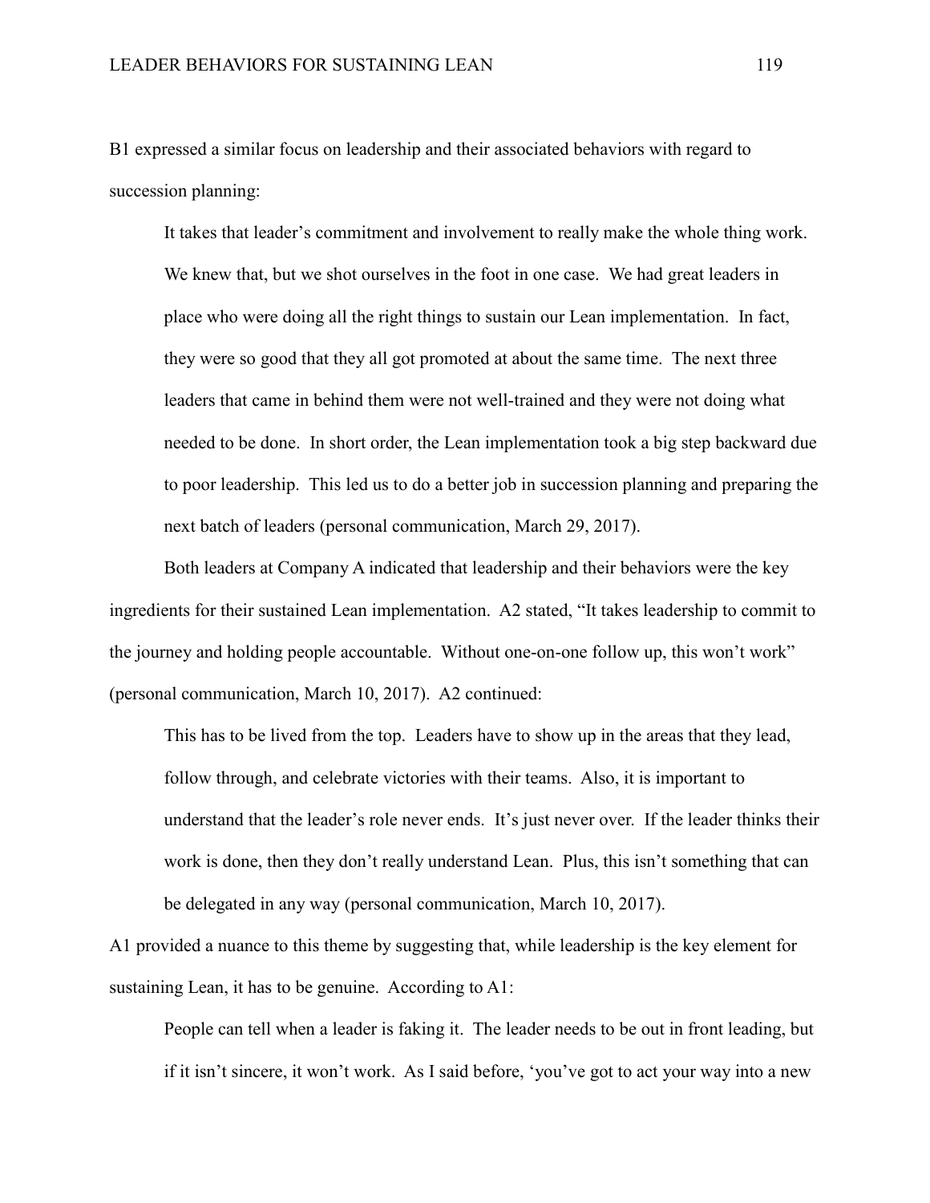B1 expressed a similar focus on leadership and their associated behaviors with regard to succession planning:

> It takes that leader's commitment and involvement to really make the whole thing work. We knew that, but we shot ourselves in the foot in one case. We had great leaders in place who were doing all the right things to sustain our Lean implementation. In fact, they were so good that they all got promoted at about the same time. The next three leaders that came in behind them were not well-trained and they were not doing what needed to be done. In short order, the Lean implementation took a big step backward due to poor leadership. This led us to do a better job in succession planning and preparing the next batch of leaders (personal communication, March 29, 2017).

Both leaders at Company A indicated that leadership and their behaviors were the key ingredients for their sustained Lean implementation. A2 stated, "It takes leadership to commit to the journey and holding people accountable. Without one-on-one follow up, this won't work" (personal communication, March 10, 2017). A2 continued:

> This has to be lived from the top. Leaders have to show up in the areas that they lead, follow through, and celebrate victories with their teams. Also, it is important to understand that the leader's role never ends. It's just never over. If the leader thinks their work is done, then they don't really understand Lean. Plus, this isn't something that can be delegated in any way (personal communication, March 10, 2017).

A1 provided a nuance to this theme by suggesting that, while leadership is the key element for sustaining Lean, it has to be genuine. According to A1:

> People can tell when a leader is faking it. The leader needs to be out in front leading, but if it isn't sincere, it won't work. As I said before, 'you've got to act your way into a new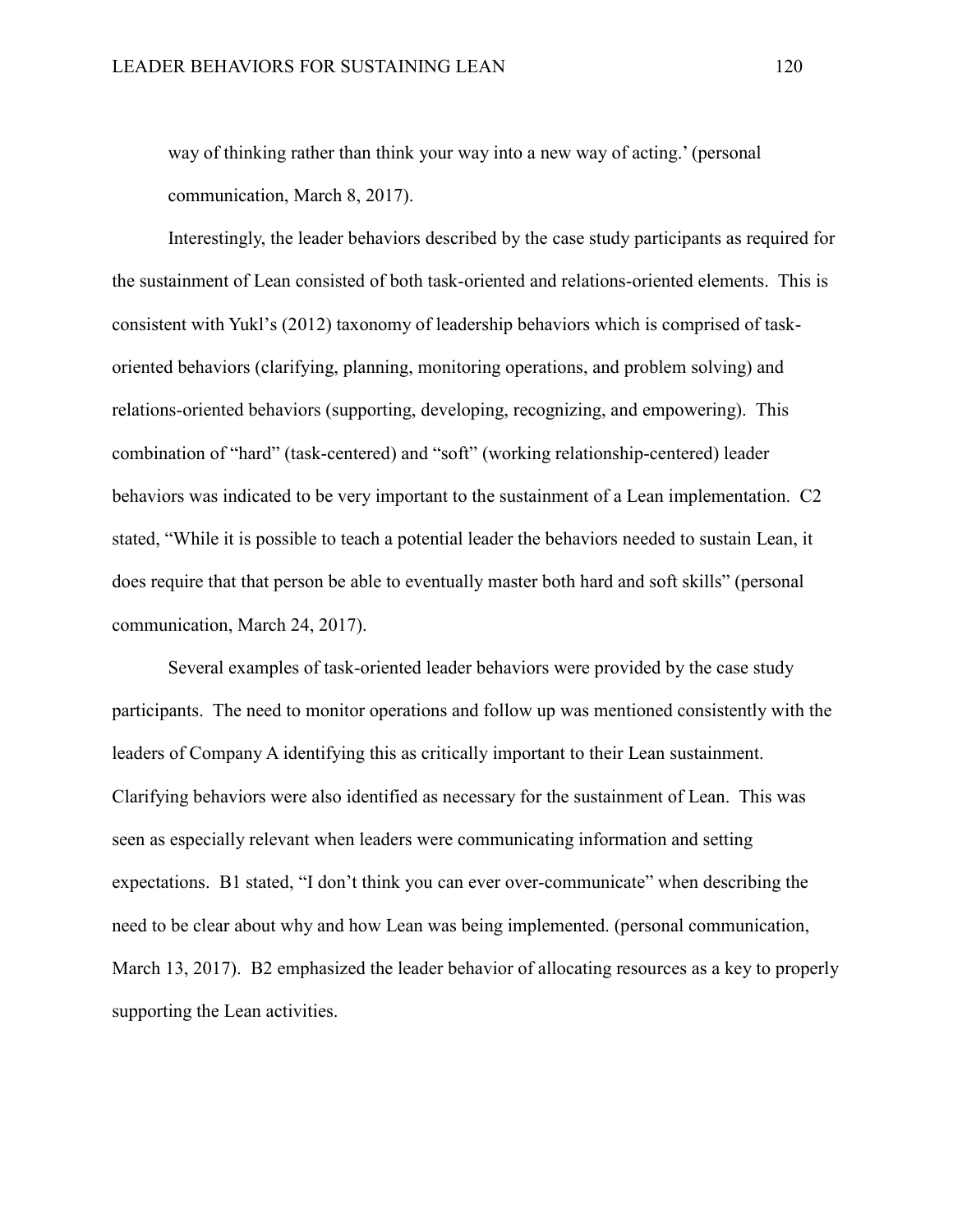way of thinking rather than think your way into a new way of acting.' (personal communication, March 8, 2017).

Interestingly, the leader behaviors described by the case study participants as required for the sustainment of Lean consisted of both task-oriented and relations-oriented elements. This is consistent with Yukl's (2012) taxonomy of leadership behaviors which is comprised of task-oriented behaviors (clarifying, planning, monitoring operations, and problem solving) and relations-oriented behaviors (supporting, developing, recognizing, and empowering). This combination of "hard" (task-centered) and "soft" (working relationship-centered) leader behaviors was indicated to be very important to the sustainment of a Lean implementation. C2 stated, "While it is possible to teach a potential leader the behaviors needed to sustain Lean, it does require that that person be able to eventually master both hard and soft skills" (personal communication, March 24, 2017).

Several examples of task-oriented leader behaviors were provided by the case study participants. The need to monitor operations and follow up was mentioned consistently with the leaders of Company A identifying this as critically important to their Lean sustainment. Clarifying behaviors were also identified as necessary for the sustainment of Lean. This was seen as especially relevant when leaders were communicating information and setting expectations. B1 stated, "I don't think you can ever over-communicate" when describing the need to be clear about why and how Lean was being implemented. (personal communication, March 13, 2017). B2 emphasized the leader behavior of allocating resources as a key to properly supporting the Lean activities.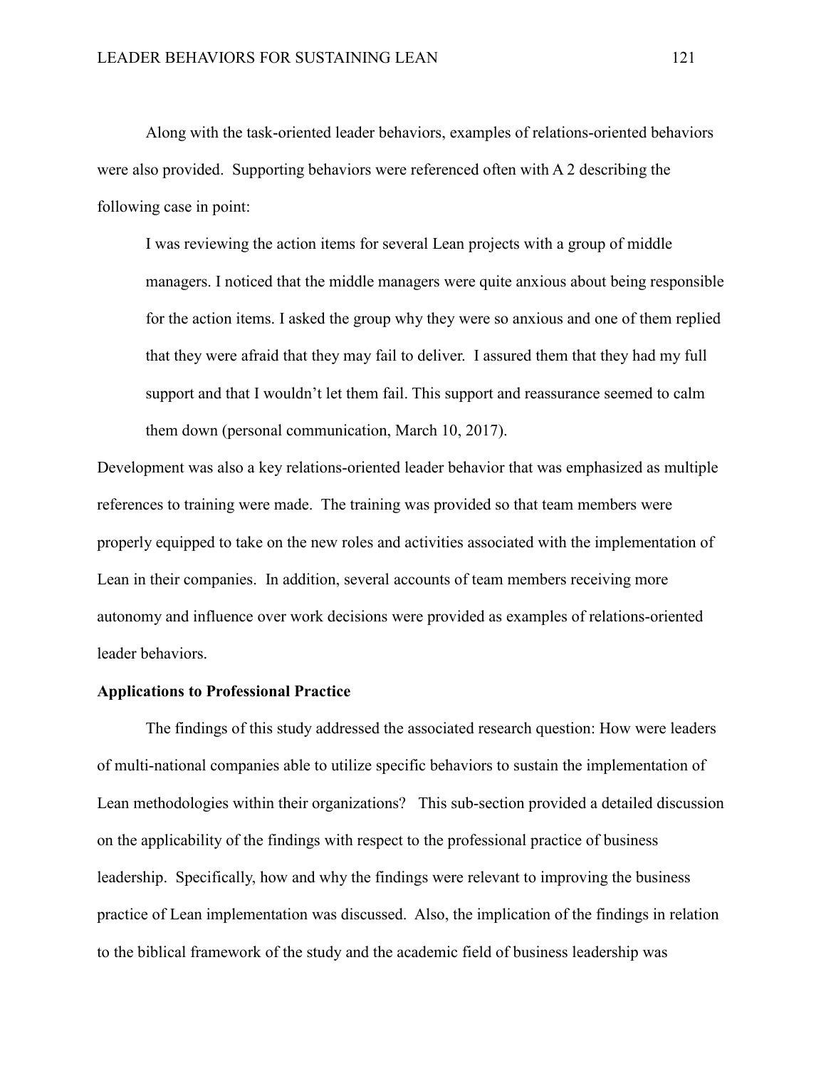Along with the task-oriented leader behaviors, examples of relations-oriented behaviors were also provided. Supporting behaviors were referenced often with A 2 describing the following case in point:

> I was reviewing the action items for several Lean projects with a group of middle managers. I noticed that the middle managers were quite anxious about being responsible for the action items. I asked the group why they were so anxious and one of them replied that they were afraid that they may fail to deliver. I assured them that they had my full support and that I wouldn't let them fail. This support and reassurance seemed to calm them down (personal communication, March 10, 2017).

Development was also a key relations-oriented leader behavior that was emphasized as multiple references to training were made. The training was provided so that team members were properly equipped to take on the new roles and activities associated with the implementation of Lean in their companies. In addition, several accounts of team members receiving more autonomy and influence over work decisions were provided as examples of relations-oriented leader behaviors.

**Applications to Professional Practice**

The findings of this study addressed the associated research question: How were leaders of multi-national companies able to utilize specific behaviors to sustain the implementation of Lean methodologies within their organizations? This sub-section provided a detailed discussion on the applicability of the findings with respect to the professional practice of business leadership. Specifically, how and why the findings were relevant to improving the business practice of Lean implementation was discussed. Also, the implication of the findings in relation to the biblical framework of the study and the academic field of business leadership was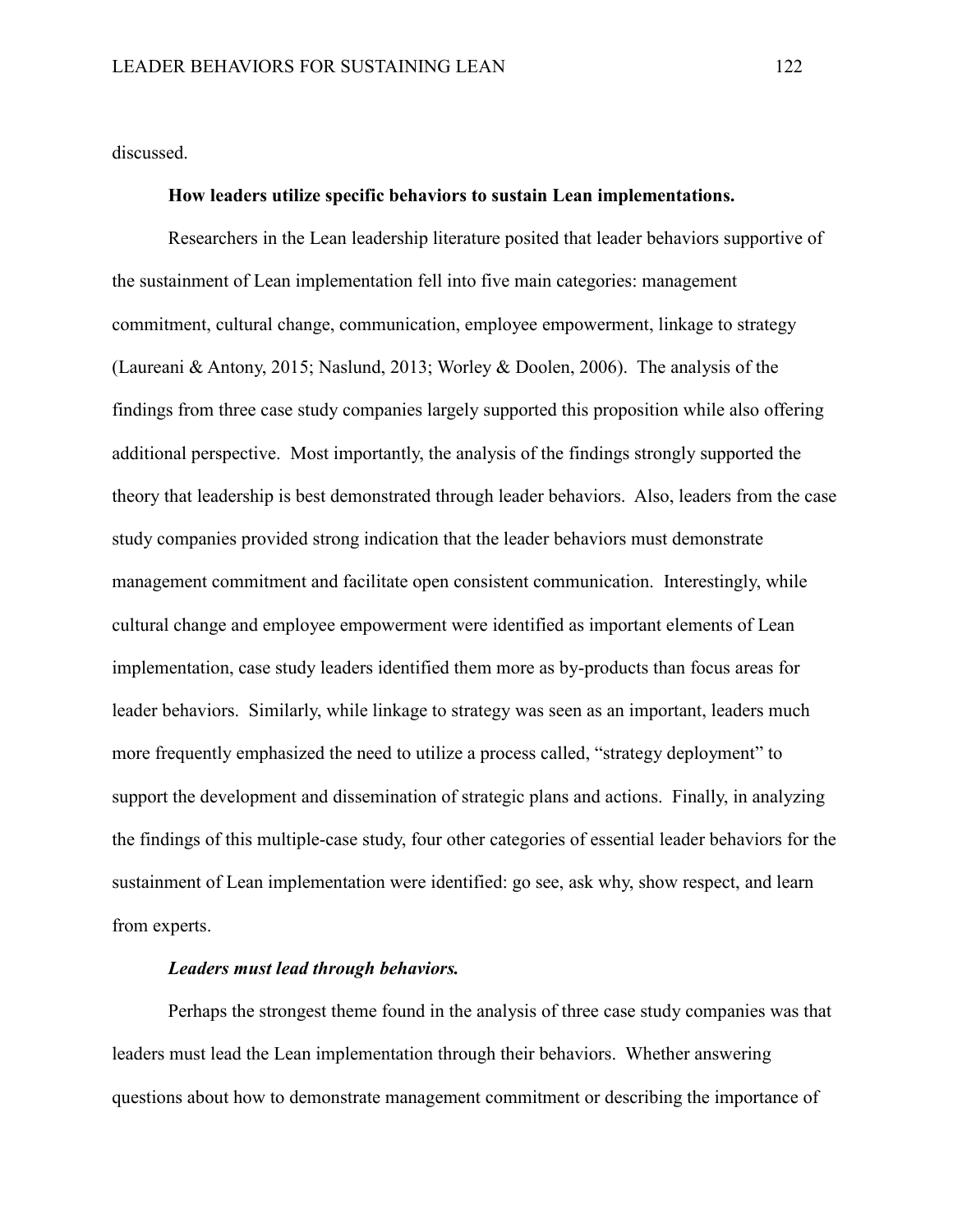discussed.

**How leaders utilize specific behaviors to sustain Lean implementations.**

Researchers in the Lean leadership literature posited that leader behaviors supportive of the sustainment of Lean implementation fell into five main categories: management commitment, cultural change, communication, employee empowerment, linkage to strategy (Laureani & Antony, 2015; Naslund, 2013; Worley & Doolen, 2006). The analysis of the findings from three case study companies largely supported this proposition while also offering additional perspective. Most importantly, the analysis of the findings strongly supported the theory that leadership is best demonstrated through leader behaviors. Also, leaders from the case study companies provided strong indication that the leader behaviors must demonstrate management commitment and facilitate open consistent communication. Interestingly, while cultural change and employee empowerment were identified as important elements of Lean implementation, case study leaders identified them more as by-products than focus areas for leader behaviors. Similarly, while linkage to strategy was seen as an important, leaders much more frequently emphasized the need to utilize a process called, "strategy deployment" to support the development and dissemination of strategic plans and actions. Finally, in analyzing the findings of this multiple-case study, four other categories of essential leader behaviors for the sustainment of Lean implementation were identified: go see, ask why, show respect, and learn from experts.

***Leaders must lead through behaviors.***

Perhaps the strongest theme found in the analysis of three case study companies was that leaders must lead the Lean implementation through their behaviors. Whether answering questions about how to demonstrate management commitment or describing the importance of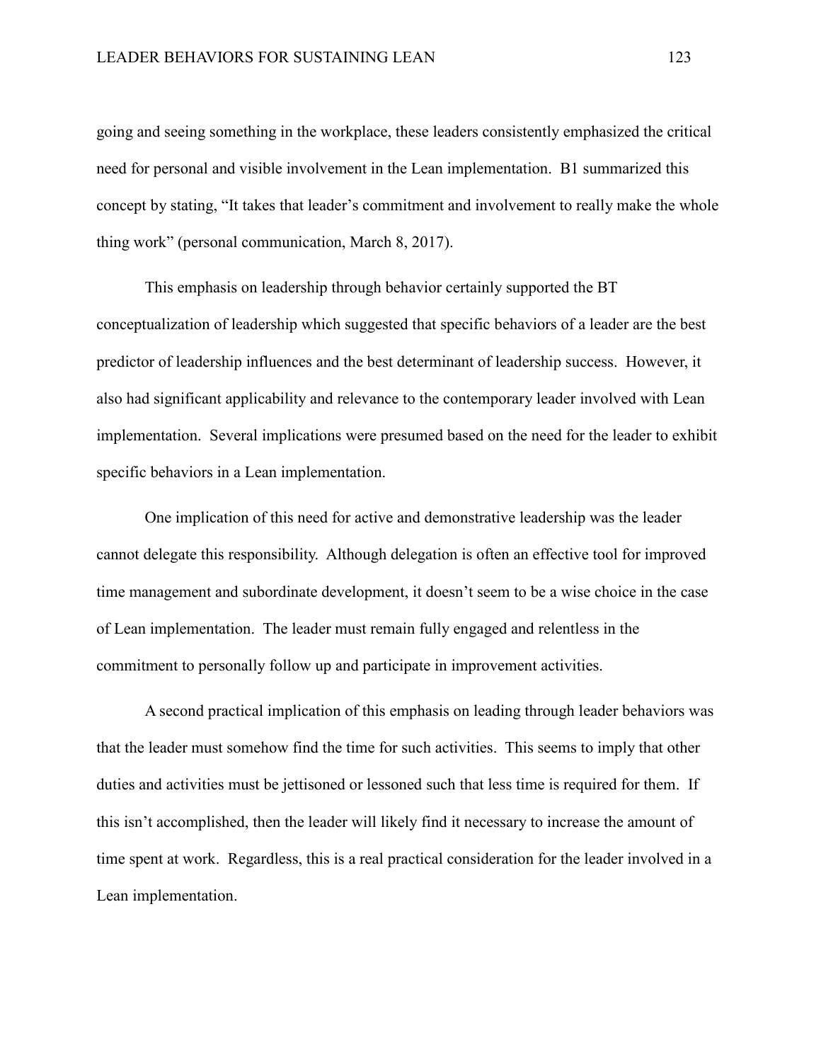going and seeing something in the workplace, these leaders consistently emphasized the critical need for personal and visible involvement in the Lean implementation. B1 summarized this concept by stating, "It takes that leader's commitment and involvement to really make the whole thing work" (personal communication, March 8, 2017).

This emphasis on leadership through behavior certainly supported the BT conceptualization of leadership which suggested that specific behaviors of a leader are the best predictor of leadership influences and the best determinant of leadership success. However, it also had significant applicability and relevance to the contemporary leader involved with Lean implementation. Several implications were presumed based on the need for the leader to exhibit specific behaviors in a Lean implementation.

One implication of this need for active and demonstrative leadership was the leader cannot delegate this responsibility. Although delegation is often an effective tool for improved time management and subordinate development, it doesn't seem to be a wise choice in the case of Lean implementation. The leader must remain fully engaged and relentless in the commitment to personally follow up and participate in improvement activities.

A second practical implication of this emphasis on leading through leader behaviors was that the leader must somehow find the time for such activities. This seems to imply that other duties and activities must be jettisoned or lessoned such that less time is required for them. If this isn't accomplished, then the leader will likely find it necessary to increase the amount of time spent at work. Regardless, this is a real practical consideration for the leader involved in a Lean implementation.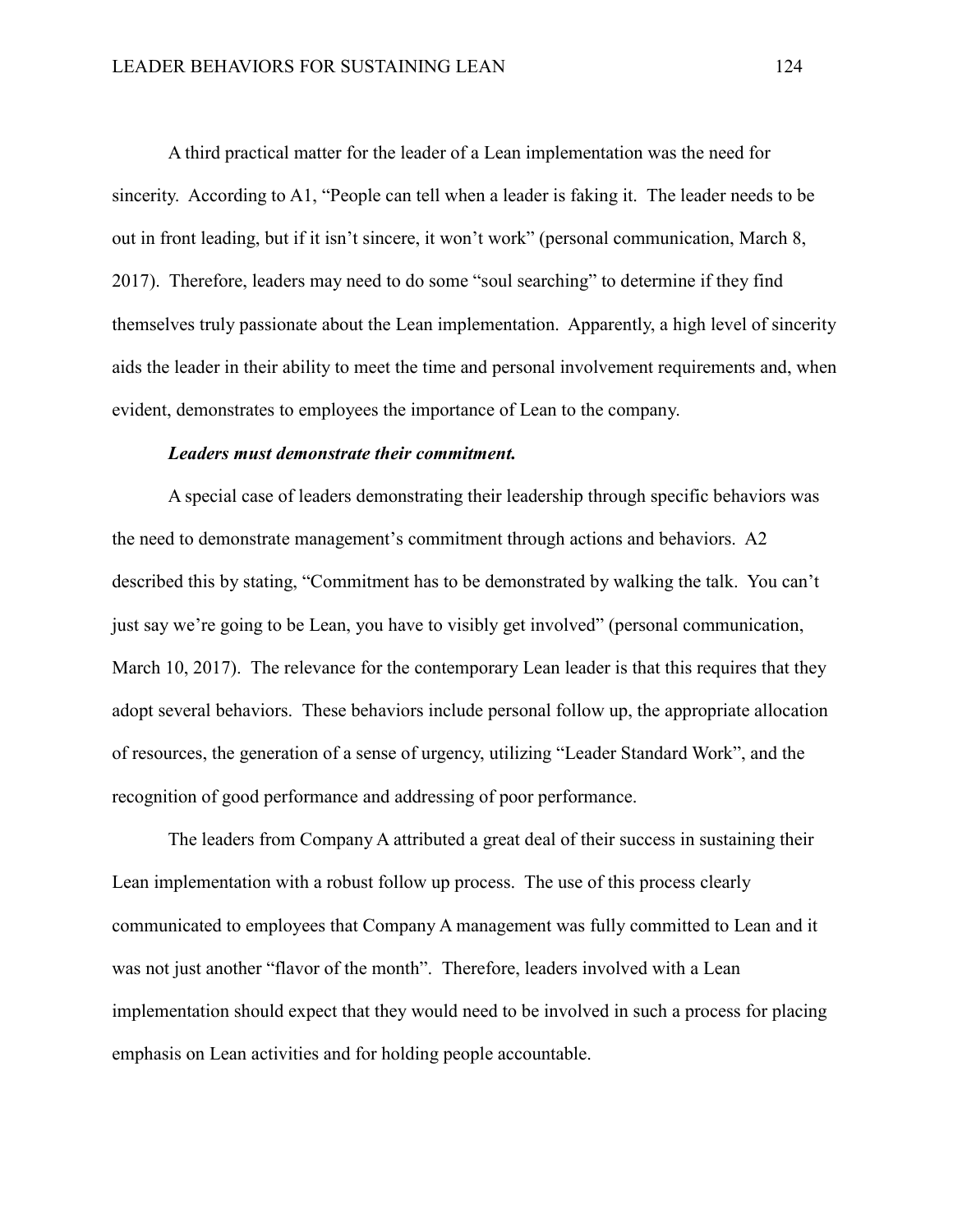A third practical matter for the leader of a Lean implementation was the need for sincerity. According to A1, “People can tell when a leader is faking it. The leader needs to be out in front leading, but if it isn’t sincere, it won’t work” (personal communication, March 8, 2017). Therefore, leaders may need to do some “soul searching” to determine if they find themselves truly passionate about the Lean implementation. Apparently, a high level of sincerity aids the leader in their ability to meet the time and personal involvement requirements and, when evident, demonstrates to employees the importance of Lean to the company.

#### *Leaders must demonstrate their commitment.*

A special case of leaders demonstrating their leadership through specific behaviors was the need to demonstrate management’s commitment through actions and behaviors. A2 described this by stating, “Commitment has to be demonstrated by walking the talk. You can’t just say we’re going to be Lean, you have to visibly get involved” (personal communication, March 10, 2017). The relevance for the contemporary Lean leader is that this requires that they adopt several behaviors. These behaviors include personal follow up, the appropriate allocation of resources, the generation of a sense of urgency, utilizing “Leader Standard Work”, and the recognition of good performance and addressing of poor performance.

The leaders from Company A attributed a great deal of their success in sustaining their Lean implementation with a robust follow up process. The use of this process clearly communicated to employees that Company A management was fully committed to Lean and it was not just another “flavor of the month”. Therefore, leaders involved with a Lean implementation should expect that they would need to be involved in such a process for placing emphasis on Lean activities and for holding people accountable.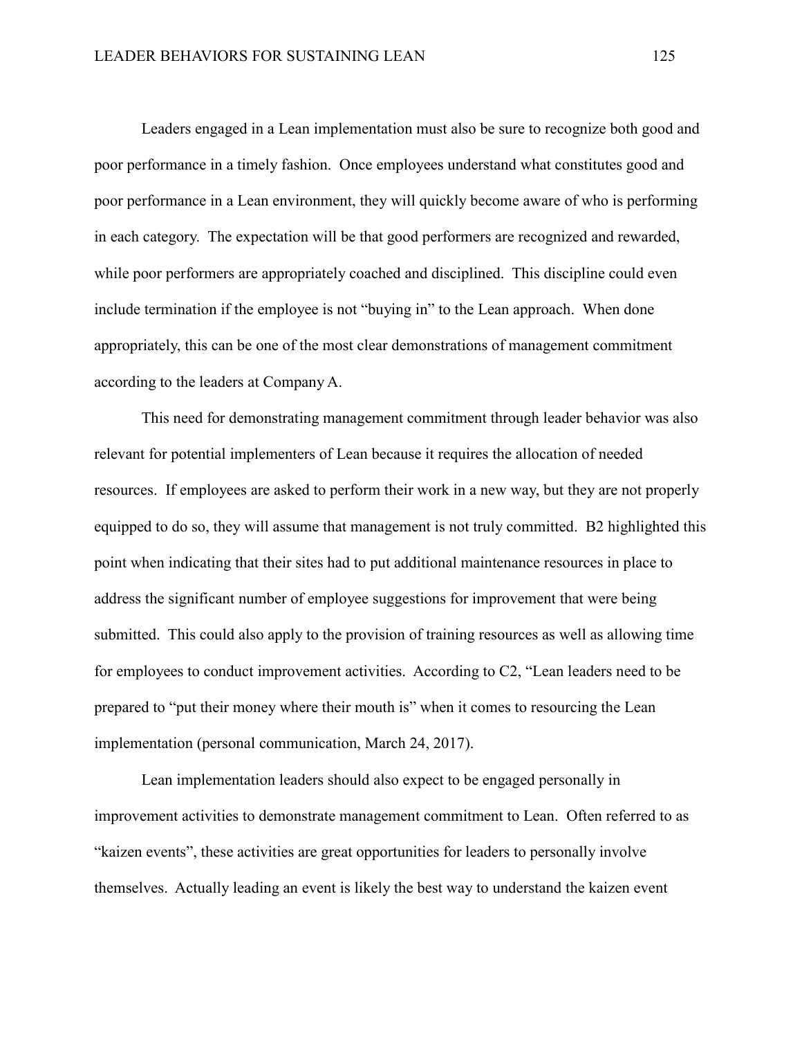Leaders engaged in a Lean implementation must also be sure to recognize both good and poor performance in a timely fashion. Once employees understand what constitutes good and poor performance in a Lean environment, they will quickly become aware of who is performing in each category. The expectation will be that good performers are recognized and rewarded, while poor performers are appropriately coached and disciplined. This discipline could even include termination if the employee is not "buying in" to the Lean approach. When done appropriately, this can be one of the most clear demonstrations of management commitment according to the leaders at Company A.

This need for demonstrating management commitment through leader behavior was also relevant for potential implementers of Lean because it requires the allocation of needed resources. If employees are asked to perform their work in a new way, but they are not properly equipped to do so, they will assume that management is not truly committed. B2 highlighted this point when indicating that their sites had to put additional maintenance resources in place to address the significant number of employee suggestions for improvement that were being submitted. This could also apply to the provision of training resources as well as allowing time for employees to conduct improvement activities. According to C2, "Lean leaders need to be prepared to "put their money where their mouth is" when it comes to resourcing the Lean implementation (personal communication, March 24, 2017).

Lean implementation leaders should also expect to be engaged personally in improvement activities to demonstrate management commitment to Lean. Often referred to as "kaizen events", these activities are great opportunities for leaders to personally involve themselves. Actually leading an event is likely the best way to understand the kaizen event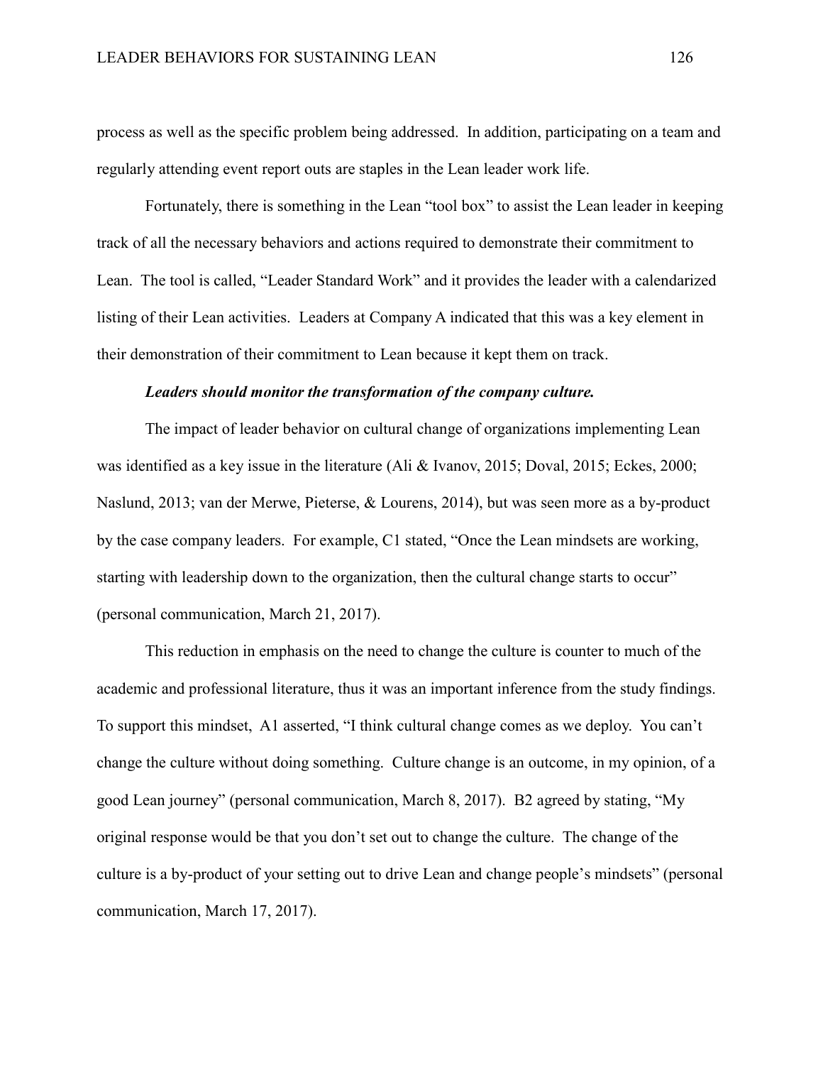process as well as the specific problem being addressed. In addition, participating on a team and regularly attending event report outs are staples in the Lean leader work life.

Fortunately, there is something in the Lean "tool box" to assist the Lean leader in keeping track of all the necessary behaviors and actions required to demonstrate their commitment to Lean. The tool is called, "Leader Standard Work" and it provides the leader with a calendarized listing of their Lean activities. Leaders at Company A indicated that this was a key element in their demonstration of their commitment to Lean because it kept them on track.

***Leaders should monitor the transformation of the company culture.***

The impact of leader behavior on cultural change of organizations implementing Lean was identified as a key issue in the literature (Ali & Ivanov, 2015; Doval, 2015; Eckes, 2000; Naslund, 2013; van der Merwe, Pieterse, & Lourens, 2014), but was seen more as a by-product by the case company leaders. For example, C1 stated, "Once the Lean mindsets are working, starting with leadership down to the organization, then the cultural change starts to occur" (personal communication, March 21, 2017).

This reduction in emphasis on the need to change the culture is counter to much of the academic and professional literature, thus it was an important inference from the study findings. To support this mindset, A1 asserted, "I think cultural change comes as we deploy. You can't change the culture without doing something. Culture change is an outcome, in my opinion, of a good Lean journey" (personal communication, March 8, 2017). B2 agreed by stating, "My original response would be that you don't set out to change the culture. The change of the culture is a by-product of your setting out to drive Lean and change people's mindsets" (personal communication, March 17, 2017).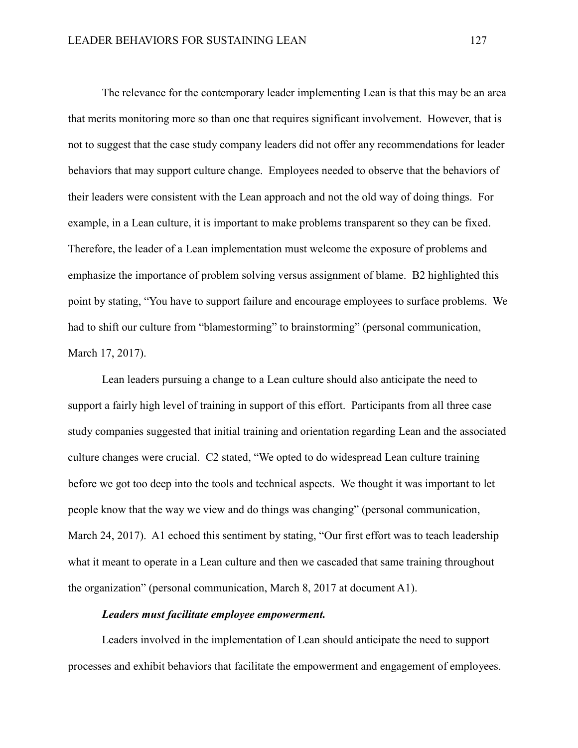The relevance for the contemporary leader implementing Lean is that this may be an area that merits monitoring more so than one that requires significant involvement. However, that is not to suggest that the case study company leaders did not offer any recommendations for leader behaviors that may support culture change. Employees needed to observe that the behaviors of their leaders were consistent with the Lean approach and not the old way of doing things. For example, in a Lean culture, it is important to make problems transparent so they can be fixed. Therefore, the leader of a Lean implementation must welcome the exposure of problems and emphasize the importance of problem solving versus assignment of blame. B2 highlighted this point by stating, "You have to support failure and encourage employees to surface problems. We had to shift our culture from "blamestorming" to brainstorming" (personal communication, March 17, 2017).

Lean leaders pursuing a change to a Lean culture should also anticipate the need to support a fairly high level of training in support of this effort. Participants from all three case study companies suggested that initial training and orientation regarding Lean and the associated culture changes were crucial. C2 stated, "We opted to do widespread Lean culture training before we got too deep into the tools and technical aspects. We thought it was important to let people know that the way we view and do things was changing" (personal communication, March 24, 2017). A1 echoed this sentiment by stating, "Our first effort was to teach leadership what it meant to operate in a Lean culture and then we cascaded that same training throughout the organization" (personal communication, March 8, 2017 at document A1).

***Leaders must facilitate employee empowerment.***

Leaders involved in the implementation of Lean should anticipate the need to support processes and exhibit behaviors that facilitate the empowerment and engagement of employees.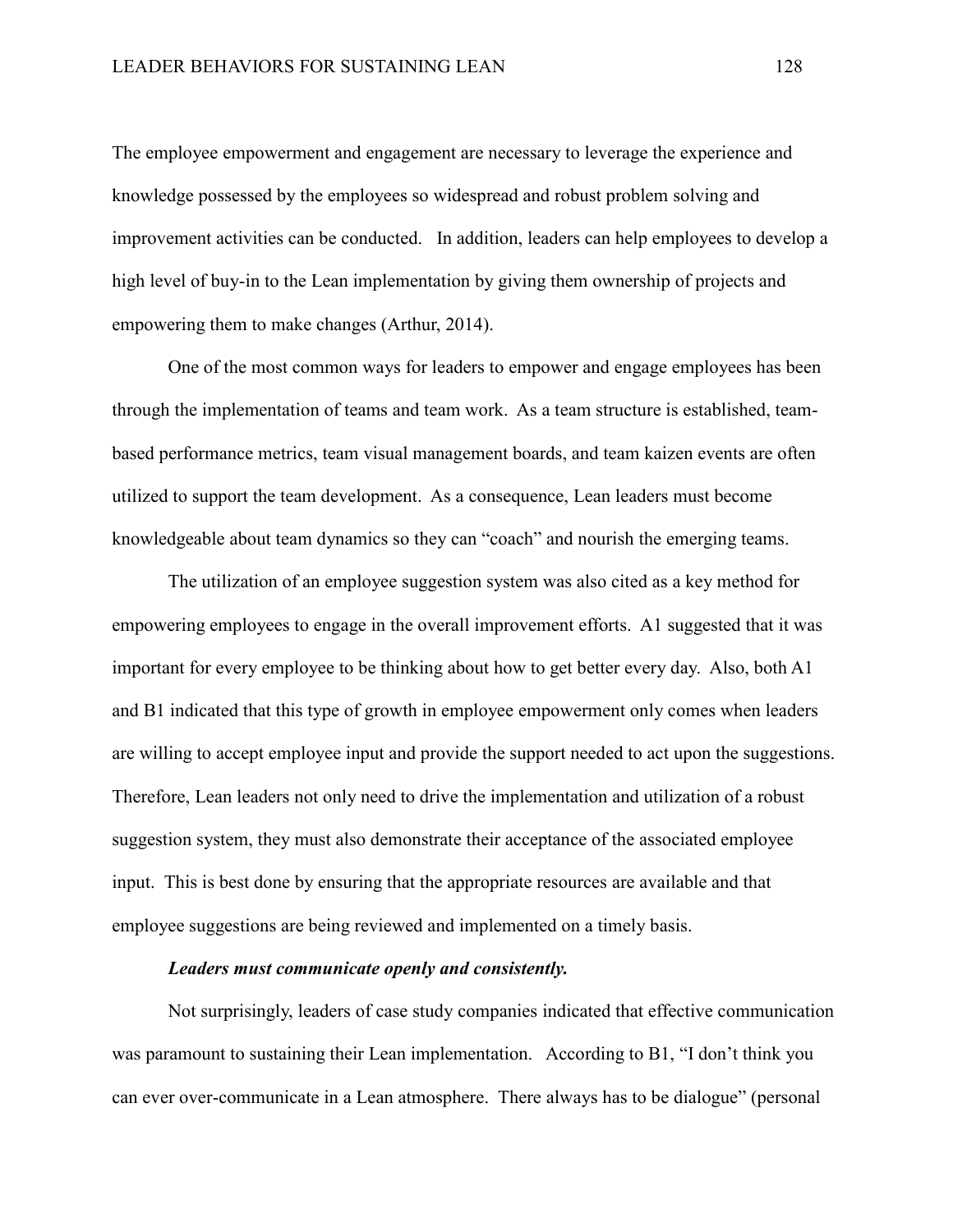The employee empowerment and engagement are necessary to leverage the experience and knowledge possessed by the employees so widespread and robust problem solving and improvement activities can be conducted. In addition, leaders can help employees to develop a high level of buy-in to the Lean implementation by giving them ownership of projects and empowering them to make changes (Arthur, 2014).

One of the most common ways for leaders to empower and engage employees has been through the implementation of teams and team work. As a team structure is established, team-based performance metrics, team visual management boards, and team kaizen events are often utilized to support the team development. As a consequence, Lean leaders must become knowledgeable about team dynamics so they can "coach" and nourish the emerging teams.

The utilization of an employee suggestion system was also cited as a key method for empowering employees to engage in the overall improvement efforts. A1 suggested that it was important for every employee to be thinking about how to get better every day. Also, both A1 and B1 indicated that this type of growth in employee empowerment only comes when leaders are willing to accept employee input and provide the support needed to act upon the suggestions. Therefore, Lean leaders not only need to drive the implementation and utilization of a robust suggestion system, they must also demonstrate their acceptance of the associated employee input. This is best done by ensuring that the appropriate resources are available and that employee suggestions are being reviewed and implemented on a timely basis.

***Leaders must communicate openly and consistently.***

Not surprisingly, leaders of case study companies indicated that effective communication was paramount to sustaining their Lean implementation. According to B1, "I don't think you can ever over-communicate in a Lean atmosphere. There always has to be dialogue" (personal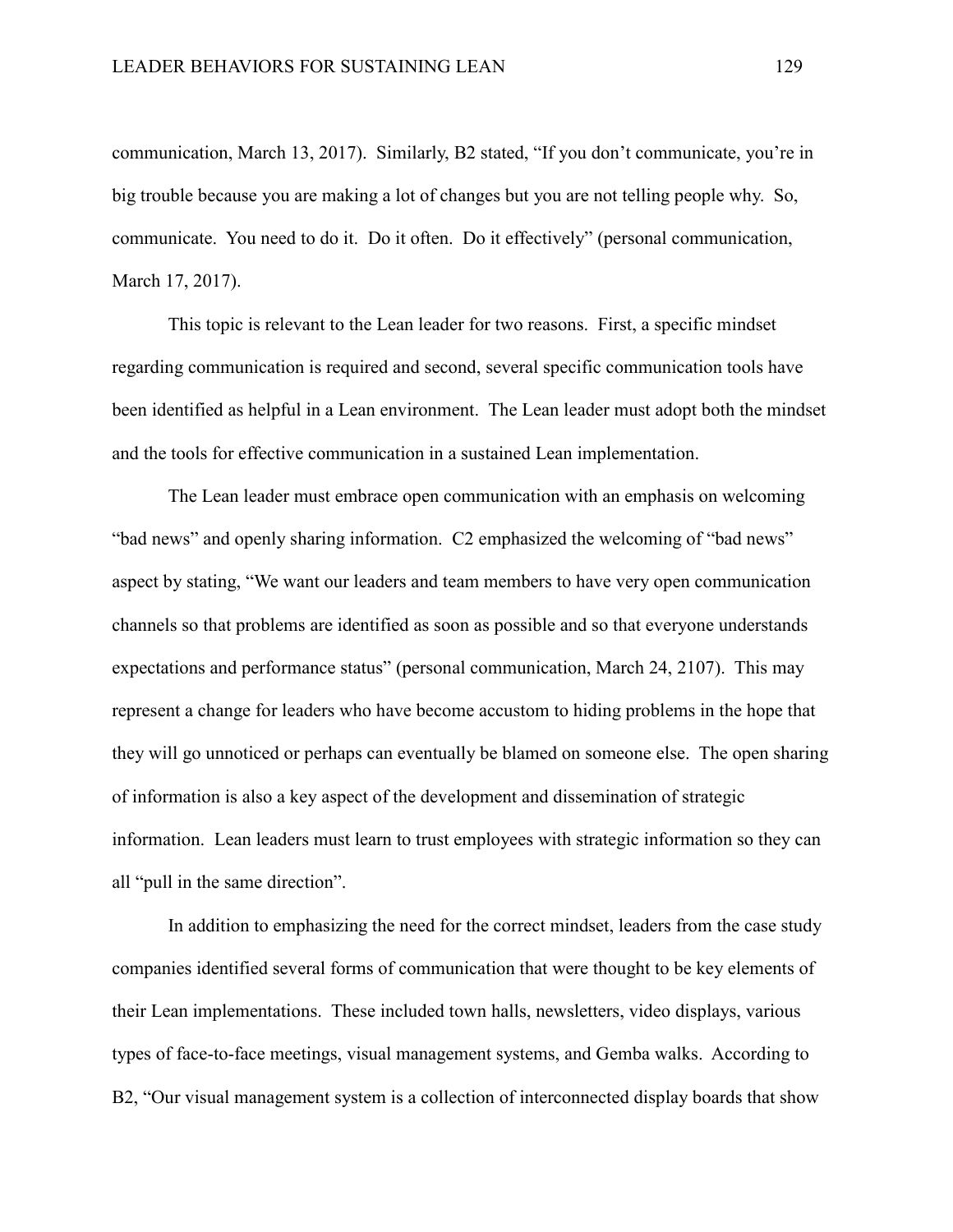communication, March 13, 2017). Similarly, B2 stated, "If you don't communicate, you're in big trouble because you are making a lot of changes but you are not telling people why. So, communicate. You need to do it. Do it often. Do it effectively" (personal communication, March 17, 2017).

This topic is relevant to the Lean leader for two reasons. First, a specific mindset regarding communication is required and second, several specific communication tools have been identified as helpful in a Lean environment. The Lean leader must adopt both the mindset and the tools for effective communication in a sustained Lean implementation.

The Lean leader must embrace open communication with an emphasis on welcoming "bad news" and openly sharing information. C2 emphasized the welcoming of "bad news" aspect by stating, "We want our leaders and team members to have very open communication channels so that problems are identified as soon as possible and so that everyone understands expectations and performance status" (personal communication, March 24, 2107). This may represent a change for leaders who have become accustom to hiding problems in the hope that they will go unnoticed or perhaps can eventually be blamed on someone else. The open sharing of information is also a key aspect of the development and dissemination of strategic information. Lean leaders must learn to trust employees with strategic information so they can all "pull in the same direction".

In addition to emphasizing the need for the correct mindset, leaders from the case study companies identified several forms of communication that were thought to be key elements of their Lean implementations. These included town halls, newsletters, video displays, various types of face-to-face meetings, visual management systems, and Gemba walks. According to B2, "Our visual management system is a collection of interconnected display boards that show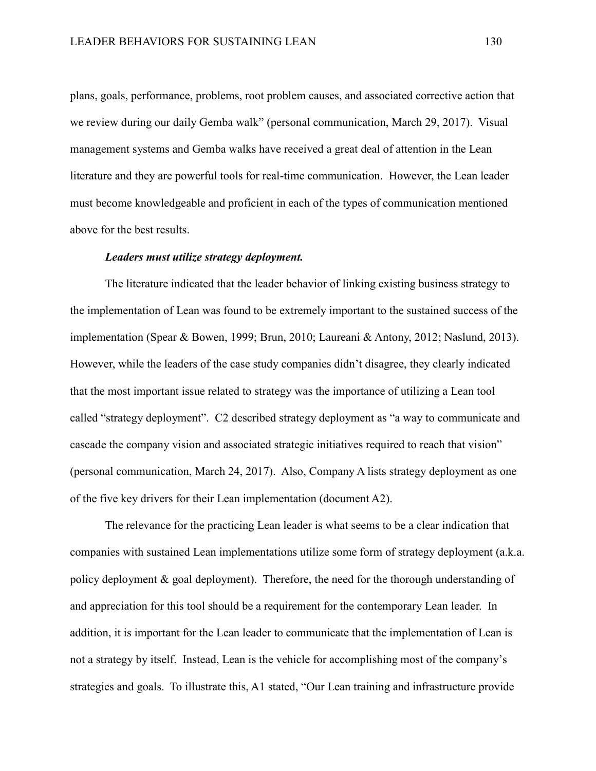plans, goals, performance, problems, root problem causes, and associated corrective action that we review during our daily Gemba walk" (personal communication, March 29, 2017). Visual management systems and Gemba walks have received a great deal of attention in the Lean literature and they are powerful tools for real-time communication. However, the Lean leader must become knowledgeable and proficient in each of the types of communication mentioned above for the best results.

***Leaders must utilize strategy deployment.***

The literature indicated that the leader behavior of linking existing business strategy to the implementation of Lean was found to be extremely important to the sustained success of the implementation (Spear & Bowen, 1999; Brun, 2010; Laureani & Antony, 2012; Naslund, 2013). However, while the leaders of the case study companies didn't disagree, they clearly indicated that the most important issue related to strategy was the importance of utilizing a Lean tool called "strategy deployment". C2 described strategy deployment as "a way to communicate and cascade the company vision and associated strategic initiatives required to reach that vision" (personal communication, March 24, 2017). Also, Company A lists strategy deployment as one of the five key drivers for their Lean implementation (document A2).

The relevance for the practicing Lean leader is what seems to be a clear indication that companies with sustained Lean implementations utilize some form of strategy deployment (a.k.a. policy deployment & goal deployment). Therefore, the need for the thorough understanding of and appreciation for this tool should be a requirement for the contemporary Lean leader. In addition, it is important for the Lean leader to communicate that the implementation of Lean is not a strategy by itself. Instead, Lean is the vehicle for accomplishing most of the company's strategies and goals. To illustrate this, A1 stated, "Our Lean training and infrastructure provide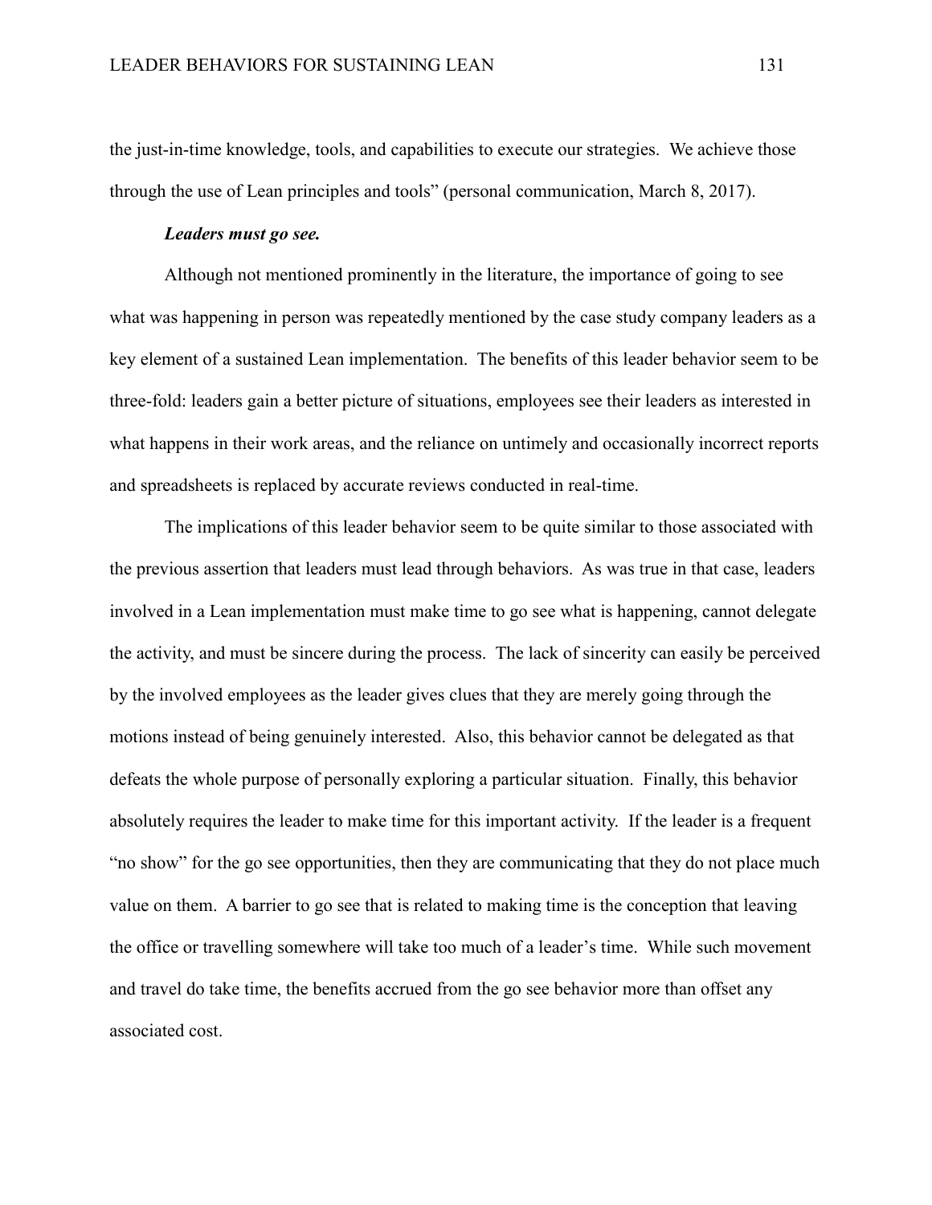the just-in-time knowledge, tools, and capabilities to execute our strategies. We achieve those through the use of Lean principles and tools" (personal communication, March 8, 2017).

***Leaders must go see.***

Although not mentioned prominently in the literature, the importance of going to see what was happening in person was repeatedly mentioned by the case study company leaders as a key element of a sustained Lean implementation. The benefits of this leader behavior seem to be three-fold: leaders gain a better picture of situations, employees see their leaders as interested in what happens in their work areas, and the reliance on untimely and occasionally incorrect reports and spreadsheets is replaced by accurate reviews conducted in real-time.

The implications of this leader behavior seem to be quite similar to those associated with the previous assertion that leaders must lead through behaviors. As was true in that case, leaders involved in a Lean implementation must make time to go see what is happening, cannot delegate the activity, and must be sincere during the process. The lack of sincerity can easily be perceived by the involved employees as the leader gives clues that they are merely going through the motions instead of being genuinely interested. Also, this behavior cannot be delegated as that defeats the whole purpose of personally exploring a particular situation. Finally, this behavior absolutely requires the leader to make time for this important activity. If the leader is a frequent "no show" for the go see opportunities, then they are communicating that they do not place much value on them. A barrier to go see that is related to making time is the conception that leaving the office or travelling somewhere will take too much of a leader's time. While such movement and travel do take time, the benefits accrued from the go see behavior more than offset any associated cost.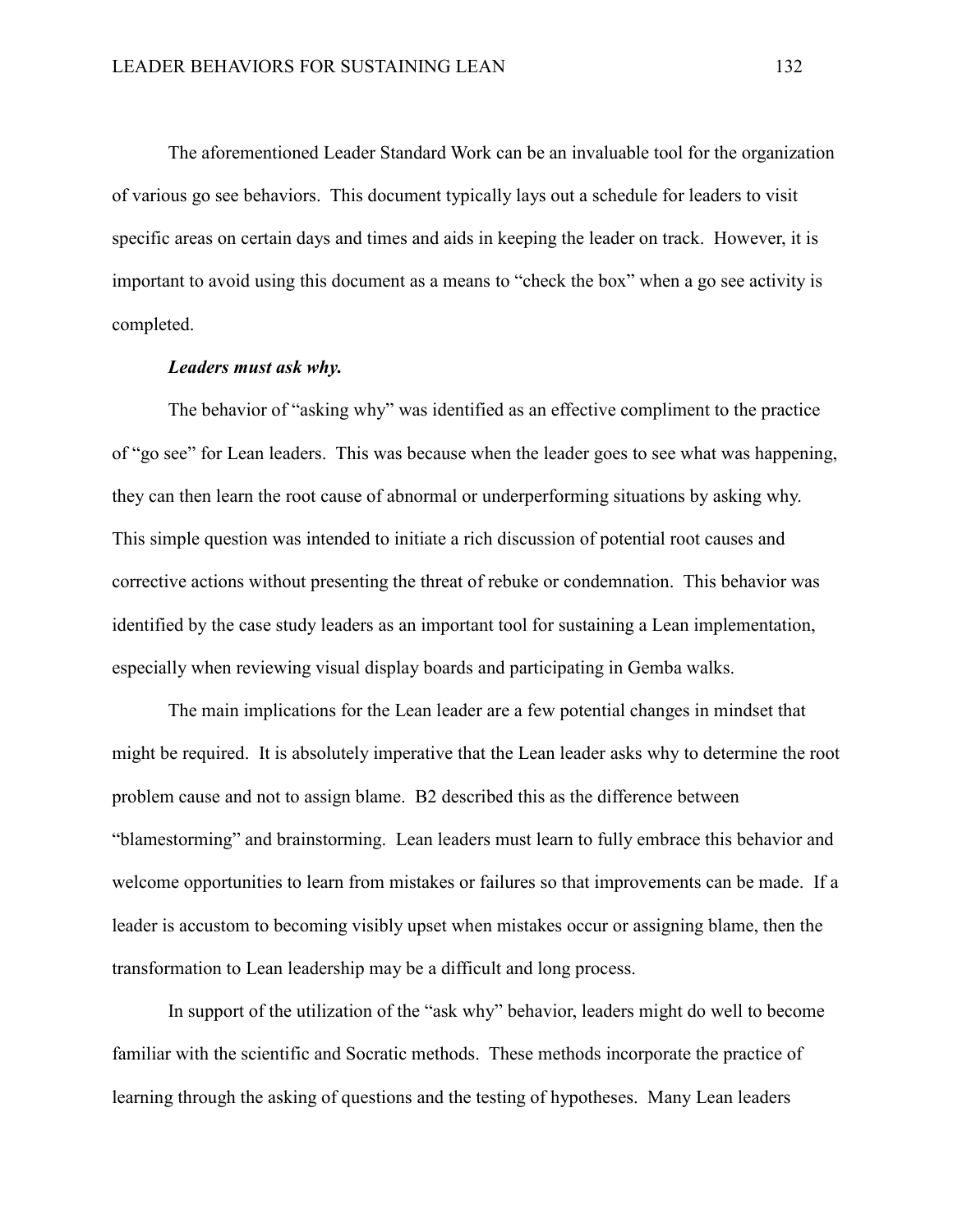The aforementioned Leader Standard Work can be an invaluable tool for the organization of various go see behaviors. This document typically lays out a schedule for leaders to visit specific areas on certain days and times and aids in keeping the leader on track. However, it is important to avoid using this document as a means to "check the box" when a go see activity is completed.

***Leaders must ask why.***

The behavior of "asking why" was identified as an effective compliment to the practice of "go see" for Lean leaders. This was because when the leader goes to see what was happening, they can then learn the root cause of abnormal or underperforming situations by asking why. This simple question was intended to initiate a rich discussion of potential root causes and corrective actions without presenting the threat of rebuke or condemnation. This behavior was identified by the case study leaders as an important tool for sustaining a Lean implementation, especially when reviewing visual display boards and participating in Gemba walks.

The main implications for the Lean leader are a few potential changes in mindset that might be required. It is absolutely imperative that the Lean leader asks why to determine the root problem cause and not to assign blame. B2 described this as the difference between "blamestorming" and brainstorming. Lean leaders must learn to fully embrace this behavior and welcome opportunities to learn from mistakes or failures so that improvements can be made. If a leader is accustom to becoming visibly upset when mistakes occur or assigning blame, then the transformation to Lean leadership may be a difficult and long process.

In support of the utilization of the "ask why" behavior, leaders might do well to become familiar with the scientific and Socratic methods. These methods incorporate the practice of learning through the asking of questions and the testing of hypotheses. Many Lean leaders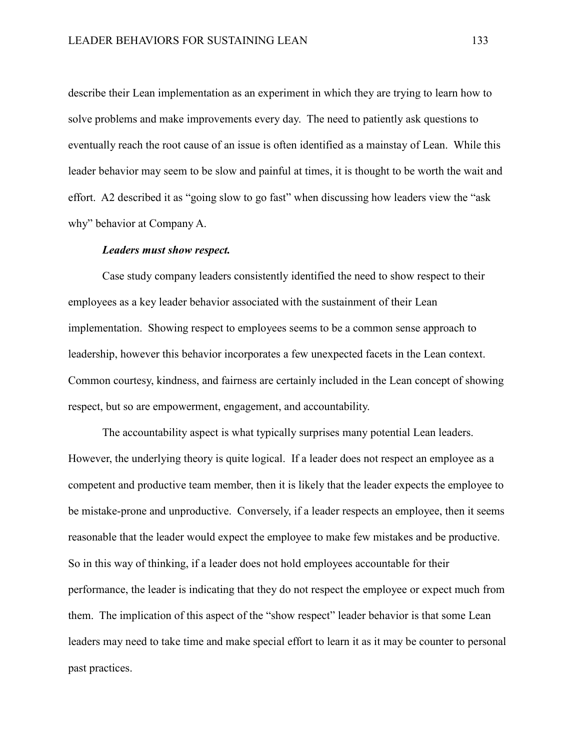describe their Lean implementation as an experiment in which they are trying to learn how to solve problems and make improvements every day. The need to patiently ask questions to eventually reach the root cause of an issue is often identified as a mainstay of Lean. While this leader behavior may seem to be slow and painful at times, it is thought to be worth the wait and effort. A2 described it as "going slow to go fast" when discussing how leaders view the "ask why" behavior at Company A.

***Leaders must show respect.***

Case study company leaders consistently identified the need to show respect to their employees as a key leader behavior associated with the sustainment of their Lean implementation. Showing respect to employees seems to be a common sense approach to leadership, however this behavior incorporates a few unexpected facets in the Lean context. Common courtesy, kindness, and fairness are certainly included in the Lean concept of showing respect, but so are empowerment, engagement, and accountability.

The accountability aspect is what typically surprises many potential Lean leaders. However, the underlying theory is quite logical. If a leader does not respect an employee as a competent and productive team member, then it is likely that the leader expects the employee to be mistake-prone and unproductive. Conversely, if a leader respects an employee, then it seems reasonable that the leader would expect the employee to make few mistakes and be productive. So in this way of thinking, if a leader does not hold employees accountable for their performance, the leader is indicating that they do not respect the employee or expect much from them. The implication of this aspect of the "show respect" leader behavior is that some Lean leaders may need to take time and make special effort to learn it as it may be counter to personal past practices.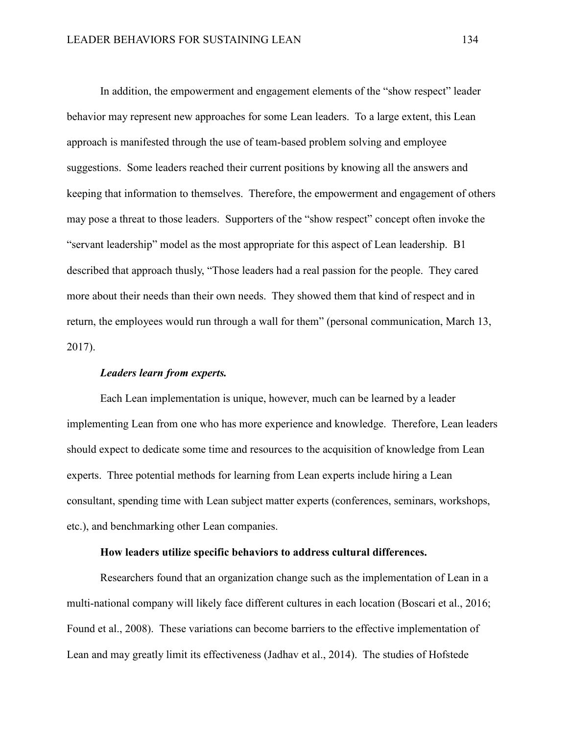In addition, the empowerment and engagement elements of the "show respect" leader behavior may represent new approaches for some Lean leaders. To a large extent, this Lean approach is manifested through the use of team-based problem solving and employee suggestions. Some leaders reached their current positions by knowing all the answers and keeping that information to themselves. Therefore, the empowerment and engagement of others may pose a threat to those leaders. Supporters of the "show respect" concept often invoke the "servant leadership" model as the most appropriate for this aspect of Lean leadership. B1 described that approach thusly, "Those leaders had a real passion for the people. They cared more about their needs than their own needs. They showed them that kind of respect and in return, the employees would run through a wall for them" (personal communication, March 13, 2017).

#### *Leaders learn from experts.*

Each Lean implementation is unique, however, much can be learned by a leader implementing Lean from one who has more experience and knowledge. Therefore, Lean leaders should expect to dedicate some time and resources to the acquisition of knowledge from Lean experts. Three potential methods for learning from Lean experts include hiring a Lean consultant, spending time with Lean subject matter experts (conferences, seminars, workshops, etc.), and benchmarking other Lean companies.

### How leaders utilize specific behaviors to address cultural differences.

Researchers found that an organization change such as the implementation of Lean in a multi-national company will likely face different cultures in each location (Boscari et al., 2016; Found et al., 2008). These variations can become barriers to the effective implementation of Lean and may greatly limit its effectiveness (Jadhav et al., 2014). The studies of Hofstede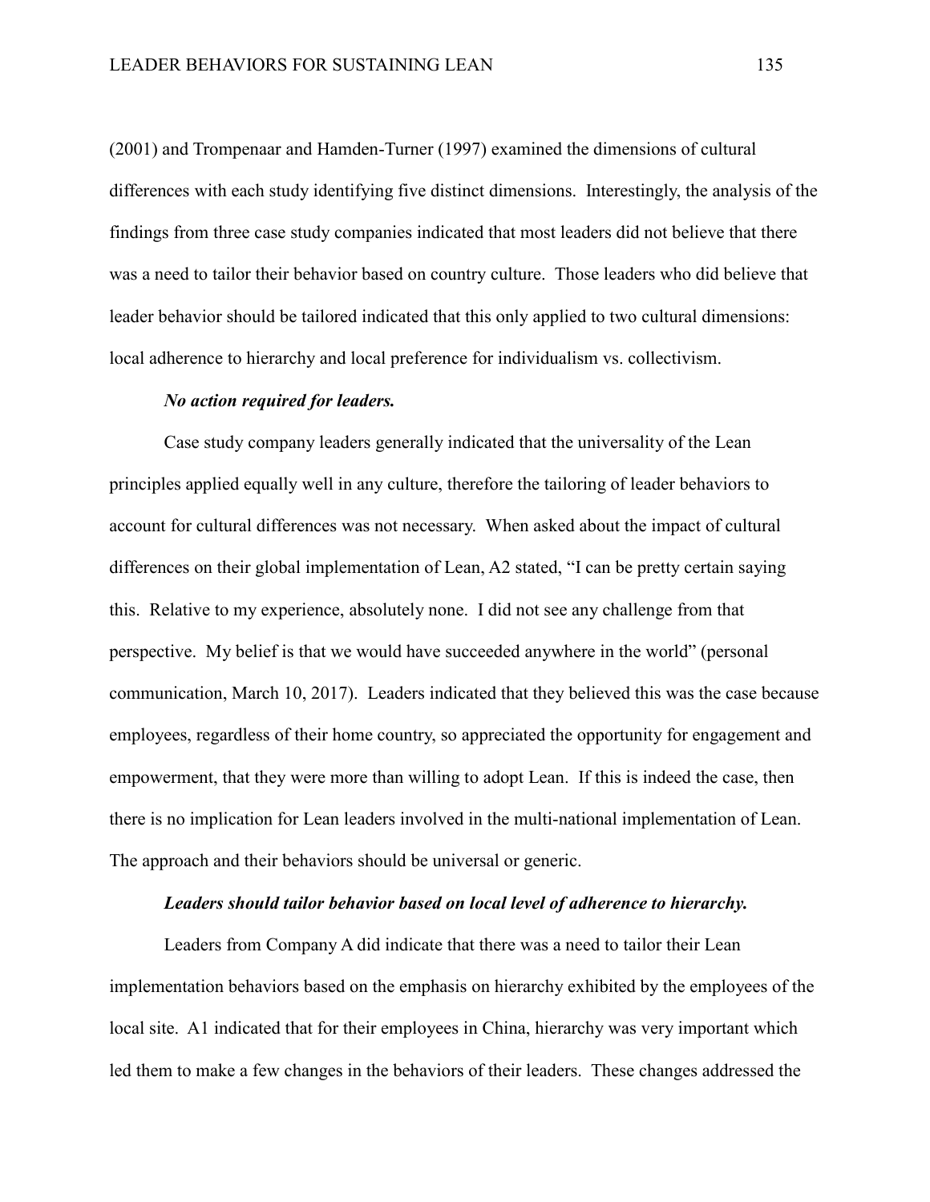(2001) and Trompenaar and Hamden-Turner (1997) examined the dimensions of cultural differences with each study identifying five distinct dimensions. Interestingly, the analysis of the findings from three case study companies indicated that most leaders did not believe that there was a need to tailor their behavior based on country culture. Those leaders who did believe that leader behavior should be tailored indicated that this only applied to two cultural dimensions: local adherence to hierarchy and local preference for individualism vs. collectivism.

***No action required for leaders.***

Case study company leaders generally indicated that the universality of the Lean principles applied equally well in any culture, therefore the tailoring of leader behaviors to account for cultural differences was not necessary. When asked about the impact of cultural differences on their global implementation of Lean, A2 stated, "I can be pretty certain saying this. Relative to my experience, absolutely none. I did not see any challenge from that perspective. My belief is that we would have succeeded anywhere in the world" (personal communication, March 10, 2017). Leaders indicated that they believed this was the case because employees, regardless of their home country, so appreciated the opportunity for engagement and empowerment, that they were more than willing to adopt Lean. If this is indeed the case, then there is no implication for Lean leaders involved in the multi-national implementation of Lean. The approach and their behaviors should be universal or generic.

***Leaders should tailor behavior based on local level of adherence to hierarchy.***

Leaders from Company A did indicate that there was a need to tailor their Lean implementation behaviors based on the emphasis on hierarchy exhibited by the employees of the local site. A1 indicated that for their employees in China, hierarchy was very important which led them to make a few changes in the behaviors of their leaders. These changes addressed the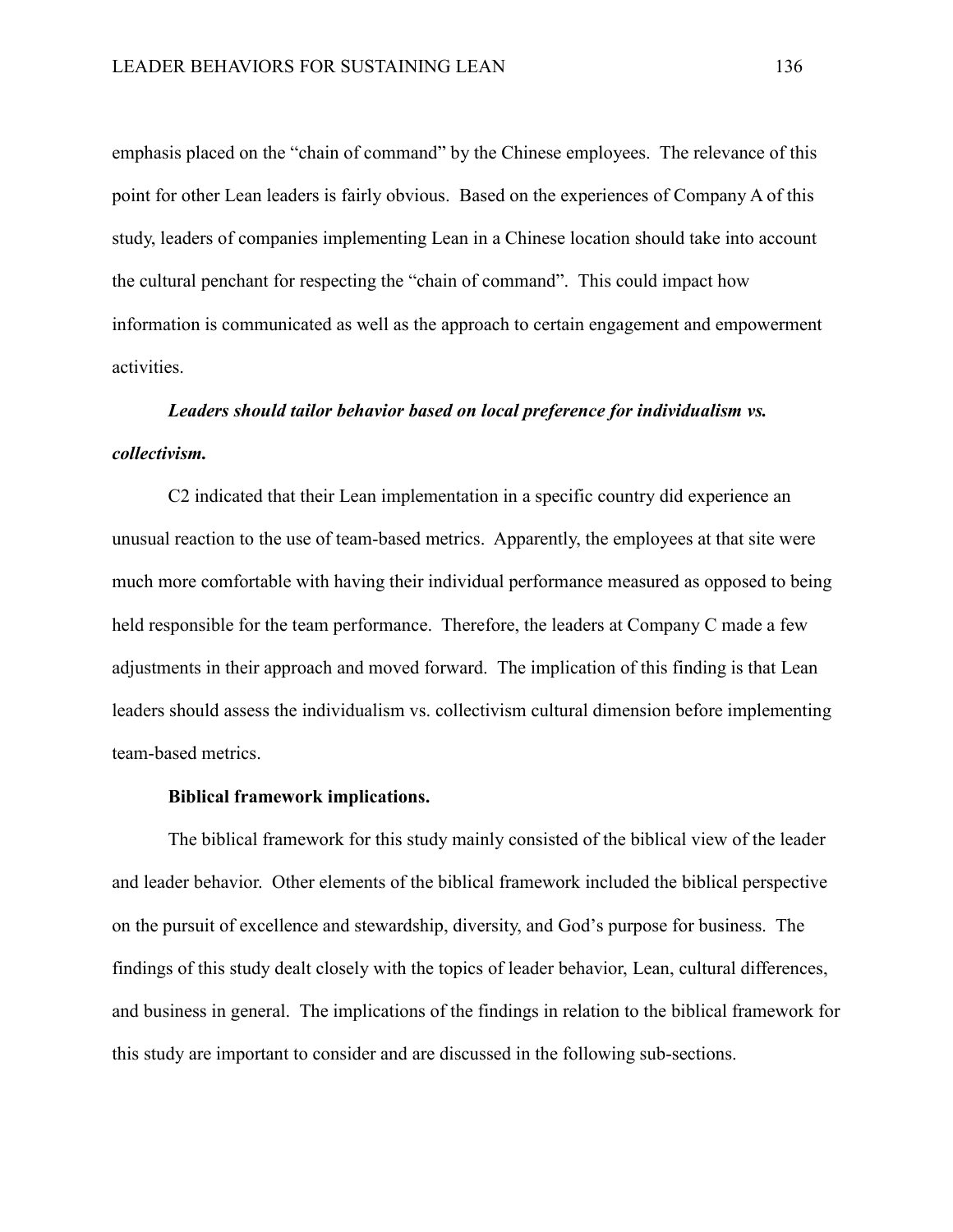emphasis placed on the "chain of command" by the Chinese employees. The relevance of this point for other Lean leaders is fairly obvious. Based on the experiences of Company A of this study, leaders of companies implementing Lean in a Chinese location should take into account the cultural penchant for respecting the "chain of command". This could impact how information is communicated as well as the approach to certain engagement and empowerment activities.

***Leaders should tailor behavior based on local preference for individualism vs. collectivism.***

C2 indicated that their Lean implementation in a specific country did experience an unusual reaction to the use of team-based metrics. Apparently, the employees at that site were much more comfortable with having their individual performance measured as opposed to being held responsible for the team performance. Therefore, the leaders at Company C made a few adjustments in their approach and moved forward. The implication of this finding is that Lean leaders should assess the individualism vs. collectivism cultural dimension before implementing team-based metrics.

**Biblical framework implications.**

The biblical framework for this study mainly consisted of the biblical view of the leader and leader behavior. Other elements of the biblical framework included the biblical perspective on the pursuit of excellence and stewardship, diversity, and God's purpose for business. The findings of this study dealt closely with the topics of leader behavior, Lean, cultural differences, and business in general. The implications of the findings in relation to the biblical framework for this study are important to consider and are discussed in the following sub-sections.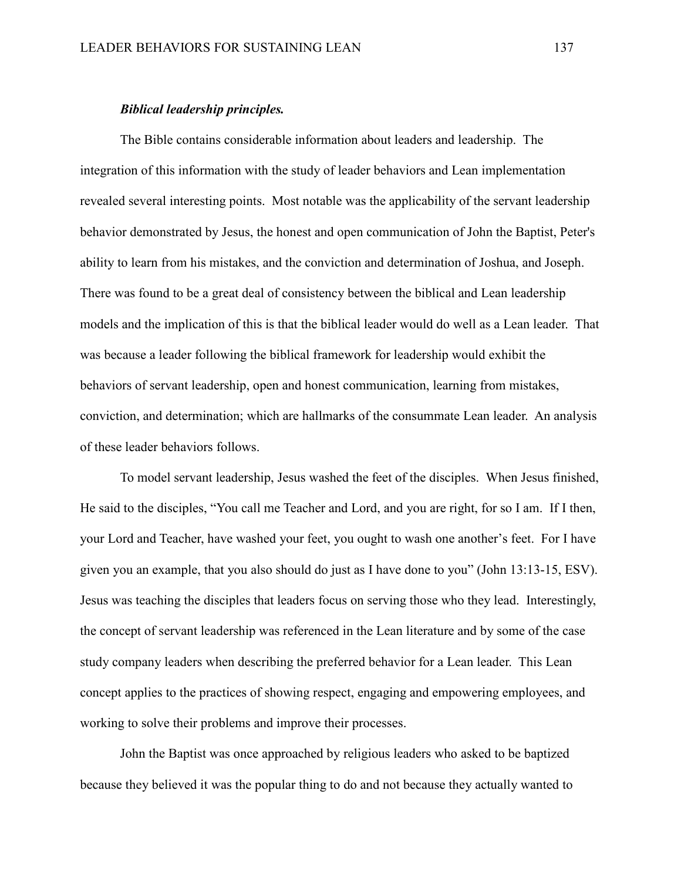***Biblical leadership principles.***

The Bible contains considerable information about leaders and leadership. The integration of this information with the study of leader behaviors and Lean implementation revealed several interesting points. Most notable was the applicability of the servant leadership behavior demonstrated by Jesus, the honest and open communication of John the Baptist, Peter's ability to learn from his mistakes, and the conviction and determination of Joshua, and Joseph. There was found to be a great deal of consistency between the biblical and Lean leadership models and the implication of this is that the biblical leader would do well as a Lean leader. That was because a leader following the biblical framework for leadership would exhibit the behaviors of servant leadership, open and honest communication, learning from mistakes, conviction, and determination; which are hallmarks of the consummate Lean leader. An analysis of these leader behaviors follows.

To model servant leadership, Jesus washed the feet of the disciples. When Jesus finished, He said to the disciples, "You call me Teacher and Lord, and you are right, for so I am. If I then, your Lord and Teacher, have washed your feet, you ought to wash one another's feet. For I have given you an example, that you also should do just as I have done to you" (John 13:13-15, ESV). Jesus was teaching the disciples that leaders focus on serving those who they lead. Interestingly, the concept of servant leadership was referenced in the Lean literature and by some of the case study company leaders when describing the preferred behavior for a Lean leader. This Lean concept applies to the practices of showing respect, engaging and empowering employees, and working to solve their problems and improve their processes.

John the Baptist was once approached by religious leaders who asked to be baptized because they believed it was the popular thing to do and not because they actually wanted to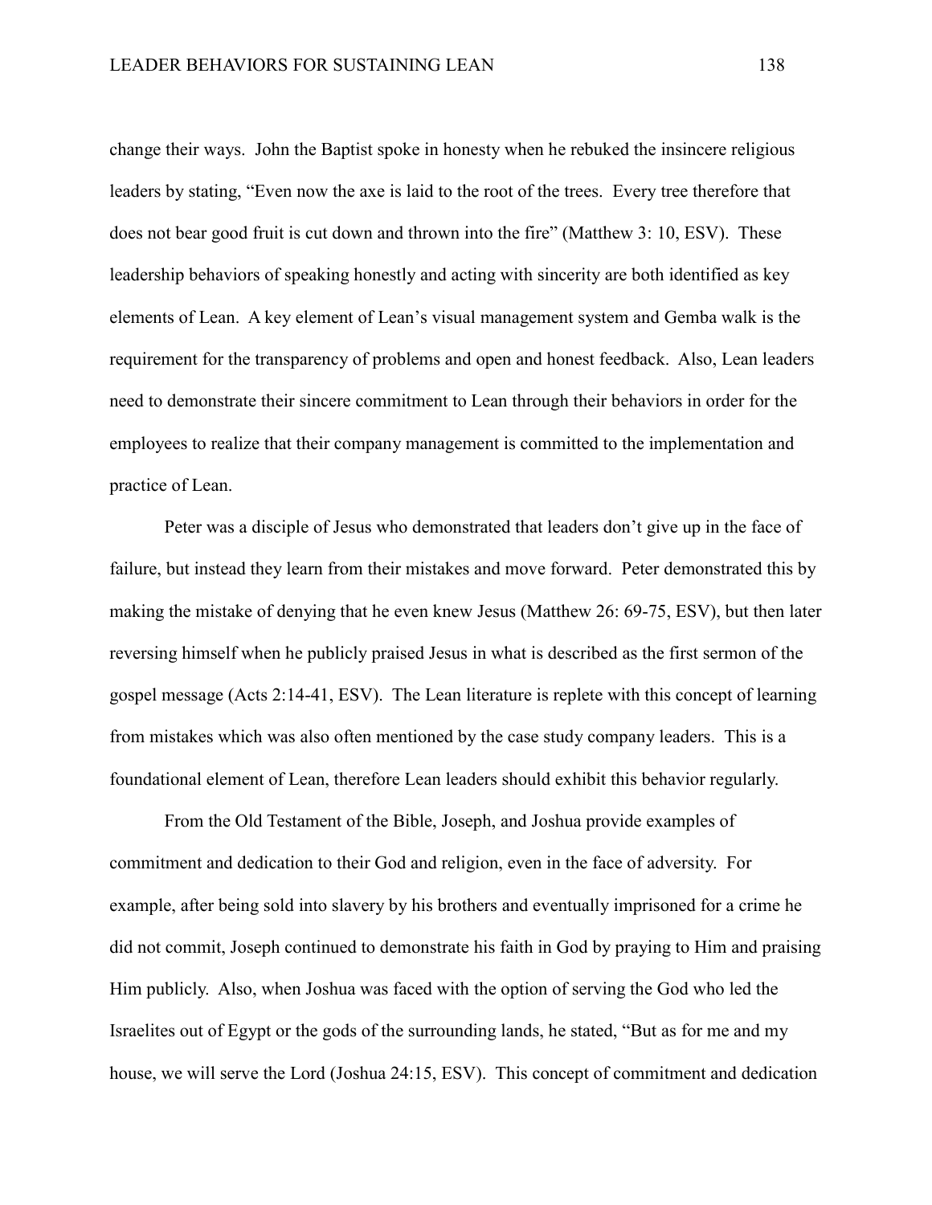change their ways. John the Baptist spoke in honesty when he rebuked the insincere religious leaders by stating, "Even now the axe is laid to the root of the trees. Every tree therefore that does not bear good fruit is cut down and thrown into the fire" (Matthew 3: 10, ESV). These leadership behaviors of speaking honestly and acting with sincerity are both identified as key elements of Lean. A key element of Lean's visual management system and Gemba walk is the requirement for the transparency of problems and open and honest feedback. Also, Lean leaders need to demonstrate their sincere commitment to Lean through their behaviors in order for the employees to realize that their company management is committed to the implementation and practice of Lean.

Peter was a disciple of Jesus who demonstrated that leaders don't give up in the face of failure, but instead they learn from their mistakes and move forward. Peter demonstrated this by making the mistake of denying that he even knew Jesus (Matthew 26: 69-75, ESV), but then later reversing himself when he publicly praised Jesus in what is described as the first sermon of the gospel message (Acts 2:14-41, ESV). The Lean literature is replete with this concept of learning from mistakes which was also often mentioned by the case study company leaders. This is a foundational element of Lean, therefore Lean leaders should exhibit this behavior regularly.

From the Old Testament of the Bible, Joseph, and Joshua provide examples of commitment and dedication to their God and religion, even in the face of adversity. For example, after being sold into slavery by his brothers and eventually imprisoned for a crime he did not commit, Joseph continued to demonstrate his faith in God by praying to Him and praising Him publicly. Also, when Joshua was faced with the option of serving the God who led the Israelites out of Egypt or the gods of the surrounding lands, he stated, "But as for me and my house, we will serve the Lord (Joshua 24:15, ESV). This concept of commitment and dedication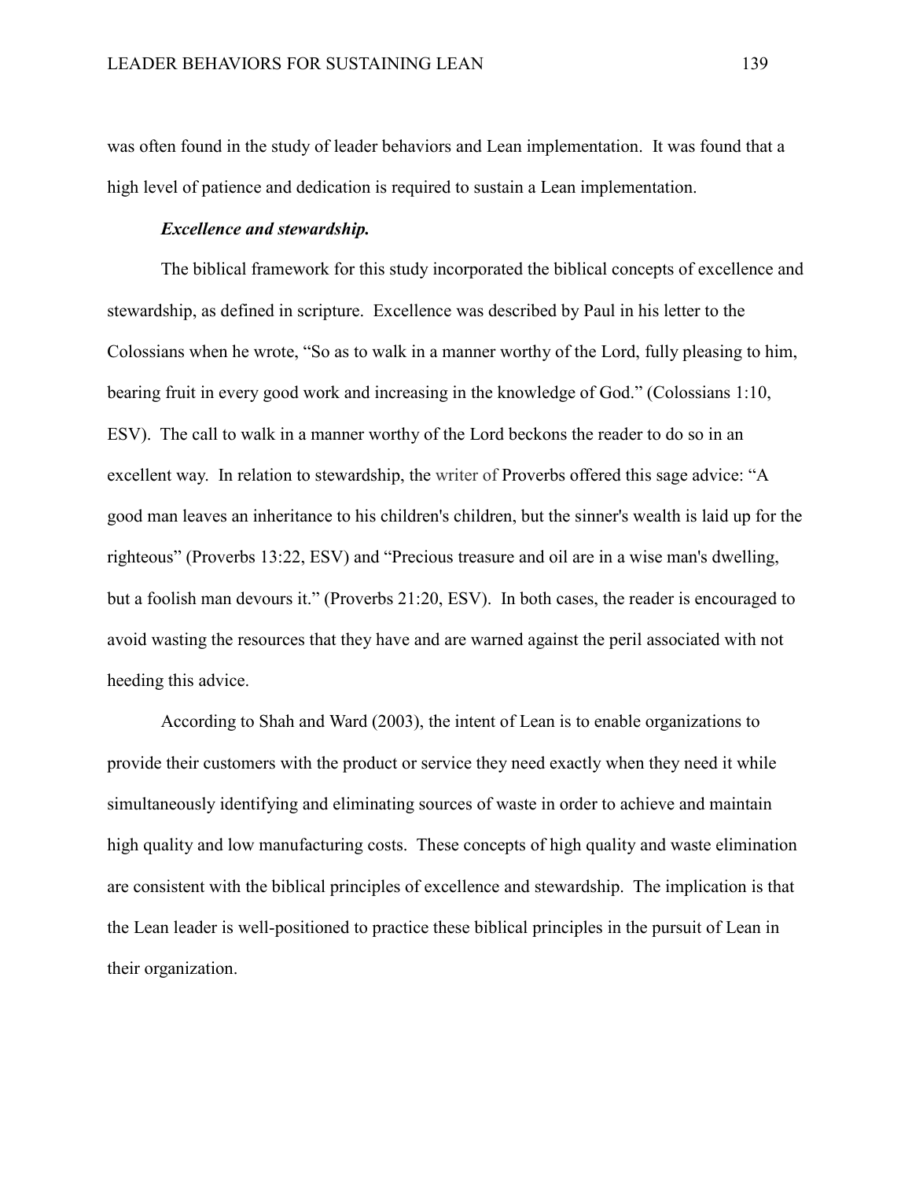was often found in the study of leader behaviors and Lean implementation. It was found that a high level of patience and dedication is required to sustain a Lean implementation.

***Excellence and stewardship.***

The biblical framework for this study incorporated the biblical concepts of excellence and stewardship, as defined in scripture. Excellence was described by Paul in his letter to the Colossians when he wrote, "So as to walk in a manner worthy of the Lord, fully pleasing to him, bearing fruit in every good work and increasing in the knowledge of God." (Colossians 1:10, ESV). The call to walk in a manner worthy of the Lord beckons the reader to do so in an excellent way. In relation to stewardship, the writer of Proverbs offered this sage advice: "A good man leaves an inheritance to his children's children, but the sinner's wealth is laid up for the righteous" (Proverbs 13:22, ESV) and "Precious treasure and oil are in a wise man's dwelling, but a foolish man devours it." (Proverbs 21:20, ESV). In both cases, the reader is encouraged to avoid wasting the resources that they have and are warned against the peril associated with not heeding this advice.

According to Shah and Ward (2003), the intent of Lean is to enable organizations to provide their customers with the product or service they need exactly when they need it while simultaneously identifying and eliminating sources of waste in order to achieve and maintain high quality and low manufacturing costs. These concepts of high quality and waste elimination are consistent with the biblical principles of excellence and stewardship. The implication is that the Lean leader is well-positioned to practice these biblical principles in the pursuit of Lean in their organization.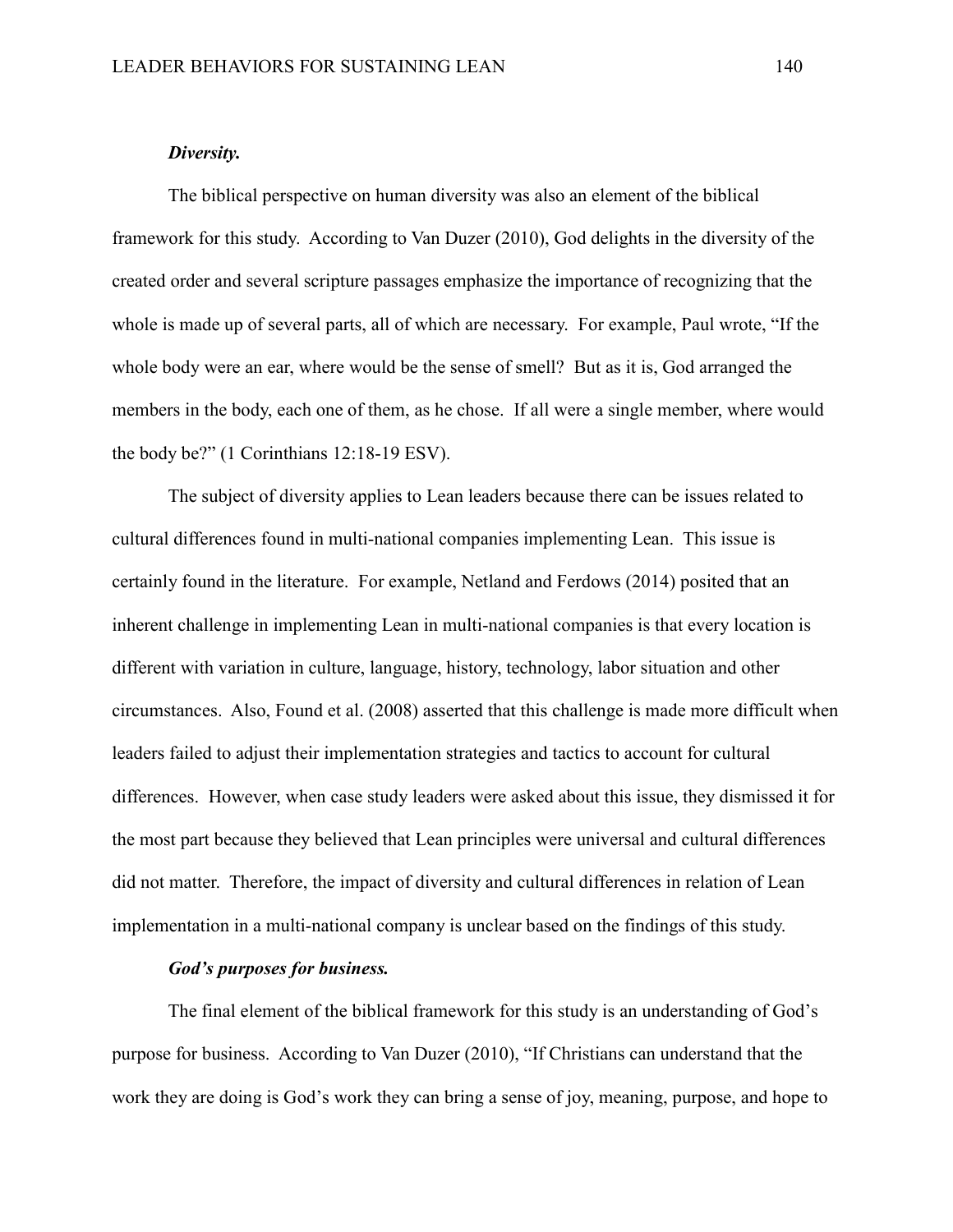***Diversity.***

The biblical perspective on human diversity was also an element of the biblical framework for this study. According to Van Duzer (2010), God delights in the diversity of the created order and several scripture passages emphasize the importance of recognizing that the whole is made up of several parts, all of which are necessary. For example, Paul wrote, "If the whole body were an ear, where would be the sense of smell? But as it is, God arranged the members in the body, each one of them, as he chose. If all were a single member, where would the body be?" (1 Corinthians 12:18-19 ESV).

The subject of diversity applies to Lean leaders because there can be issues related to cultural differences found in multi-national companies implementing Lean. This issue is certainly found in the literature. For example, Netland and Ferdows (2014) posited that an inherent challenge in implementing Lean in multi-national companies is that every location is different with variation in culture, language, history, technology, labor situation and other circumstances. Also, Found et al. (2008) asserted that this challenge is made more difficult when leaders failed to adjust their implementation strategies and tactics to account for cultural differences. However, when case study leaders were asked about this issue, they dismissed it for the most part because they believed that Lean principles were universal and cultural differences did not matter. Therefore, the impact of diversity and cultural differences in relation of Lean implementation in a multi-national company is unclear based on the findings of this study.

***God's purposes for business.***

The final element of the biblical framework for this study is an understanding of God's purpose for business. According to Van Duzer (2010), "If Christians can understand that the work they are doing is God's work they can bring a sense of joy, meaning, purpose, and hope to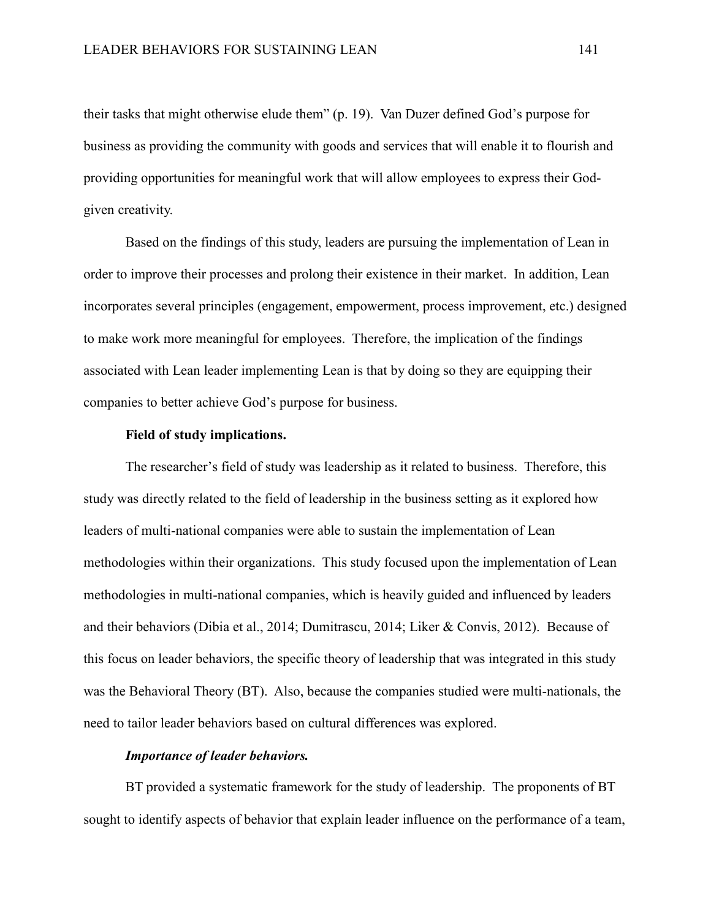their tasks that might otherwise elude them" (p. 19). Van Duzer defined God's purpose for business as providing the community with goods and services that will enable it to flourish and providing opportunities for meaningful work that will allow employees to express their God-given creativity.

Based on the findings of this study, leaders are pursuing the implementation of Lean in order to improve their processes and prolong their existence in their market. In addition, Lean incorporates several principles (engagement, empowerment, process improvement, etc.) designed to make work more meaningful for employees. Therefore, the implication of the findings associated with Lean leader implementing Lean is that by doing so they are equipping their companies to better achieve God's purpose for business.

**Field of study implications.**

The researcher's field of study was leadership as it related to business. Therefore, this study was directly related to the field of leadership in the business setting as it explored how leaders of multi-national companies were able to sustain the implementation of Lean methodologies within their organizations. This study focused upon the implementation of Lean methodologies in multi-national companies, which is heavily guided and influenced by leaders and their behaviors (Dibia et al., 2014; Dumitrascu, 2014; Liker & Convis, 2012). Because of this focus on leader behaviors, the specific theory of leadership that was integrated in this study was the Behavioral Theory (BT). Also, because the companies studied were multi-nationals, the need to tailor leader behaviors based on cultural differences was explored.

***Importance of leader behaviors.***

BT provided a systematic framework for the study of leadership. The proponents of BT sought to identify aspects of behavior that explain leader influence on the performance of a team,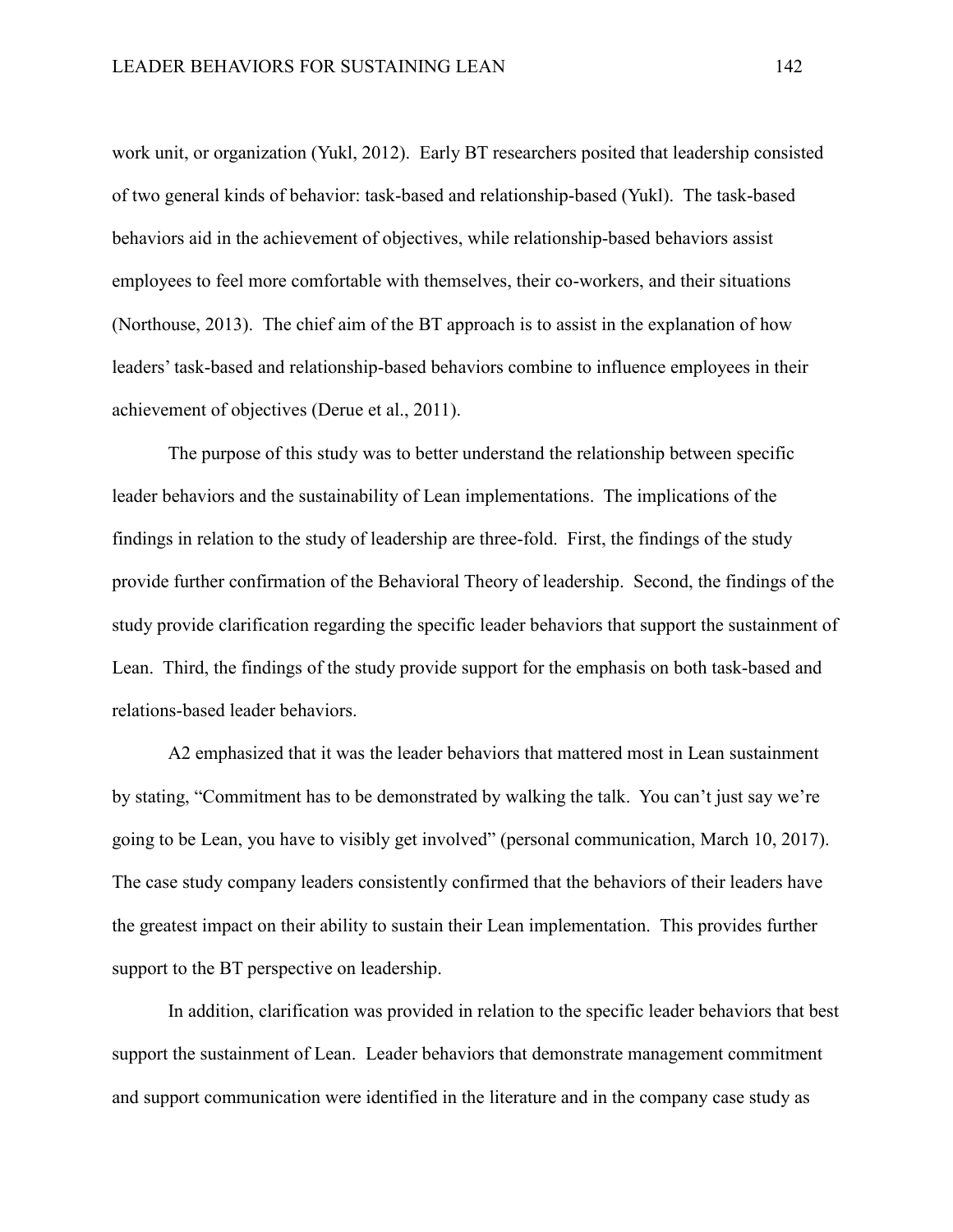work unit, or organization (Yukl, 2012). Early BT researchers posited that leadership consisted of two general kinds of behavior: task-based and relationship-based (Yukl). The task-based behaviors aid in the achievement of objectives, while relationship-based behaviors assist employees to feel more comfortable with themselves, their co-workers, and their situations (Northouse, 2013). The chief aim of the BT approach is to assist in the explanation of how leaders' task-based and relationship-based behaviors combine to influence employees in their achievement of objectives (Derue et al., 2011).

The purpose of this study was to better understand the relationship between specific leader behaviors and the sustainability of Lean implementations. The implications of the findings in relation to the study of leadership are three-fold. First, the findings of the study provide further confirmation of the Behavioral Theory of leadership. Second, the findings of the study provide clarification regarding the specific leader behaviors that support the sustainment of Lean. Third, the findings of the study provide support for the emphasis on both task-based and relations-based leader behaviors.

A2 emphasized that it was the leader behaviors that mattered most in Lean sustainment by stating, "Commitment has to be demonstrated by walking the talk. You can't just say we're going to be Lean, you have to visibly get involved" (personal communication, March 10, 2017). The case study company leaders consistently confirmed that the behaviors of their leaders have the greatest impact on their ability to sustain their Lean implementation. This provides further support to the BT perspective on leadership.

In addition, clarification was provided in relation to the specific leader behaviors that best support the sustainment of Lean. Leader behaviors that demonstrate management commitment and support communication were identified in the literature and in the company case study as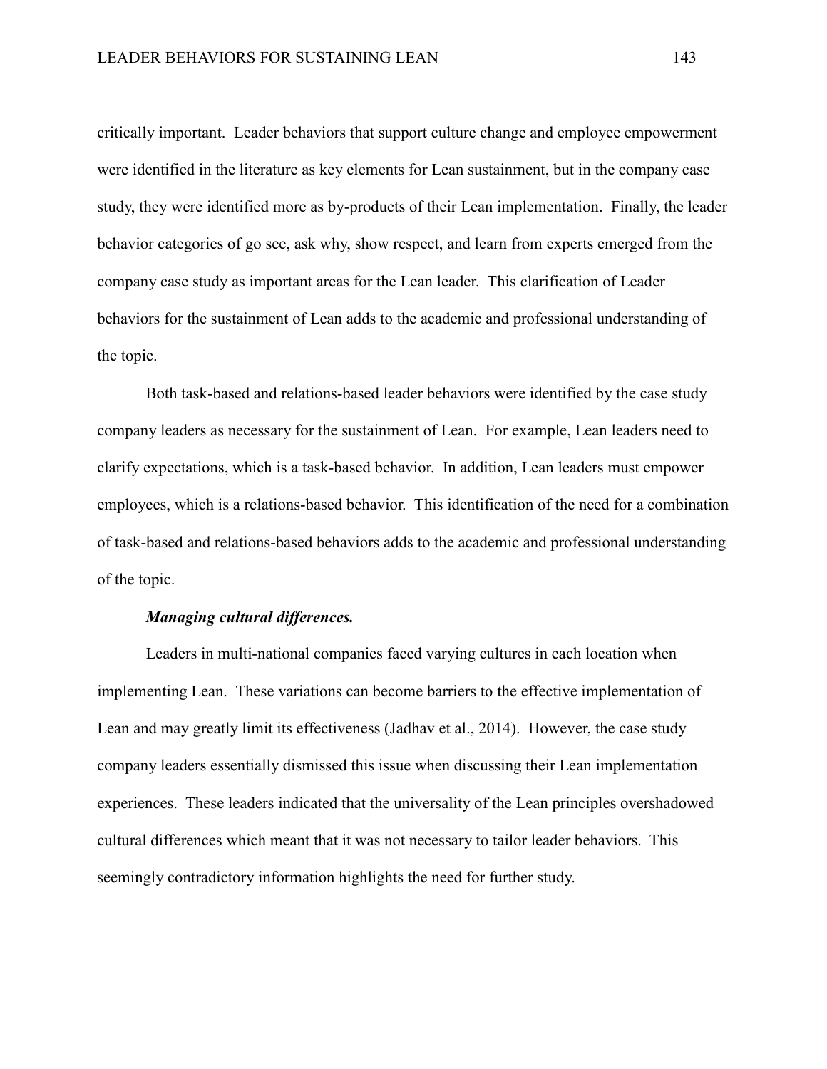critically important. Leader behaviors that support culture change and employee empowerment were identified in the literature as key elements for Lean sustainment, but in the company case study, they were identified more as by-products of their Lean implementation. Finally, the leader behavior categories of go see, ask why, show respect, and learn from experts emerged from the company case study as important areas for the Lean leader. This clarification of Leader behaviors for the sustainment of Lean adds to the academic and professional understanding of the topic.

Both task-based and relations-based leader behaviors were identified by the case study company leaders as necessary for the sustainment of Lean. For example, Lean leaders need to clarify expectations, which is a task-based behavior. In addition, Lean leaders must empower employees, which is a relations-based behavior. This identification of the need for a combination of task-based and relations-based behaviors adds to the academic and professional understanding of the topic.

***Managing cultural differences.***

Leaders in multi-national companies faced varying cultures in each location when implementing Lean. These variations can become barriers to the effective implementation of Lean and may greatly limit its effectiveness (Jadhav et al., 2014). However, the case study company leaders essentially dismissed this issue when discussing their Lean implementation experiences. These leaders indicated that the universality of the Lean principles overshadowed cultural differences which meant that it was not necessary to tailor leader behaviors. This seemingly contradictory information highlights the need for further study.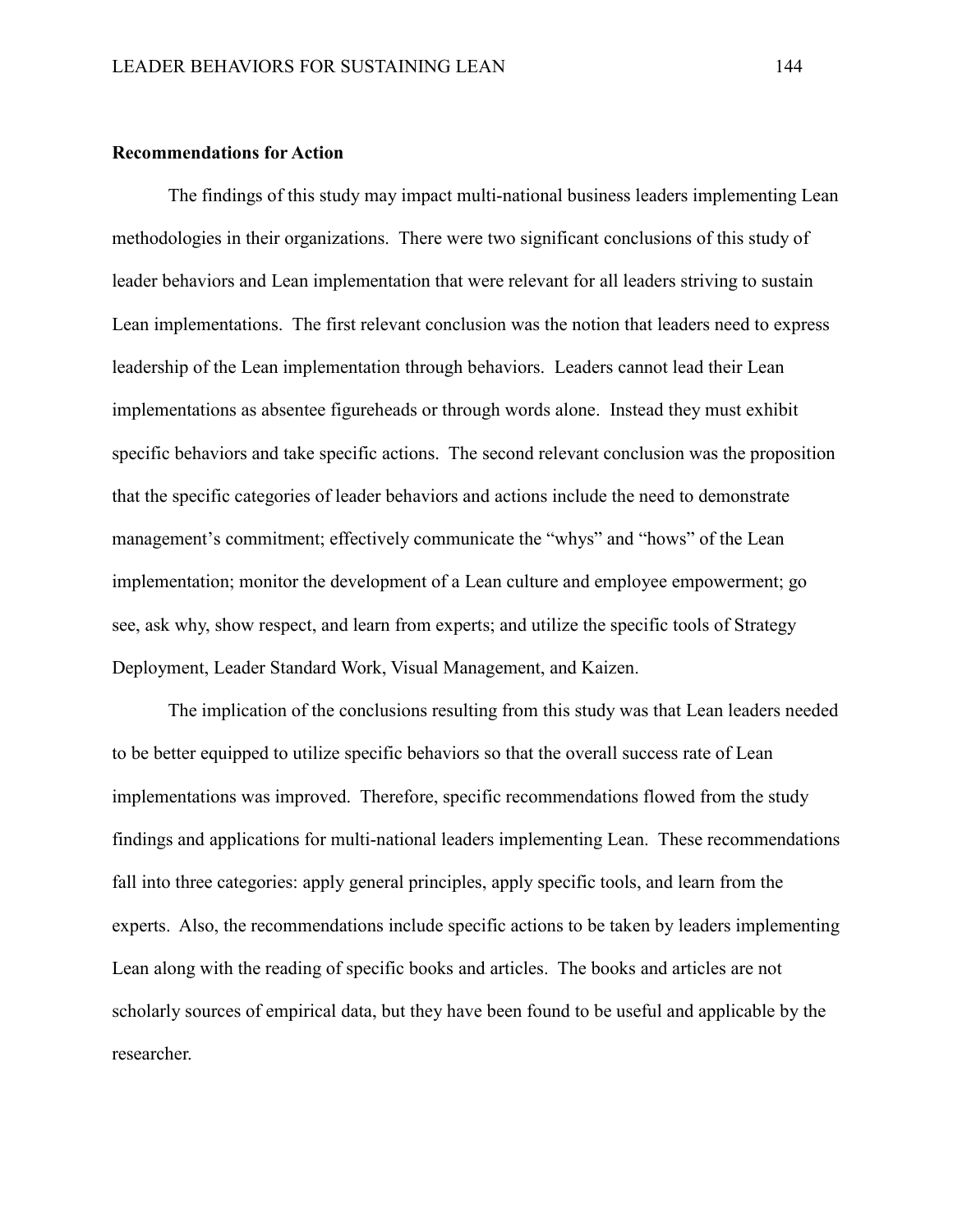### Recommendations for Action

The findings of this study may impact multi-national business leaders implementing Lean methodologies in their organizations. There were two significant conclusions of this study of leader behaviors and Lean implementation that were relevant for all leaders striving to sustain Lean implementations. The first relevant conclusion was the notion that leaders need to express leadership of the Lean implementation through behaviors. Leaders cannot lead their Lean implementations as absentee figureheads or through words alone. Instead they must exhibit specific behaviors and take specific actions. The second relevant conclusion was the proposition that the specific categories of leader behaviors and actions include the need to demonstrate management's commitment; effectively communicate the "whys" and "hows" of the Lean implementation; monitor the development of a Lean culture and employee empowerment; go see, ask why, show respect, and learn from experts; and utilize the specific tools of Strategy Deployment, Leader Standard Work, Visual Management, and Kaizen.

The implication of the conclusions resulting from this study was that Lean leaders needed to be better equipped to utilize specific behaviors so that the overall success rate of Lean implementations was improved. Therefore, specific recommendations flowed from the study findings and applications for multi-national leaders implementing Lean. These recommendations fall into three categories: apply general principles, apply specific tools, and learn from the experts. Also, the recommendations include specific actions to be taken by leaders implementing Lean along with the reading of specific books and articles. The books and articles are not scholarly sources of empirical data, but they have been found to be useful and applicable by the researcher.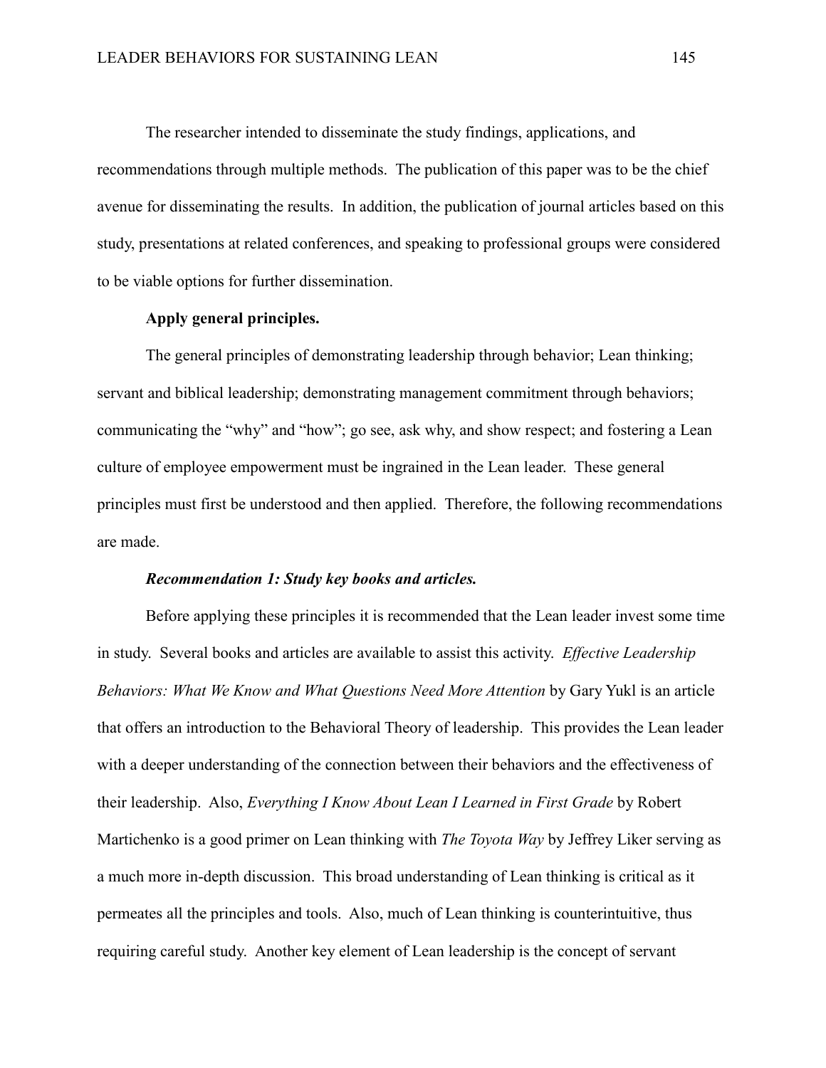The researcher intended to disseminate the study findings, applications, and recommendations through multiple methods. The publication of this paper was to be the chief avenue for disseminating the results. In addition, the publication of journal articles based on this study, presentations at related conferences, and speaking to professional groups were considered to be viable options for further dissemination.

#### Apply general principles.

The general principles of demonstrating leadership through behavior; Lean thinking; servant and biblical leadership; demonstrating management commitment through behaviors; communicating the "why" and "how"; go see, ask why, and show respect; and fostering a Lean culture of employee empowerment must be ingrained in the Lean leader. These general principles must first be understood and then applied. Therefore, the following recommendations are made.

##### *Recommendation 1: Study key books and articles.*

Before applying these principles it is recommended that the Lean leader invest some time in study. Several books and articles are available to assist this activity. *Effective Leadership Behaviors: What We Know and What Questions Need More Attention* by Gary Yukl is an article that offers an introduction to the Behavioral Theory of leadership. This provides the Lean leader with a deeper understanding of the connection between their behaviors and the effectiveness of their leadership. Also, *Everything I Know About Lean I Learned in First Grade* by Robert Martichenko is a good primer on Lean thinking with *The Toyota Way* by Jeffrey Liker serving as a much more in-depth discussion. This broad understanding of Lean thinking is critical as it permeates all the principles and tools. Also, much of Lean thinking is counterintuitive, thus requiring careful study. Another key element of Lean leadership is the concept of servant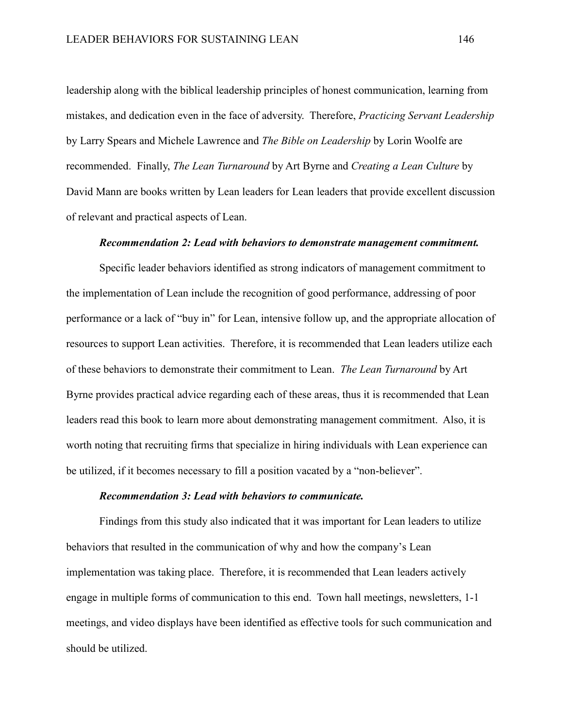leadership along with the biblical leadership principles of honest communication, learning from mistakes, and dedication even in the face of adversity. Therefore, *Practicing Servant Leadership* by Larry Spears and Michele Lawrence and *The Bible on Leadership* by Lorin Woolfe are recommended. Finally, *The Lean Turnaround* by Art Byrne and *Creating a Lean Culture* by David Mann are books written by Lean leaders for Lean leaders that provide excellent discussion of relevant and practical aspects of Lean.

***Recommendation 2: Lead with behaviors to demonstrate management commitment.***

Specific leader behaviors identified as strong indicators of management commitment to the implementation of Lean include the recognition of good performance, addressing of poor performance or a lack of "buy in" for Lean, intensive follow up, and the appropriate allocation of resources to support Lean activities. Therefore, it is recommended that Lean leaders utilize each of these behaviors to demonstrate their commitment to Lean. *The Lean Turnaround* by Art Byrne provides practical advice regarding each of these areas, thus it is recommended that Lean leaders read this book to learn more about demonstrating management commitment. Also, it is worth noting that recruiting firms that specialize in hiring individuals with Lean experience can be utilized, if it becomes necessary to fill a position vacated by a "non-believer".

***Recommendation 3: Lead with behaviors to communicate.***

Findings from this study also indicated that it was important for Lean leaders to utilize behaviors that resulted in the communication of why and how the company's Lean implementation was taking place. Therefore, it is recommended that Lean leaders actively engage in multiple forms of communication to this end. Town hall meetings, newsletters, 1-1 meetings, and video displays have been identified as effective tools for such communication and should be utilized.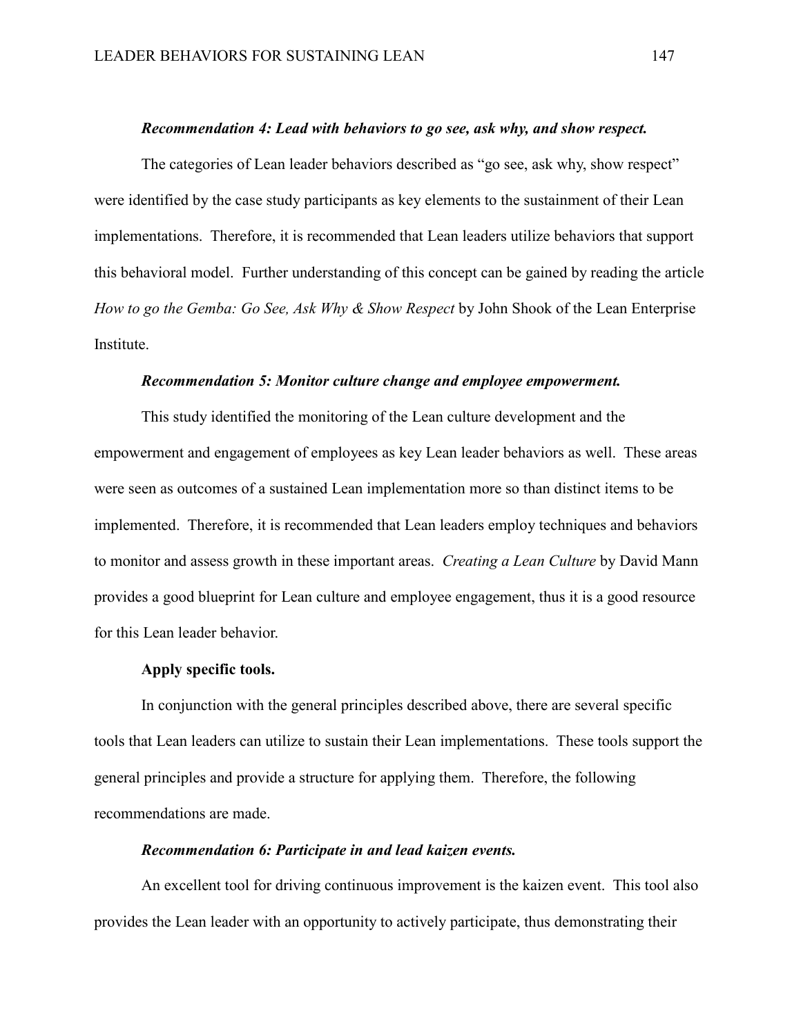***Recommendation 4: Lead with behaviors to go see, ask why, and show respect.***

The categories of Lean leader behaviors described as "go see, ask why, show respect" were identified by the case study participants as key elements to the sustainment of their Lean implementations. Therefore, it is recommended that Lean leaders utilize behaviors that support this behavioral model. Further understanding of this concept can be gained by reading the article *How to go the Gemba: Go See, Ask Why & Show Respect* by John Shook of the Lean Enterprise Institute.

***Recommendation 5: Monitor culture change and employee empowerment.***

This study identified the monitoring of the Lean culture development and the empowerment and engagement of employees as key Lean leader behaviors as well. These areas were seen as outcomes of a sustained Lean implementation more so than distinct items to be implemented. Therefore, it is recommended that Lean leaders employ techniques and behaviors to monitor and assess growth in these important areas. *Creating a Lean Culture* by David Mann provides a good blueprint for Lean culture and employee engagement, thus it is a good resource for this Lean leader behavior.

**Apply specific tools.**

In conjunction with the general principles described above, there are several specific tools that Lean leaders can utilize to sustain their Lean implementations. These tools support the general principles and provide a structure for applying them. Therefore, the following recommendations are made.

***Recommendation 6: Participate in and lead kaizen events.***

An excellent tool for driving continuous improvement is the kaizen event. This tool also provides the Lean leader with an opportunity to actively participate, thus demonstrating their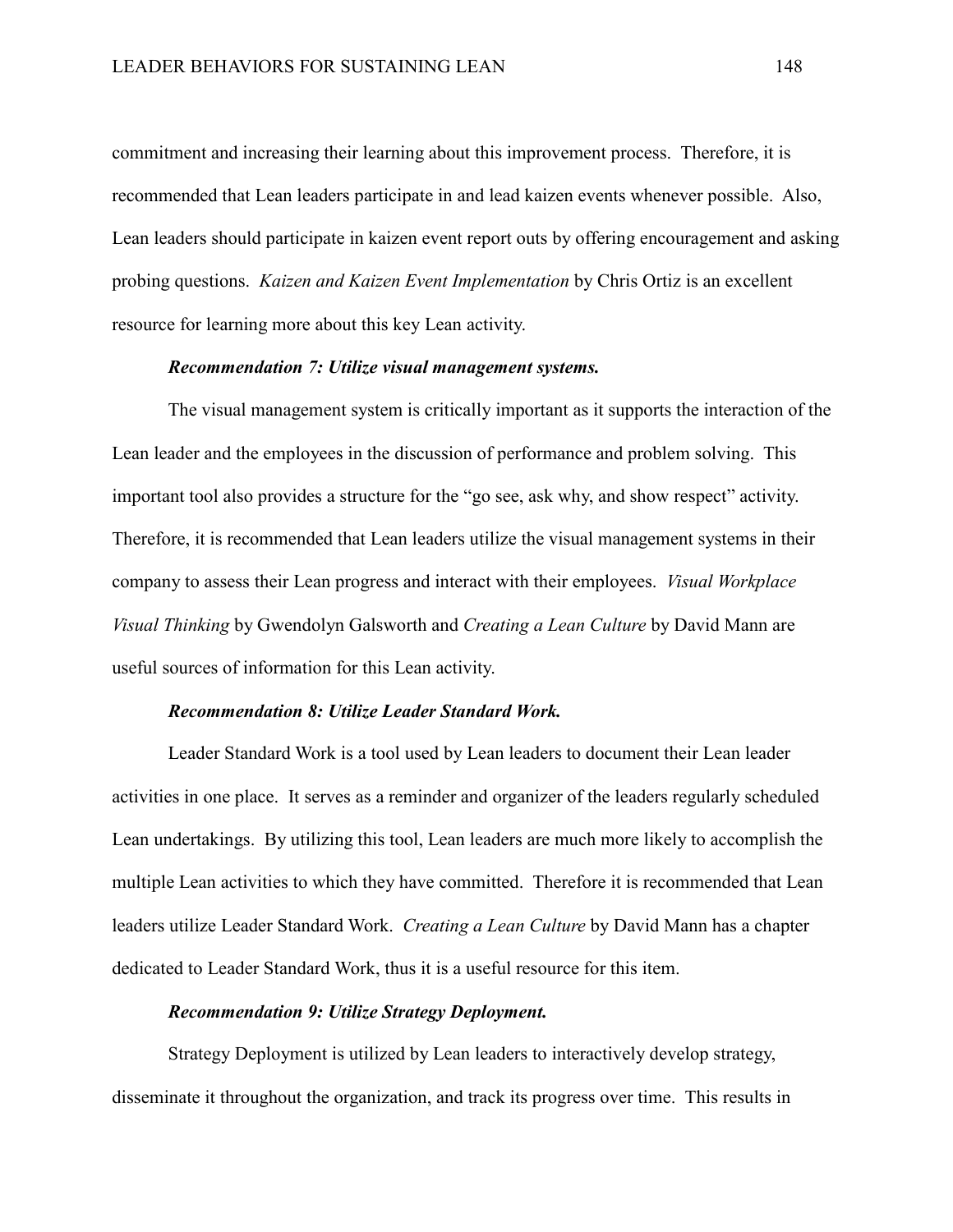commitment and increasing their learning about this improvement process. Therefore, it is recommended that Lean leaders participate in and lead kaizen events whenever possible. Also, Lean leaders should participate in kaizen event report outs by offering encouragement and asking probing questions. *Kaizen and Kaizen Event Implementation* by Chris Ortiz is an excellent resource for learning more about this key Lean activity.

***Recommendation 7: Utilize visual management systems.***

The visual management system is critically important as it supports the interaction of the Lean leader and the employees in the discussion of performance and problem solving. This important tool also provides a structure for the "go see, ask why, and show respect" activity. Therefore, it is recommended that Lean leaders utilize the visual management systems in their company to assess their Lean progress and interact with their employees. *Visual Workplace Visual Thinking* by Gwendolyn Galsworth and *Creating a Lean Culture* by David Mann are useful sources of information for this Lean activity.

***Recommendation 8: Utilize Leader Standard Work.***

Leader Standard Work is a tool used by Lean leaders to document their Lean leader activities in one place. It serves as a reminder and organizer of the leaders regularly scheduled Lean undertakings. By utilizing this tool, Lean leaders are much more likely to accomplish the multiple Lean activities to which they have committed. Therefore it is recommended that Lean leaders utilize Leader Standard Work. *Creating a Lean Culture* by David Mann has a chapter dedicated to Leader Standard Work, thus it is a useful resource for this item.

***Recommendation 9: Utilize Strategy Deployment.***

Strategy Deployment is utilized by Lean leaders to interactively develop strategy, disseminate it throughout the organization, and track its progress over time. This results in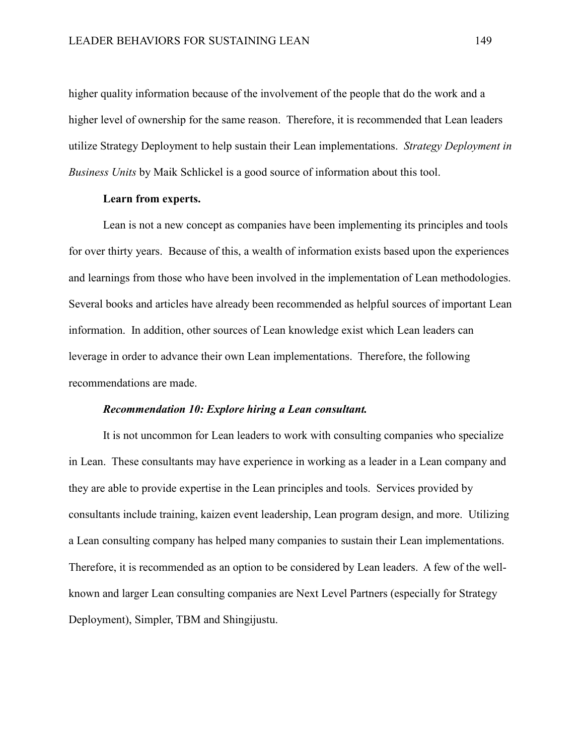higher quality information because of the involvement of the people that do the work and a higher level of ownership for the same reason. Therefore, it is recommended that Lean leaders utilize Strategy Deployment to help sustain their Lean implementations. *Strategy Deployment in Business Units* by Maik Schlickel is a good source of information about this tool.

**Learn from experts.**

Lean is not a new concept as companies have been implementing its principles and tools for over thirty years. Because of this, a wealth of information exists based upon the experiences and learnings from those who have been involved in the implementation of Lean methodologies. Several books and articles have already been recommended as helpful sources of important Lean information. In addition, other sources of Lean knowledge exist which Lean leaders can leverage in order to advance their own Lean implementations. Therefore, the following recommendations are made.

***Recommendation 10: Explore hiring a Lean consultant.***

It is not uncommon for Lean leaders to work with consulting companies who specialize in Lean. These consultants may have experience in working as a leader in a Lean company and they are able to provide expertise in the Lean principles and tools. Services provided by consultants include training, kaizen event leadership, Lean program design, and more. Utilizing a Lean consulting company has helped many companies to sustain their Lean implementations. Therefore, it is recommended as an option to be considered by Lean leaders. A few of the well-known and larger Lean consulting companies are Next Level Partners (especially for Strategy Deployment), Simpler, TBM and Shingijustu.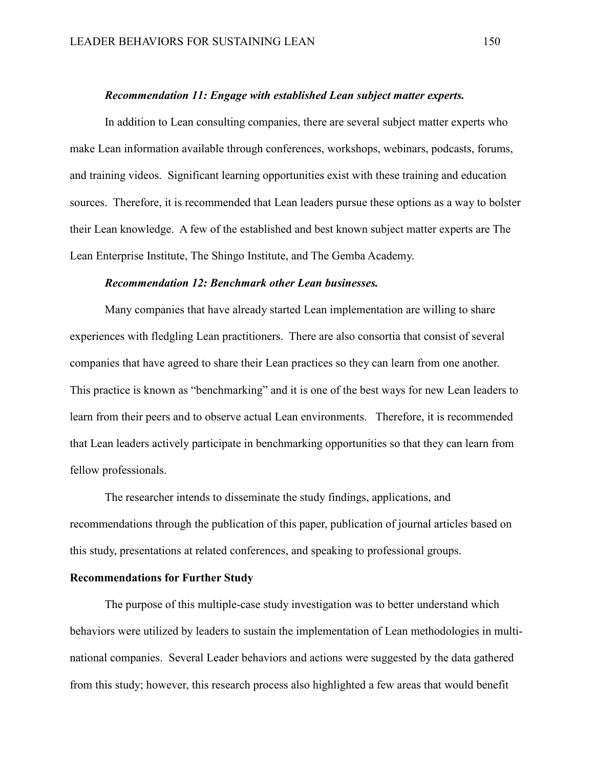***Recommendation 11: Engage with established Lean subject matter experts.***

In addition to Lean consulting companies, there are several subject matter experts who make Lean information available through conferences, workshops, webinars, podcasts, forums, and training videos. Significant learning opportunities exist with these training and education sources. Therefore, it is recommended that Lean leaders pursue these options as a way to bolster their Lean knowledge. A few of the established and best known subject matter experts are The Lean Enterprise Institute, The Shingo Institute, and The Gemba Academy.

***Recommendation 12: Benchmark other Lean businesses.***

Many companies that have already started Lean implementation are willing to share experiences with fledgling Lean practitioners. There are also consortia that consist of several companies that have agreed to share their Lean practices so they can learn from one another. This practice is known as "benchmarking" and it is one of the best ways for new Lean leaders to learn from their peers and to observe actual Lean environments. Therefore, it is recommended that Lean leaders actively participate in benchmarking opportunities so that they can learn from fellow professionals.

The researcher intends to disseminate the study findings, applications, and recommendations through the publication of this paper, publication of journal articles based on this study, presentations at related conferences, and speaking to professional groups.

## Recommendations for Further Study

The purpose of this multiple-case study investigation was to better understand which behaviors were utilized by leaders to sustain the implementation of Lean methodologies in multi-national companies. Several Leader behaviors and actions were suggested by the data gathered from this study; however, this research process also highlighted a few areas that would benefit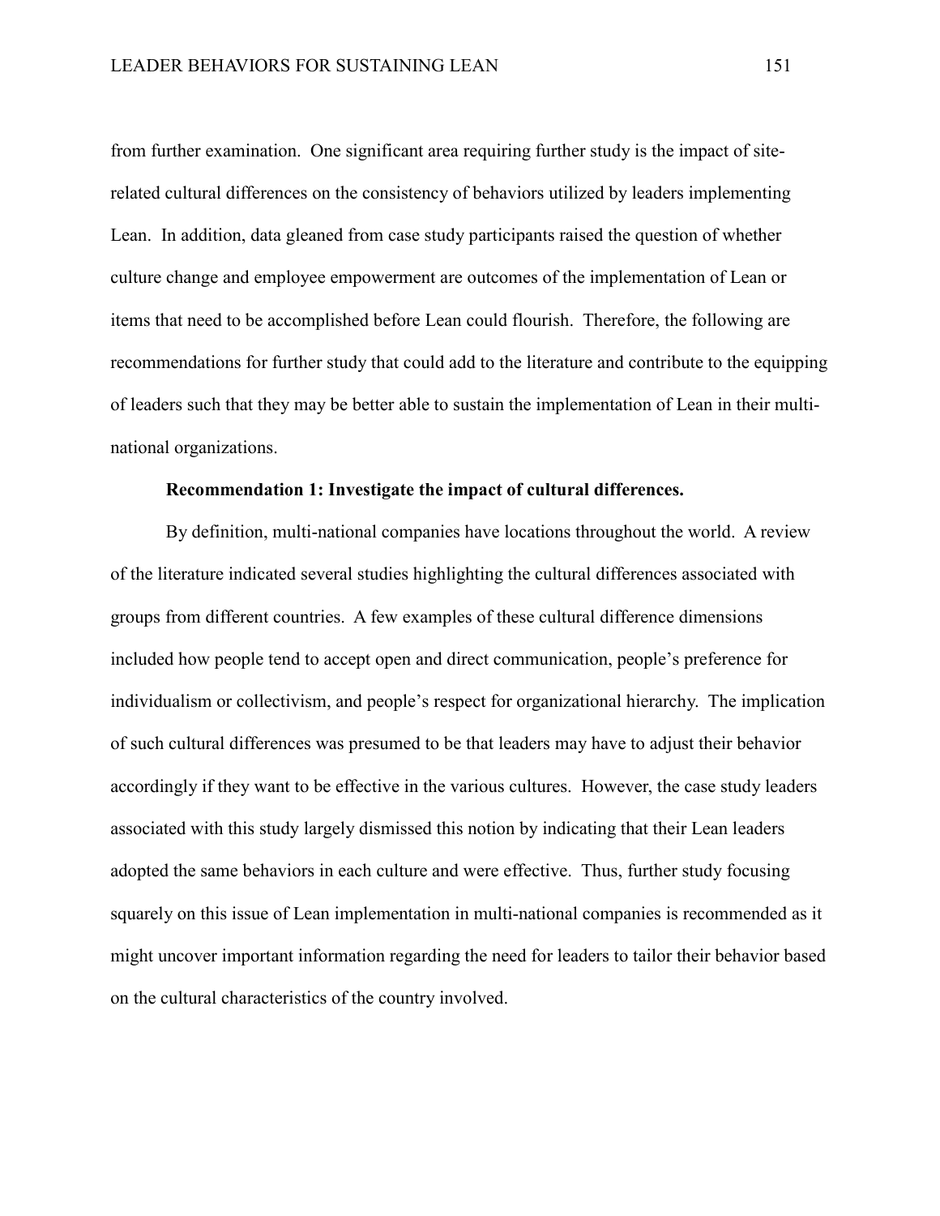from further examination. One significant area requiring further study is the impact of site-related cultural differences on the consistency of behaviors utilized by leaders implementing Lean. In addition, data gleaned from case study participants raised the question of whether culture change and employee empowerment are outcomes of the implementation of Lean or items that need to be accomplished before Lean could flourish. Therefore, the following are recommendations for further study that could add to the literature and contribute to the equipping of leaders such that they may be better able to sustain the implementation of Lean in their multi-national organizations.

**Recommendation 1: Investigate the impact of cultural differences.**

By definition, multi-national companies have locations throughout the world. A review of the literature indicated several studies highlighting the cultural differences associated with groups from different countries. A few examples of these cultural difference dimensions included how people tend to accept open and direct communication, people's preference for individualism or collectivism, and people's respect for organizational hierarchy. The implication of such cultural differences was presumed to be that leaders may have to adjust their behavior accordingly if they want to be effective in the various cultures. However, the case study leaders associated with this study largely dismissed this notion by indicating that their Lean leaders adopted the same behaviors in each culture and were effective. Thus, further study focusing squarely on this issue of Lean implementation in multi-national companies is recommended as it might uncover important information regarding the need for leaders to tailor their behavior based on the cultural characteristics of the country involved.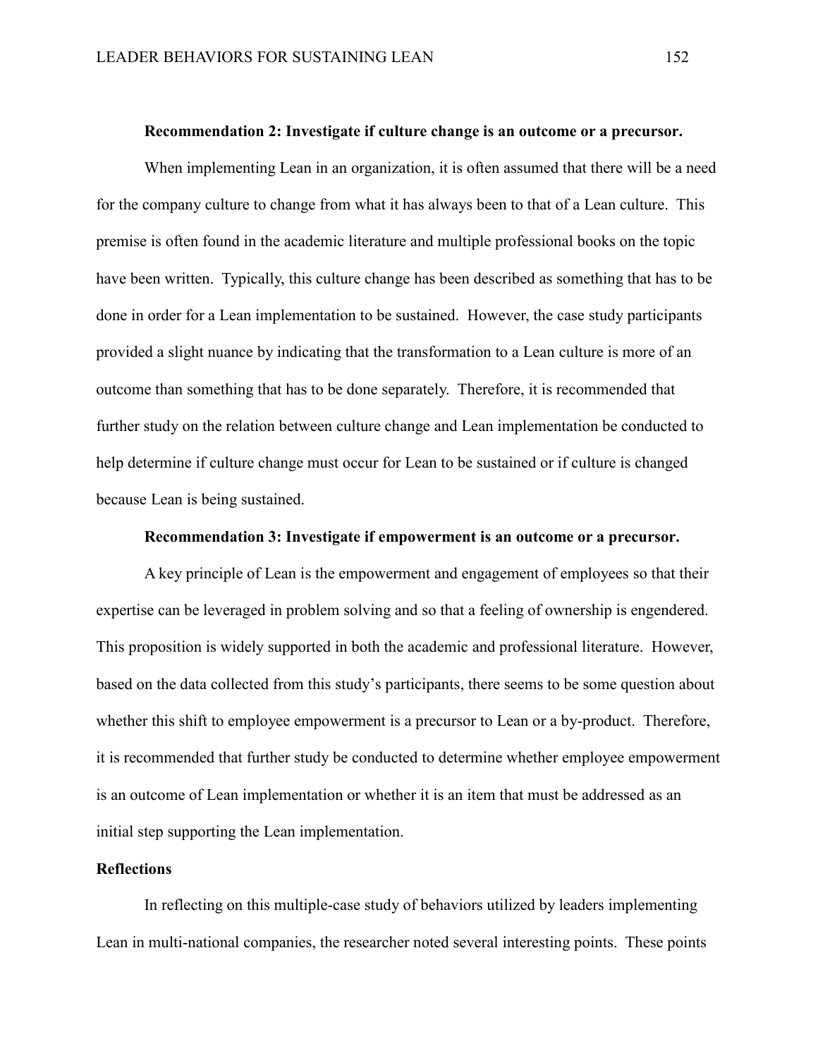#### Recommendation 2: Investigate if culture change is an outcome or a precursor.

When implementing Lean in an organization, it is often assumed that there will be a need for the company culture to change from what it has always been to that of a Lean culture. This premise is often found in the academic literature and multiple professional books on the topic have been written. Typically, this culture change has been described as something that has to be done in order for a Lean implementation to be sustained. However, the case study participants provided a slight nuance by indicating that the transformation to a Lean culture is more of an outcome than something that has to be done separately. Therefore, it is recommended that further study on the relation between culture change and Lean implementation be conducted to help determine if culture change must occur for Lean to be sustained or if culture is changed because Lean is being sustained.

#### Recommendation 3: Investigate if empowerment is an outcome or a precursor.

A key principle of Lean is the empowerment and engagement of employees so that their expertise can be leveraged in problem solving and so that a feeling of ownership is engendered. This proposition is widely supported in both the academic and professional literature. However, based on the data collected from this study's participants, there seems to be some question about whether this shift to employee empowerment is a precursor to Lean or a by-product. Therefore, it is recommended that further study be conducted to determine whether employee empowerment is an outcome of Lean implementation or whether it is an item that must be addressed as an initial step supporting the Lean implementation.

### Reflections

In reflecting on this multiple-case study of behaviors utilized by leaders implementing Lean in multi-national companies, the researcher noted several interesting points. These points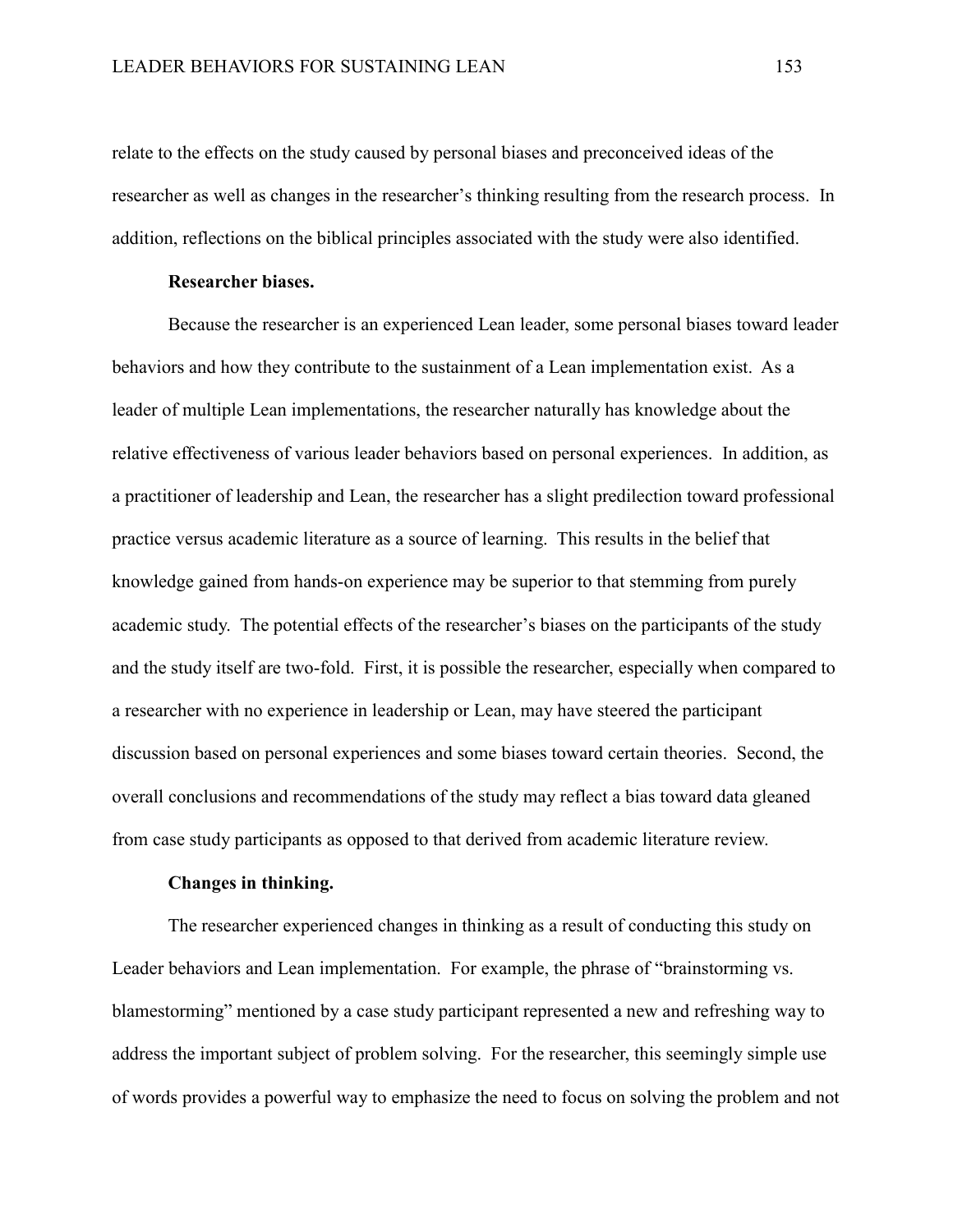relate to the effects on the study caused by personal biases and preconceived ideas of the researcher as well as changes in the researcher's thinking resulting from the research process. In addition, reflections on the biblical principles associated with the study were also identified.

**Researcher biases.**

Because the researcher is an experienced Lean leader, some personal biases toward leader behaviors and how they contribute to the sustainment of a Lean implementation exist. As a leader of multiple Lean implementations, the researcher naturally has knowledge about the relative effectiveness of various leader behaviors based on personal experiences. In addition, as a practitioner of leadership and Lean, the researcher has a slight predilection toward professional practice versus academic literature as a source of learning. This results in the belief that knowledge gained from hands-on experience may be superior to that stemming from purely academic study. The potential effects of the researcher's biases on the participants of the study and the study itself are two-fold. First, it is possible the researcher, especially when compared to a researcher with no experience in leadership or Lean, may have steered the participant discussion based on personal experiences and some biases toward certain theories. Second, the overall conclusions and recommendations of the study may reflect a bias toward data gleaned from case study participants as opposed to that derived from academic literature review.

**Changes in thinking.**

The researcher experienced changes in thinking as a result of conducting this study on Leader behaviors and Lean implementation. For example, the phrase of "brainstorming vs. blamestorming" mentioned by a case study participant represented a new and refreshing way to address the important subject of problem solving. For the researcher, this seemingly simple use of words provides a powerful way to emphasize the need to focus on solving the problem and not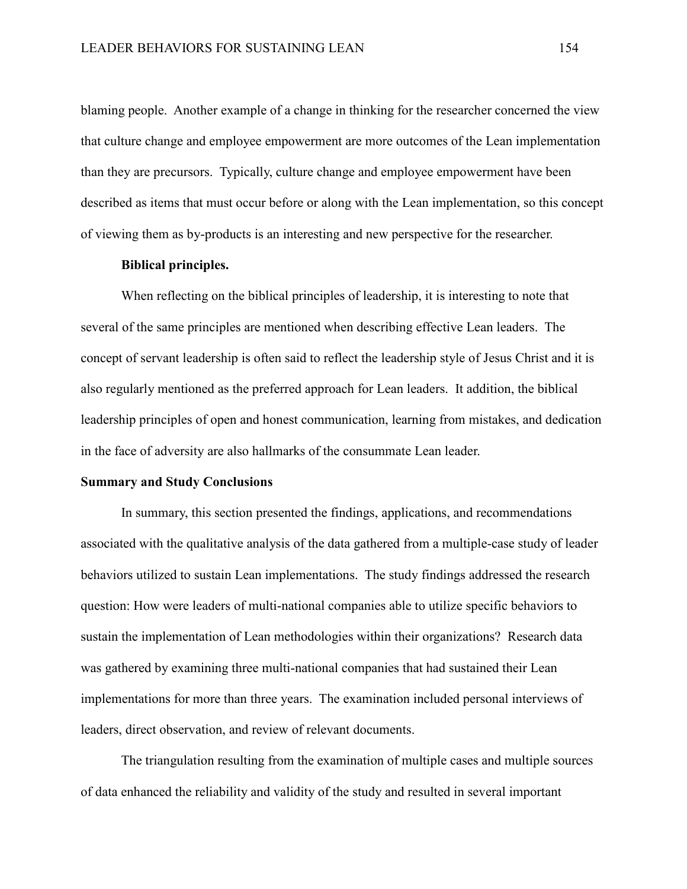blaming people. Another example of a change in thinking for the researcher concerned the view that culture change and employee empowerment are more outcomes of the Lean implementation than they are precursors. Typically, culture change and employee empowerment have been described as items that must occur before or along with the Lean implementation, so this concept of viewing them as by-products is an interesting and new perspective for the researcher.

**Biblical principles.**

When reflecting on the biblical principles of leadership, it is interesting to note that several of the same principles are mentioned when describing effective Lean leaders. The concept of servant leadership is often said to reflect the leadership style of Jesus Christ and it is also regularly mentioned as the preferred approach for Lean leaders. It addition, the biblical leadership principles of open and honest communication, learning from mistakes, and dedication in the face of adversity are also hallmarks of the consummate Lean leader.

## Summary and Study Conclusions

In summary, this section presented the findings, applications, and recommendations associated with the qualitative analysis of the data gathered from a multiple-case study of leader behaviors utilized to sustain Lean implementations. The study findings addressed the research question: How were leaders of multi-national companies able to utilize specific behaviors to sustain the implementation of Lean methodologies within their organizations? Research data was gathered by examining three multi-national companies that had sustained their Lean implementations for more than three years. The examination included personal interviews of leaders, direct observation, and review of relevant documents.

The triangulation resulting from the examination of multiple cases and multiple sources of data enhanced the reliability and validity of the study and resulted in several important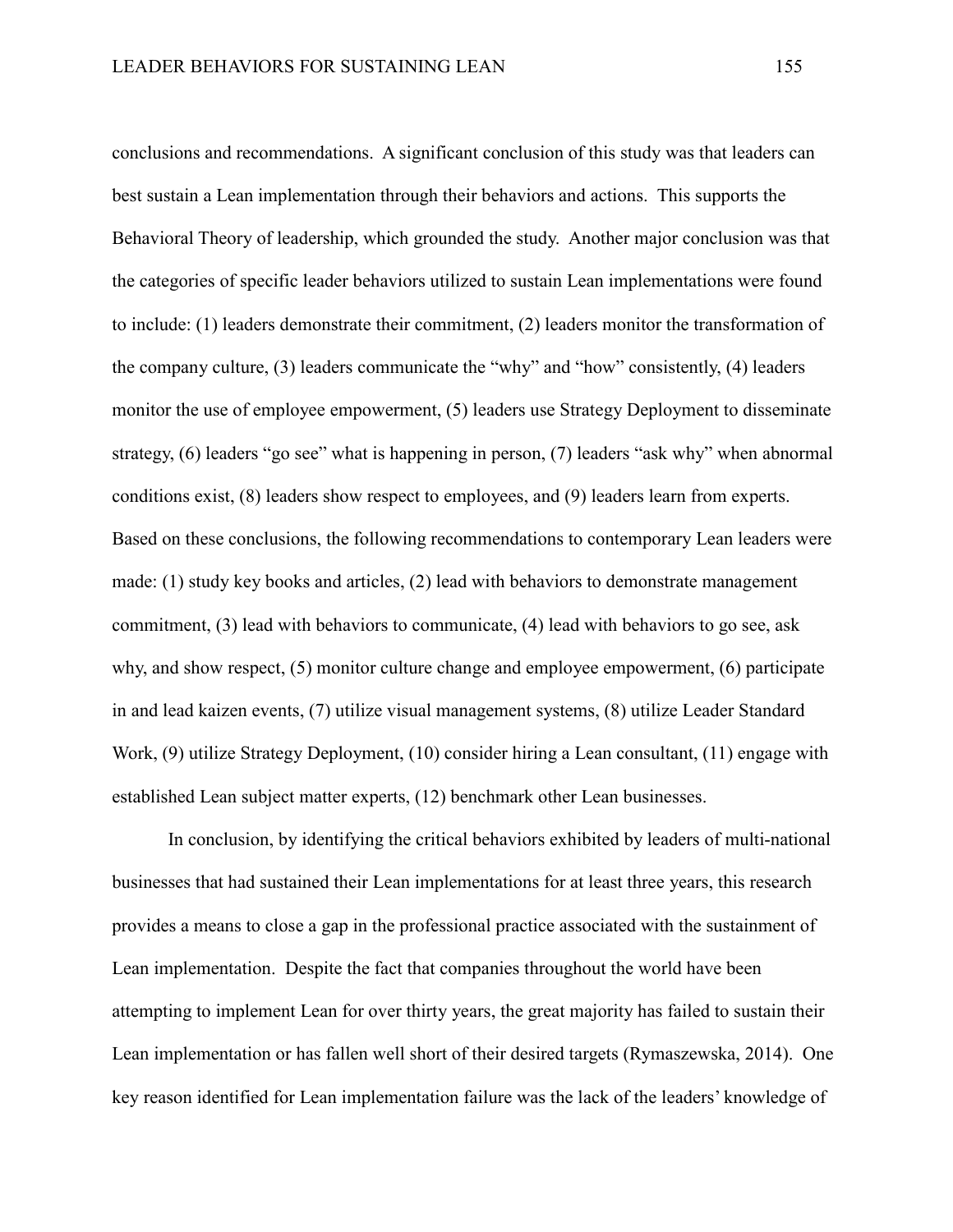conclusions and recommendations. A significant conclusion of this study was that leaders can best sustain a Lean implementation through their behaviors and actions. This supports the Behavioral Theory of leadership, which grounded the study. Another major conclusion was that the categories of specific leader behaviors utilized to sustain Lean implementations were found to include: (1) leaders demonstrate their commitment, (2) leaders monitor the transformation of the company culture, (3) leaders communicate the "why" and "how" consistently, (4) leaders monitor the use of employee empowerment, (5) leaders use Strategy Deployment to disseminate strategy, (6) leaders "go see" what is happening in person, (7) leaders "ask why" when abnormal conditions exist, (8) leaders show respect to employees, and (9) leaders learn from experts. Based on these conclusions, the following recommendations to contemporary Lean leaders were made: (1) study key books and articles, (2) lead with behaviors to demonstrate management commitment, (3) lead with behaviors to communicate, (4) lead with behaviors to go see, ask why, and show respect, (5) monitor culture change and employee empowerment, (6) participate in and lead kaizen events, (7) utilize visual management systems, (8) utilize Leader Standard Work, (9) utilize Strategy Deployment, (10) consider hiring a Lean consultant, (11) engage with established Lean subject matter experts, (12) benchmark other Lean businesses.

In conclusion, by identifying the critical behaviors exhibited by leaders of multi-national businesses that had sustained their Lean implementations for at least three years, this research provides a means to close a gap in the professional practice associated with the sustainment of Lean implementation. Despite the fact that companies throughout the world have been attempting to implement Lean for over thirty years, the great majority has failed to sustain their Lean implementation or has fallen well short of their desired targets (Rymaszewska, 2014). One key reason identified for Lean implementation failure was the lack of the leaders' knowledge of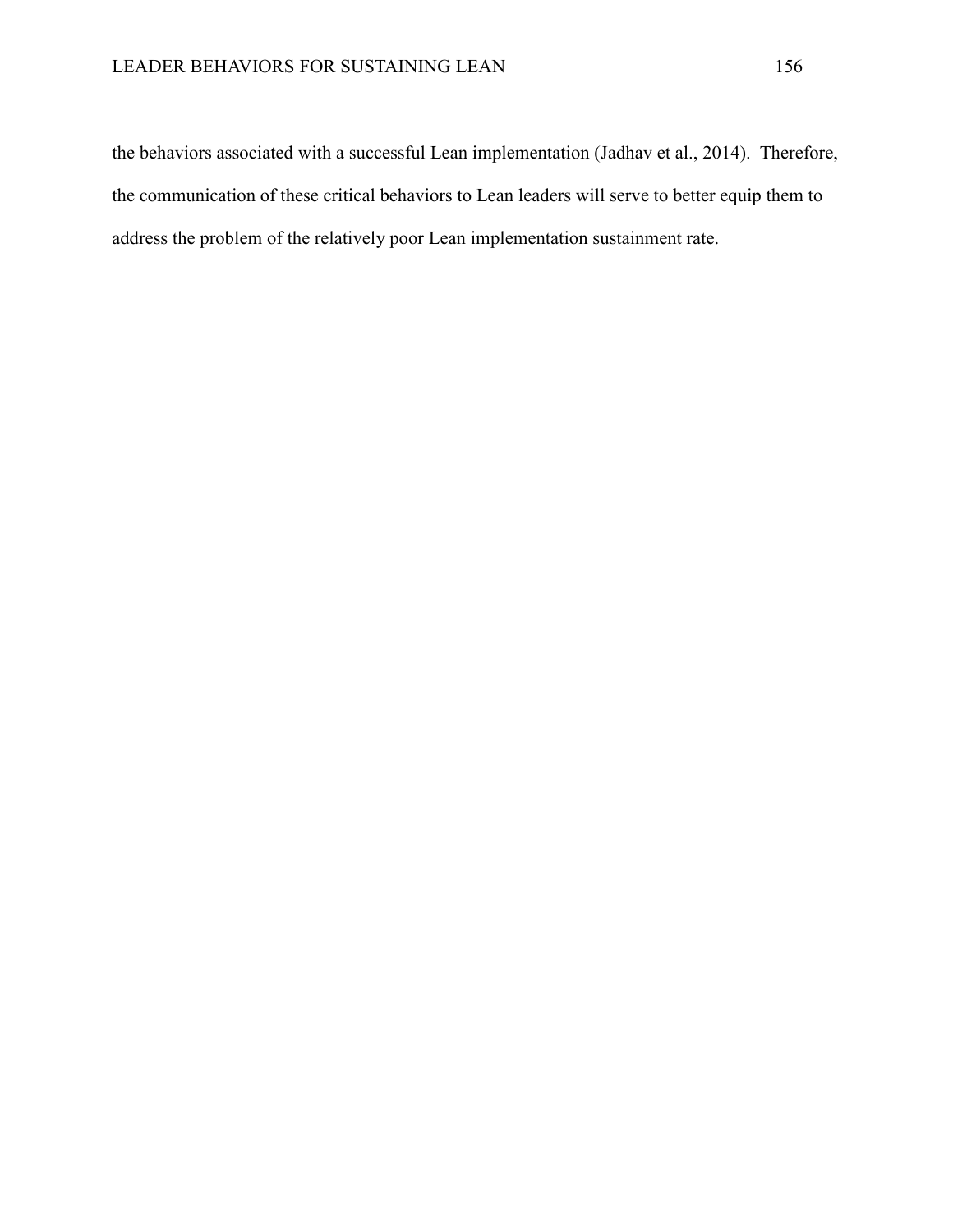the behaviors associated with a successful Lean implementation (Jadhav et al., 2014). Therefore, the communication of these critical behaviors to Lean leaders will serve to better equip them to address the problem of the relatively poor Lean implementation sustainment rate.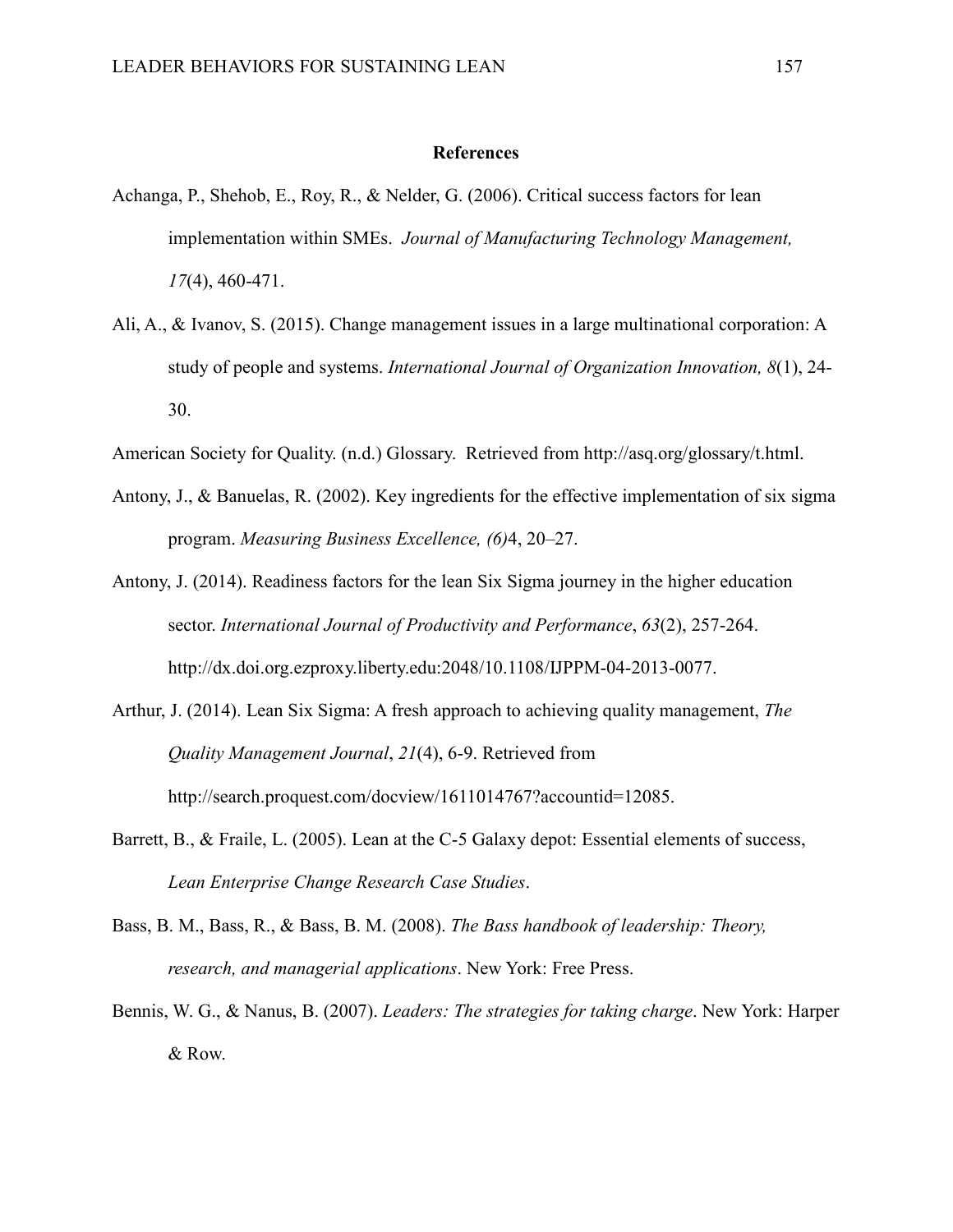## References

Achanga, P., Shehob, E., Roy, R., & Nelder, G. (2006). Critical success factors for lean implementation within SMEs. *Journal of Manufacturing Technology Management, 17*(4), 460-471.

Ali, A., & Ivanov, S. (2015). Change management issues in a large multinational corporation: A study of people and systems. *International Journal of Organization Innovation, 8*(1), 24-30.

American Society for Quality. (n.d.) Glossary. Retrieved from http://asq.org/glossary/t.html.

Antony, J., & Banuelas, R. (2002). Key ingredients for the effective implementation of six sigma program. *Measuring Business Excellence, (6)*4, 20–27.

Antony, J. (2014). Readiness factors for the lean Six Sigma journey in the higher education sector. *International Journal of Productivity and Performance*, *63*(2), 257-264. http://dx.doi.org.ezproxy.liberty.edu:2048/10.1108/IJPPM-04-2013-0077.

Arthur, J. (2014). Lean Six Sigma: A fresh approach to achieving quality management, *The Quality Management Journal*, *21*(4), 6-9. Retrieved from http://search.proquest.com/docview/1611014767?accountid=12085.

Barrett, B., & Fraile, L. (2005). Lean at the C-5 Galaxy depot: Essential elements of success, *Lean Enterprise Change Research Case Studies*.

Bass, B. M., Bass, R., & Bass, B. M. (2008). *The Bass handbook of leadership: Theory, research, and managerial applications*. New York: Free Press.

Bennis, W. G., & Nanus, B. (2007). *Leaders: The strategies for taking charge*. New York: Harper & Row.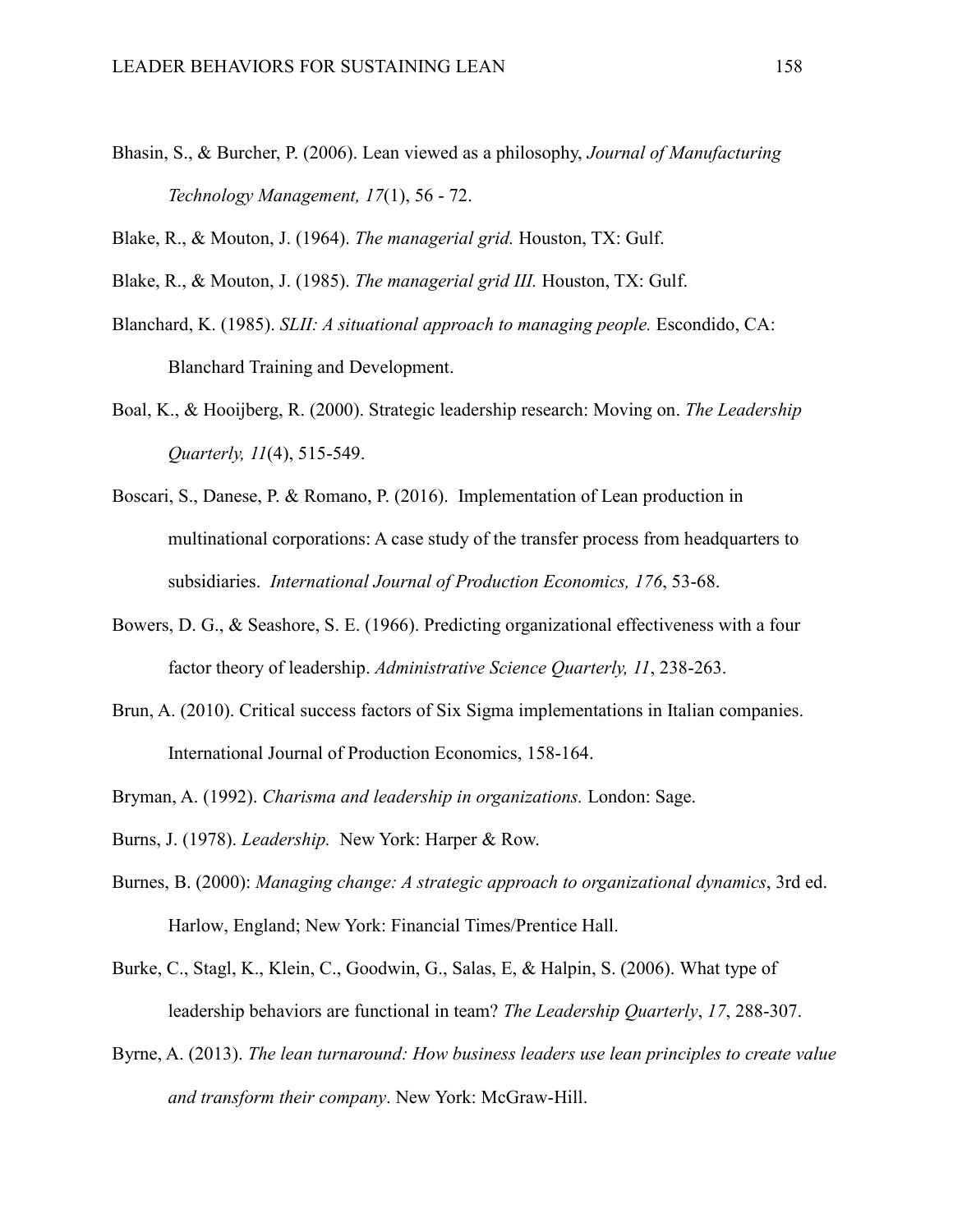Bhasin, S., & Burcher, P. (2006). Lean viewed as a philosophy, *Journal of Manufacturing Technology Management, 17*(1), 56 - 72.

Blake, R., & Mouton, J. (1964). *The managerial grid.* Houston, TX: Gulf.

Blake, R., & Mouton, J. (1985). *The managerial grid III.* Houston, TX: Gulf.

Blanchard, K. (1985). *SLII: A situational approach to managing people.* Escondido, CA: Blanchard Training and Development.

Boal, K., & Hooijberg, R. (2000). Strategic leadership research: Moving on. *The Leadership Quarterly, 11*(4), 515-549.

Boscari, S., Danese, P. & Romano, P. (2016). Implementation of Lean production in multinational corporations: A case study of the transfer process from headquarters to subsidiaries. *International Journal of Production Economics, 176*, 53-68.

Bowers, D. G., & Seashore, S. E. (1966). Predicting organizational effectiveness with a four factor theory of leadership. *Administrative Science Quarterly, 11*, 238-263.

Brun, A. (2010). Critical success factors of Six Sigma implementations in Italian companies. International Journal of Production Economics, 158-164.

Bryman, A. (1992). *Charisma and leadership in organizations.* London: Sage.

Burns, J. (1978). *Leadership.* New York: Harper & Row.

Burnes, B. (2000): *Managing change: A strategic approach to organizational dynamics*, 3rd ed. Harlow, England; New York: Financial Times/Prentice Hall.

Burke, C., Stagl, K., Klein, C., Goodwin, G., Salas, E, & Halpin, S. (2006). What type of leadership behaviors are functional in team? *The Leadership Quarterly*, *17*, 288-307.

Byrne, A. (2013). *The lean turnaround: How business leaders use lean principles to create value and transform their company*. New York: McGraw-Hill.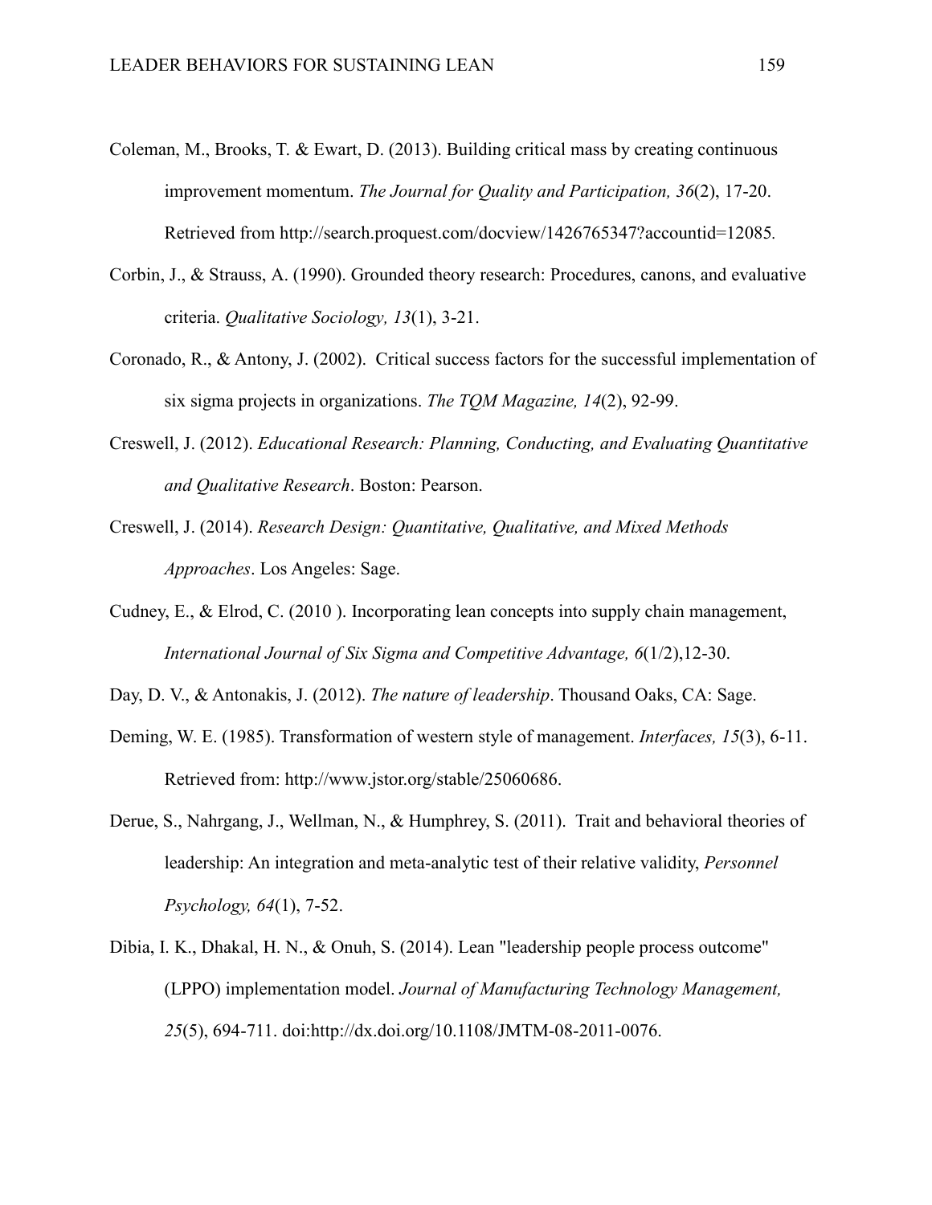Coleman, M., Brooks, T. & Ewart, D. (2013). Building critical mass by creating continuous improvement momentum. *The Journal for Quality and Participation, 36*(2), 17-20. Retrieved from http://search.proquest.com/docview/1426765347?accountid=12085.

Corbin, J., & Strauss, A. (1990). Grounded theory research: Procedures, canons, and evaluative criteria. *Qualitative Sociology, 13*(1), 3-21.

Coronado, R., & Antony, J. (2002). Critical success factors for the successful implementation of six sigma projects in organizations. *The TQM Magazine, 14*(2), 92-99.

Creswell, J. (2012). *Educational Research: Planning, Conducting, and Evaluating Quantitative and Qualitative Research*. Boston: Pearson.

Creswell, J. (2014). *Research Design: Quantitative, Qualitative, and Mixed Methods Approaches*. Los Angeles: Sage.

Cudney, E., & Elrod, C. (2010 ). Incorporating lean concepts into supply chain management, *International Journal of Six Sigma and Competitive Advantage, 6*(1/2),12-30.

Day, D. V., & Antonakis, J. (2012). *The nature of leadership*. Thousand Oaks, CA: Sage.

Deming, W. E. (1985). Transformation of western style of management. *Interfaces, 15*(3), 6-11. Retrieved from: http://www.jstor.org/stable/25060686.

Derue, S., Nahrgang, J., Wellman, N., & Humphrey, S. (2011). Trait and behavioral theories of leadership: An integration and meta-analytic test of their relative validity, *Personnel Psychology, 64*(1), 7-52.

Dibia, I. K., Dhakal, H. N., & Onuh, S. (2014). Lean "leadership people process outcome" (LPPO) implementation model. *Journal of Manufacturing Technology Management, 25*(5), 694-711. doi:http://dx.doi.org/10.1108/JMTM-08-2011-0076.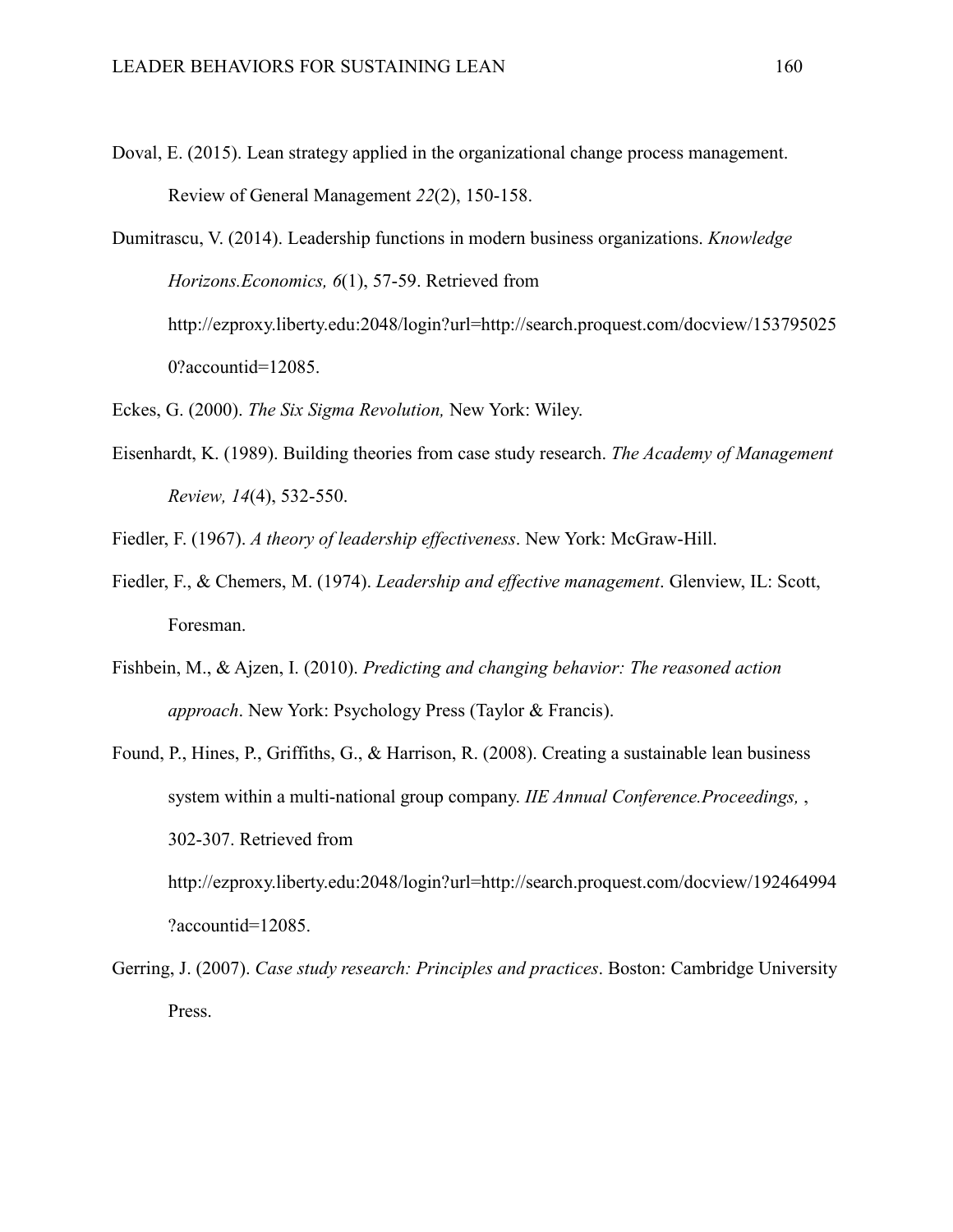Doval, E. (2015). Lean strategy applied in the organizational change process management. Review of General Management *22*(2), 150-158.

Dumitrascu, V. (2014). Leadership functions in modern business organizations. *Knowledge Horizons.Economics, 6*(1), 57-59. Retrieved from http://ezproxy.liberty.edu:2048/login?url=http://search.proquest.com/docview/1537950250?accountid=12085.

Eckes, G. (2000). *The Six Sigma Revolution,* New York: Wiley.

Eisenhardt, K. (1989). Building theories from case study research. *The Academy of Management Review, 14*(4), 532-550.

Fiedler, F. (1967). *A theory of leadership effectiveness*. New York: McGraw-Hill.

Fiedler, F., & Chemers, M. (1974). *Leadership and effective management*. Glenview, IL: Scott, Foresman.

Fishbein, M., & Ajzen, I. (2010). *Predicting and changing behavior: The reasoned action approach*. New York: Psychology Press (Taylor & Francis).

Found, P., Hines, P., Griffiths, G., & Harrison, R. (2008). Creating a sustainable lean business system within a multi-national group company. *IIE Annual Conference.Proceedings,* , 302-307. Retrieved from http://ezproxy.liberty.edu:2048/login?url=http://search.proquest.com/docview/192464994?accountid=12085.

Gerring, J. (2007). *Case study research: Principles and practices*. Boston: Cambridge University Press.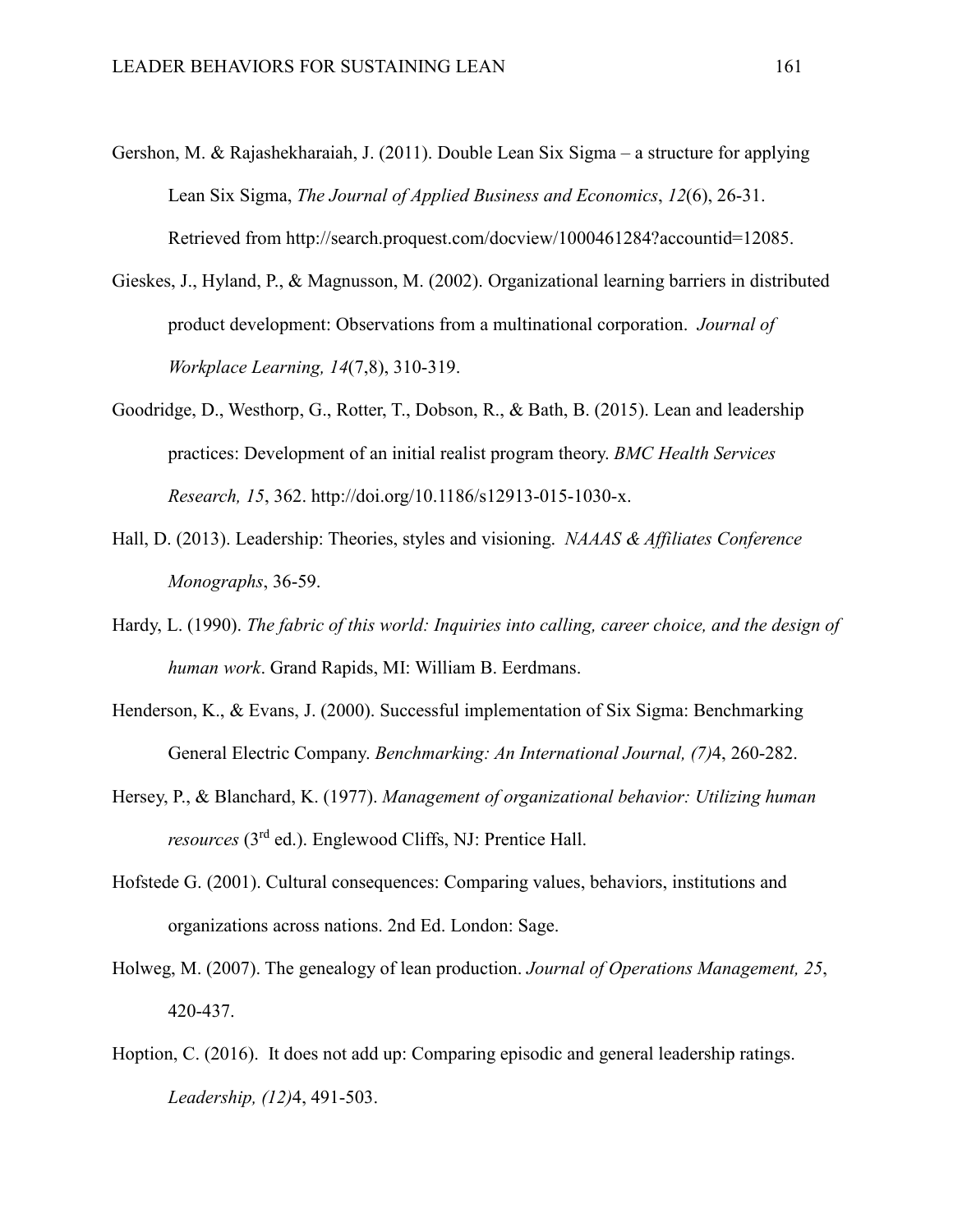Gershon, M. & Rajashekharaiah, J. (2011). Double Lean Six Sigma – a structure for applying Lean Six Sigma, *The Journal of Applied Business and Economics*, *12*(6), 26-31. Retrieved from http://search.proquest.com/docview/1000461284?accountid=12085.

Gieskes, J., Hyland, P., & Magnusson, M. (2002). Organizational learning barriers in distributed product development: Observations from a multinational corporation. *Journal of Workplace Learning, 14*(7,8), 310-319.

Goodridge, D., Westhorp, G., Rotter, T., Dobson, R., & Bath, B. (2015). Lean and leadership practices: Development of an initial realist program theory. *BMC Health Services Research, 15*, 362. http://doi.org/10.1186/s12913-015-1030-x.

Hall, D. (2013). Leadership: Theories, styles and visioning. *NAAAS & Affiliates Conference Monographs*, 36-59.

Hardy, L. (1990). *The fabric of this world: Inquiries into calling, career choice, and the design of human work*. Grand Rapids, MI: William B. Eerdmans.

Henderson, K., & Evans, J. (2000). Successful implementation of Six Sigma: Benchmarking General Electric Company. *Benchmarking: An International Journal, (7)*4, 260-282.

Hersey, P., & Blanchard, K. (1977). *Management of organizational behavior: Utilizing human resources* (3rd ed.). Englewood Cliffs, NJ: Prentice Hall.

Hofstede G. (2001). Cultural consequences: Comparing values, behaviors, institutions and organizations across nations. 2nd Ed. London: Sage.

Holweg, M. (2007). The genealogy of lean production. *Journal of Operations Management, 25*, 420-437.

Hoption, C. (2016). It does not add up: Comparing episodic and general leadership ratings. *Leadership, (12)*4, 491-503.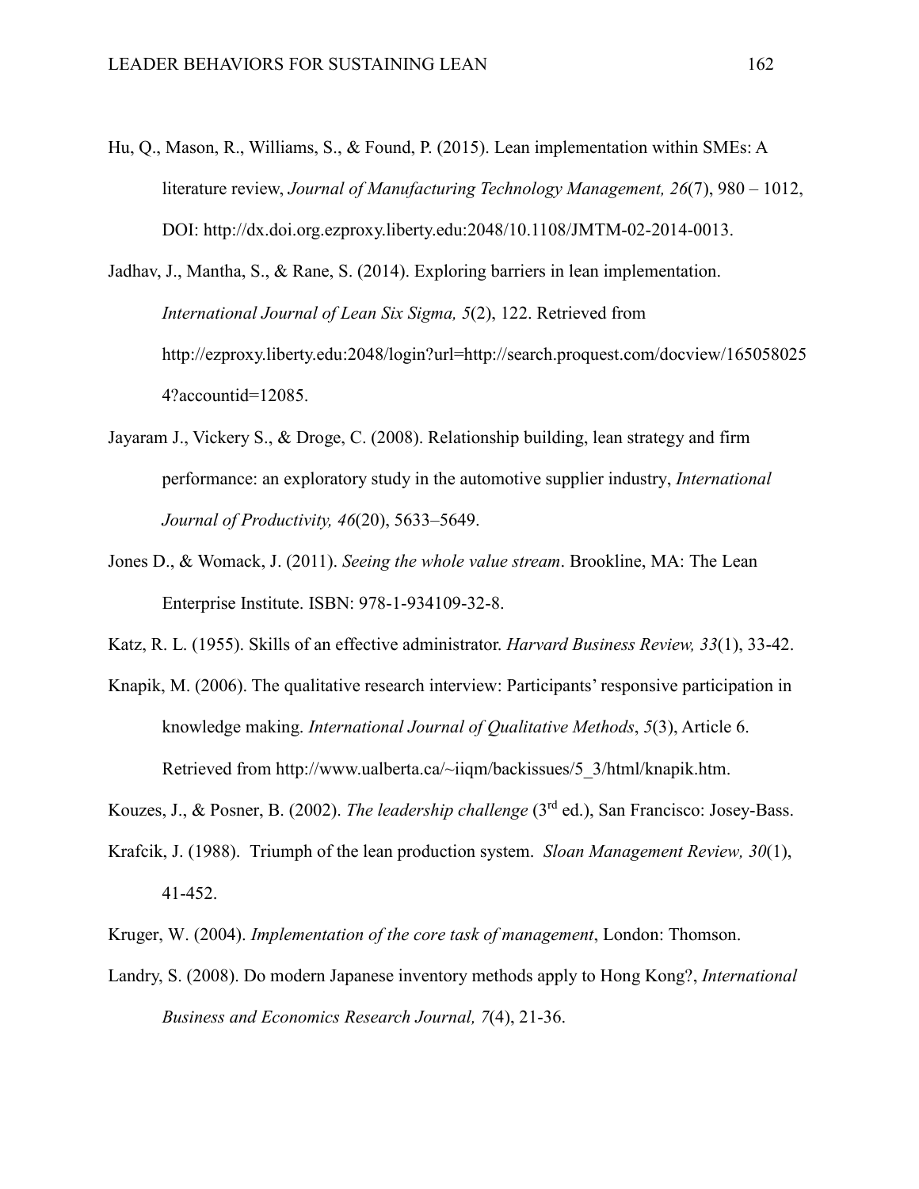Hu, Q., Mason, R., Williams, S., & Found, P. (2015). Lean implementation within SMEs: A literature review, *Journal of Manufacturing Technology Management, 26*(7), 980 – 1012, DOI: http://dx.doi.org.ezproxy.liberty.edu:2048/10.1108/JMTM-02-2014-0013.

Jadhav, J., Mantha, S., & Rane, S. (2014). Exploring barriers in lean implementation. *International Journal of Lean Six Sigma, 5*(2), 122. Retrieved from http://ezproxy.liberty.edu:2048/login?url=http://search.proquest.com/docview/1650580254?accountid=12085.

Jayaram J., Vickery S., & Droge, C. (2008). Relationship building, lean strategy and firm performance: an exploratory study in the automotive supplier industry, *International Journal of Productivity, 46*(20), 5633–5649.

Jones D., & Womack, J. (2011). *Seeing the whole value stream*. Brookline, MA: The Lean Enterprise Institute. ISBN: 978-1-934109-32-8.

Katz, R. L. (1955). Skills of an effective administrator. *Harvard Business Review, 33*(1), 33-42.

Knapik, M. (2006). The qualitative research interview: Participants' responsive participation in knowledge making. *International Journal of Qualitative Methods*, *5*(3), Article 6. Retrieved from http://www.ualberta.ca/~iiqm/backissues/5_3/html/knapik.htm.

Kouzes, J., & Posner, B. (2002). *The leadership challenge* (3rd ed.), San Francisco: Josey-Bass.

Krafcik, J. (1988). Triumph of the lean production system. *Sloan Management Review, 30*(1), 41-452.

Kruger, W. (2004). *Implementation of the core task of management*, London: Thomson.

Landry, S. (2008). Do modern Japanese inventory methods apply to Hong Kong?, *International Business and Economics Research Journal, 7*(4), 21-36.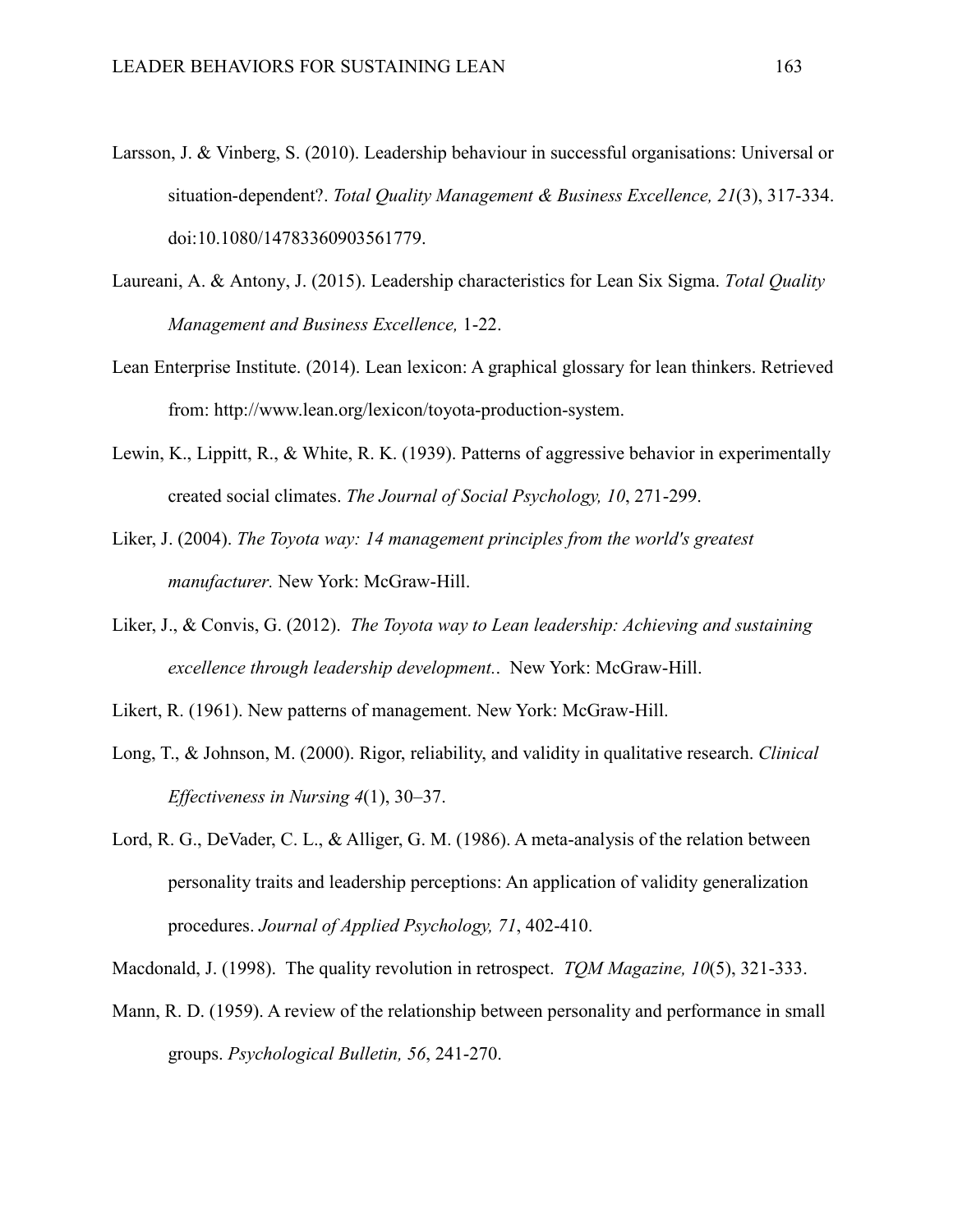Larsson, J. & Vinberg, S. (2010). Leadership behaviour in successful organisations: Universal or situation-dependent?. *Total Quality Management & Business Excellence, 21*(3), 317-334. doi:10.1080/14783360903561779.

Laureani, A. & Antony, J. (2015). Leadership characteristics for Lean Six Sigma. *Total Quality Management and Business Excellence,* 1-22.

Lean Enterprise Institute. (2014). Lean lexicon: A graphical glossary for lean thinkers. Retrieved from: http://www.lean.org/lexicon/toyota-production-system.

Lewin, K., Lippitt, R., & White, R. K. (1939). Patterns of aggressive behavior in experimentally created social climates. *The Journal of Social Psychology, 10*, 271-299.

Liker, J. (2004). *The Toyota way: 14 management principles from the world's greatest manufacturer.* New York: McGraw-Hill.

Liker, J., & Convis, G. (2012). *The Toyota way to Lean leadership: Achieving and sustaining excellence through leadership development.*. New York: McGraw-Hill.

Likert, R. (1961). New patterns of management. New York: McGraw-Hill.

Long, T., & Johnson, M. (2000). Rigor, reliability, and validity in qualitative research. *Clinical Effectiveness in Nursing 4*(1), 30–37.

Lord, R. G., DeVader, C. L., & Alliger, G. M. (1986). A meta-analysis of the relation between personality traits and leadership perceptions: An application of validity generalization procedures. *Journal of Applied Psychology, 71*, 402-410.

Macdonald, J. (1998). The quality revolution in retrospect. *TQM Magazine, 10*(5), 321-333.

Mann, R. D. (1959). A review of the relationship between personality and performance in small groups. *Psychological Bulletin, 56*, 241-270.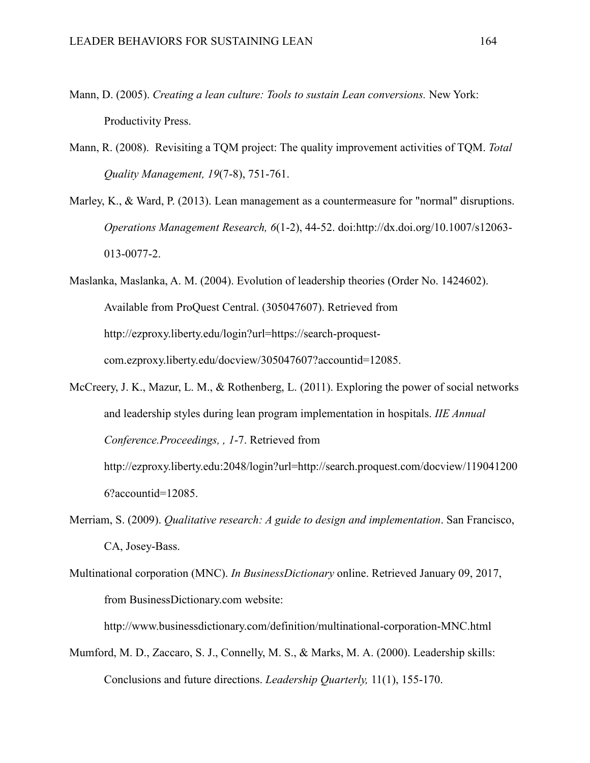Mann, D. (2005). *Creating a lean culture: Tools to sustain Lean conversions.* New York: Productivity Press.

Mann, R. (2008). Revisiting a TQM project: The quality improvement activities of TQM. *Total Quality Management, 19*(7-8), 751-761.

Marley, K., & Ward, P. (2013). Lean management as a countermeasure for "normal" disruptions. *Operations Management Research, 6*(1-2), 44-52. doi:http://dx.doi.org/10.1007/s12063-013-0077-2.

Maslanka, Maslanka, A. M. (2004). Evolution of leadership theories (Order No. 1424602). Available from ProQuest Central. (305047607). Retrieved from http://ezproxy.liberty.edu/login?url=https://search-proquest-com.ezproxy.liberty.edu/docview/305047607?accountid=12085.

McCreery, J. K., Mazur, L. M., & Rothenberg, L. (2011). Exploring the power of social networks and leadership styles during lean program implementation in hospitals. *IIE Annual Conference.Proceedings, , 1*-7. Retrieved from http://ezproxy.liberty.edu:2048/login?url=http://search.proquest.com/docview/1190412006?accountid=12085.

Merriam, S. (2009). *Qualitative research: A guide to design and implementation*. San Francisco, CA, Josey-Bass.

Multinational corporation (MNC). *In BusinessDictionary* online. Retrieved January 09, 2017, from BusinessDictionary.com website: http://www.businessdictionary.com/definition/multinational-corporation-MNC.html

Mumford, M. D., Zaccaro, S. J., Connelly, M. S., & Marks, M. A. (2000). Leadership skills: Conclusions and future directions. *Leadership Quarterly,* 11(1), 155-170.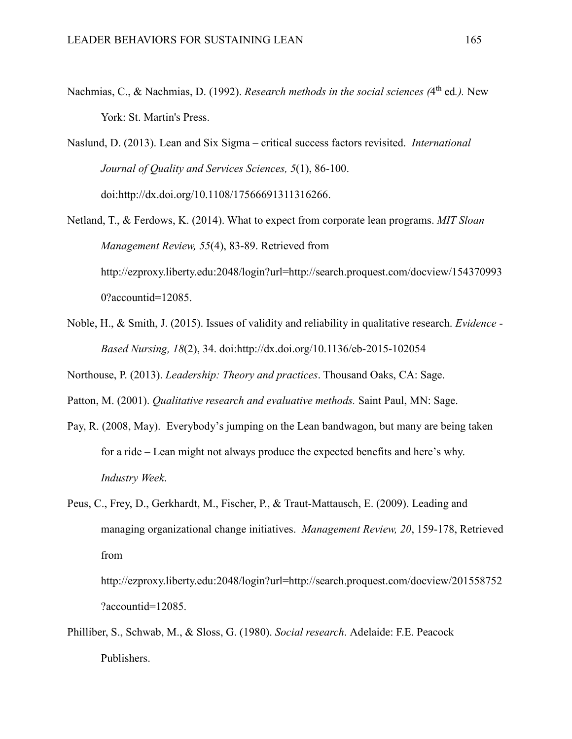Nachmias, C., & Nachmias, D. (1992). *Research methods in the social sciences (*4th ed*.).* New York: St. Martin's Press.

Naslund, D. (2013). Lean and Six Sigma – critical success factors revisited. *International Journal of Quality and Services Sciences, 5*(1), 86-100. doi:http://dx.doi.org/10.1108/17566691311316266.

Netland, T., & Ferdows, K. (2014). What to expect from corporate lean programs. *MIT Sloan Management Review, 55*(4), 83-89. Retrieved from http://ezproxy.liberty.edu:2048/login?url=http://search.proquest.com/docview/1543709930?accountid=12085.

Noble, H., & Smith, J. (2015). Issues of validity and reliability in qualitative research. *Evidence - Based Nursing, 18*(2), 34. doi:http://dx.doi.org/10.1136/eb-2015-102054

Northouse, P. (2013). *Leadership: Theory and practices*. Thousand Oaks, CA: Sage.

Patton, M. (2001). *Qualitative research and evaluative methods.* Saint Paul, MN: Sage.

Pay, R. (2008, May). Everybody's jumping on the Lean bandwagon, but many are being taken for a ride – Lean might not always produce the expected benefits and here's why. *Industry Week*.

Peus, C., Frey, D., Gerkhardt, M., Fischer, P., & Traut-Mattausch, E. (2009). Leading and managing organizational change initiatives. *Management Review, 20*, 159-178, Retrieved from http://ezproxy.liberty.edu:2048/login?url=http://search.proquest.com/docview/201558752?accountid=12085.

Philliber, S., Schwab, M., & Sloss, G. (1980). *Social research*. Adelaide: F.E. Peacock Publishers.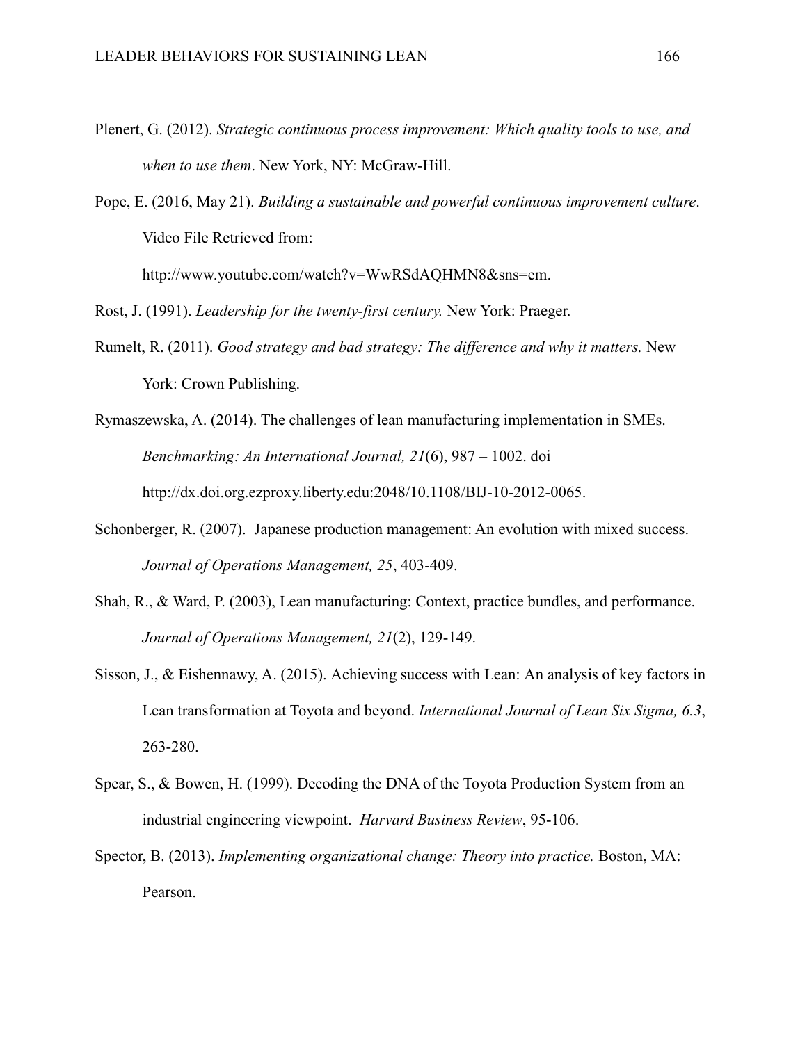Plenert, G. (2012). *Strategic continuous process improvement: Which quality tools to use, and when to use them*. New York, NY: McGraw-Hill.

Pope, E. (2016, May 21). *Building a sustainable and powerful continuous improvement culture*. Video File Retrieved from: http://www.youtube.com/watch?v=WwRSdAQHMN8&sns=em.

Rost, J. (1991). *Leadership for the twenty-first century.* New York: Praeger.

Rumelt, R. (2011). *Good strategy and bad strategy: The difference and why it matters.* New York: Crown Publishing.

Rymaszewska, A. (2014). The challenges of lean manufacturing implementation in SMEs. *Benchmarking: An International Journal, 21*(6), 987 – 1002. doi http://dx.doi.org.ezproxy.liberty.edu:2048/10.1108/BIJ-10-2012-0065.

Schonberger, R. (2007). Japanese production management: An evolution with mixed success. *Journal of Operations Management, 25*, 403-409.

Shah, R., & Ward, P. (2003), Lean manufacturing: Context, practice bundles, and performance. *Journal of Operations Management, 21*(2), 129-149.

Sisson, J., & Eishennawy, A. (2015). Achieving success with Lean: An analysis of key factors in Lean transformation at Toyota and beyond. *International Journal of Lean Six Sigma, 6.3*, 263-280.

Spear, S., & Bowen, H. (1999). Decoding the DNA of the Toyota Production System from an industrial engineering viewpoint. *Harvard Business Review*, 95-106.

Spector, B. (2013). *Implementing organizational change: Theory into practice.* Boston, MA: Pearson.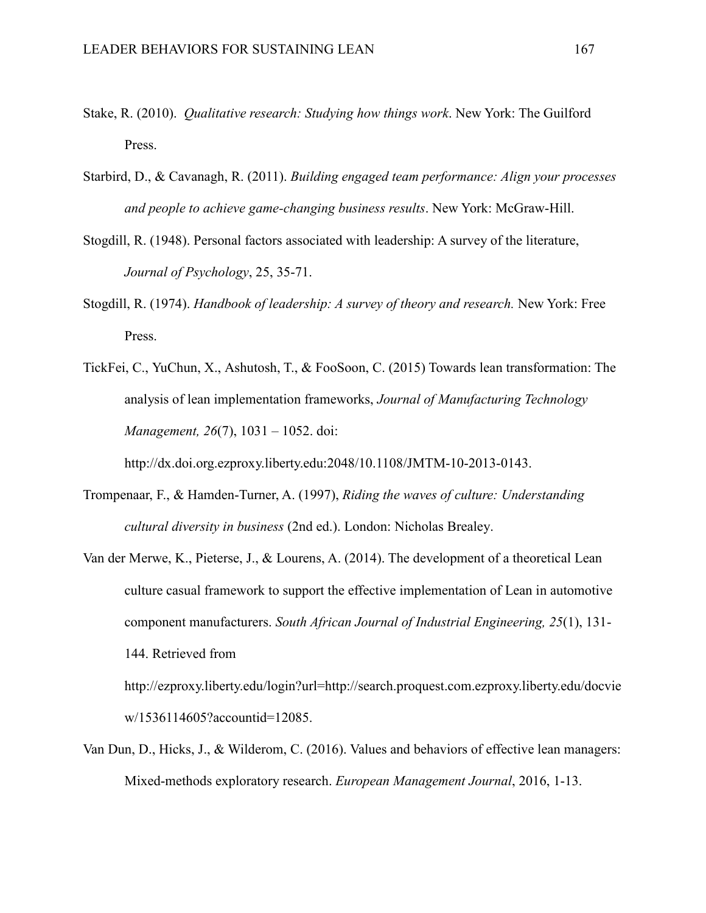Stake, R. (2010). *Qualitative research: Studying how things work*. New York: The Guilford Press.

Starbird, D., & Cavanagh, R. (2011). *Building engaged team performance: Align your processes and people to achieve game-changing business results*. New York: McGraw-Hill.

Stogdill, R. (1948). Personal factors associated with leadership: A survey of the literature, *Journal of Psychology*, 25, 35-71.

Stogdill, R. (1974). *Handbook of leadership: A survey of theory and research.* New York: Free Press.

TickFei, C., YuChun, X., Ashutosh, T., & FooSoon, C. (2015) Towards lean transformation: The analysis of lean implementation frameworks, *Journal of Manufacturing Technology Management, 26*(7), 1031 – 1052. doi: http://dx.doi.org.ezproxy.liberty.edu:2048/10.1108/JMTM-10-2013-0143.

Trompenaar, F., & Hamden-Turner, A. (1997), *Riding the waves of culture: Understanding cultural diversity in business* (2nd ed.). London: Nicholas Brealey.

Van der Merwe, K., Pieterse, J., & Lourens, A. (2014). The development of a theoretical Lean culture casual framework to support the effective implementation of Lean in automotive component manufacturers. *South African Journal of Industrial Engineering, 25*(1), 131-144. Retrieved from http://ezproxy.liberty.edu/login?url=http://search.proquest.com.ezproxy.liberty.edu/docview/1536114605?accountid=12085.

Van Dun, D., Hicks, J., & Wilderom, C. (2016). Values and behaviors of effective lean managers: Mixed-methods exploratory research. *European Management Journal*, 2016, 1-13.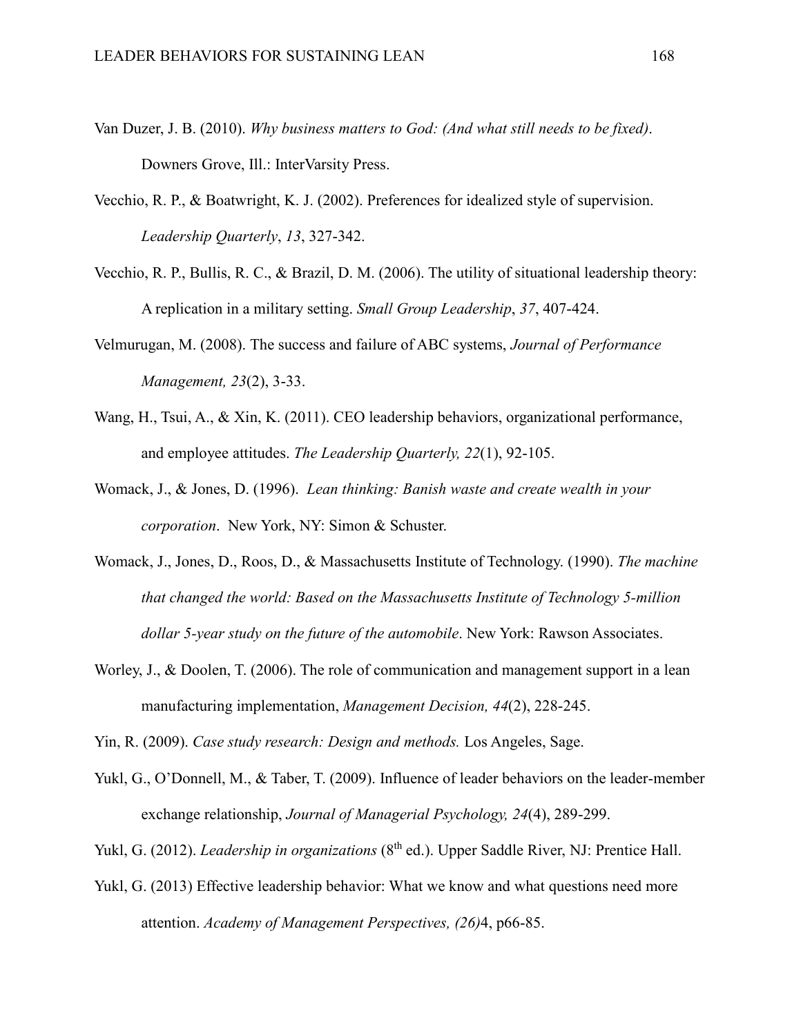Van Duzer, J. B. (2010). *Why business matters to God: (And what still needs to be fixed)*. Downers Grove, Ill.: InterVarsity Press.

Vecchio, R. P., & Boatwright, K. J. (2002). Preferences for idealized style of supervision. *Leadership Quarterly*, *13*, 327-342.

Vecchio, R. P., Bullis, R. C., & Brazil, D. M. (2006). The utility of situational leadership theory: A replication in a military setting. *Small Group Leadership*, *37*, 407-424.

Velmurugan, M. (2008). The success and failure of ABC systems, *Journal of Performance Management, 23*(2), 3-33.

Wang, H., Tsui, A., & Xin, K. (2011). CEO leadership behaviors, organizational performance, and employee attitudes. *The Leadership Quarterly, 22*(1), 92-105.

Womack, J., & Jones, D. (1996). *Lean thinking: Banish waste and create wealth in your corporation*. New York, NY: Simon & Schuster.

Womack, J., Jones, D., Roos, D., & Massachusetts Institute of Technology. (1990). *The machine that changed the world: Based on the Massachusetts Institute of Technology 5-million dollar 5-year study on the future of the automobile*. New York: Rawson Associates.

Worley, J., & Doolen, T. (2006). The role of communication and management support in a lean manufacturing implementation, *Management Decision, 44*(2), 228-245.

Yin, R. (2009). *Case study research: Design and methods.* Los Angeles, Sage.

Yukl, G., O'Donnell, M., & Taber, T. (2009). Influence of leader behaviors on the leader-member exchange relationship, *Journal of Managerial Psychology, 24*(4), 289-299.

Yukl, G. (2012). *Leadership in organizations* (8th ed.). Upper Saddle River, NJ: Prentice Hall.

Yukl, G. (2013) Effective leadership behavior: What we know and what questions need more attention. *Academy of Management Perspectives, (26)*4, p66-85.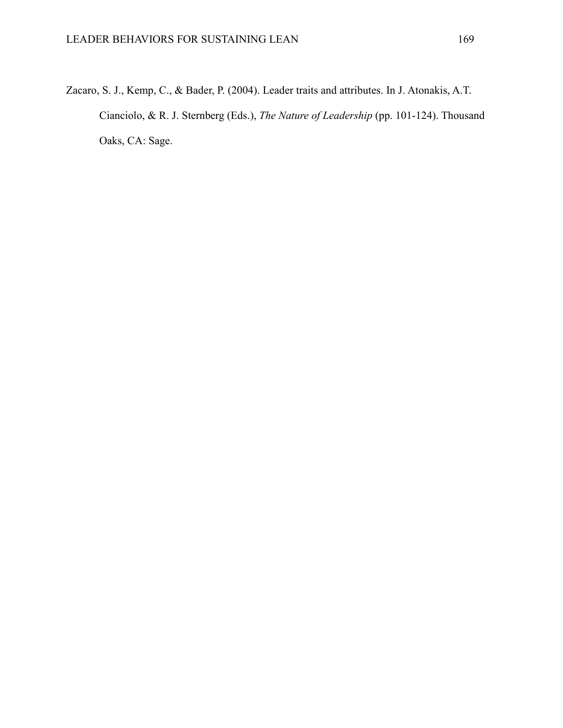Zacaro, S. J., Kemp, C., & Bader, P. (2004). Leader traits and attributes. In J. Atonakis, A.T. Cianciolo, & R. J. Sternberg (Eds.), *The Nature of Leadership* (pp. 101-124). Thousand Oaks, CA: Sage.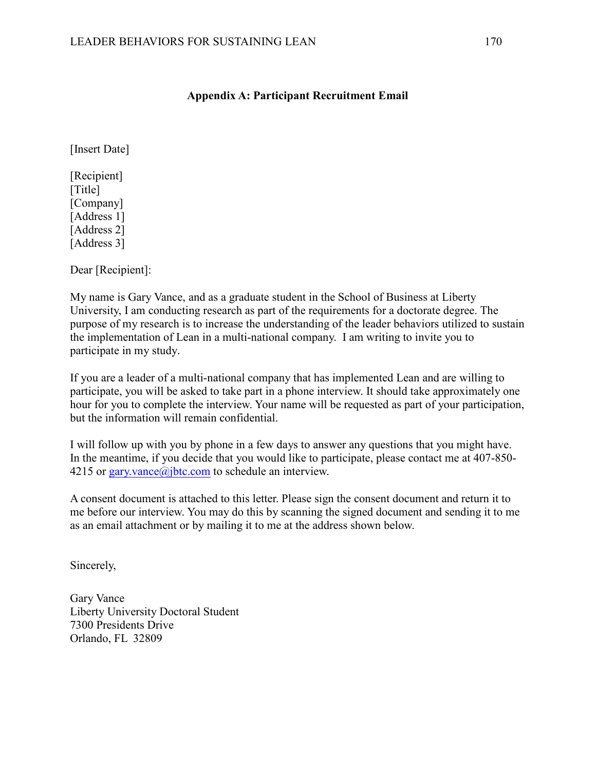## Appendix A: Participant Recruitment Email

[Insert Date]

[Recipient]
[Title]
[Company]
[Address 1]
[Address 2]
[Address 3]

Dear [Recipient]:

My name is Gary Vance, and as a graduate student in the School of Business at Liberty University, I am conducting research as part of the requirements for a doctorate degree. The purpose of my research is to increase the understanding of the leader behaviors utilized to sustain the implementation of Lean in a multi-national company. I am writing to invite you to participate in my study.

If you are a leader of a multi-national company that has implemented Lean and are willing to participate, you will be asked to take part in a phone interview. It should take approximately one hour for you to complete the interview. Your name will be requested as part of your participation, but the information will remain confidential.

I will follow up with you by phone in a few days to answer any questions that you might have. In the meantime, if you decide that you would like to participate, please contact me at 407-850-4215 or gary.vance@jbtc.com to schedule an interview.

A consent document is attached to this letter. Please sign the consent document and return it to me before our interview. You may do this by scanning the signed document and sending it to me as an email attachment or by mailing it to me at the address shown below.

Sincerely,

Gary Vance
Liberty University Doctoral Student
7300 Presidents Drive
Orlando, FL 32809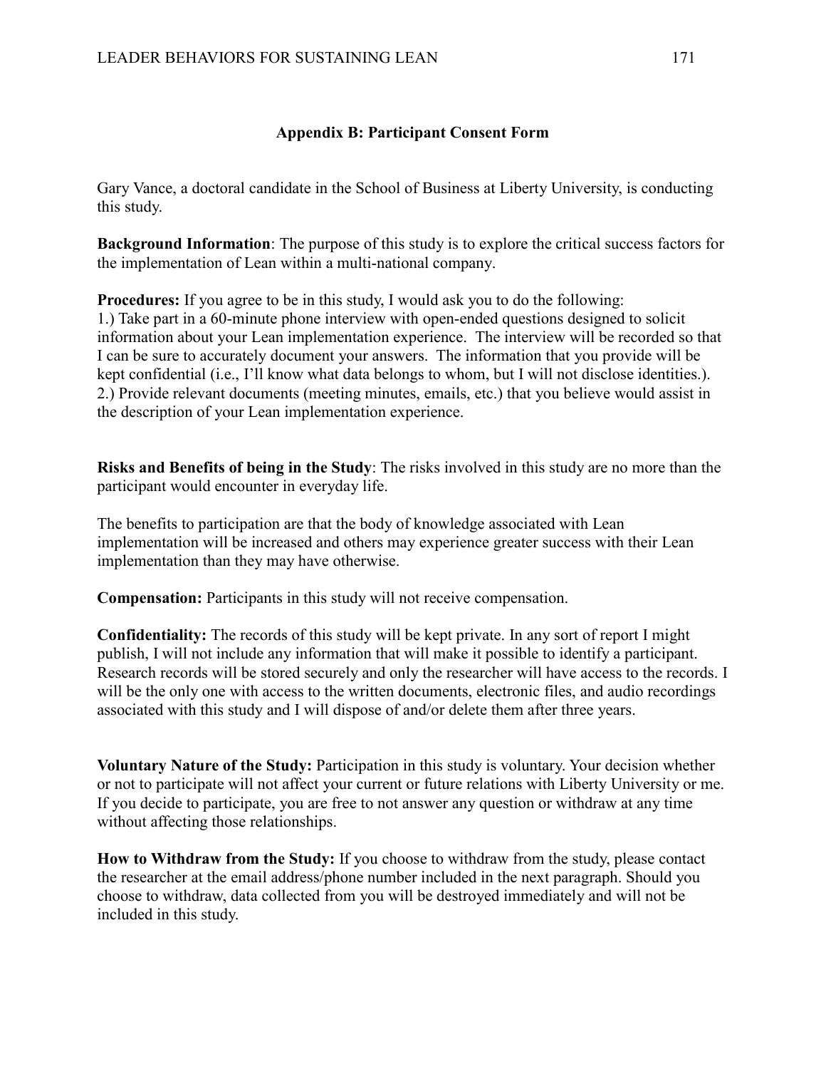## Appendix B: Participant Consent Form

Gary Vance, a doctoral candidate in the School of Business at Liberty University, is conducting this study.

**Background Information**: The purpose of this study is to explore the critical success factors for the implementation of Lean within a multi-national company.

**Procedures:** If you agree to be in this study, I would ask you to do the following:
1.) Take part in a 60-minute phone interview with open-ended questions designed to solicit information about your Lean implementation experience. The interview will be recorded so that I can be sure to accurately document your answers. The information that you provide will be kept confidential (i.e., I'll know what data belongs to whom, but I will not disclose identities.).
2.) Provide relevant documents (meeting minutes, emails, etc.) that you believe would assist in the description of your Lean implementation experience.

**Risks and Benefits of being in the Study**: The risks involved in this study are no more than the participant would encounter in everyday life.

The benefits to participation are that the body of knowledge associated with Lean implementation will be increased and others may experience greater success with their Lean implementation than they may have otherwise.

**Compensation:** Participants in this study will not receive compensation.

**Confidentiality:** The records of this study will be kept private. In any sort of report I might publish, I will not include any information that will make it possible to identify a participant. Research records will be stored securely and only the researcher will have access to the records. I will be the only one with access to the written documents, electronic files, and audio recordings associated with this study and I will dispose of and/or delete them after three years.

**Voluntary Nature of the Study:** Participation in this study is voluntary. Your decision whether or not to participate will not affect your current or future relations with Liberty University or me. If you decide to participate, you are free to not answer any question or withdraw at any time without affecting those relationships.

**How to Withdraw from the Study:** If you choose to withdraw from the study, please contact the researcher at the email address/phone number included in the next paragraph. Should you choose to withdraw, data collected from you will be destroyed immediately and will not be included in this study.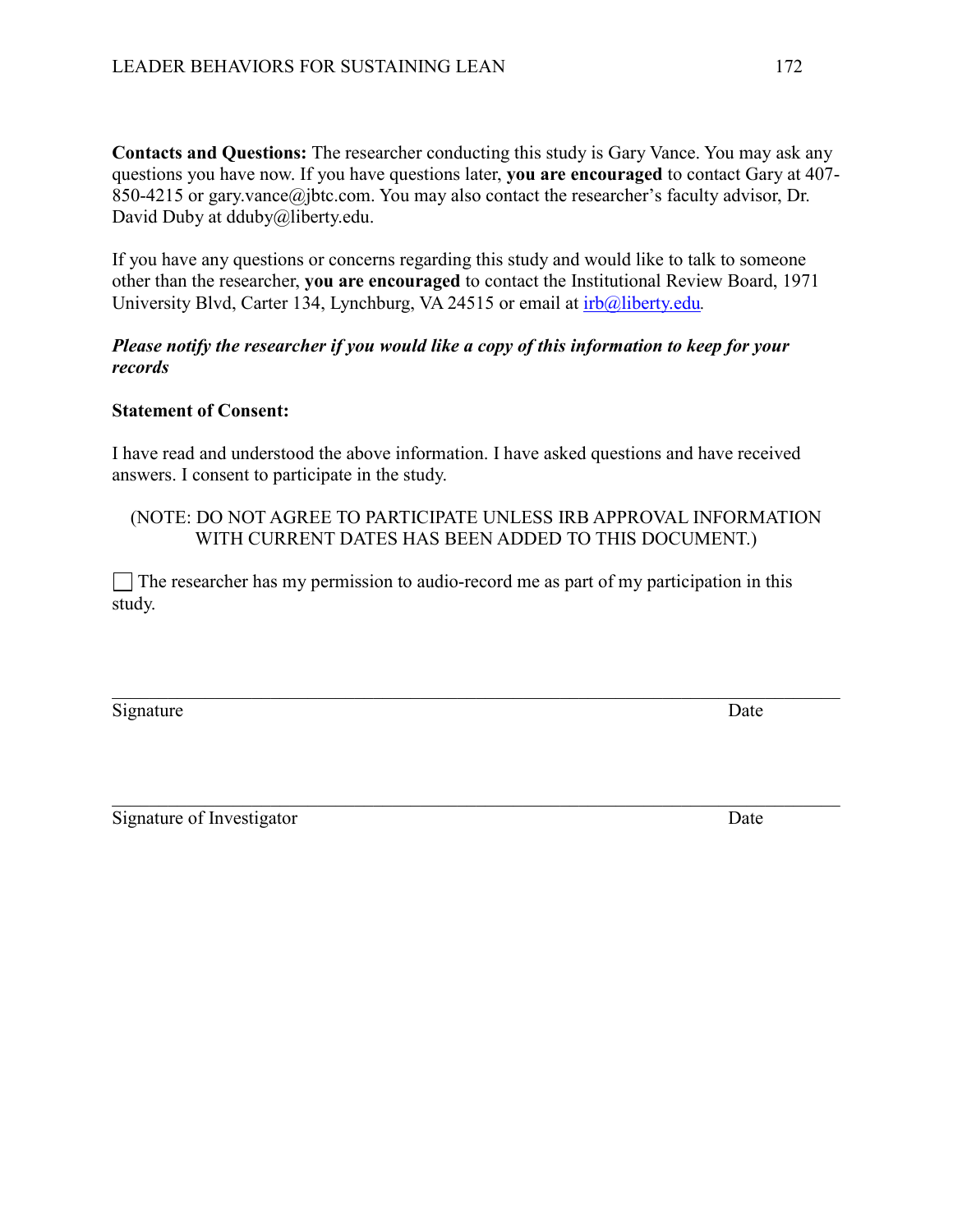**Contacts and Questions:** The researcher conducting this study is Gary Vance. You may ask any questions you have now. If you have questions later, **you are encouraged** to contact Gary at 407-850-4215 or gary.vance@jbtc.com. You may also contact the researcher's faculty advisor, Dr. David Duby at dduby@liberty.edu.

If you have any questions or concerns regarding this study and would like to talk to someone other than the researcher, **you are encouraged** to contact the Institutional Review Board, 1971 University Blvd, Carter 134, Lynchburg, VA 24515 or email at irb@liberty.edu.

***Please notify the researcher if you would like a copy of this information to keep for your records***

**Statement of Consent:**

I have read and understood the above information. I have asked questions and have received answers. I consent to participate in the study.

(NOTE: DO NOT AGREE TO PARTICIPATE UNLESS IRB APPROVAL INFORMATION WITH CURRENT DATES HAS BEEN ADDED TO THIS DOCUMENT.)

☐ The researcher has my permission to audio-record me as part of my participation in this study.

______________________________________________________________________________

Signature Date

______________________________________________________________________________

Signature of Investigator Date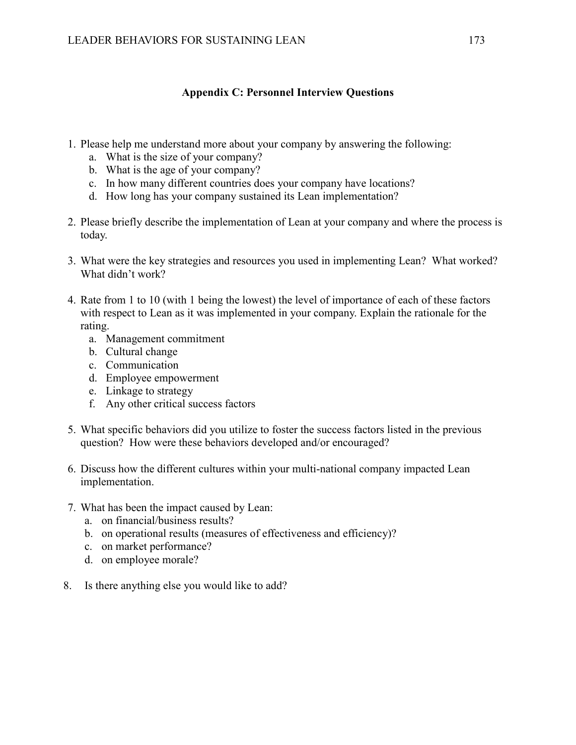## Appendix C: Personnel Interview Questions

1. Please help me understand more about your company by answering the following:
   a. What is the size of your company?
   b. What is the age of your company?
   c. In how many different countries does your company have locations?
   d. How long has your company sustained its Lean implementation?

2. Please briefly describe the implementation of Lean at your company and where the process is today.

3. What were the key strategies and resources you used in implementing Lean? What worked? What didn't work?

4. Rate from 1 to 10 (with 1 being the lowest) the level of importance of each of these factors with respect to Lean as it was implemented in your company. Explain the rationale for the rating.
   a. Management commitment
   b. Cultural change
   c. Communication
   d. Employee empowerment
   e. Linkage to strategy
   f. Any other critical success factors

5. What specific behaviors did you utilize to foster the success factors listed in the previous question? How were these behaviors developed and/or encouraged?

6. Discuss how the different cultures within your multi-national company impacted Lean implementation.

7. What has been the impact caused by Lean:
   a. on financial/business results?
   b. on operational results (measures of effectiveness and efficiency)?
   c. on market performance?
   d. on employee morale?

8. Is there anything else you would like to add?